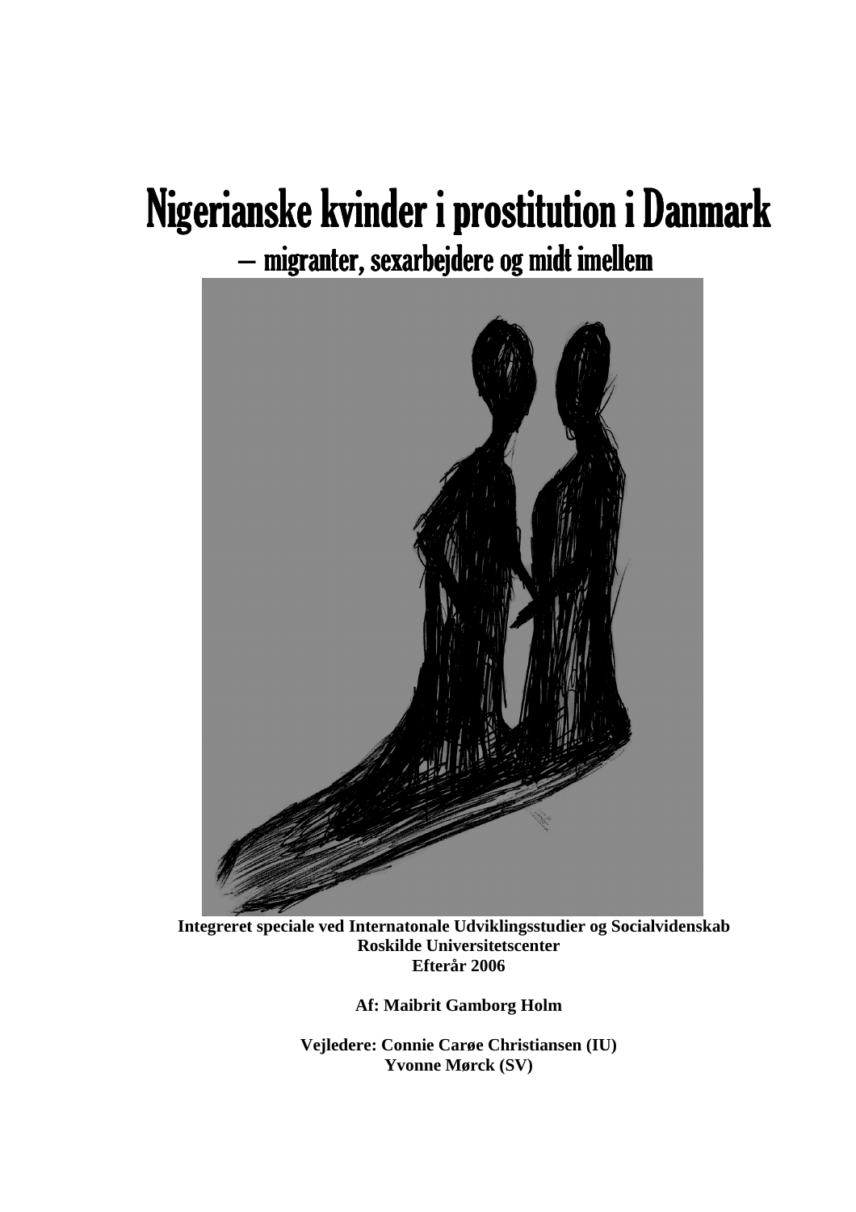# Nigerianske kvinder i prostitution i Danmark

## – migranter, sexarbejdere og midt imellem

**Integreret speciale ved Internatonale Udviklingsstudier og Socialvidenskab**
**Roskilde Universitetscenter**
**Efterår 2006**

**Af: Maibrit Gamborg Holm**

**Vejledere: Connie Carøe Christiansen (IU)**
**Yvonne Mørck (SV)**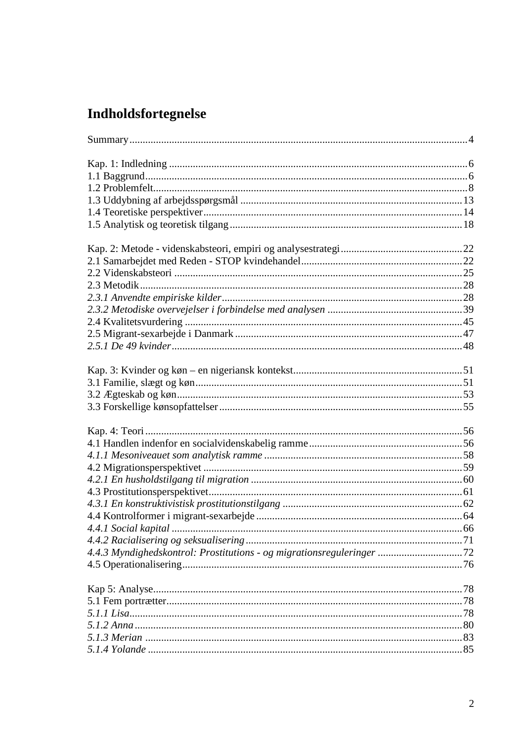# Indholdsfortegnelse

Summary ..... 4

Kap. 1: Indledning ..... 6
1.1 Baggrund ..... 6
1.2 Problemfelt ..... 8
1.3 Uddybning af arbejdsspørgsmål ..... 13
1.4 Teoretiske perspektiver ..... 14
1.5 Analytisk og teoretisk tilgang ..... 18

Kap. 2: Metode - videnskabsteori, empiri og analysestrategi ..... 22
2.1 Samarbejdet med Reden - STOP kvindehandel ..... 22
2.2 Videnskabsteori ..... 25
2.3 Metodik ..... 28
*2.3.1 Anvendte empiriske kilder* ..... 28
*2.3.2 Metodiske overvejelser i forbindelse med analysen* ..... 39
2.4 Kvalitetsvurdering ..... 45
2.5 Migrant-sexarbejde i Danmark ..... 47
*2.5.1 De 49 kvinder* ..... 48

Kap. 3: Kvinder og køn – en nigeriansk kontekst ..... 51
3.1 Familie, slægt og køn ..... 51
3.2 Ægteskab og køn ..... 53
3.3 Forskellige kønsopfattelser ..... 55

Kap. 4: Teori ..... 56
4.1 Handlen indenfor en socialvidenskabelig ramme ..... 56
*4.1.1 Mesoniveauet som analytisk ramme* ..... 58
4.2 Migrationsperspektivet ..... 59
*4.2.1 En husholdstilgang til migration* ..... 60
4.3 Prostitutionsperspektivet ..... 61
*4.3.1 En konstruktivistisk prostitutionstilgang* ..... 62
4.4 Kontrolformer i migrant-sexarbejde ..... 64
*4.4.1 Social kapital* ..... 66
*4.4.2 Racialisering og seksualisering* ..... 71
*4.4.3 Myndighedskontrol: Prostitutions - og migrationsreguleringer* ..... 72
4.5 Operationalisering ..... 76

Kap 5: Analyse ..... 78
5.1 Fem portrætter ..... 78
*5.1.1 Lisa* ..... 78
*5.1.2 Anna* ..... 80
*5.1.3 Merian* ..... 83
*5.1.4 Yolande* ..... 85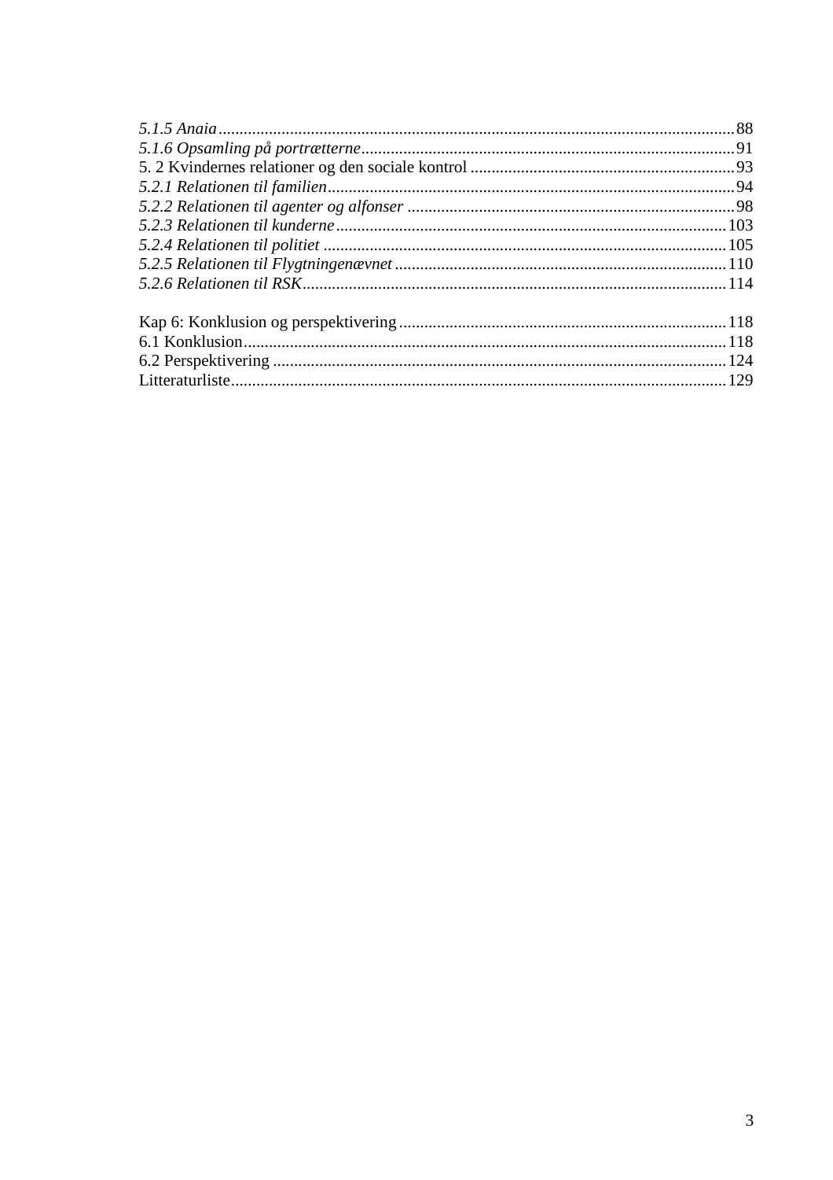*5.1.5 Anaia* .......................................................................................................... 88
*5.1.6 Opsamling på portrætterne* ........................................................................ 91
5. 2 Kvindernes relationer og den sociale kontrol ............................................................ 93
*5.2.1 Relationen til familien* ................................................................................ 94
*5.2.2 Relationen til agenter og alfonser* ............................................................ 98
*5.2.3 Relationen til kunderne* ............................................................................ 103
*5.2.4 Relationen til politiet* ............................................................................... 105
*5.2.5 Relationen til Flygtningenævnet* .............................................................. 110
*5.2.6 Relationen til RSK* .................................................................................... 114

Kap 6: Konklusion og perspektivering ........................................................................ 118
6.1 Konklusion ............................................................................................................ 118
6.2 Perspektivering ..................................................................................................... 124
Litteraturliste ............................................................................................................... 129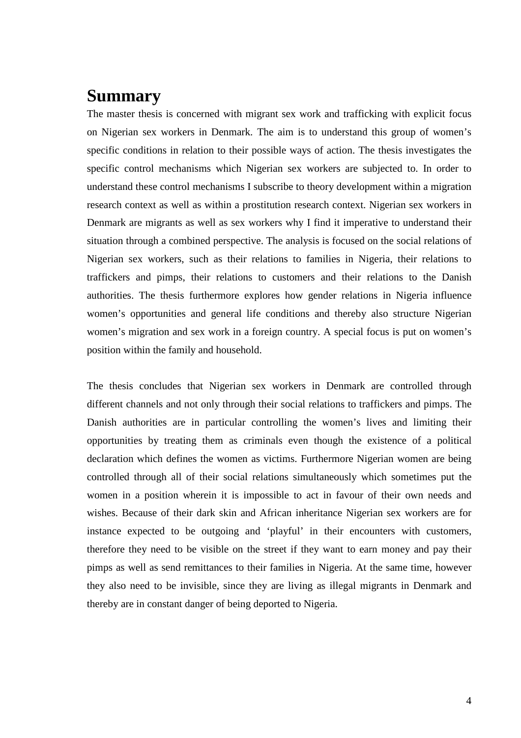# Summary

The master thesis is concerned with migrant sex work and trafficking with explicit focus on Nigerian sex workers in Denmark. The aim is to understand this group of women's specific conditions in relation to their possible ways of action. The thesis investigates the specific control mechanisms which Nigerian sex workers are subjected to. In order to understand these control mechanisms I subscribe to theory development within a migration research context as well as within a prostitution research context. Nigerian sex workers in Denmark are migrants as well as sex workers why I find it imperative to understand their situation through a combined perspective. The analysis is focused on the social relations of Nigerian sex workers, such as their relations to families in Nigeria, their relations to traffickers and pimps, their relations to customers and their relations to the Danish authorities. The thesis furthermore explores how gender relations in Nigeria influence women's opportunities and general life conditions and thereby also structure Nigerian women's migration and sex work in a foreign country. A special focus is put on women's position within the family and household.

The thesis concludes that Nigerian sex workers in Denmark are controlled through different channels and not only through their social relations to traffickers and pimps. The Danish authorities are in particular controlling the women's lives and limiting their opportunities by treating them as criminals even though the existence of a political declaration which defines the women as victims. Furthermore Nigerian women are being controlled through all of their social relations simultaneously which sometimes put the women in a position wherein it is impossible to act in favour of their own needs and wishes. Because of their dark skin and African inheritance Nigerian sex workers are for instance expected to be outgoing and 'playful' in their encounters with customers, therefore they need to be visible on the street if they want to earn money and pay their pimps as well as send remittances to their families in Nigeria. At the same time, however they also need to be invisible, since they are living as illegal migrants in Denmark and thereby are in constant danger of being deported to Nigeria.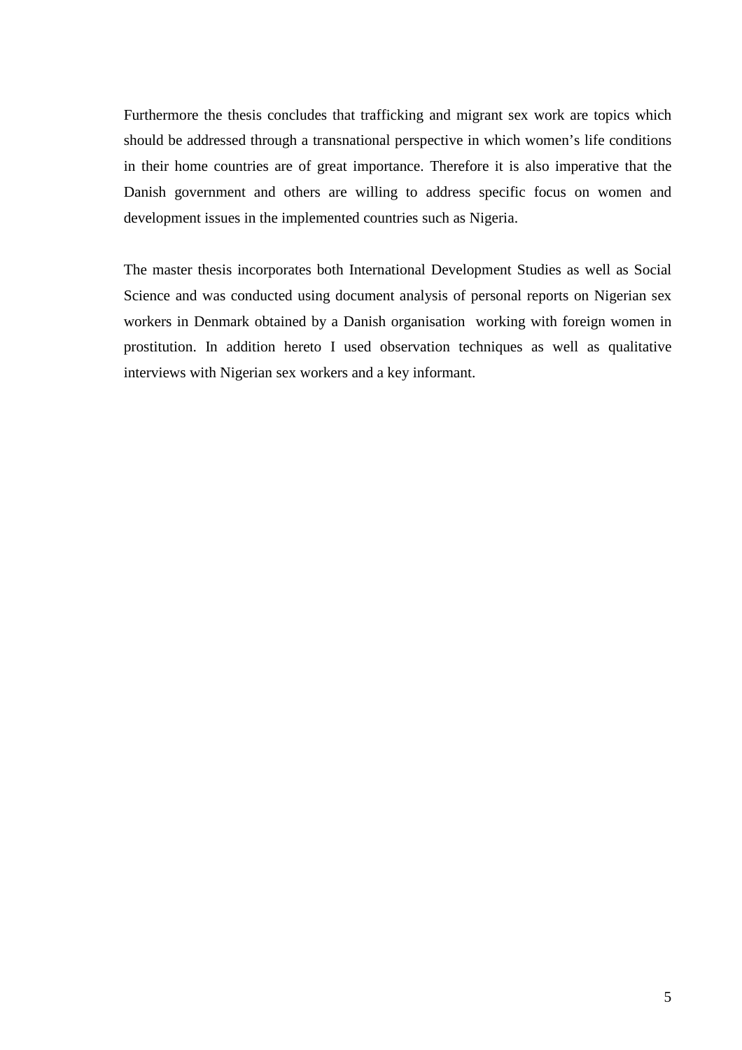Furthermore the thesis concludes that trafficking and migrant sex work are topics which should be addressed through a transnational perspective in which women's life conditions in their home countries are of great importance. Therefore it is also imperative that the Danish government and others are willing to address specific focus on women and development issues in the implemented countries such as Nigeria.

The master thesis incorporates both International Development Studies as well as Social Science and was conducted using document analysis of personal reports on Nigerian sex workers in Denmark obtained by a Danish organisation working with foreign women in prostitution. In addition hereto I used observation techniques as well as qualitative interviews with Nigerian sex workers and a key informant.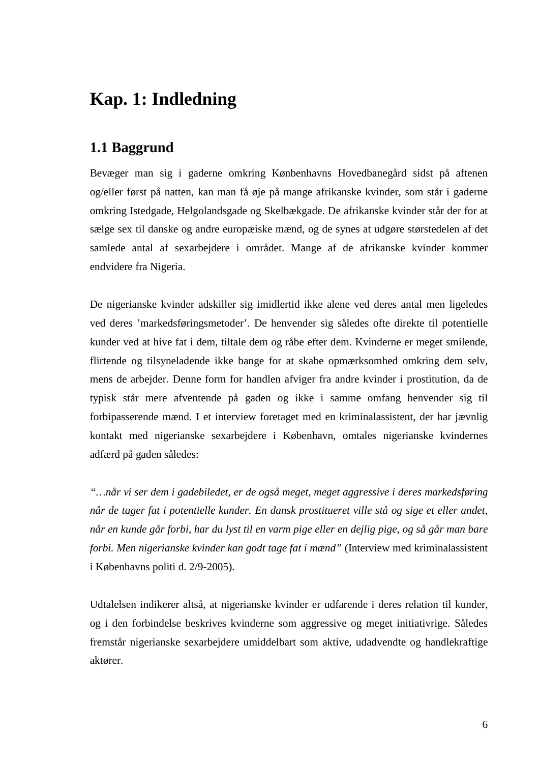# Kap. 1: Indledning

## 1.1 Baggrund

Bevæger man sig i gaderne omkring Kønbenhavns Hovedbanegård sidst på aftenen og/eller først på natten, kan man få øje på mange afrikanske kvinder, som står i gaderne omkring Istedgade, Helgolandsgade og Skelbækgade. De afrikanske kvinder står der for at sælge sex til danske og andre europæiske mænd, og de synes at udgøre størstedelen af det samlede antal af sexarbejdere i området. Mange af de afrikanske kvinder kommer endvidere fra Nigeria.

De nigerianske kvinder adskiller sig imidlertid ikke alene ved deres antal men ligeledes ved deres 'markedsføringsmetoder'. De henvender sig således ofte direkte til potentielle kunder ved at hive fat i dem, tiltale dem og råbe efter dem. Kvinderne er meget smilende, flirtende og tilsyneladende ikke bange for at skabe opmærksomhed omkring dem selv, mens de arbejder. Denne form for handlen afviger fra andre kvinder i prostitution, da de typisk står mere afventende på gaden og ikke i samme omfang henvender sig til forbipasserende mænd. I et interview foretaget med en kriminalassistent, der har jævnlig kontakt med nigerianske sexarbejdere i København, omtales nigerianske kvindernes adfærd på gaden således:

*"…når vi ser dem i gadebilledet, er de også meget, meget aggressive i deres markedsføring når de tager fat i potentielle kunder. En dansk prostitueret ville stå og sige et eller andet, når en kunde går forbi, har du lyst til en varm pige eller en dejlig pige, og så går man bare forbi. Men nigerianske kvinder kan godt tage fat i mænd"* (Interview med kriminalassistent i Københavns politi d. 2/9-2005).

Udtalelsen indikerer altså, at nigerianske kvinder er udfarende i deres relation til kunder, og i den forbindelse beskrives kvinderne som aggressive og meget initiativrige. Således fremstår nigerianske sexarbejdere umiddelbart som aktive, udadvendte og handlekraftige aktører.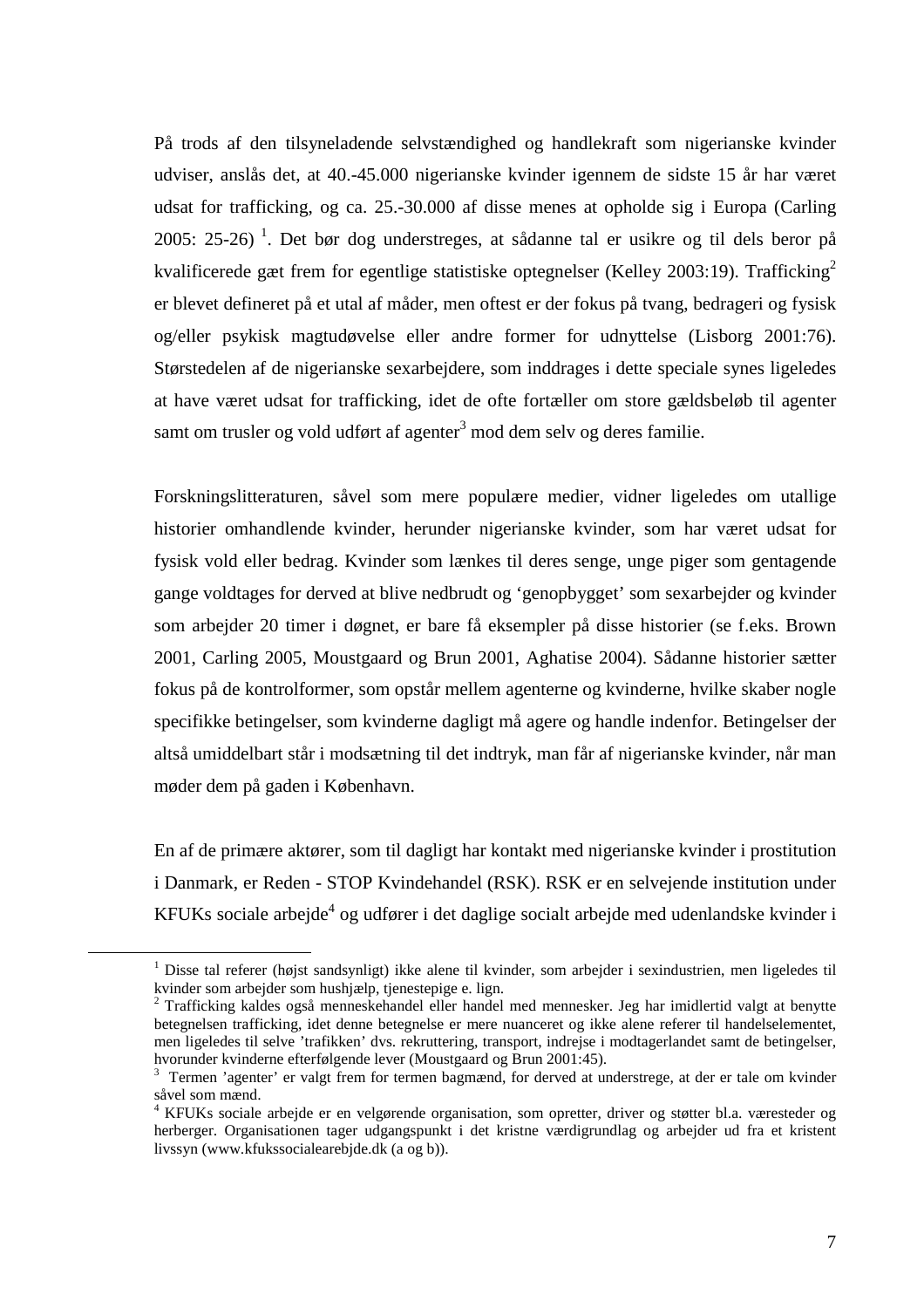På trods af den tilsyneladende selvstændighed og handlekraft som nigerianske kvinder udviser, anslås det, at 40.-45.000 nigerianske kvinder igennem de sidste 15 år har været udsat for trafficking, og ca. 25.-30.000 af disse menes at opholde sig i Europa (Carling 2005: 25-26) [1]. Det bør dog understreges, at sådanne tal er usikre og til dels beror på kvalificerede gæt frem for egentlige statistiske optegnelser (Kelley 2003:19). Trafficking[2] er blevet defineret på et utal af måder, men oftest er der fokus på tvang, bedrageri og fysisk og/eller psykisk magtudøvelse eller andre former for udnyttelse (Lisborg 2001:76). Størstedelen af de nigerianske sexarbejdere, som inddrages i dette speciale synes ligeledes at have været udsat for trafficking, idet de ofte fortæller om store gældsbeløb til agenter samt om trusler og vold udført af agenter[3] mod dem selv og deres familie.

Forskningslitteraturen, såvel som mere populære medier, vidner ligeledes om utallige historier omhandlende kvinder, herunder nigerianske kvinder, som har været udsat for fysisk vold eller bedrag. Kvinder som lænkes til deres senge, unge piger som gentagende gange voldtages for derved at blive nedbrudt og 'genopbygget' som sexarbejder og kvinder som arbejder 20 timer i døgnet, er bare få eksempler på disse historier (se f.eks. Brown 2001, Carling 2005, Moustgaard og Brun 2001, Aghatise 2004). Sådanne historier sætter fokus på de kontrolformer, som opstår mellem agenterne og kvinderne, hvilke skaber nogle specifikke betingelser, som kvinderne dagligt må agere og handle indenfor. Betingelser der altså umiddelbart står i modsætning til det indtryk, man får af nigerianske kvinder, når man møder dem på gaden i København.

En af de primære aktører, som til dagligt har kontakt med nigerianske kvinder i prostitution i Danmark, er Reden - STOP Kvindehandel (RSK). RSK er en selvejende institution under KFUKs sociale arbejde[4] og udfører i det daglige socialt arbejde med udenlandske kvinder i

---

[1] Disse tal referer (højst sandsynligt) ikke alene til kvinder, som arbejder i sexindustrien, men ligeledes til kvinder som arbejder som hushjælp, tjenestepige e. lign.

[2] Trafficking kaldes også menneskehandel eller handel med mennesker. Jeg har imidlertid valgt at benytte betegnelsen trafficking, idet denne betegnelse er mere nuanceret og ikke alene referer til handelselementet, men ligeledes til selve 'trafikken' dvs. rekruttering, transport, indrejse i modtagerlandet samt de betingelser, hvorunder kvinderne efterfølgende lever (Moustgaard og Brun 2001:45).

[3] Termen 'agenter' er valgt frem for termen bagmænd, for derved at understrege, at der er tale om kvinder såvel som mænd.

[4] KFUKs sociale arbejde er en velgørende organisation, som opretter, driver og støtter bl.a. væresteder og herberger. Organisationen tager udgangspunkt i det kristne værdigrundlag og arbejder ud fra et kristent livssyn (www.kfukssocialearebjde.dk (a og b)).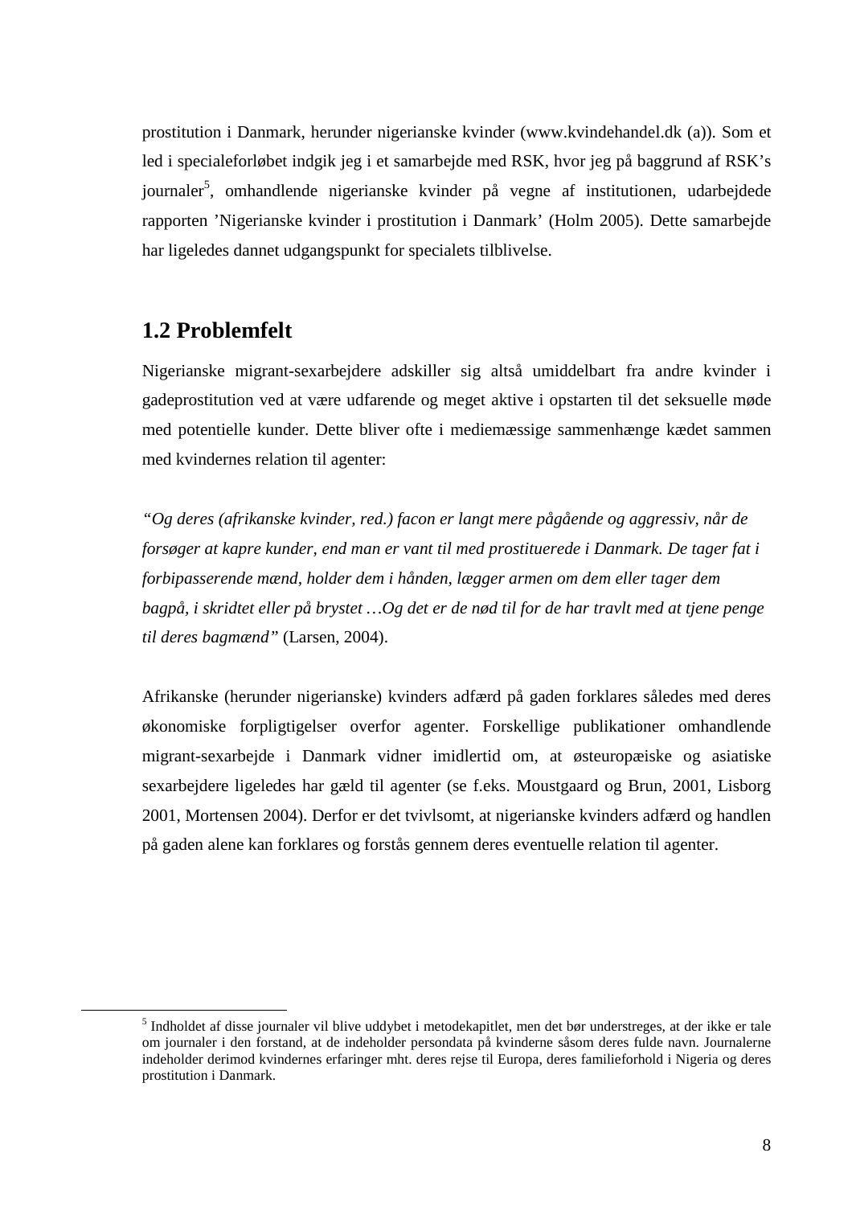prostitution i Danmark, herunder nigerianske kvinder (www.kvindehandel.dk (a)). Som et led i specialeforløbet indgik jeg i et samarbejde med RSK, hvor jeg på baggrund af RSK's journaler[5], omhandlende nigerianske kvinder på vegne af institutionen, udarbejdede rapporten 'Nigerianske kvinder i prostitution i Danmark' (Holm 2005). Dette samarbejde har ligeledes dannet udgangspunkt for specialets tilblivelse.

## 1.2 Problemfelt

Nigerianske migrant-sexarbejdere adskiller sig altså umiddelbart fra andre kvinder i gadeprostitution ved at være udfarende og meget aktive i opstarten til det seksuelle møde med potentielle kunder. Dette bliver ofte i mediemæssige sammenhænge kædet sammen med kvindernes relation til agenter:

*"Og deres (afrikanske kvinder, red.) facon er langt mere pågående og aggressiv, når de forsøger at kapre kunder, end man er vant til med prostituerede i Danmark. De tager fat i forbipasserende mænd, holder dem i hånden, lægger armen om dem eller tager dem bagpå, i skridtet eller på brystet …Og det er de nød til for de har travlt med at tjene penge til deres bagmænd"* (Larsen, 2004).

Afrikanske (herunder nigerianske) kvinders adfærd på gaden forklares således med deres økonomiske forpligtigelser overfor agenter. Forskellige publikationer omhandlende migrant-sexarbejde i Danmark vidner imidlertid om, at østeuropæiske og asiatiske sexarbejdere ligeledes har gæld til agenter (se f.eks. Moustgaard og Brun, 2001, Lisborg 2001, Mortensen 2004). Derfor er det tvivlsomt, at nigerianske kvinders adfærd og handlen på gaden alene kan forklares og forstås gennem deres eventuelle relation til agenter.

---

[5] Indholdet af disse journaler vil blive uddybet i metodekapitlet, men det bør understreges, at der ikke er tale om journaler i den forstand, at de indeholder persondata på kvinderne såsom deres fulde navn. Journalerne indeholder derimod kvindernes erfaringer mht. deres rejse til Europa, deres familieforhold i Nigeria og deres prostitution i Danmark.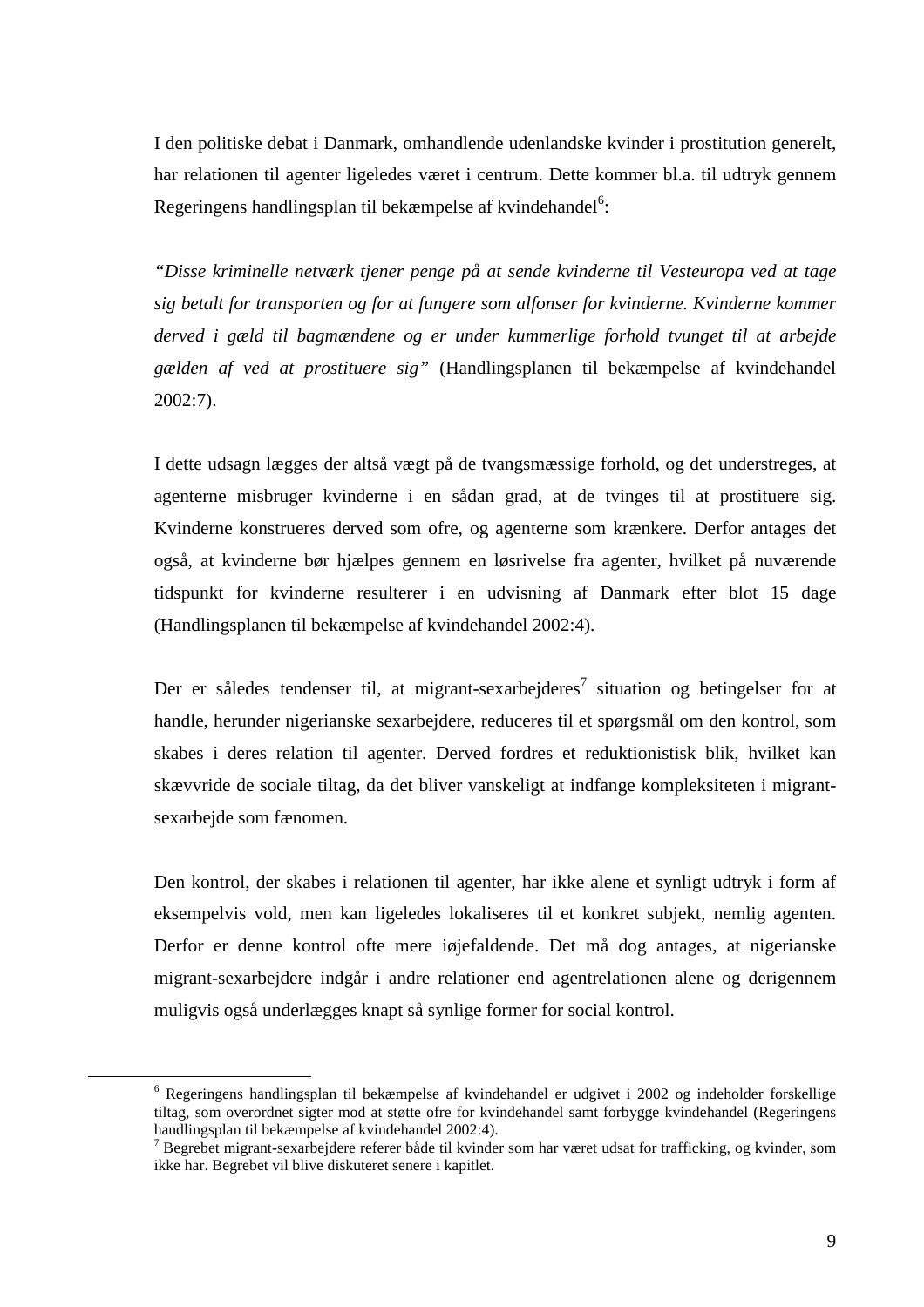I den politiske debat i Danmark, omhandlende udenlandske kvinder i prostitution generelt, har relationen til agenter ligeledes været i centrum. Dette kommer bl.a. til udtryk gennem Regeringens handlingsplan til bekæmpelse af kvindehandel[6]:

*"Disse kriminelle netværk tjener penge på at sende kvinderne til Vesteuropa ved at tage sig betalt for transporten og for at fungere som alfonser for kvinderne. Kvinderne kommer derved i gæld til bagmændene og er under kummerlige forhold tvunget til at arbejde gælden af ved at prostituere sig"* (Handlingsplanen til bekæmpelse af kvindehandel 2002:7).

I dette udsagn lægges der altså vægt på de tvangsmæssige forhold, og det understreges, at agenterne misbruger kvinderne i en sådan grad, at de tvinges til at prostituere sig. Kvinderne konstrueres derved som ofre, og agenterne som krænkere. Derfor antages det også, at kvinderne bør hjælpes gennem en løsrivelse fra agenter, hvilket på nuværende tidspunkt for kvinderne resulterer i en udvisning af Danmark efter blot 15 dage (Handlingsplanen til bekæmpelse af kvindehandel 2002:4).

Der er således tendenser til, at migrant-sexarbejderes[7] situation og betingelser for at handle, herunder nigerianske sexarbejdere, reduceres til et spørgsmål om den kontrol, som skabes i deres relation til agenter. Derved fordres et reduktionistisk blik, hvilket kan skævvride de sociale tiltag, da det bliver vanskeligt at indfange kompleksiteten i migrant-sexarbejde som fænomen.

Den kontrol, der skabes i relationen til agenter, har ikke alene et synligt udtryk i form af eksempelvis vold, men kan ligeledes lokaliseres til et konkret subjekt, nemlig agenten. Derfor er denne kontrol ofte mere iøjefaldende. Det må dog antages, at nigerianske migrant-sexarbejdere indgår i andre relationer end agentrelationen alene og derigennem muligvis også underlægges knapt så synlige former for social kontrol.

---

[6] Regeringens handlingsplan til bekæmpelse af kvindehandel er udgivet i 2002 og indeholder forskellige tiltag, som overordnet sigter mod at støtte ofre for kvindehandel samt forbygge kvindehandel (Regeringens handlingsplan til bekæmpelse af kvindehandel 2002:4).

[7] Begrebet migrant-sexarbejdere referer både til kvinder som har været udsat for trafficking, og kvinder, som ikke har. Begrebet vil blive diskuteret senere i kapitlet.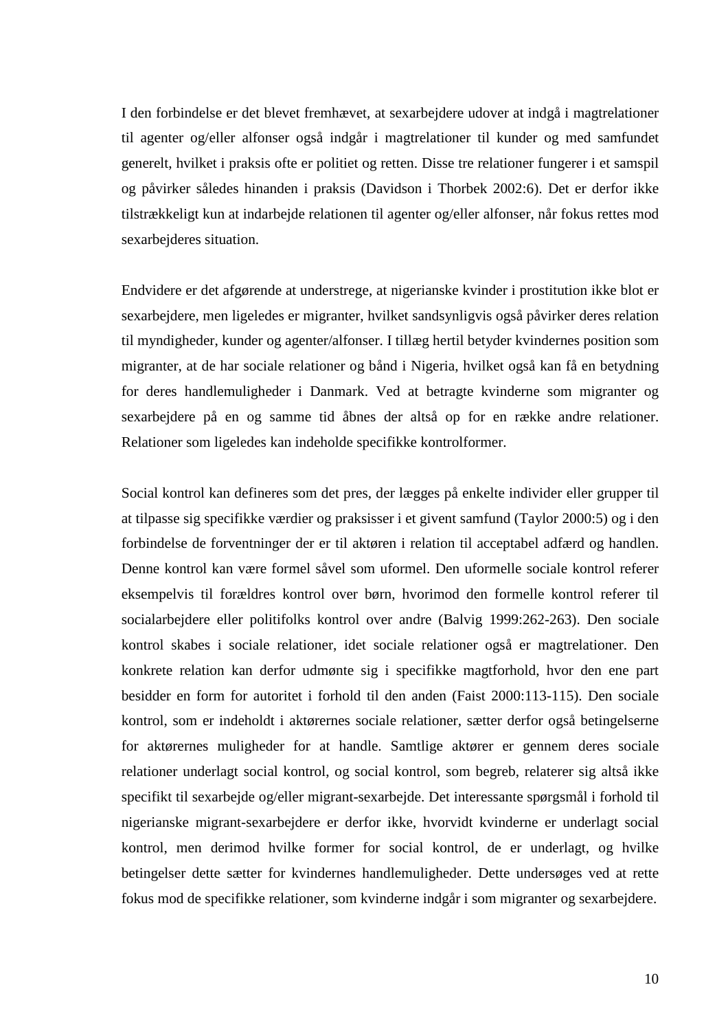I den forbindelse er det blevet fremhævet, at sexarbejdere udover at indgå i magtrelationer til agenter og/eller alfonser også indgår i magtrelationer til kunder og med samfundet generelt, hvilket i praksis ofte er politiet og retten. Disse tre relationer fungerer i et samspil og påvirker således hinanden i praksis (Davidson i Thorbek 2002:6). Det er derfor ikke tilstrækkeligt kun at indarbejde relationen til agenter og/eller alfonser, når fokus rettes mod sexarbejderes situation.

Endvidere er det afgørende at understrege, at nigerianske kvinder i prostitution ikke blot er sexarbejdere, men ligeledes er migranter, hvilket sandsynligvis også påvirker deres relation til myndigheder, kunder og agenter/alfonser. I tillæg hertil betyder kvindernes position som migranter, at de har sociale relationer og bånd i Nigeria, hvilket også kan få en betydning for deres handlemuligheder i Danmark. Ved at betragte kvinderne som migranter og sexarbejdere på en og samme tid åbnes der altså op for en række andre relationer. Relationer som ligeledes kan indeholde specifikke kontrolformer.

Social kontrol kan defineres som det pres, der lægges på enkelte individer eller grupper til at tilpasse sig specifikke værdier og praksisser i et givent samfund (Taylor 2000:5) og i den forbindelse de forventninger der er til aktøren i relation til acceptabel adfærd og handlen. Denne kontrol kan være formel såvel som uformel. Den uformelle sociale kontrol referer eksempelvis til forældres kontrol over børn, hvorimod den formelle kontrol referer til socialarbejdere eller politifolks kontrol over andre (Balvig 1999:262-263). Den sociale kontrol skabes i sociale relationer, idet sociale relationer også er magtrelationer. Den konkrete relation kan derfor udmønte sig i specifikke magtforhold, hvor den ene part besidder en form for autoritet i forhold til den anden (Faist 2000:113-115). Den sociale kontrol, som er indeholdt i aktørernes sociale relationer, sætter derfor også betingelserne for aktørernes muligheder for at handle. Samtlige aktører er gennem deres sociale relationer underlagt social kontrol, og social kontrol, som begreb, relaterer sig altså ikke specifikt til sexarbejde og/eller migrant-sexarbejde. Det interessante spørgsmål i forhold til nigerianske migrant-sexarbejdere er derfor ikke, hvorvidt kvinderne er underlagt social kontrol, men derimod hvilke former for social kontrol, de er underlagt, og hvilke betingelser dette sætter for kvindernes handlemuligheder. Dette undersøges ved at rette fokus mod de specifikke relationer, som kvinderne indgår i som migranter og sexarbejdere.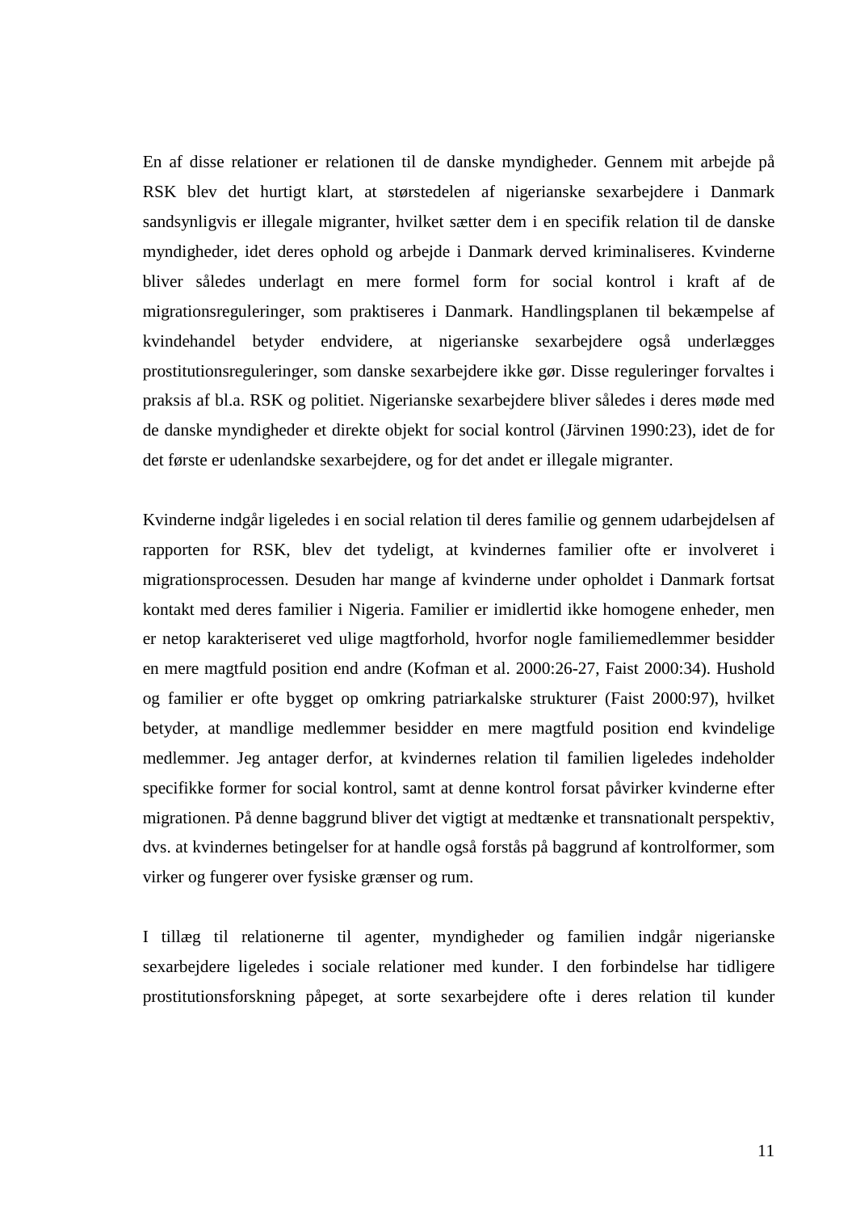En af disse relationer er relationen til de danske myndigheder. Gennem mit arbejde på RSK blev det hurtigt klart, at størstedelen af nigerianske sexarbejdere i Danmark sandsynligvis er illegale migranter, hvilket sætter dem i en specifik relation til de danske myndigheder, idet deres ophold og arbejde i Danmark derved kriminaliseres. Kvinderne bliver således underlagt en mere formel form for social kontrol i kraft af de migrationsreguleringer, som praktiseres i Danmark. Handlingsplanen til bekæmpelse af kvindehandel betyder endvidere, at nigerianske sexarbejdere også underlægges prostitutionsreguleringer, som danske sexarbejdere ikke gør. Disse reguleringer forvaltes i praksis af bl.a. RSK og politiet. Nigerianske sexarbejdere bliver således i deres møde med de danske myndigheder et direkte objekt for social kontrol (Järvinen 1990:23), idet de for det første er udenlandske sexarbejdere, og for det andet er illegale migranter.

Kvinderne indgår ligeledes i en social relation til deres familie og gennem udarbejdelsen af rapporten for RSK, blev det tydeligt, at kvindernes familier ofte er involveret i migrationsprocessen. Desuden har mange af kvinderne under opholdet i Danmark fortsat kontakt med deres familier i Nigeria. Familier er imidlertid ikke homogene enheder, men er netop karakteriseret ved ulige magtforhold, hvorfor nogle familiemedlemmer besidder en mere magtfuld position end andre (Kofman et al. 2000:26-27, Faist 2000:34). Hushold og familier er ofte bygget op omkring patriarkalske strukturer (Faist 2000:97), hvilket betyder, at mandlige medlemmer besidder en mere magtfuld position end kvindelige medlemmer. Jeg antager derfor, at kvindernes relation til familien ligeledes indeholder specifikke former for social kontrol, samt at denne kontrol forsat påvirker kvinderne efter migrationen. På denne baggrund bliver det vigtigt at medtænke et transnationalt perspektiv, dvs. at kvindernes betingelser for at handle også forstås på baggrund af kontrolformer, som virker og fungerer over fysiske grænser og rum.

I tillæg til relationerne til agenter, myndigheder og familien indgår nigerianske sexarbejdere ligeledes i sociale relationer med kunder. I den forbindelse har tidligere prostitutionsforskning påpeget, at sorte sexarbejdere ofte i deres relation til kunder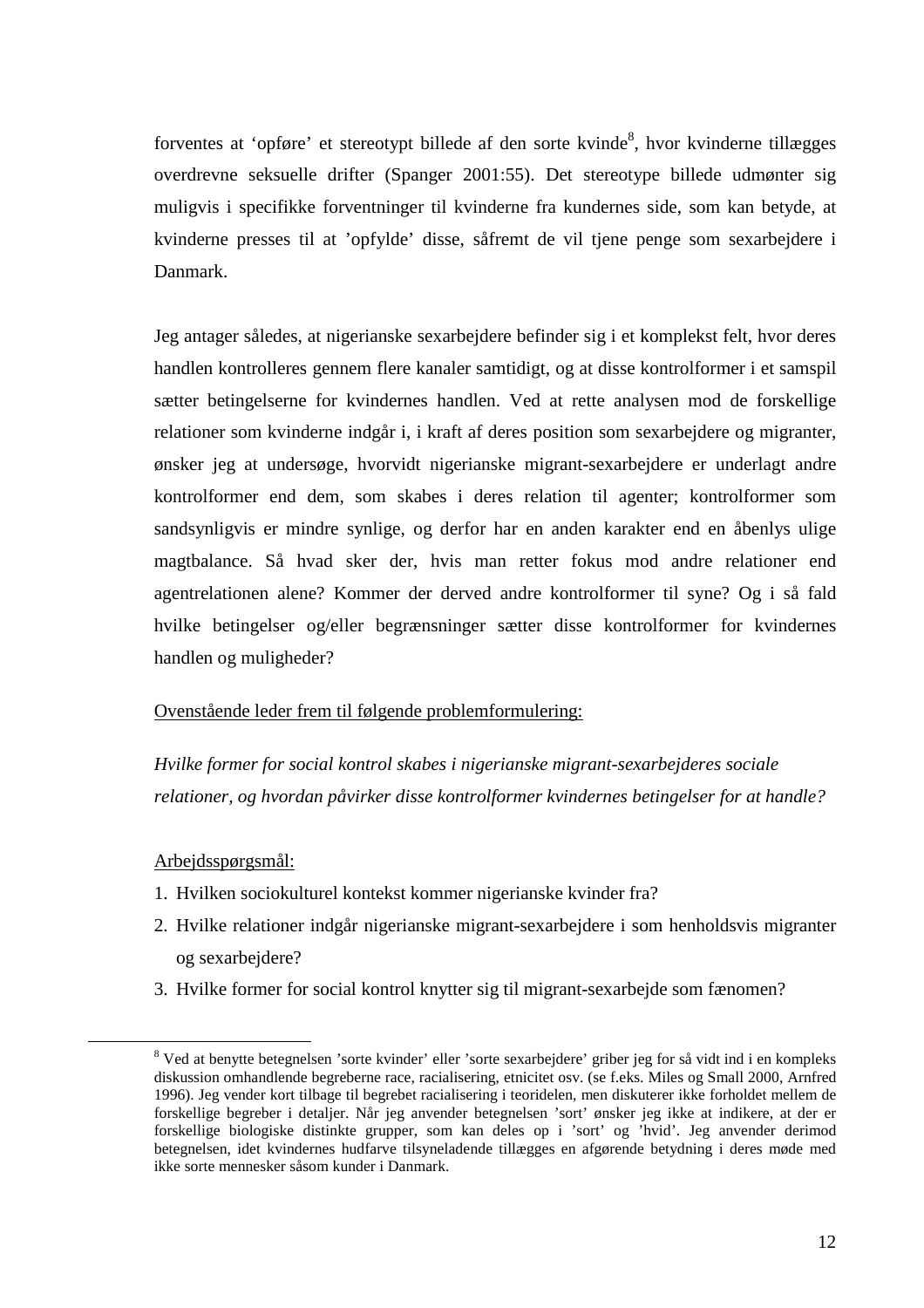forventes at ‘opføre’ et stereotypt billede af den sorte kvinde[8], hvor kvinderne tillægges overdrevne seksuelle drifter (Spanger 2001:55). Det stereotype billede udmønter sig muligvis i specifikke forventninger til kvinderne fra kundernes side, som kan betyde, at kvinderne presses til at ’opfylde’ disse, såfremt de vil tjene penge som sexarbejdere i Danmark.

Jeg antager således, at nigerianske sexarbejdere befinder sig i et komplekst felt, hvor deres handlen kontrolleres gennem flere kanaler samtidigt, og at disse kontrolformer i et samspil sætter betingelserne for kvindernes handlen. Ved at rette analysen mod de forskellige relationer som kvinderne indgår i, i kraft af deres position som sexarbejdere og migranter, ønsker jeg at undersøge, hvorvidt nigerianske migrant-sexarbejdere er underlagt andre kontrolformer end dem, som skabes i deres relation til agenter; kontrolformer som sandsynligvis er mindre synlige, og derfor har en anden karakter end en åbenlys ulige magtbalance. Så hvad sker der, hvis man retter fokus mod andre relationer end agentrelationen alene? Kommer der derved andre kontrolformer til syne? Og i så fald hvilke betingelser og/eller begrænsninger sætter disse kontrolformer for kvindernes handlen og muligheder?

<u>Ovenstående leder frem til følgende problemformulering:</u>

*Hvilke former for social kontrol skabes i nigerianske migrant-sexarbejderes sociale relationer, og hvordan påvirker disse kontrolformer kvindernes betingelser for at handle?*

<u>Arbejdsspørgsmål:</u>

1. Hvilken sociokulturel kontekst kommer nigerianske kvinder fra?
2. Hvilke relationer indgår nigerianske migrant-sexarbejdere i som henholdsvis migranter og sexarbejdere?
3. Hvilke former for social kontrol knytter sig til migrant-sexarbejde som fænomen?

---

[8] Ved at benytte betegnelsen ’sorte kvinder’ eller ’sorte sexarbejdere’ griber jeg for så vidt ind i en kompleks diskussion omhandlende begreberne race, racialisering, etnicitet osv. (se f.eks. Miles og Small 2000, Arnfred 1996). Jeg vender kort tilbage til begrebet racialisering i teoridelen, men diskuterer ikke forholdet mellem de forskellige begreber i detaljer. Når jeg anvender betegnelsen ’sort’ ønsker jeg ikke at indikere, at der er forskellige biologiske distinkte grupper, som kan deles op i ’sort’ og ’hvid’. Jeg anvender derimod betegnelsen, idet kvindernes hudfarve tilsyneladende tillægges en afgørende betydning i deres møde med ikke sorte mennesker såsom kunder i Danmark.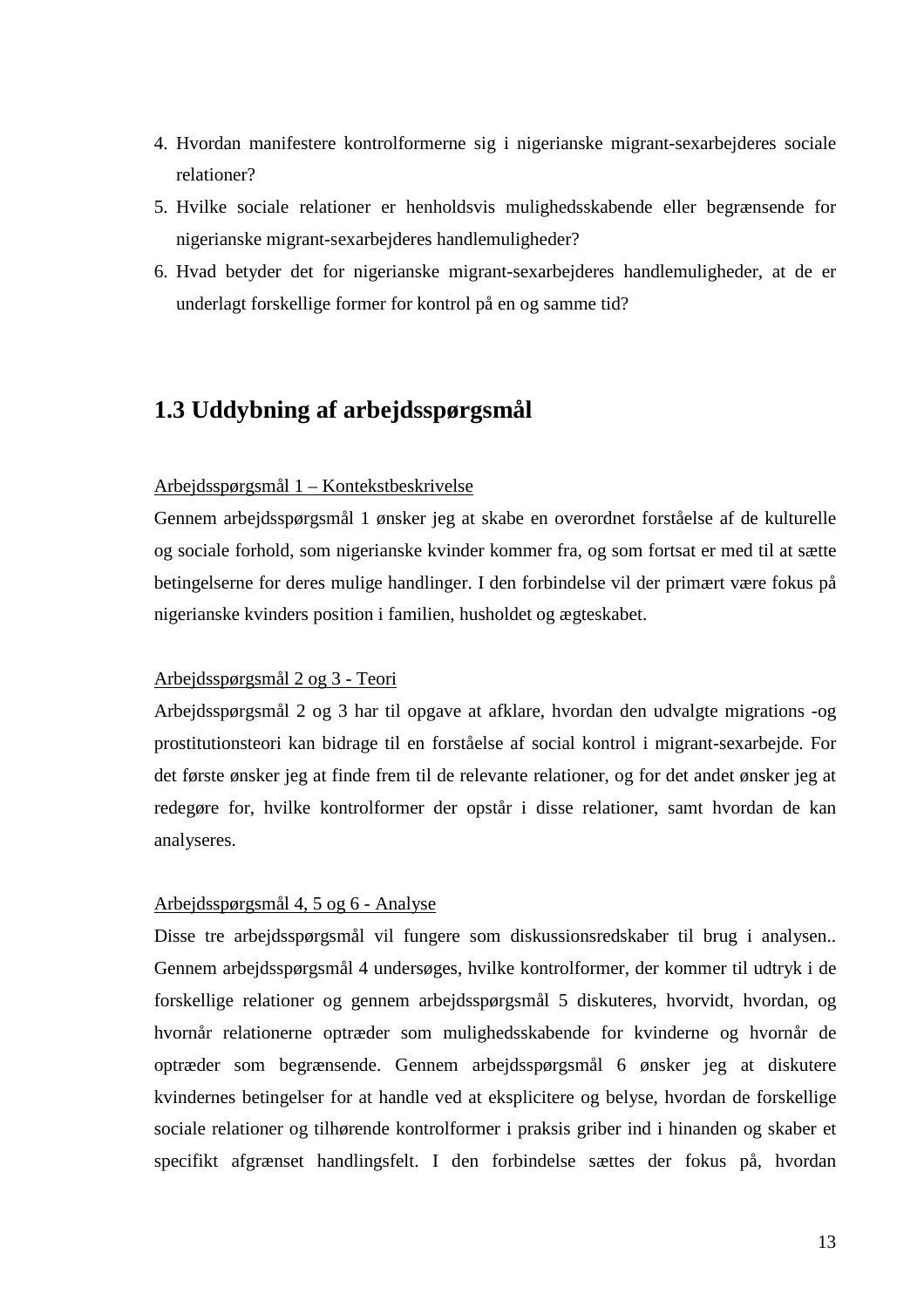4. Hvordan manifestere kontrolformerne sig i nigerianske migrant-sexarbejderes sociale relationer?
5. Hvilke sociale relationer er henholdsvis mulighedsskabende eller begrænsende for nigerianske migrant-sexarbejderes handlemuligheder?
6. Hvad betyder det for nigerianske migrant-sexarbejderes handlemuligheder, at de er underlagt forskellige former for kontrol på en og samme tid?

## 1.3 Uddybning af arbejdsspørgsmål

Arbejdsspørgsmål 1 – Kontekstbeskrivelse

Gennem arbejdsspørgsmål 1 ønsker jeg at skabe en overordnet forståelse af de kulturelle og sociale forhold, som nigerianske kvinder kommer fra, og som fortsat er med til at sætte betingelserne for deres mulige handlinger. I den forbindelse vil der primært være fokus på nigerianske kvinders position i familien, husholdet og ægteskabet.

Arbejdsspørgsmål 2 og 3 - Teori

Arbejdsspørgsmål 2 og 3 har til opgave at afklare, hvordan den udvalgte migrations -og prostitutionsteori kan bidrage til en forståelse af social kontrol i migrant-sexarbejde. For det første ønsker jeg at finde frem til de relevante relationer, og for det andet ønsker jeg at redegøre for, hvilke kontrolformer der opstår i disse relationer, samt hvordan de kan analyseres.

Arbejdsspørgsmål 4, 5 og 6 - Analyse

Disse tre arbejdsspørgsmål vil fungere som diskussionsredskaber til brug i analysen.. Gennem arbejdsspørgsmål 4 undersøges, hvilke kontrolformer, der kommer til udtryk i de forskellige relationer og gennem arbejdsspørgsmål 5 diskuteres, hvorvidt, hvordan, og hvornår relationerne optræder som mulighedsskabende for kvinderne og hvornår de optræder som begrænsende. Gennem arbejdsspørgsmål 6 ønsker jeg at diskutere kvindernes betingelser for at handle ved at eksplicitere og belyse, hvordan de forskellige sociale relationer og tilhørende kontrolformer i praksis griber ind i hinanden og skaber et specifikt afgrænset handlingsfelt. I den forbindelse sættes der fokus på, hvordan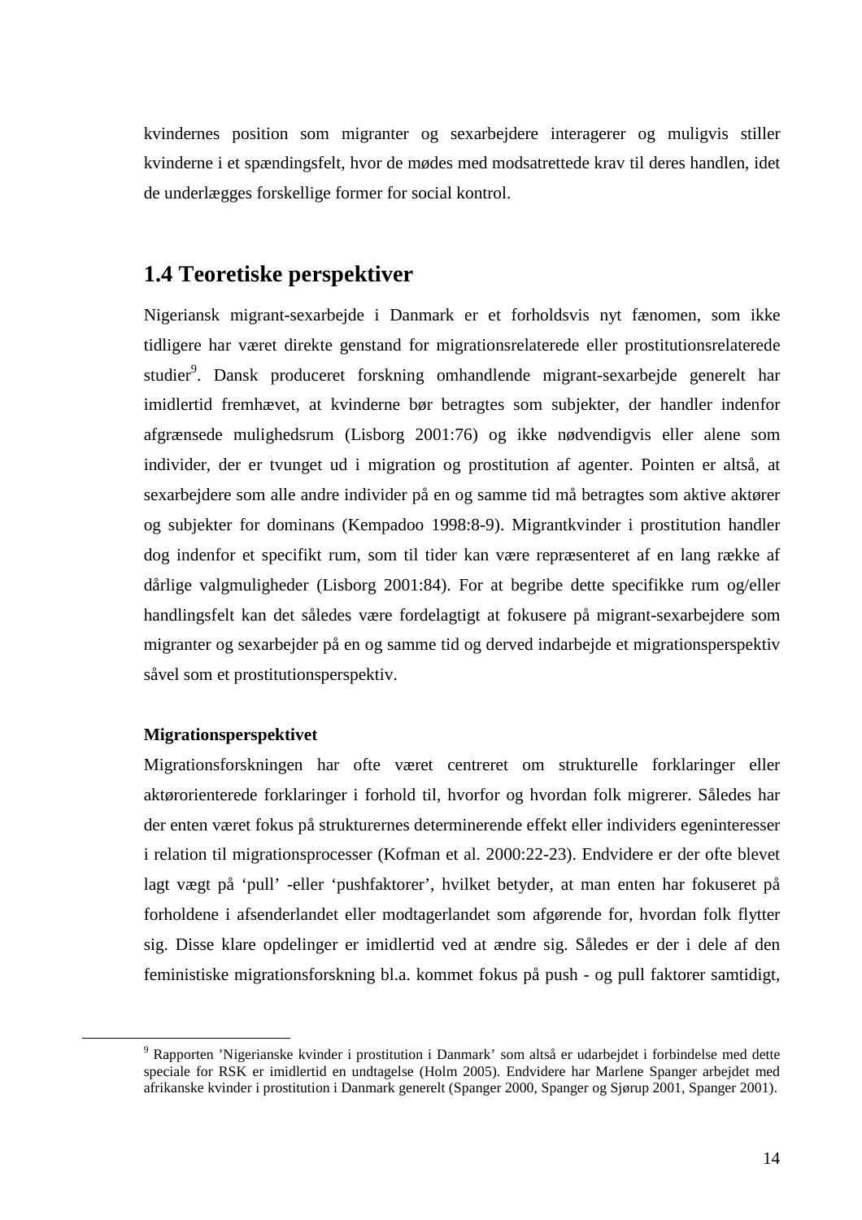kvindernes position som migranter og sexarbejdere interagerer og muligvis stiller kvinderne i et spændingsfelt, hvor de mødes med modsatrettede krav til deres handlen, idet de underlægges forskellige former for social kontrol.

## 1.4 Teoretiske perspektiver

Nigeriansk migrant-sexarbejde i Danmark er et forholdsvis nyt fænomen, som ikke tidligere har været direkte genstand for migrationsrelaterede eller prostitutionsrelaterede studier[9]. Dansk produceret forskning omhandlende migrant-sexarbejde generelt har imidlertid fremhævet, at kvinderne bør betragtes som subjekter, der handler indenfor afgrænsede mulighedsrum (Lisborg 2001:76) og ikke nødvendigvis eller alene som individer, der er tvunget ud i migration og prostitution af agenter. Pointen er altså, at sexarbejdere som alle andre individer på en og samme tid må betragtes som aktive aktører og subjekter for dominans (Kempadoo 1998:8-9). Migrantkvinder i prostitution handler dog indenfor et specifikt rum, som til tider kan være repræsenteret af en lang række af dårlige valgmuligheder (Lisborg 2001:84). For at begribe dette specifikke rum og/eller handlingsfelt kan det således være fordelagtigt at fokusere på migrant-sexarbejdere som migranter og sexarbejder på en og samme tid og derved indarbejde et migrationsperspektiv såvel som et prostitutionsperspektiv.

**Migrationsperspektivet**

Migrationsforskningen har ofte været centreret om strukturelle forklaringer eller aktørorienterede forklaringer i forhold til, hvorfor og hvordan folk migrerer. Således har der enten været fokus på strukturernes determinerende effekt eller individers egeninteresser i relation til migrationsprocesser (Kofman et al. 2000:22-23). Endvidere er der ofte blevet lagt vægt på 'pull' -eller 'pushfaktorer', hvilket betyder, at man enten har fokuseret på forholdene i afsenderlandet eller modtagerlandet som afgørende for, hvordan folk flytter sig. Disse klare opdelinger er imidlertid ved at ændre sig. Således er der i dele af den feministiske migrationsforskning bl.a. kommet fokus på push - og pull faktorer samtidigt,

---

[9] Rapporten 'Nigerianske kvinder i prostitution i Danmark' som altså er udarbejdet i forbindelse med dette speciale for RSK er imidlertid en undtagelse (Holm 2005). Endvidere har Marlene Spanger arbejdet med afrikanske kvinder i prostitution i Danmark generelt (Spanger 2000, Spanger og Sjørup 2001, Spanger 2001).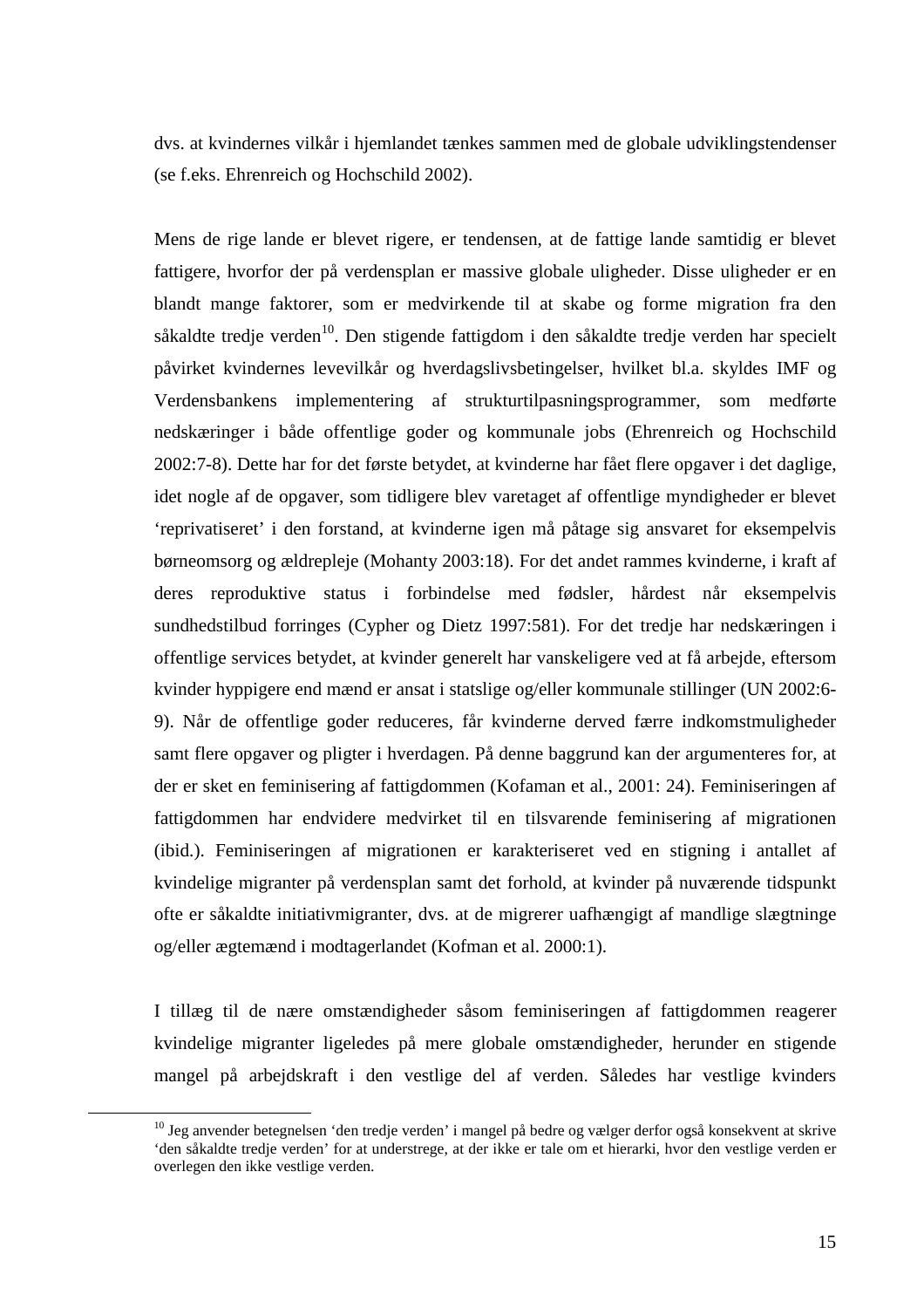dvs. at kvindernes vilkår i hjemlandet tænkes sammen med de globale udviklingstendenser (se f.eks. Ehrenreich og Hochschild 2002).

Mens de rige lande er blevet rigere, er tendensen, at de fattige lande samtidig er blevet fattigere, hvorfor der på verdensplan er massive globale uligheder. Disse uligheder er en blandt mange faktorer, som er medvirkende til at skabe og forme migration fra den såkaldte tredje verden[10]. Den stigende fattigdom i den såkaldte tredje verden har specielt påvirket kvindernes levevilkår og hverdagslivsbetingelser, hvilket bl.a. skyldes IMF og Verdensbankens implementering af strukturtilpasningsprogrammer, som medførte nedskæringer i både offentlige goder og kommunale jobs (Ehrenreich og Hochschild 2002:7-8). Dette har for det første betydet, at kvinderne har fået flere opgaver i det daglige, idet nogle af de opgaver, som tidligere blev varetaget af offentlige myndigheder er blevet 'reprivatiseret' i den forstand, at kvinderne igen må påtage sig ansvaret for eksempelvis børneomsorg og ældrepleje (Mohanty 2003:18). For det andet rammes kvinderne, i kraft af deres reproduktive status i forbindelse med fødsler, hårdest når eksempelvis sundhedstilbud forringes (Cypher og Dietz 1997:581). For det tredje har nedskæringen i offentlige services betydet, at kvinder generelt har vanskeligere ved at få arbejde, eftersom kvinder hyppigere end mænd er ansat i statslige og/eller kommunale stillinger (UN 2002:6-9). Når de offentlige goder reduceres, får kvinderne derved færre indkomstmuligheder samt flere opgaver og pligter i hverdagen. På denne baggrund kan der argumenteres for, at der er sket en feminisering af fattigdommen (Kofaman et al., 2001: 24). Feminiseringen af fattigdommen har endvidere medvirket til en tilsvarende feminisering af migrationen (ibid.). Feminiseringen af migrationen er karakteriseret ved en stigning i antallet af kvindelige migranter på verdensplan samt det forhold, at kvinder på nuværende tidspunkt ofte er såkaldte initiativmigranter, dvs. at de migrerer uafhængigt af mandlige slægtninge og/eller ægtemænd i modtagerlandet (Kofman et al. 2000:1).

I tillæg til de nære omstændigheder såsom feminiseringen af fattigdommen reagerer kvindelige migranter ligeledes på mere globale omstændigheder, herunder en stigende mangel på arbejdskraft i den vestlige del af verden. Således har vestlige kvinders

---

[10] Jeg anvender betegnelsen 'den tredje verden' i mangel på bedre og vælger derfor også konsekvent at skrive 'den såkaldte tredje verden' for at understrege, at der ikke er tale om et hierarki, hvor den vestlige verden er overlegen den ikke vestlige verden.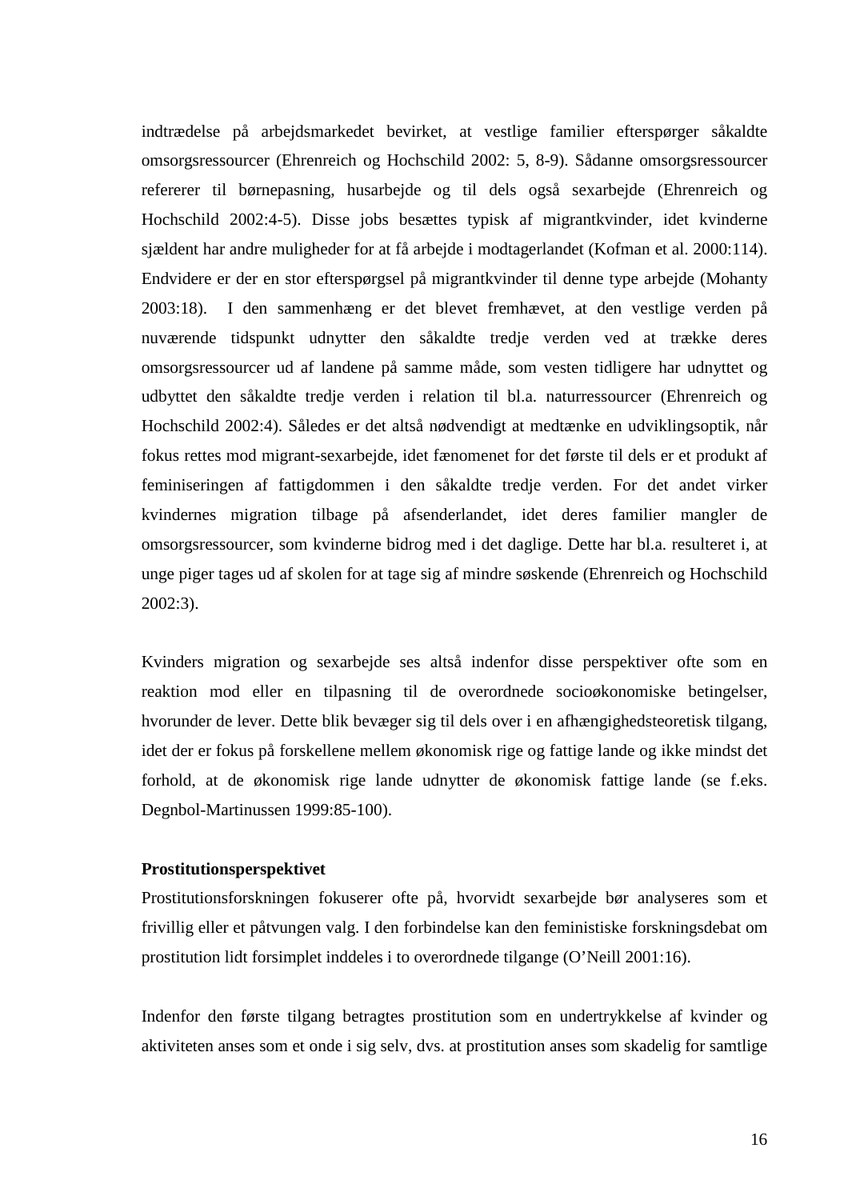indtrædelse på arbejdsmarkedet bevirket, at vestlige familier efterspørger såkaldte omsorgsressourcer (Ehrenreich og Hochschild 2002: 5, 8-9). Sådanne omsorgsressourcer refererer til børnepasning, husarbejde og til dels også sexarbejde (Ehrenreich og Hochschild 2002:4-5). Disse jobs besættes typisk af migrantkvinder, idet kvinderne sjældent har andre muligheder for at få arbejde i modtagerlandet (Kofman et al. 2000:114). Endvidere er der en stor efterspørgsel på migrantkvinder til denne type arbejde (Mohanty 2003:18). I den sammenhæng er det blevet fremhævet, at den vestlige verden på nuværende tidspunkt udnytter den såkaldte tredje verden ved at trække deres omsorgsressourcer ud af landene på samme måde, som vesten tidligere har udnyttet og udbyttet den såkaldte tredje verden i relation til bl.a. naturressourcer (Ehrenreich og Hochschild 2002:4). Således er det altså nødvendigt at medtænke en udviklingsoptik, når fokus rettes mod migrant-sexarbejde, idet fænomenet for det første til dels er et produkt af feminiseringen af fattigdommen i den såkaldte tredje verden. For det andet virker kvindernes migration tilbage på afsenderlandet, idet deres familier mangler de omsorgsressourcer, som kvinderne bidrog med i det daglige. Dette har bl.a. resulteret i, at unge piger tages ud af skolen for at tage sig af mindre søskende (Ehrenreich og Hochschild 2002:3).

Kvinders migration og sexarbejde ses altså indenfor disse perspektiver ofte som en reaktion mod eller en tilpasning til de overordnede socioøkonomiske betingelser, hvorunder de lever. Dette blik bevæger sig til dels over i en afhængighedsteoretisk tilgang, idet der er fokus på forskellene mellem økonomisk rige og fattige lande og ikke mindst det forhold, at de økonomisk rige lande udnytter de økonomisk fattige lande (se f.eks. Degnbol-Martinussen 1999:85-100).

**Prostitutionsperspektivet**

Prostitutionsforskningen fokuserer ofte på, hvorvidt sexarbejde bør analyseres som et frivillig eller et påtvungen valg. I den forbindelse kan den feministiske forskningsdebat om prostitution lidt forsimplet inddeles i to overordnede tilgange (O'Neill 2001:16).

Indenfor den første tilgang betragtes prostitution som en undertrykkelse af kvinder og aktiviteten anses som et onde i sig selv, dvs. at prostitution anses som skadelig for samtlige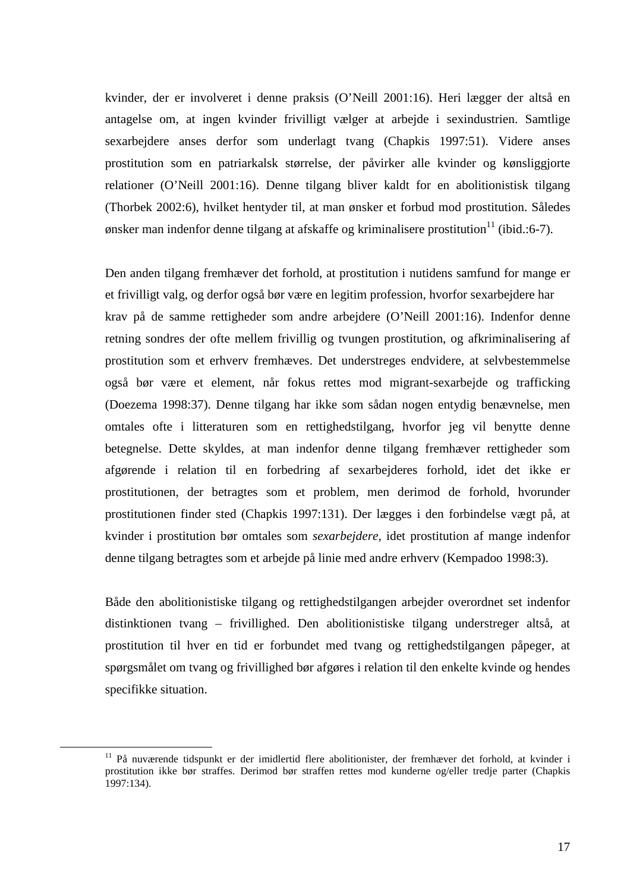kvinder, der er involveret i denne praksis (O'Neill 2001:16). Heri lægger der altså en antagelse om, at ingen kvinder frivilligt vælger at arbejde i sexindustrien. Samtlige sexarbejdere anses derfor som underlagt tvang (Chapkis 1997:51). Videre anses prostitution som en patriarkalsk størrelse, der påvirker alle kvinder og kønsliggjorte relationer (O'Neill 2001:16). Denne tilgang bliver kaldt for en abolitionistisk tilgang (Thorbek 2002:6), hvilket hentyder til, at man ønsker et forbud mod prostitution. Således ønsker man indenfor denne tilgang at afskaffe og kriminalisere prostitution[11] (ibid.:6-7).

Den anden tilgang fremhæver det forhold, at prostitution i nutidens samfund for mange er et frivilligt valg, og derfor også bør være en legitim profession, hvorfor sexarbejdere har krav på de samme rettigheder som andre arbejdere (O'Neill 2001:16). Indenfor denne retning sondres der ofte mellem frivillig og tvungen prostitution, og afkriminalisering af prostitution som et erhverv fremhæves. Det understreges endvidere, at selvbestemmelse også bør være et element, når fokus rettes mod migrant-sexarbejde og trafficking (Doezema 1998:37). Denne tilgang har ikke som sådan nogen entydig benævnelse, men omtales ofte i litteraturen som en rettighedstilgang, hvorfor jeg vil benytte denne betegnelse. Dette skyldes, at man indenfor denne tilgang fremhæver rettigheder som afgørende i relation til en forbedring af sexarbejderes forhold, idet det ikke er prostitutionen, der betragtes som et problem, men derimod de forhold, hvorunder prostitutionen finder sted (Chapkis 1997:131). Der lægges i den forbindelse vægt på, at kvinder i prostitution bør omtales som *sexarbejdere*, idet prostitution af mange indenfor denne tilgang betragtes som et arbejde på linie med andre erhverv (Kempadoo 1998:3).

Både den abolitionistiske tilgang og rettighedstilgangen arbejder overordnet set indenfor distinktionen tvang – frivillighed. Den abolitionistiske tilgang understreger altså, at prostitution til hver en tid er forbundet med tvang og rettighedstilgangen påpeger, at spørgsmålet om tvang og frivillighed bør afgøres i relation til den enkelte kvinde og hendes specifikke situation.

---

[11] På nuværende tidspunkt er der imidlertid flere abolitionister, der fremhæver det forhold, at kvinder i prostitution ikke bør straffes. Derimod bør straffen rettes mod kunderne og/eller tredje parter (Chapkis 1997:134).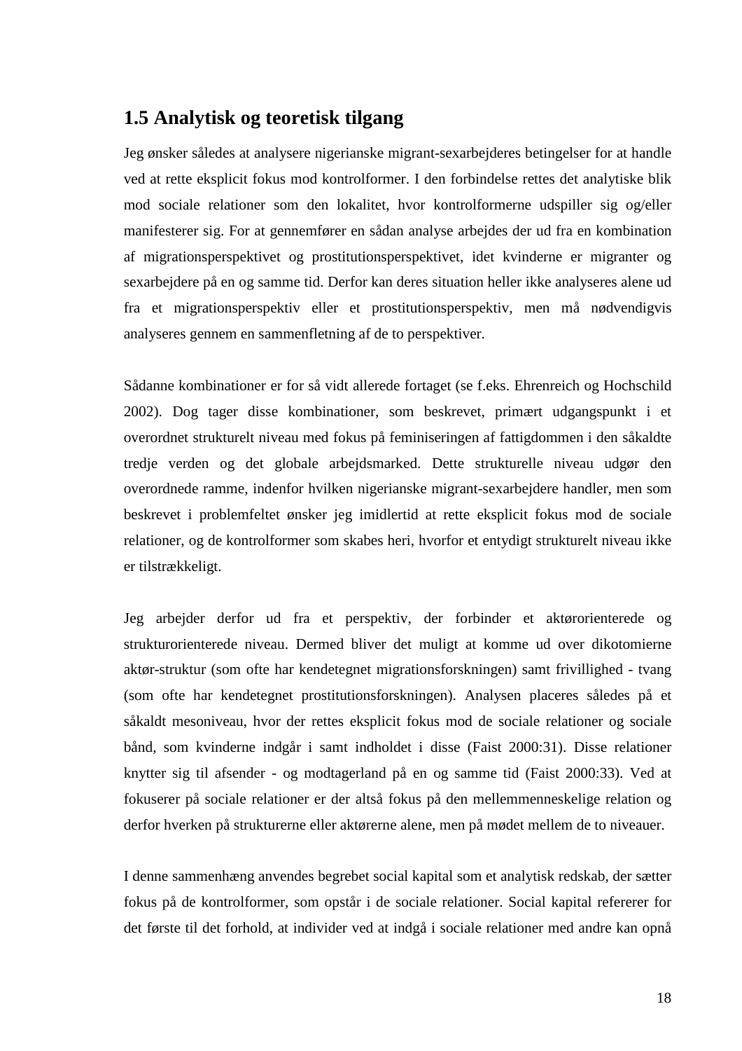## 1.5 Analytisk og teoretisk tilgang

Jeg ønsker således at analysere nigerianske migrant-sexarbejderes betingelser for at handle ved at rette eksplicit fokus mod kontrolformer. I den forbindelse rettes det analytiske blik mod sociale relationer som den lokalitet, hvor kontrolformerne udspiller sig og/eller manifesterer sig. For at gennemfører en sådan analyse arbejdes der ud fra en kombination af migrationsperspektivet og prostitutionsperspektivet, idet kvinderne er migranter og sexarbejdere på en og samme tid. Derfor kan deres situation heller ikke analyseres alene ud fra et migrationsperspektiv eller et prostitutionsperspektiv, men må nødvendigvis analyseres gennem en sammenfletning af de to perspektiver.

Sådanne kombinationer er for så vidt allerede fortaget (se f.eks. Ehrenreich og Hochschild 2002). Dog tager disse kombinationer, som beskrevet, primært udgangspunkt i et overordnet strukturelt niveau med fokus på feminiseringen af fattigdommen i den såkaldte tredje verden og det globale arbejdsmarked. Dette strukturelle niveau udgør den overordnede ramme, indenfor hvilken nigerianske migrant-sexarbejdere handler, men som beskrevet i problemfeltet ønsker jeg imidlertid at rette eksplicit fokus mod de sociale relationer, og de kontrolformer som skabes heri, hvorfor et entydigt strukturelt niveau ikke er tilstrækkeligt.

Jeg arbejder derfor ud fra et perspektiv, der forbinder et aktørorienterede og strukturorienterede niveau. Dermed bliver det muligt at komme ud over dikotomierne aktør-struktur (som ofte har kendetegnet migrationsforskningen) samt frivillighed - tvang (som ofte har kendetegnet prostitutionsforskningen). Analysen placeres således på et såkaldt mesoniveau, hvor der rettes eksplicit fokus mod de sociale relationer og sociale bånd, som kvinderne indgår i samt indholdet i disse (Faist 2000:31). Disse relationer knytter sig til afsender - og modtagerland på en og samme tid (Faist 2000:33). Ved at fokuserer på sociale relationer er der altså fokus på den mellemmenneskelige relation og derfor hverken på strukturerne eller aktørerne alene, men på mødet mellem de to niveauer.

I denne sammenhæng anvendes begrebet social kapital som et analytisk redskab, der sætter fokus på de kontrolformer, som opstår i de sociale relationer. Social kapital refererer for det første til det forhold, at individer ved at indgå i sociale relationer med andre kan opnå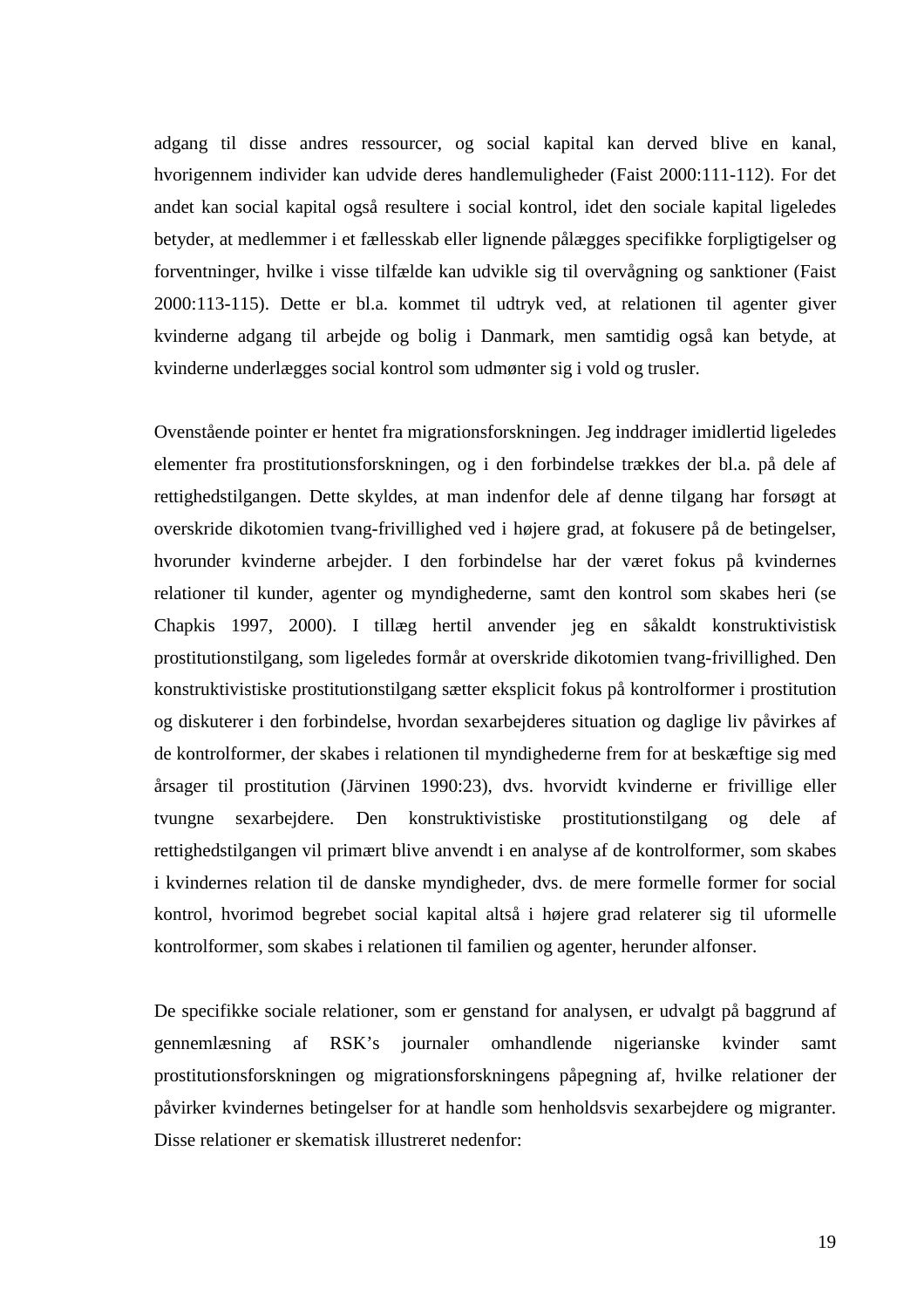adgang til disse andres ressourcer, og social kapital kan derved blive en kanal, hvorigennem individer kan udvide deres handlemuligheder (Faist 2000:111-112). For det andet kan social kapital også resultere i social kontrol, idet den sociale kapital ligeledes betyder, at medlemmer i et fællesskab eller lignende pålægges specifikke forpligtigelser og forventninger, hvilke i visse tilfælde kan udvikle sig til overvågning og sanktioner (Faist 2000:113-115). Dette er bl.a. kommet til udtryk ved, at relationen til agenter giver kvinderne adgang til arbejde og bolig i Danmark, men samtidig også kan betyde, at kvinderne underlægges social kontrol som udmønter sig i vold og trusler.

Ovenstående pointer er hentet fra migrationsforskningen. Jeg inddrager imidlertid ligeledes elementer fra prostitutionsforskningen, og i den forbindelse trækkes der bl.a. på dele af rettighedstilgangen. Dette skyldes, at man indenfor dele af denne tilgang har forsøgt at overskride dikotomien tvang-frivillighed ved i højere grad, at fokusere på de betingelser, hvorunder kvinderne arbejder. I den forbindelse har der været fokus på kvindernes relationer til kunder, agenter og myndighederne, samt den kontrol som skabes heri (se Chapkis 1997, 2000). I tillæg hertil anvender jeg en såkaldt konstruktivistisk prostitutionstilgang, som ligeledes formår at overskride dikotomien tvang-frivillighed. Den konstruktivistiske prostitutionstilgang sætter eksplicit fokus på kontrolformer i prostitution og diskuterer i den forbindelse, hvordan sexarbejderes situation og daglige liv påvirkes af de kontrolformer, der skabes i relationen til myndighederne frem for at beskæftige sig med årsager til prostitution (Järvinen 1990:23), dvs. hvorvidt kvinderne er frivillige eller tvungne sexarbejdere. Den konstruktivistiske prostitutionstilgang og dele af rettighedstilgangen vil primært blive anvendt i en analyse af de kontrolformer, som skabes i kvindernes relation til de danske myndigheder, dvs. de mere formelle former for social kontrol, hvorimod begrebet social kapital altså i højere grad relaterer sig til uformelle kontrolformer, som skabes i relationen til familien og agenter, herunder alfonser.

De specifikke sociale relationer, som er genstand for analysen, er udvalgt på baggrund af gennemlæsning af RSK's journaler omhandlende nigerianske kvinder samt prostitutionsforskningen og migrationsforskningens påpegning af, hvilke relationer der påvirker kvindernes betingelser for at handle som henholdsvis sexarbejdere og migranter. Disse relationer er skematisk illustreret nedenfor: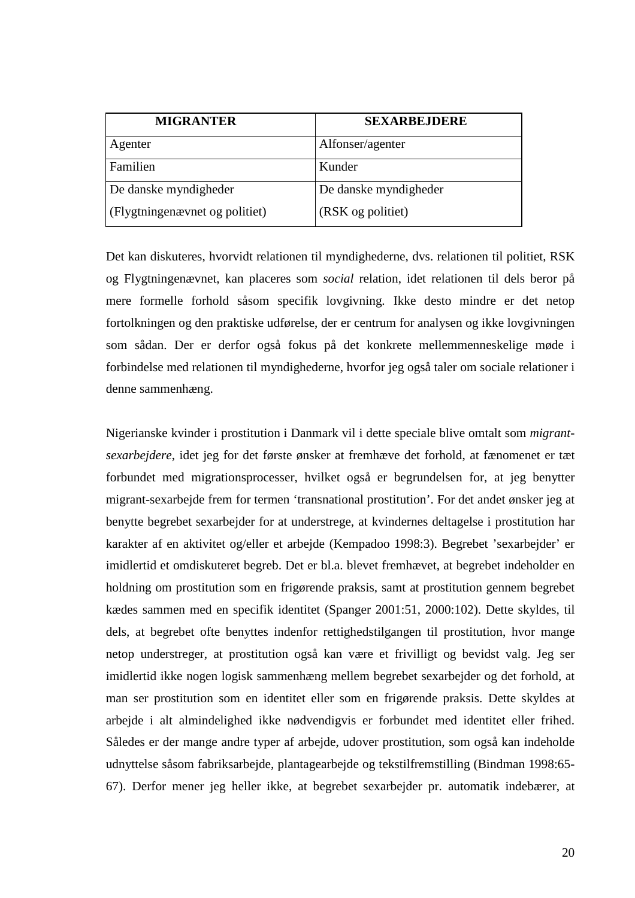| MIGRANTER | SEXARBEJDERE |
|---|---|
| Agenter | Alfonser/agenter |
| Familien | Kunder |
| De danske myndigheder (Flygtningenævnet og politiet) | De danske myndigheder (RSK og politiet) |

Det kan diskuteres, hvorvidt relationen til myndighederne, dvs. relationen til politiet, RSK og Flygtningenævnet, kan placeres som *social* relation, idet relationen til dels beror på mere formelle forhold såsom specifik lovgivning. Ikke desto mindre er det netop fortolkningen og den praktiske udførelse, der er centrum for analysen og ikke lovgivningen som sådan. Der er derfor også fokus på det konkrete mellemmenneskelige møde i forbindelse med relationen til myndighederne, hvorfor jeg også taler om sociale relationer i denne sammenhæng.

Nigerianske kvinder i prostitution i Danmark vil i dette speciale blive omtalt som *migrant-sexarbejdere*, idet jeg for det første ønsker at fremhæve det forhold, at fænomenet er tæt forbundet med migrationsprocesser, hvilket også er begrundelsen for, at jeg benytter migrant-sexarbejde frem for termen 'transnational prostitution'. For det andet ønsker jeg at benytte begrebet sexarbejder for at understrege, at kvindernes deltagelse i prostitution har karakter af en aktivitet og/eller et arbejde (Kempadoo 1998:3). Begrebet 'sexarbejder' er imidlertid et omdiskuteret begreb. Det er bl.a. blevet fremhævet, at begrebet indeholder en holdning om prostitution som en frigørende praksis, samt at prostitution gennem begrebet kædes sammen med en specifik identitet (Spanger 2001:51, 2000:102). Dette skyldes, til dels, at begrebet ofte benyttes indenfor rettighedstilgangen til prostitution, hvor mange netop understreger, at prostitution også kan være et frivilligt og bevidst valg. Jeg ser imidlertid ikke nogen logisk sammenhæng mellem begrebet sexarbejder og det forhold, at man ser prostitution som en identitet eller som en frigørende praksis. Dette skyldes at arbejde i alt almindelighed ikke nødvendigvis er forbundet med identitet eller frihed. Således er der mange andre typer af arbejde, udover prostitution, som også kan indeholde udnyttelse såsom fabriksarbejde, plantagearbejde og tekstilfremstilling (Bindman 1998:65-67). Derfor mener jeg heller ikke, at begrebet sexarbejder pr. automatik indebærer, at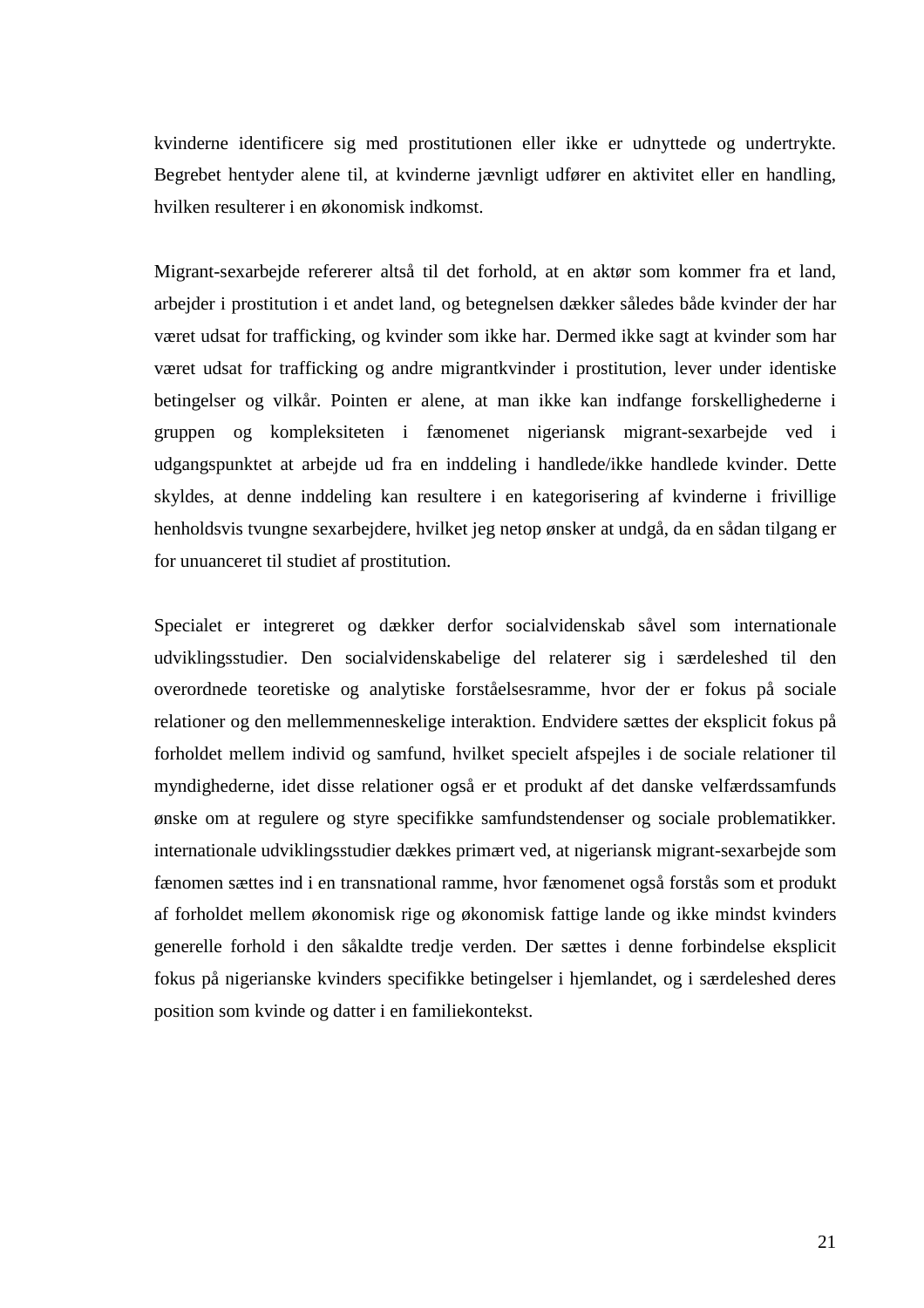kvinderne identificere sig med prostitutionen eller ikke er udnyttede og undertrykte. Begrebet hentyder alene til, at kvinderne jævnligt udfører en aktivitet eller en handling, hvilken resulterer i en økonomisk indkomst.

Migrant-sexarbejde refererer altså til det forhold, at en aktør som kommer fra et land, arbejder i prostitution i et andet land, og betegnelsen dækker således både kvinder der har været udsat for trafficking, og kvinder som ikke har. Dermed ikke sagt at kvinder som har været udsat for trafficking og andre migrantkvinder i prostitution, lever under identiske betingelser og vilkår. Pointen er alene, at man ikke kan indfange forskellighederne i gruppen og kompleksiteten i fænomenet nigeriansk migrant-sexarbejde ved i udgangspunktet at arbejde ud fra en inddeling i handlede/ikke handlede kvinder. Dette skyldes, at denne inddeling kan resultere i en kategorisering af kvinderne i frivillige henholdsvis tvungne sexarbejdere, hvilket jeg netop ønsker at undgå, da en sådan tilgang er for unuanceret til studiet af prostitution.

Specialet er integreret og dækker derfor socialvidenskab såvel som internationale udviklingsstudier. Den socialvidenskabelige del relaterer sig i særdeleshed til den overordnede teoretiske og analytiske forståelsesramme, hvor der er fokus på sociale relationer og den mellemmenneskelige interaktion. Endvidere sættes der eksplicit fokus på forholdet mellem individ og samfund, hvilket specielt afspejles i de sociale relationer til myndighederne, idet disse relationer også er et produkt af det danske velfærdssamfunds ønske om at regulere og styre specifikke samfundstendenser og sociale problematikker. internationale udviklingsstudier dækkes primært ved, at nigeriansk migrant-sexarbejde som fænomen sættes ind i en transnational ramme, hvor fænomenet også forstås som et produkt af forholdet mellem økonomisk rige og økonomisk fattige lande og ikke mindst kvinders generelle forhold i den såkaldte tredje verden. Der sættes i denne forbindelse eksplicit fokus på nigerianske kvinders specifikke betingelser i hjemlandet, og i særdeleshed deres position som kvinde og datter i en familiekontekst.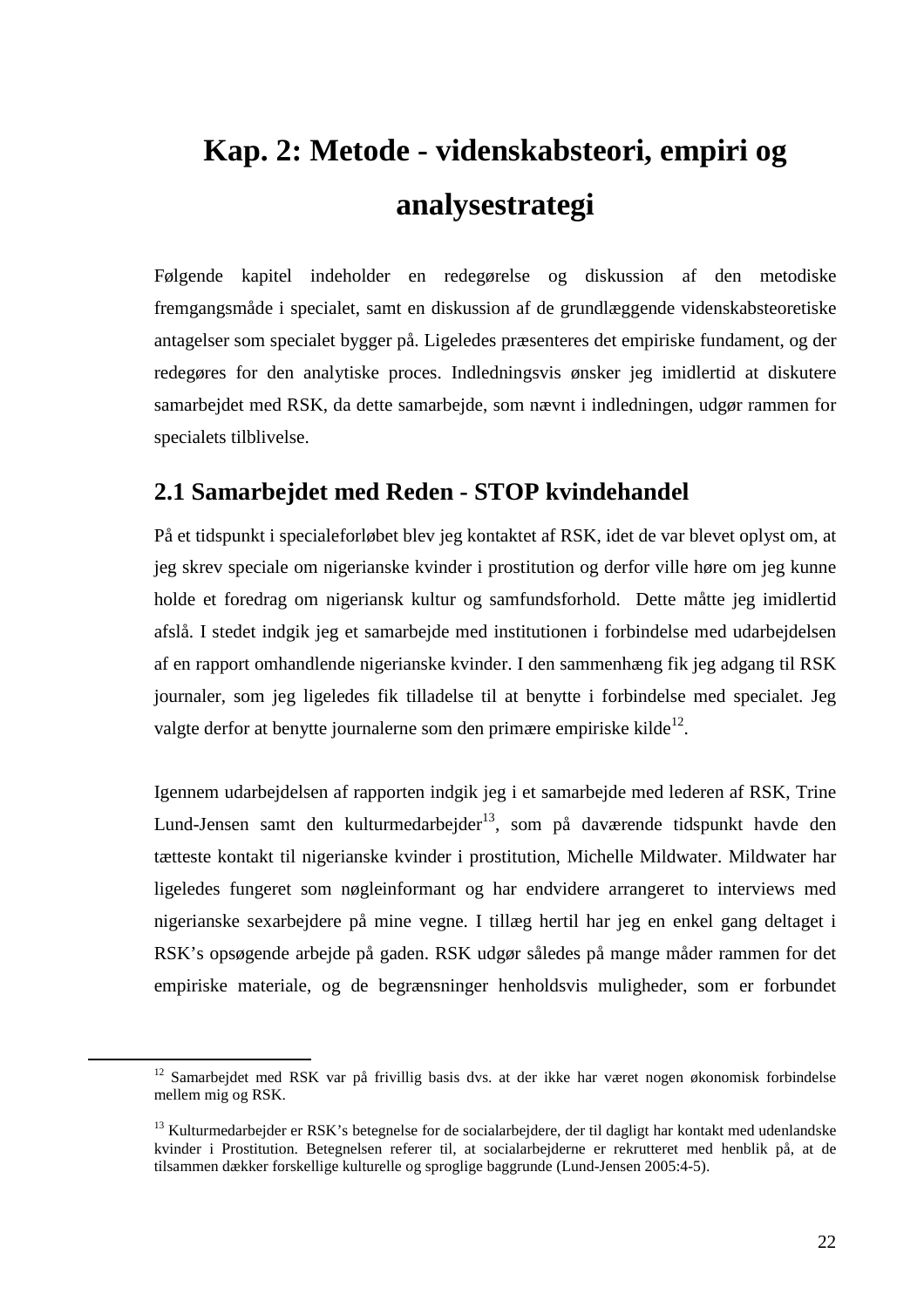# Kap. 2: Metode - videnskabsteori, empiri og analysestrategi

Følgende kapitel indeholder en redegørelse og diskussion af den metodiske fremgangsmåde i specialet, samt en diskussion af de grundlæggende videnskabsteoretiske antagelser som specialet bygger på. Ligeledes præsenteres det empiriske fundament, og der redegøres for den analytiske proces. Indledningsvis ønsker jeg imidlertid at diskutere samarbejdet med RSK, da dette samarbejde, som nævnt i indledningen, udgør rammen for specialets tilblivelse.

## 2.1 Samarbejdet med Reden - STOP kvindehandel

På et tidspunkt i specialeforløbet blev jeg kontaktet af RSK, idet de var blevet oplyst om, at jeg skrev speciale om nigerianske kvinder i prostitution og derfor ville høre om jeg kunne holde et foredrag om nigeriansk kultur og samfundsforhold. Dette måtte jeg imidlertid afslå. I stedet indgik jeg et samarbejde med institutionen i forbindelse med udarbejdelsen af en rapport omhandlende nigerianske kvinder. I den sammenhæng fik jeg adgang til RSK journaler, som jeg ligeledes fik tilladelse til at benytte i forbindelse med specialet. Jeg valgte derfor at benytte journalerne som den primære empiriske kilde[12].

Igennem udarbejdelsen af rapporten indgik jeg i et samarbejde med lederen af RSK, Trine Lund-Jensen samt den kulturmedarbejder[13], som på daværende tidspunkt havde den tætteste kontakt til nigerianske kvinder i prostitution, Michelle Mildwater. Mildwater har ligeledes fungeret som nøgleinformant og har endvidere arrangeret to interviews med nigerianske sexarbejdere på mine vegne. I tillæg hertil har jeg en enkel gang deltaget i RSK's opsøgende arbejde på gaden. RSK udgør således på mange måder rammen for det empiriske materiale, og de begrænsninger henholdsvis muligheder, som er forbundet

---

[12] Samarbejdet med RSK var på frivillig basis dvs. at der ikke har været nogen økonomisk forbindelse mellem mig og RSK.

[13] Kulturmedarbejder er RSK's betegnelse for de socialarbejdere, der til dagligt har kontakt med udenlandske kvinder i Prostitution. Betegnelsen referer til, at socialarbejderne er rekrutteret med henblik på, at de tilsammen dækker forskellige kulturelle og sproglige baggrunde (Lund-Jensen 2005:4-5).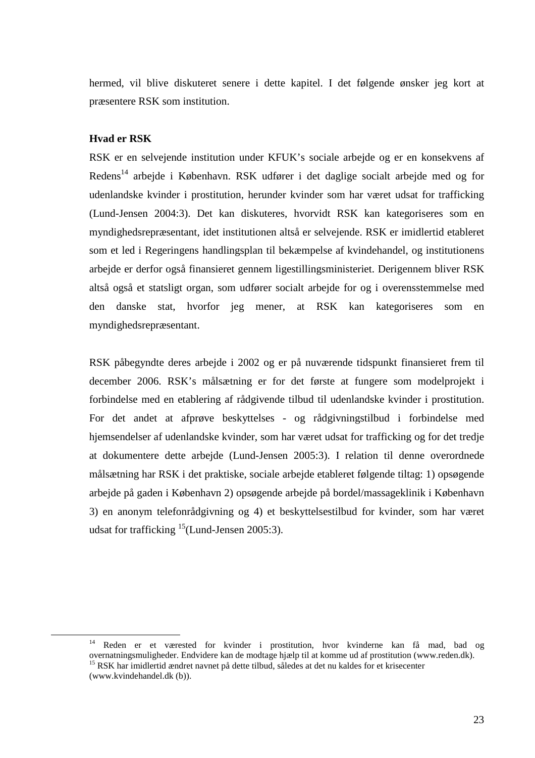hermed, vil blive diskuteret senere i dette kapitel. I det følgende ønsker jeg kort at præsentere RSK som institution.

**Hvad er RSK**

RSK er en selvejende institution under KFUK's sociale arbejde og er en konsekvens af Redens[14] arbejde i København. RSK udfører i det daglige socialt arbejde med og for udenlandske kvinder i prostitution, herunder kvinder som har været udsat for trafficking (Lund-Jensen 2004:3). Det kan diskuteres, hvorvidt RSK kan kategoriseres som en myndighedsrepræsentant, idet institutionen altså er selvejende. RSK er imidlertid etableret som et led i Regeringens handlingsplan til bekæmpelse af kvindehandel, og institutionens arbejde er derfor også finansieret gennem ligestillingsministeriet. Derigennem bliver RSK altså også et statsligt organ, som udfører socialt arbejde for og i overensstemmelse med den danske stat, hvorfor jeg mener, at RSK kan kategoriseres som en myndighedsrepræsentant.

RSK påbegyndte deres arbejde i 2002 og er på nuværende tidspunkt finansieret frem til december 2006. RSK's målsætning er for det første at fungere som modelprojekt i forbindelse med en etablering af rådgivende tilbud til udenlandske kvinder i prostitution. For det andet at afprøve beskyttelses - og rådgivningstilbud i forbindelse med hjemsendelser af udenlandske kvinder, som har været udsat for trafficking og for det tredje at dokumentere dette arbejde (Lund-Jensen 2005:3). I relation til denne overordnede målsætning har RSK i det praktiske, sociale arbejde etableret følgende tiltag: 1) opsøgende arbejde på gaden i København 2) opsøgende arbejde på bordel/massageklinik i København 3) en anonym telefonrådgivning og 4) et beskyttelsestilbud for kvinder, som har været udsat for trafficking [15](Lund-Jensen 2005:3).

---

[14] Reden er et værested for kvinder i prostitution, hvor kvinderne kan få mad, bad og overnatningsmuligheder. Endvidere kan de modtage hjælp til at komme ud af prostitution (www.reden.dk).

[15] RSK har imidlertid ændret navnet på dette tilbud, således at det nu kaldes for et krisecenter (www.kvindehandel.dk (b)).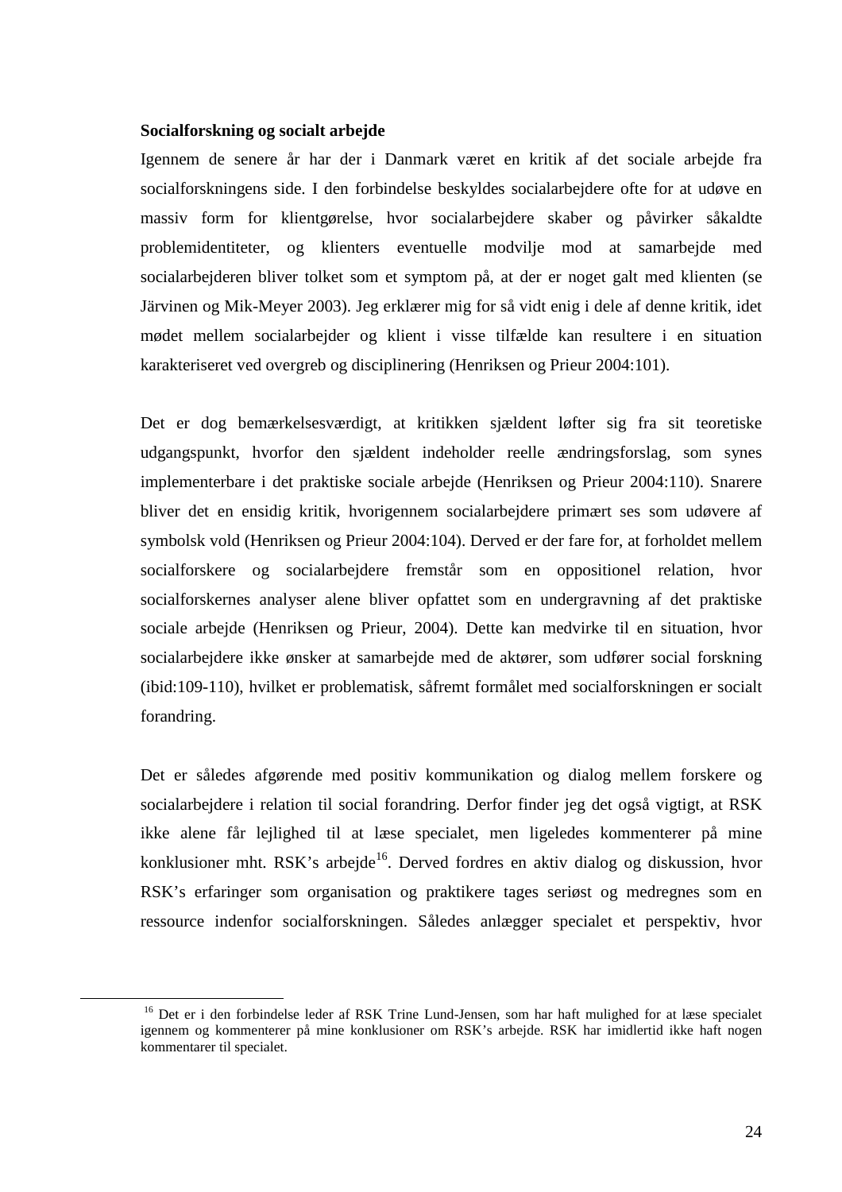**Socialforskning og socialt arbejde**

Igennem de senere år har der i Danmark været en kritik af det sociale arbejde fra socialforskningens side. I den forbindelse beskyldes socialarbejdere ofte for at udøve en massiv form for klientgørelse, hvor socialarbejdere skaber og påvirker såkaldte problemidentiteter, og klienters eventuelle modvilje mod at samarbejde med socialarbejderen bliver tolket som et symptom på, at der er noget galt med klienten (se Järvinen og Mik-Meyer 2003). Jeg erklærer mig for så vidt enig i dele af denne kritik, idet mødet mellem socialarbejder og klient i visse tilfælde kan resultere i en situation karakteriseret ved overgreb og disciplinering (Henriksen og Prieur 2004:101).

Det er dog bemærkelsesværdigt, at kritikken sjældent løfter sig fra sit teoretiske udgangspunkt, hvorfor den sjældent indeholder reelle ændringsforslag, som synes implementerbare i det praktiske sociale arbejde (Henriksen og Prieur 2004:110). Snarere bliver det en ensidig kritik, hvorigennem socialarbejdere primært ses som udøvere af symbolsk vold (Henriksen og Prieur 2004:104). Derved er der fare for, at forholdet mellem socialforskere og socialarbejdere fremstår som en oppositionel relation, hvor socialforskernes analyser alene bliver opfattet som en undergravning af det praktiske sociale arbejde (Henriksen og Prieur, 2004). Dette kan medvirke til en situation, hvor socialarbejdere ikke ønsker at samarbejde med de aktører, som udfører social forskning (ibid:109-110), hvilket er problematisk, såfremt formålet med socialforskningen er socialt forandring.

Det er således afgørende med positiv kommunikation og dialog mellem forskere og socialarbejdere i relation til social forandring. Derfor finder jeg det også vigtigt, at RSK ikke alene får lejlighed til at læse specialet, men ligeledes kommenterer på mine konklusioner mht. RSK's arbejde[16]. Derved fordres en aktiv dialog og diskussion, hvor RSK's erfaringer som organisation og praktikere tages seriøst og medregnes som en ressource indenfor socialforskningen. Således anlægger specialet et perspektiv, hvor

[16] Det er i den forbindelse leder af RSK Trine Lund-Jensen, som har haft mulighed for at læse specialet igennem og kommenterer på mine konklusioner om RSK's arbejde. RSK har imidlertid ikke haft nogen kommentarer til specialet.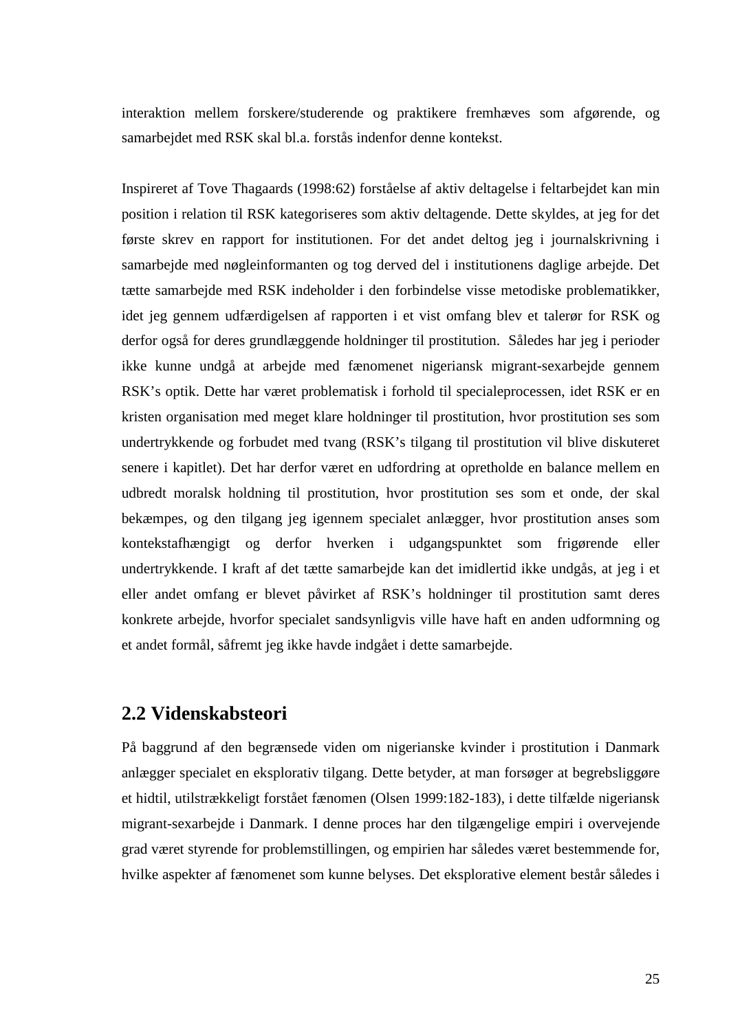interaktion mellem forskere/studerende og praktikere fremhæves som afgørende, og samarbejdet med RSK skal bl.a. forstås indenfor denne kontekst.

Inspireret af Tove Thagaards (1998:62) forståelse af aktiv deltagelse i feltarbejdet kan min position i relation til RSK kategoriseres som aktiv deltagende. Dette skyldes, at jeg for det første skrev en rapport for institutionen. For det andet deltog jeg i journalskrivning i samarbejde med nøgleinformanten og tog derved del i institutionens daglige arbejde. Det tætte samarbejde med RSK indeholder i den forbindelse visse metodiske problematikker, idet jeg gennem udfærdigelsen af rapporten i et vist omfang blev et talerør for RSK og derfor også for deres grundlæggende holdninger til prostitution. Således har jeg i perioder ikke kunne undgå at arbejde med fænomenet nigeriansk migrant-sexarbejde gennem RSK's optik. Dette har været problematisk i forhold til specialeprocessen, idet RSK er en kristen organisation med meget klare holdninger til prostitution, hvor prostitution ses som undertrykkende og forbudet med tvang (RSK's tilgang til prostitution vil blive diskuteret senere i kapitlet). Det har derfor været en udfordring at opretholde en balance mellem en udbredt moralsk holdning til prostitution, hvor prostitution ses som et onde, der skal bekæmpes, og den tilgang jeg igennem specialet anlægger, hvor prostitution anses som kontekstafhængigt og derfor hverken i udgangspunktet som frigørende eller undertrykkende. I kraft af det tætte samarbejde kan det imidlertid ikke undgås, at jeg i et eller andet omfang er blevet påvirket af RSK's holdninger til prostitution samt deres konkrete arbejde, hvorfor specialet sandsynligvis ville have haft en anden udformning og et andet formål, såfremt jeg ikke havde indgået i dette samarbejde.

## 2.2 Videnskabsteori

På baggrund af den begrænsede viden om nigerianske kvinder i prostitution i Danmark anlægger specialet en eksplorativ tilgang. Dette betyder, at man forsøger at begrebsliggøre et hidtil, utilstrækkeligt forstået fænomen (Olsen 1999:182-183), i dette tilfælde nigeriansk migrant-sexarbejde i Danmark. I denne proces har den tilgængelige empiri i overvejende grad været styrende for problemstillingen, og empirien har således været bestemmende for, hvilke aspekter af fænomenet som kunne belyses. Det eksplorative element består således i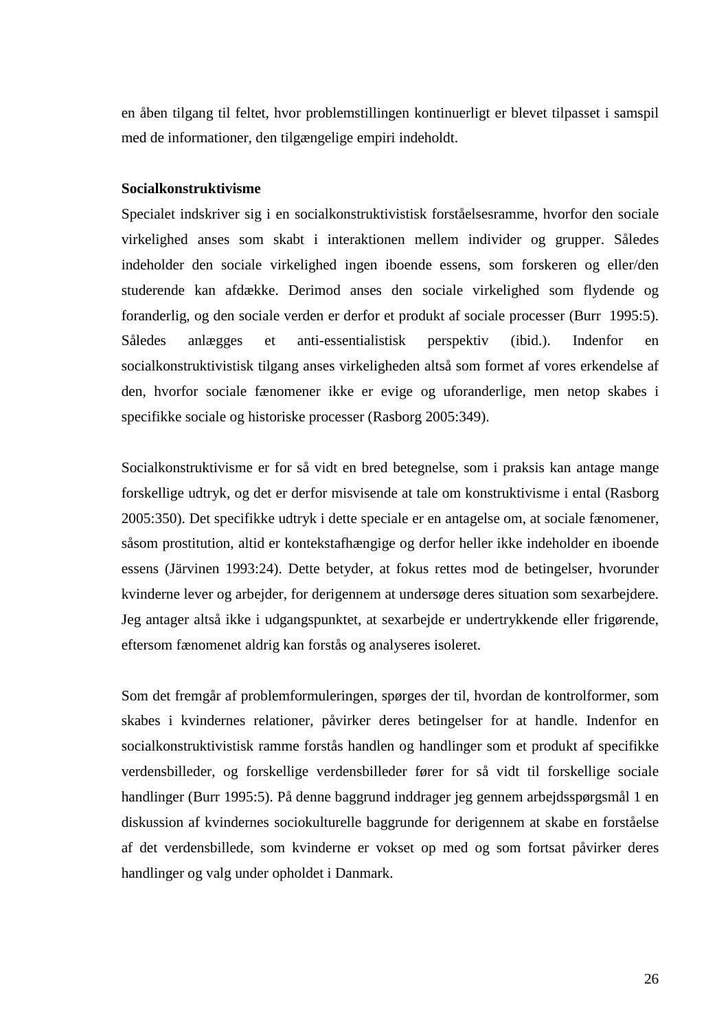en åben tilgang til feltet, hvor problemstillingen kontinuerligt er blevet tilpasset i samspil med de informationer, den tilgængelige empiri indeholdt.

**Socialkonstruktivisme**

Specialet indskriver sig i en socialkonstruktivistisk forståelsesramme, hvorfor den sociale virkelighed anses som skabt i interaktionen mellem individer og grupper. Således indeholder den sociale virkelighed ingen iboende essens, som forskeren og eller/den studerende kan afdække. Derimod anses den sociale virkelighed som flydende og foranderlig, og den sociale verden er derfor et produkt af sociale processer (Burr 1995:5). Således anlægges et anti-essentialistisk perspektiv (ibid.). Indenfor en socialkonstruktivistisk tilgang anses virkeligheden altså som formet af vores erkendelse af den, hvorfor sociale fænomener ikke er evige og uforanderlige, men netop skabes i specifikke sociale og historiske processer (Rasborg 2005:349).

Socialkonstruktivisme er for så vidt en bred betegnelse, som i praksis kan antage mange forskellige udtryk, og det er derfor misvisende at tale om konstruktivisme i ental (Rasborg 2005:350). Det specifikke udtryk i dette speciale er en antagelse om, at sociale fænomener, såsom prostitution, altid er kontekstafhængige og derfor heller ikke indeholder en iboende essens (Järvinen 1993:24). Dette betyder, at fokus rettes mod de betingelser, hvorunder kvinderne lever og arbejder, for derigennem at undersøge deres situation som sexarbejdere. Jeg antager altså ikke i udgangspunktet, at sexarbejde er undertrykkende eller frigørende, eftersom fænomenet aldrig kan forstås og analyseres isoleret.

Som det fremgår af problemformuleringen, spørges der til, hvordan de kontrolformer, som skabes i kvindernes relationer, påvirker deres betingelser for at handle. Indenfor en socialkonstruktivistisk ramme forstås handlen og handlinger som et produkt af specifikke verdensbilleder, og forskellige verdensbilleder fører for så vidt til forskellige sociale handlinger (Burr 1995:5). På denne baggrund inddrager jeg gennem arbejdsspørgsmål 1 en diskussion af kvindernes sociokulturelle baggrunde for derigennem at skabe en forståelse af det verdensbillede, som kvinderne er vokset op med og som fortsat påvirker deres handlinger og valg under opholdet i Danmark.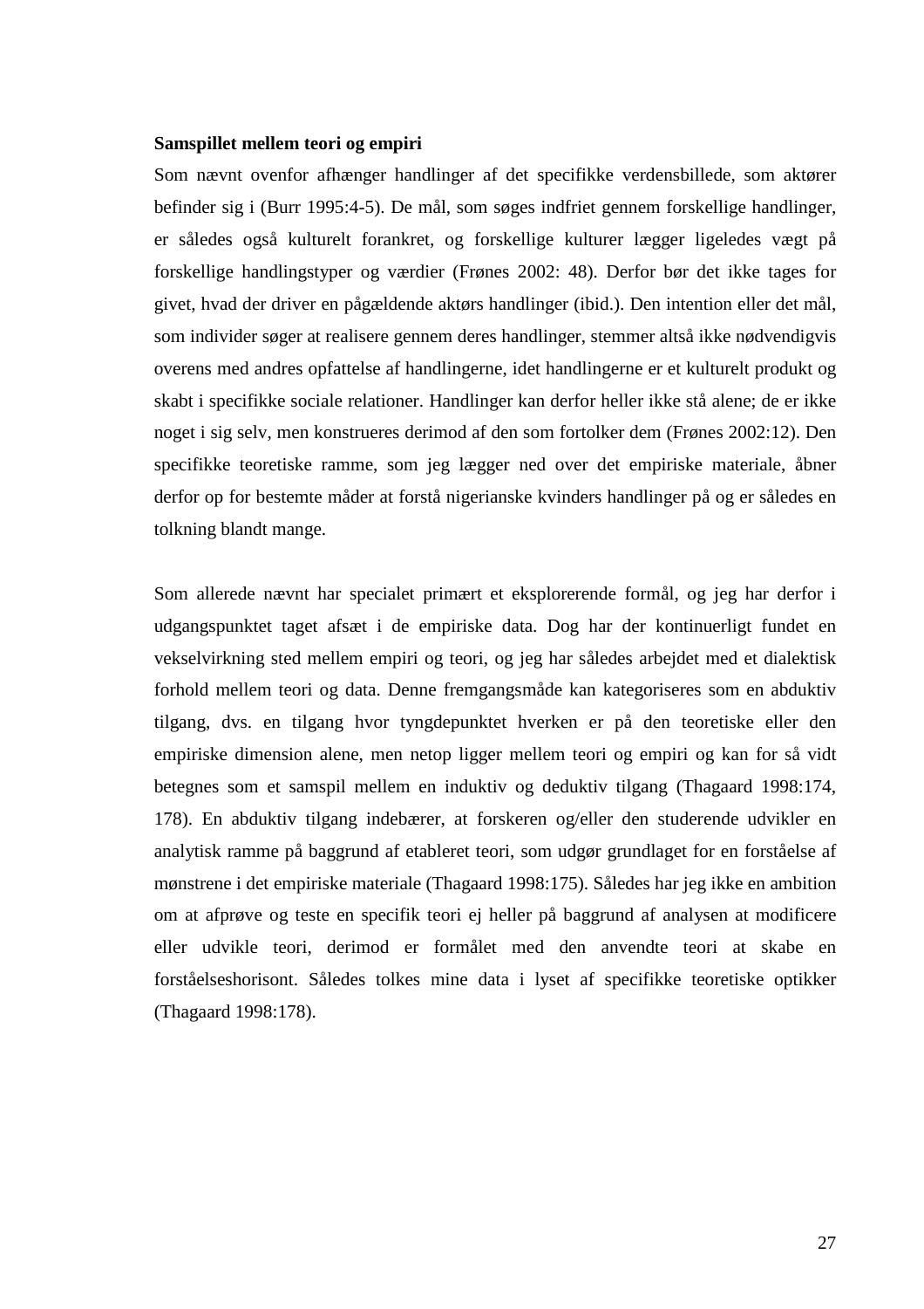**Samspillet mellem teori og empiri**

Som nævnt ovenfor afhænger handlinger af det specifikke verdensbillede, som aktører befinder sig i (Burr 1995:4-5). De mål, som søges indfriet gennem forskellige handlinger, er således også kulturelt forankret, og forskellige kulturer lægger ligeledes vægt på forskellige handlingstyper og værdier (Frønes 2002: 48). Derfor bør det ikke tages for givet, hvad der driver en pågældende aktørs handlinger (ibid.). Den intention eller det mål, som individer søger at realisere gennem deres handlinger, stemmer altså ikke nødvendigvis overens med andres opfattelse af handlingerne, idet handlingerne er et kulturelt produkt og skabt i specifikke sociale relationer. Handlinger kan derfor heller ikke stå alene; de er ikke noget i sig selv, men konstrueres derimod af den som fortolker dem (Frønes 2002:12). Den specifikke teoretiske ramme, som jeg lægger ned over det empiriske materiale, åbner derfor op for bestemte måder at forstå nigerianske kvinders handlinger på og er således en tolkning blandt mange.

Som allerede nævnt har specialet primært et eksplorerende formål, og jeg har derfor i udgangspunktet taget afsæt i de empiriske data. Dog har der kontinuerligt fundet en vekselvirkning sted mellem empiri og teori, og jeg har således arbejdet med et dialektisk forhold mellem teori og data. Denne fremgangsmåde kan kategoriseres som en abduktiv tilgang, dvs. en tilgang hvor tyngdepunktet hverken er på den teoretiske eller den empiriske dimension alene, men netop ligger mellem teori og empiri og kan for så vidt betegnes som et samspil mellem en induktiv og deduktiv tilgang (Thagaard 1998:174, 178). En abduktiv tilgang indebærer, at forskeren og/eller den studerende udvikler en analytisk ramme på baggrund af etableret teori, som udgør grundlaget for en forståelse af mønstrene i det empiriske materiale (Thagaard 1998:175). Således har jeg ikke en ambition om at afprøve og teste en specifik teori ej heller på baggrund af analysen at modificere eller udvikle teori, derimod er formålet med den anvendte teori at skabe en forståelseshorisont. Således tolkes mine data i lyset af specifikke teoretiske optikker (Thagaard 1998:178).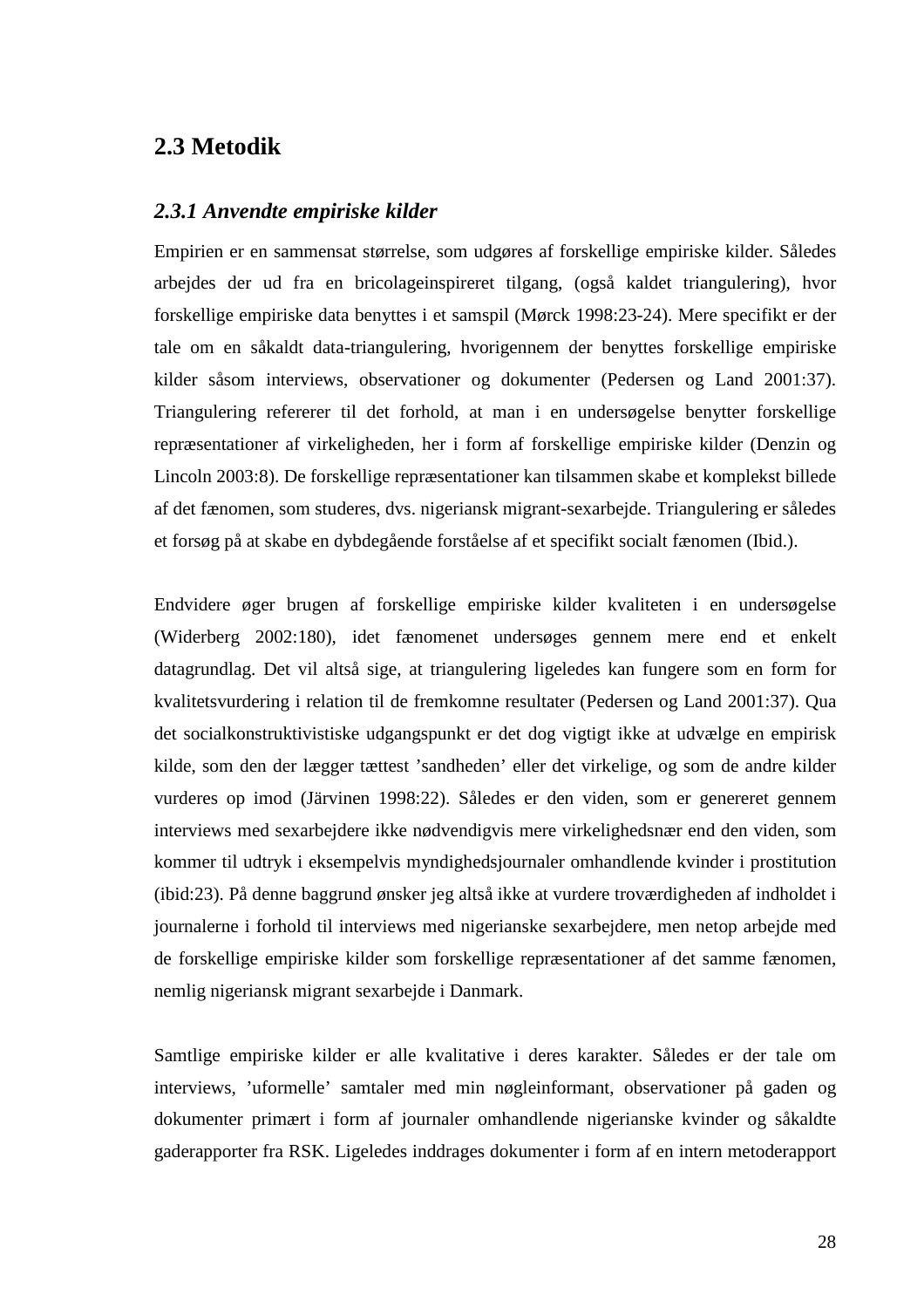## 2.3 Metodik

### *2.3.1 Anvendte empiriske kilder*

Empirien er en sammensat størrelse, som udgøres af forskellige empiriske kilder. Således arbejdes der ud fra en bricolageinspireret tilgang, (også kaldet triangulering), hvor forskellige empiriske data benyttes i et samspil (Mørck 1998:23-24). Mere specifikt er der tale om en såkaldt data-triangulering, hvorigennem der benyttes forskellige empiriske kilder såsom interviews, observationer og dokumenter (Pedersen og Land 2001:37). Triangulering refererer til det forhold, at man i en undersøgelse benytter forskellige repræsentationer af virkeligheden, her i form af forskellige empiriske kilder (Denzin og Lincoln 2003:8). De forskellige repræsentationer kan tilsammen skabe et komplekst billede af det fænomen, som studeres, dvs. nigeriansk migrant-sexarbejde. Triangulering er således et forsøg på at skabe en dybdegående forståelse af et specifikt socialt fænomen (Ibid.).

Endvidere øger brugen af forskellige empiriske kilder kvaliteten i en undersøgelse (Widerberg 2002:180), idet fænomenet undersøges gennem mere end et enkelt datagrundlag. Det vil altså sige, at triangulering ligeledes kan fungere som en form for kvalitetsvurdering i relation til de fremkomne resultater (Pedersen og Land 2001:37). Qua det socialkonstruktivistiske udgangspunkt er det dog vigtigt ikke at udvælge en empirisk kilde, som den der lægger tættest 'sandheden' eller det virkelige, og som de andre kilder vurderes op imod (Järvinen 1998:22). Således er den viden, som er genereret gennem interviews med sexarbejdere ikke nødvendigvis mere virkelighedsnær end den viden, som kommer til udtryk i eksempelvis myndighedsjournaler omhandlende kvinder i prostitution (ibid:23). På denne baggrund ønsker jeg altså ikke at vurdere troværdigheden af indholdet i journalerne i forhold til interviews med nigerianske sexarbejdere, men netop arbejde med de forskellige empiriske kilder som forskellige repræsentationer af det samme fænomen, nemlig nigeriansk migrant sexarbejde i Danmark.

Samtlige empiriske kilder er alle kvalitative i deres karakter. Således er der tale om interviews, 'uformelle' samtaler med min nøgleinformant, observationer på gaden og dokumenter primært i form af journaler omhandlende nigerianske kvinder og såkaldte gaderapporter fra RSK. Ligeledes inddrages dokumenter i form af en intern metoderapport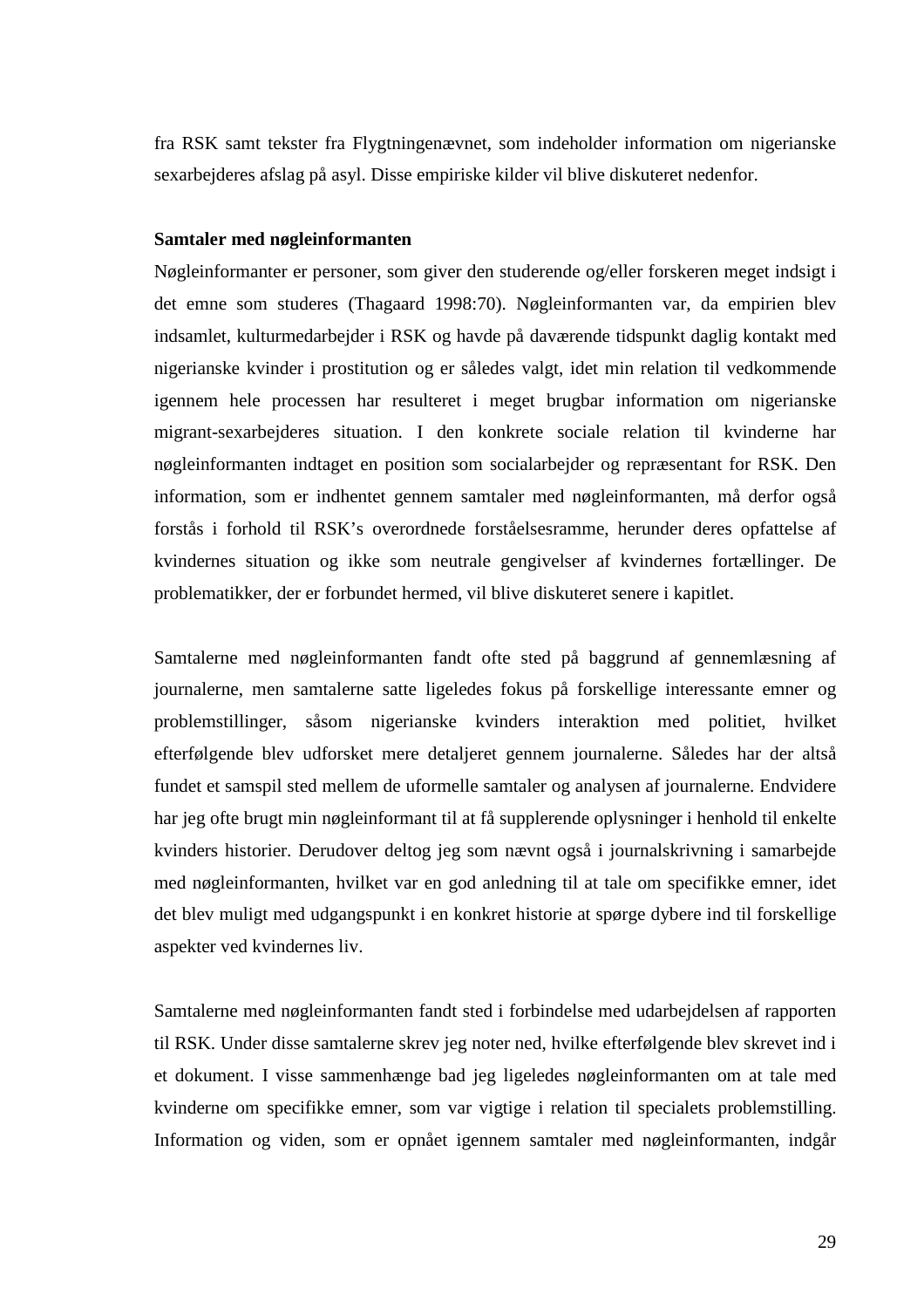fra RSK samt tekster fra Flygtningenævnet, som indeholder information om nigerianske sexarbejderes afslag på asyl. Disse empiriske kilder vil blive diskuteret nedenfor.

**Samtaler med nøgleinformanten**

Nøgleinformanter er personer, som giver den studerende og/eller forskeren meget indsigt i det emne som studeres (Thagaard 1998:70). Nøgleinformanten var, da empirien blev indsamlet, kulturmedarbejder i RSK og havde på daværende tidspunkt daglig kontakt med nigerianske kvinder i prostitution og er således valgt, idet min relation til vedkommende igennem hele processen har resulteret i meget brugbar information om nigerianske migrant-sexarbejderes situation. I den konkrete sociale relation til kvinderne har nøgleinformanten indtaget en position som socialarbejder og repræsentant for RSK. Den information, som er indhentet gennem samtaler med nøgleinformanten, må derfor også forstås i forhold til RSK's overordnede forståelsesramme, herunder deres opfattelse af kvindernes situation og ikke som neutrale gengivelser af kvindernes fortællinger. De problematikker, der er forbundet hermed, vil blive diskuteret senere i kapitlet.

Samtalerne med nøgleinformanten fandt ofte sted på baggrund af gennemlæsning af journalerne, men samtalerne satte ligeledes fokus på forskellige interessante emner og problemstillinger, såsom nigerianske kvinders interaktion med politiet, hvilket efterfølgende blev udforsket mere detaljeret gennem journalerne. Således har der altså fundet et samspil sted mellem de uformelle samtaler og analysen af journalerne. Endvidere har jeg ofte brugt min nøgleinformant til at få supplerende oplysninger i henhold til enkelte kvinders historier. Derudover deltog jeg som nævnt også i journalskrivning i samarbejde med nøgleinformanten, hvilket var en god anledning til at tale om specifikke emner, idet det blev muligt med udgangspunkt i en konkret historie at spørge dybere ind til forskellige aspekter ved kvindernes liv.

Samtalerne med nøgleinformanten fandt sted i forbindelse med udarbejdelsen af rapporten til RSK. Under disse samtalerne skrev jeg noter ned, hvilke efterfølgende blev skrevet ind i et dokument. I visse sammenhænge bad jeg ligeledes nøgleinformanten om at tale med kvinderne om specifikke emner, som var vigtige i relation til specialets problemstilling. Information og viden, som er opnået igennem samtaler med nøgleinformanten, indgår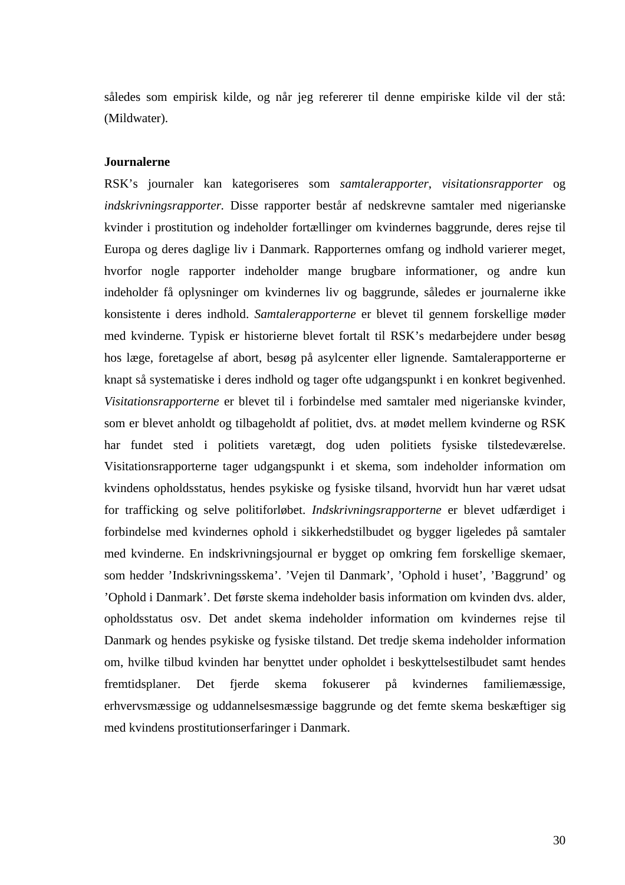således som empirisk kilde, og når jeg refererer til denne empiriske kilde vil der stå: (Mildwater).

**Journalerne**

RSK's journaler kan kategoriseres som *samtalerapporter*, *visitationsrapporter* og *indskrivningsrapporter.* Disse rapporter består af nedskrevne samtaler med nigerianske kvinder i prostitution og indeholder fortællinger om kvindernes baggrunde, deres rejse til Europa og deres daglige liv i Danmark. Rapporternes omfang og indhold varierer meget, hvorfor nogle rapporter indeholder mange brugbare informationer, og andre kun indeholder få oplysninger om kvindernes liv og baggrunde, således er journalerne ikke konsistente i deres indhold. *Samtalerapporterne* er blevet til gennem forskellige møder med kvinderne. Typisk er historierne blevet fortalt til RSK's medarbejdere under besøg hos læge, foretagelse af abort, besøg på asylcenter eller lignende. Samtalerapporterne er knapt så systematiske i deres indhold og tager ofte udgangspunkt i en konkret begivenhed. *Visitationsrapporterne* er blevet til i forbindelse med samtaler med nigerianske kvinder, som er blevet anholdt og tilbageholdt af politiet, dvs. at mødet mellem kvinderne og RSK har fundet sted i politiets varetægt, dog uden politiets fysiske tilstedeværelse. Visitationsrapporterne tager udgangspunkt i et skema, som indeholder information om kvindens opholdsstatus, hendes psykiske og fysiske tilsand, hvorvidt hun har været udsat for trafficking og selve politiforløbet. *Indskrivningsrapporterne* er blevet udfærdiget i forbindelse med kvindernes ophold i sikkerhedstilbudet og bygger ligeledes på samtaler med kvinderne. En indskrivningsjournal er bygget op omkring fem forskellige skemaer, som hedder 'Indskrivningsskema'. 'Vejen til Danmark', 'Ophold i huset', 'Baggrund' og 'Ophold i Danmark'. Det første skema indeholder basis information om kvinden dvs. alder, opholdsstatus osv. Det andet skema indeholder information om kvindernes rejse til Danmark og hendes psykiske og fysiske tilstand. Det tredje skema indeholder information om, hvilke tilbud kvinden har benyttet under opholdet i beskyttelsestilbudet samt hendes fremtidsplaner. Det fjerde skema fokuserer på kvindernes familiemæssige, erhvervsmæssige og uddannelsesmæssige baggrunde og det femte skema beskæftiger sig med kvindens prostitutionserfaringer i Danmark.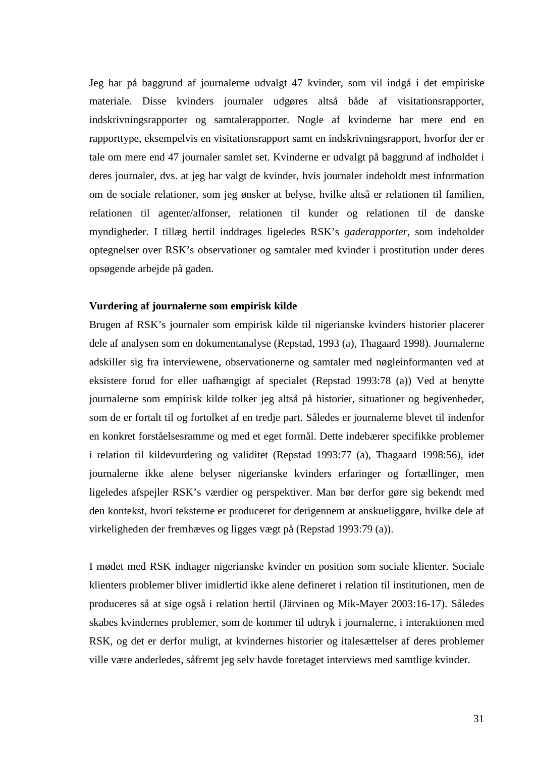Jeg har på baggrund af journalerne udvalgt 47 kvinder, som vil indgå i det empiriske materiale. Disse kvinders journaler udgøres altså både af visitationsrapporter, indskrivningsrapporter og samtalerapporter. Nogle af kvinderne har mere end en rapporttype, eksempelvis en visitationsrapport samt en indskrivningsrapport, hvorfor der er tale om mere end 47 journaler samlet set. Kvinderne er udvalgt på baggrund af indholdet i deres journaler, dvs. at jeg har valgt de kvinder, hvis journaler indeholdt mest information om de sociale relationer, som jeg ønsker at belyse, hvilke altså er relationen til familien, relationen til agenter/alfonser, relationen til kunder og relationen til de danske myndigheder. I tillæg hertil inddrages ligeledes RSK's *gaderapporter*, som indeholder optegnelser over RSK's observationer og samtaler med kvinder i prostitution under deres opsøgende arbejde på gaden.

**Vurdering af journalerne som empirisk kilde**

Brugen af RSK's journaler som empirisk kilde til nigerianske kvinders historier placerer dele af analysen som en dokumentanalyse (Repstad, 1993 (a), Thagaard 1998). Journalerne adskiller sig fra interviewene, observationerne og samtaler med nøgleinformanten ved at eksistere forud for eller uafhængigt af specialet (Repstad 1993:78 (a)) Ved at benytte journalerne som empirisk kilde tolker jeg altså på historier, situationer og begivenheder, som de er fortalt til og fortolket af en tredje part. Således er journalerne blevet til indenfor en konkret forståelsesramme og med et eget formål. Dette indebærer specifikke problemer i relation til kildevurdering og validitet (Repstad 1993:77 (a), Thagaard 1998:56), idet journalerne ikke alene belyser nigerianske kvinders erfaringer og fortællinger, men ligeledes afspejler RSK's værdier og perspektiver. Man bør derfor gøre sig bekendt med den kontekst, hvori teksterne er produceret for derigennem at anskueliggøre, hvilke dele af virkeligheden der fremhæves og ligges vægt på (Repstad 1993:79 (a)).

I mødet med RSK indtager nigerianske kvinder en position som sociale klienter. Sociale klienters problemer bliver imidlertid ikke alene defineret i relation til institutionen, men de produceres så at sige også i relation hertil (Järvinen og Mik-Mayer 2003:16-17). Således skabes kvindernes problemer, som de kommer til udtryk i journalerne, i interaktionen med RSK, og det er derfor muligt, at kvindernes historier og italesættelser af deres problemer ville være anderledes, såfremt jeg selv havde foretaget interviews med samtlige kvinder.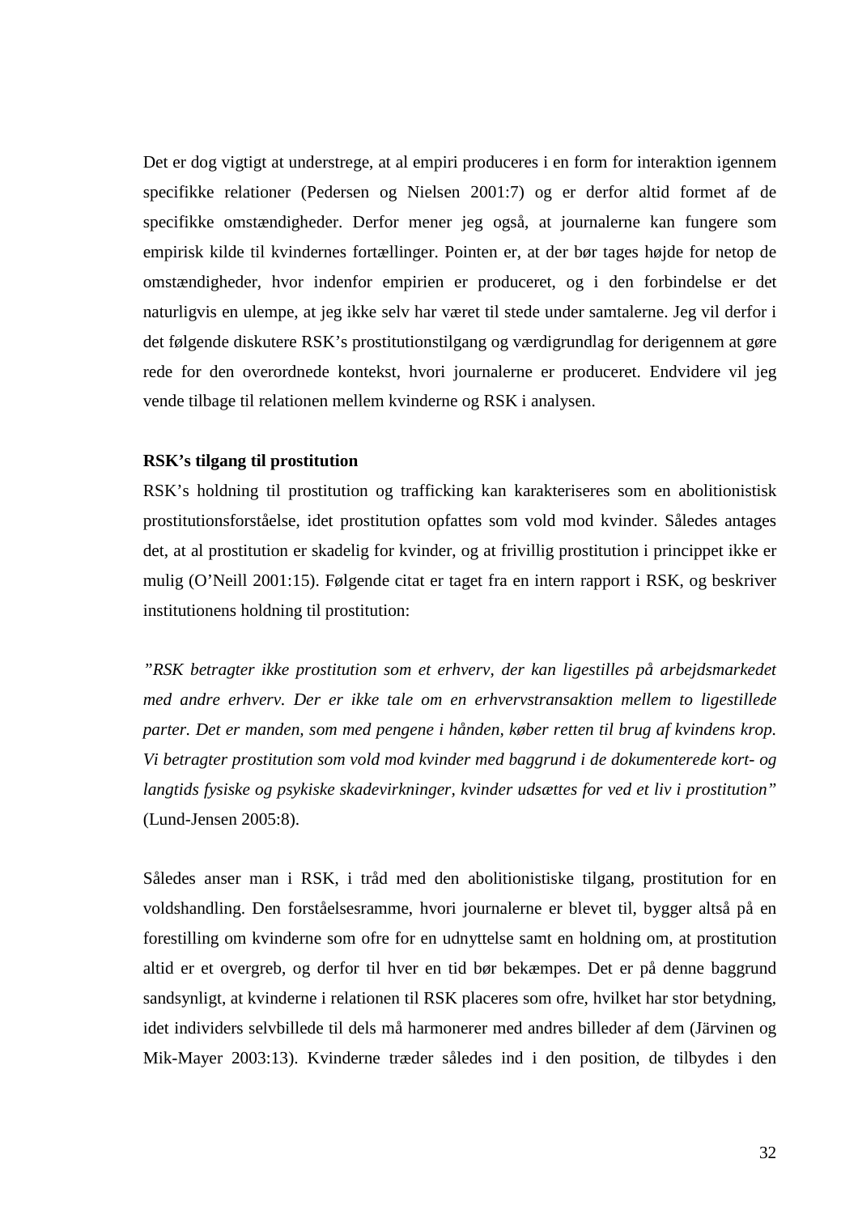Det er dog vigtigt at understrege, at al empiri produceres i en form for interaktion igennem specifikke relationer (Pedersen og Nielsen 2001:7) og er derfor altid formet af de specifikke omstændigheder. Derfor mener jeg også, at journalerne kan fungere som empirisk kilde til kvindernes fortællinger. Pointen er, at der bør tages højde for netop de omstændigheder, hvor indenfor empirien er produceret, og i den forbindelse er det naturligvis en ulempe, at jeg ikke selv har været til stede under samtalerne. Jeg vil derfor i det følgende diskutere RSK's prostitutionstilgang og værdigrundlag for derigennem at gøre rede for den overordnede kontekst, hvori journalerne er produceret. Endvidere vil jeg vende tilbage til relationen mellem kvinderne og RSK i analysen.

**RSK's tilgang til prostitution**

RSK's holdning til prostitution og trafficking kan karakteriseres som en abolitionistisk prostitutionsforståelse, idet prostitution opfattes som vold mod kvinder. Således antages det, at al prostitution er skadelig for kvinder, og at frivillig prostitution i princippet ikke er mulig (O'Neill 2001:15). Følgende citat er taget fra en intern rapport i RSK, og beskriver institutionens holdning til prostitution:

*"RSK betragter ikke prostitution som et erhverv, der kan ligestilles på arbejdsmarkedet med andre erhverv. Der er ikke tale om en erhvervstransaktion mellem to ligestillede parter. Det er manden, som med pengene i hånden, køber retten til brug af kvindens krop. Vi betragter prostitution som vold mod kvinder med baggrund i de dokumenterede kort- og langtids fysiske og psykiske skadevirkninger, kvinder udsættes for ved et liv i prostitution"* (Lund-Jensen 2005:8).

Således anser man i RSK, i tråd med den abolitionistiske tilgang, prostitution for en voldshandling. Den forståelsesramme, hvori journalerne er blevet til, bygger altså på en forestilling om kvinderne som ofre for en udnyttelse samt en holdning om, at prostitution altid er et overgreb, og derfor til hver en tid bør bekæmpes. Det er på denne baggrund sandsynligt, at kvinderne i relationen til RSK placeres som ofre, hvilket har stor betydning, idet individers selvbillede til dels må harmonerer med andres billeder af dem (Järvinen og Mik-Mayer 2003:13). Kvinderne træder således ind i den position, de tilbydes i den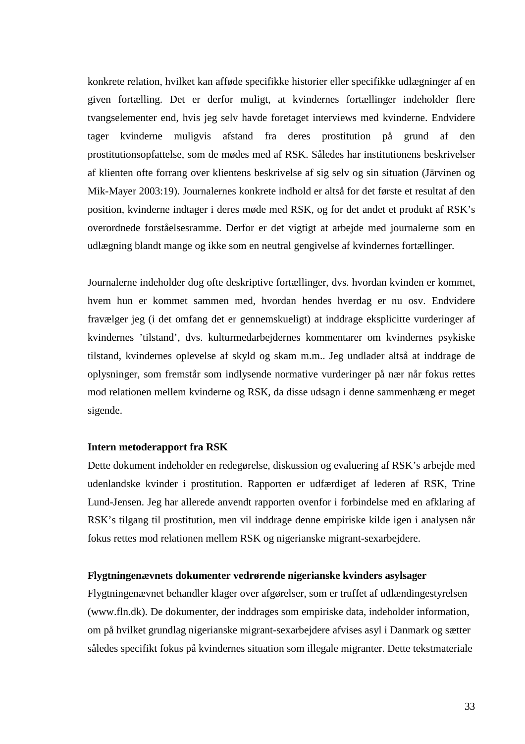konkrete relation, hvilket kan afføde specifikke historier eller specifikke udlægninger af en given fortælling. Det er derfor muligt, at kvindernes fortællinger indeholder flere tvangselementer end, hvis jeg selv havde foretaget interviews med kvinderne. Endvidere tager kvinderne muligvis afstand fra deres prostitution på grund af den prostitutionsopfattelse, som de mødes med af RSK. Således har institutionens beskrivelser af klienten ofte forrang over klientens beskrivelse af sig selv og sin situation (Järvinen og Mik-Mayer 2003:19). Journalernes konkrete indhold er altså for det første et resultat af den position, kvinderne indtager i deres møde med RSK, og for det andet et produkt af RSK's overordnede forståelsesramme. Derfor er det vigtigt at arbejde med journalerne som en udlægning blandt mange og ikke som en neutral gengivelse af kvindernes fortællinger.

Journalerne indeholder dog ofte deskriptive fortællinger, dvs. hvordan kvinden er kommet, hvem hun er kommet sammen med, hvordan hendes hverdag er nu osv. Endvidere fravælger jeg (i det omfang det er gennemskueligt) at inddrage eksplicitte vurderinger af kvindernes 'tilstand', dvs. kulturmedarbejdernes kommentarer om kvindernes psykiske tilstand, kvindernes oplevelse af skyld og skam m.m.. Jeg undlader altså at inddrage de oplysninger, som fremstår som indlysende normative vurderinger på nær når fokus rettes mod relationen mellem kvinderne og RSK, da disse udsagn i denne sammenhæng er meget sigende.

**Intern metoderapport fra RSK**

Dette dokument indeholder en redegørelse, diskussion og evaluering af RSK's arbejde med udenlandske kvinder i prostitution. Rapporten er udfærdiget af lederen af RSK, Trine Lund-Jensen. Jeg har allerede anvendt rapporten ovenfor i forbindelse med en afklaring af RSK's tilgang til prostitution, men vil inddrage denne empiriske kilde igen i analysen når fokus rettes mod relationen mellem RSK og nigerianske migrant-sexarbejdere.

**Flygtningenævnets dokumenter vedrørende nigerianske kvinders asylsager**

Flygtningenævnet behandler klager over afgørelser, som er truffet af udlændingestyrelsen (www.fln.dk). De dokumenter, der inddrages som empiriske data, indeholder information, om på hvilket grundlag nigerianske migrant-sexarbejdere afvises asyl i Danmark og sætter således specifikt fokus på kvindernes situation som illegale migranter. Dette tekstmateriale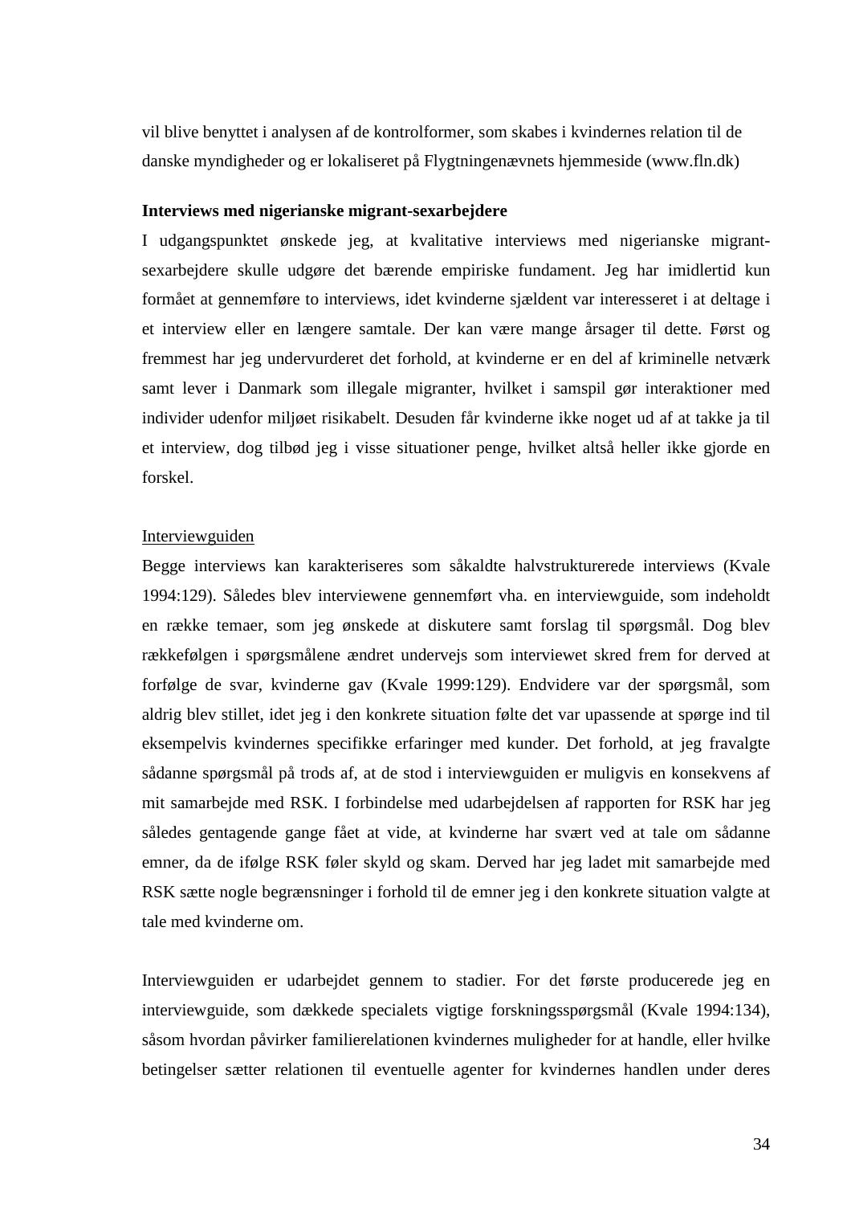vil blive benyttet i analysen af de kontrolformer, som skabes i kvindernes relation til de danske myndigheder og er lokaliseret på Flygtningenævnets hjemmeside (www.fln.dk)

**Interviews med nigerianske migrant-sexarbejdere**

I udgangspunktet ønskede jeg, at kvalitative interviews med nigerianske migrant-sexarbejdere skulle udgøre det bærende empiriske fundament. Jeg har imidlertid kun formået at gennemføre to interviews, idet kvinderne sjældent var interesseret i at deltage i et interview eller en længere samtale. Der kan være mange årsager til dette. Først og fremmest har jeg undervurderet det forhold, at kvinderne er en del af kriminelle netværk samt lever i Danmark som illegale migranter, hvilket i samspil gør interaktioner med individer udenfor miljøet risikabelt. Desuden får kvinderne ikke noget ud af at takke ja til et interview, dog tilbød jeg i visse situationer penge, hvilket altså heller ikke gjorde en forskel.

<u>Interviewguiden</u>

Begge interviews kan karakteriseres som såkaldte halvstrukturerede interviews (Kvale 1994:129). Således blev interviewene gennemført vha. en interviewguide, som indeholdt en række temaer, som jeg ønskede at diskutere samt forslag til spørgsmål. Dog blev rækkefølgen i spørgsmålene ændret undervejs som interviewet skred frem for derved at forfølge de svar, kvinderne gav (Kvale 1999:129). Endvidere var der spørgsmål, som aldrig blev stillet, idet jeg i den konkrete situation følte det var upassende at spørge ind til eksempelvis kvindernes specifikke erfaringer med kunder. Det forhold, at jeg fravalgte sådanne spørgsmål på trods af, at de stod i interviewguiden er muligvis en konsekvens af mit samarbejde med RSK. I forbindelse med udarbejdelsen af rapporten for RSK har jeg således gentagende gange fået at vide, at kvinderne har svært ved at tale om sådanne emner, da de ifølge RSK føler skyld og skam. Derved har jeg ladet mit samarbejde med RSK sætte nogle begrænsninger i forhold til de emner jeg i den konkrete situation valgte at tale med kvinderne om.

Interviewguiden er udarbejdet gennem to stadier. For det første producerede jeg en interviewguide, som dækkede specialets vigtige forskningsspørgsmål (Kvale 1994:134), såsom hvordan påvirker familierelationen kvindernes muligheder for at handle, eller hvilke betingelser sætter relationen til eventuelle agenter for kvindernes handlen under deres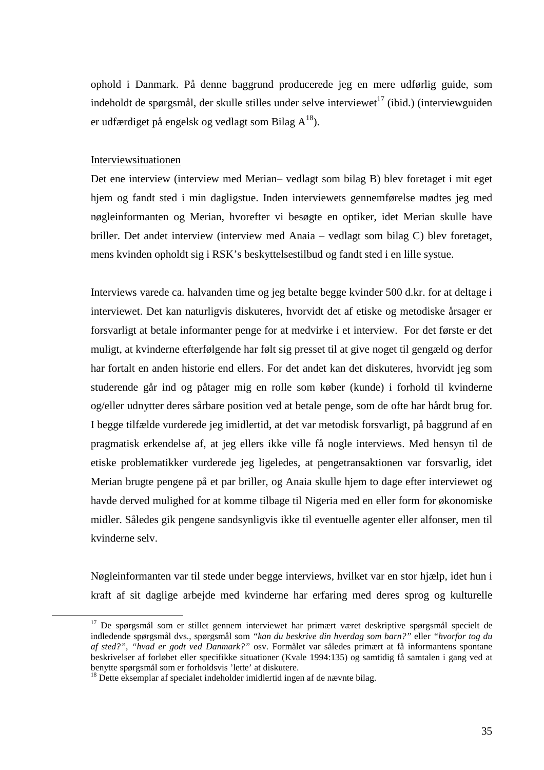ophold i Danmark. På denne baggrund producerede jeg en mere udførlig guide, som indeholdt de spørgsmål, der skulle stilles under selve interviewet[17] (ibid.) (interviewguiden er udfærdiget på engelsk og vedlagt som Bilag A[18]).

Interviewsituationen

Det ene interview (interview med Merian– vedlagt som bilag B) blev foretaget i mit eget hjem og fandt sted i min dagligstue. Inden interviewets gennemførelse mødtes jeg med nøgleinformanten og Merian, hvorefter vi besøgte en optiker, idet Merian skulle have briller. Det andet interview (interview med Anaia – vedlagt som bilag C) blev foretaget, mens kvinden opholdt sig i RSK's beskyttelsestilbud og fandt sted i en lille systue.

Interviews varede ca. halvanden time og jeg betalte begge kvinder 500 d.kr. for at deltage i interviewet. Det kan naturligvis diskuteres, hvorvidt det af etiske og metodiske årsager er forsvarligt at betale informanter penge for at medvirke i et interview. For det første er det muligt, at kvinderne efterfølgende har følt sig presset til at give noget til gengæld og derfor har fortalt en anden historie end ellers. For det andet kan det diskuteres, hvorvidt jeg som studerende går ind og påtager mig en rolle som køber (kunde) i forhold til kvinderne og/eller udnytter deres sårbare position ved at betale penge, som de ofte har hårdt brug for. I begge tilfælde vurderede jeg imidlertid, at det var metodisk forsvarligt, på baggrund af en pragmatisk erkendelse af, at jeg ellers ikke ville få nogle interviews. Med hensyn til de etiske problematikker vurderede jeg ligeledes, at pengetransaktionen var forsvarlig, idet Merian brugte pengene på et par briller, og Anaia skulle hjem to dage efter interviewet og havde derved mulighed for at komme tilbage til Nigeria med en eller form for økonomiske midler. Således gik pengene sandsynligvis ikke til eventuelle agenter eller alfonser, men til kvinderne selv.

Nøgleinformanten var til stede under begge interviews, hvilket var en stor hjælp, idet hun i kraft af sit daglige arbejde med kvinderne har erfaring med deres sprog og kulturelle

---

[17] De spørgsmål som er stillet gennem interviewet har primært været deskriptive spørgsmål specielt de indledende spørgsmål dvs., spørgsmål som *"kan du beskrive din hverdag som barn?"* eller *"hvorfor tog du af sted?"*, *"hvad er godt ved Danmark?"* osv. Formålet var således primært at få informantens spontane beskrivelser af forløbet eller specifikke situationer (Kvale 1994:135) og samtidig få samtalen i gang ved at benytte spørgsmål som er forholdsvis 'lette' at diskutere.

[18] Dette eksemplar af specialet indeholder imidlertid ingen af de nævnte bilag.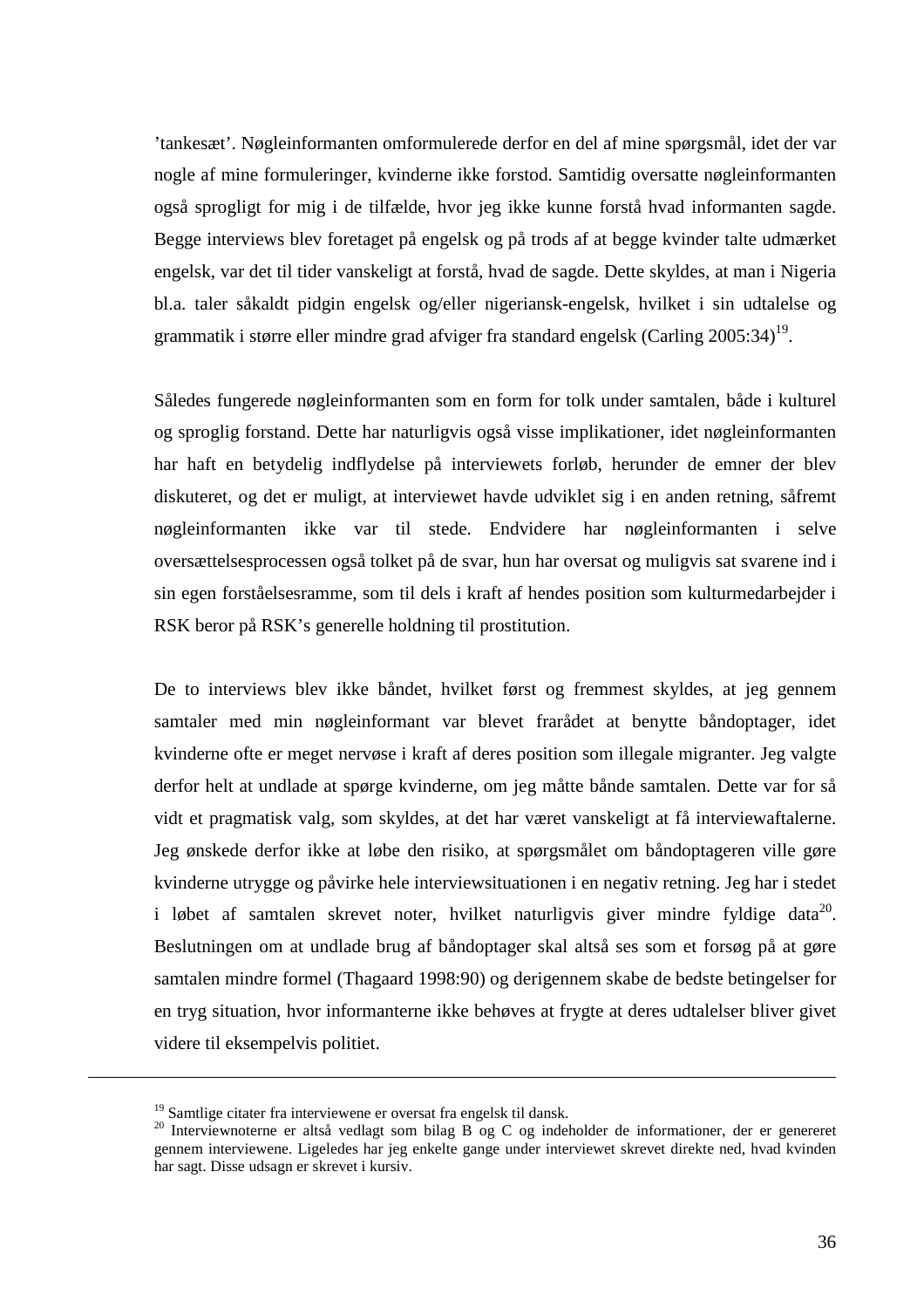’tankesæt’. Nøgleinformanten omformulerede derfor en del af mine spørgsmål, idet der var nogle af mine formuleringer, kvinderne ikke forstod. Samtidig oversatte nøgleinformanten også sprogligt for mig i de tilfælde, hvor jeg ikke kunne forstå hvad informanten sagde. Begge interviews blev foretaget på engelsk og på trods af at begge kvinder talte udmærket engelsk, var det til tider vanskeligt at forstå, hvad de sagde. Dette skyldes, at man i Nigeria bl.a. taler såkaldt pidgin engelsk og/eller nigeriansk-engelsk, hvilket i sin udtalelse og grammatik i større eller mindre grad afviger fra standard engelsk (Carling 2005:34)[19].

Således fungerede nøgleinformanten som en form for tolk under samtalen, både i kulturel og sproglig forstand. Dette har naturligvis også visse implikationer, idet nøgleinformanten har haft en betydelig indflydelse på interviewets forløb, herunder de emner der blev diskuteret, og det er muligt, at interviewet havde udviklet sig i en anden retning, såfremt nøgleinformanten ikke var til stede. Endvidere har nøgleinformanten i selve oversættelsesprocessen også tolket på de svar, hun har oversat og muligvis sat svarene ind i sin egen forståelsesramme, som til dels i kraft af hendes position som kulturmedarbejder i RSK beror på RSK’s generelle holdning til prostitution.

De to interviews blev ikke båndet, hvilket først og fremmest skyldes, at jeg gennem samtaler med min nøgleinformant var blevet frarådet at benytte båndoptager, idet kvinderne ofte er meget nervøse i kraft af deres position som illegale migranter. Jeg valgte derfor helt at undlade at spørge kvinderne, om jeg måtte bånde samtalen. Dette var for så vidt et pragmatisk valg, som skyldes, at det har været vanskeligt at få interviewaftalerne. Jeg ønskede derfor ikke at løbe den risiko, at spørgsmålet om båndoptageren ville gøre kvinderne utrygge og påvirke hele interviewsituationen i en negativ retning. Jeg har i stedet i løbet af samtalen skrevet noter, hvilket naturligvis giver mindre fyldige data[20]. Beslutningen om at undlade brug af båndoptager skal altså ses som et forsøg på at gøre samtalen mindre formel (Thagaard 1998:90) og derigennem skabe de bedste betingelser for en tryg situation, hvor informanterne ikke behøves at frygte at deres udtalelser bliver givet videre til eksempelvis politiet.

---

[19] Samtlige citater fra interviewene er oversat fra engelsk til dansk.

[20] Interviewnoterne er altså vedlagt som bilag B og C og indeholder de informationer, der er genereret gennem interviewene. Ligeledes har jeg enkelte gange under interviewet skrevet direkte ned, hvad kvinden har sagt. Disse udsagn er skrevet i kursiv.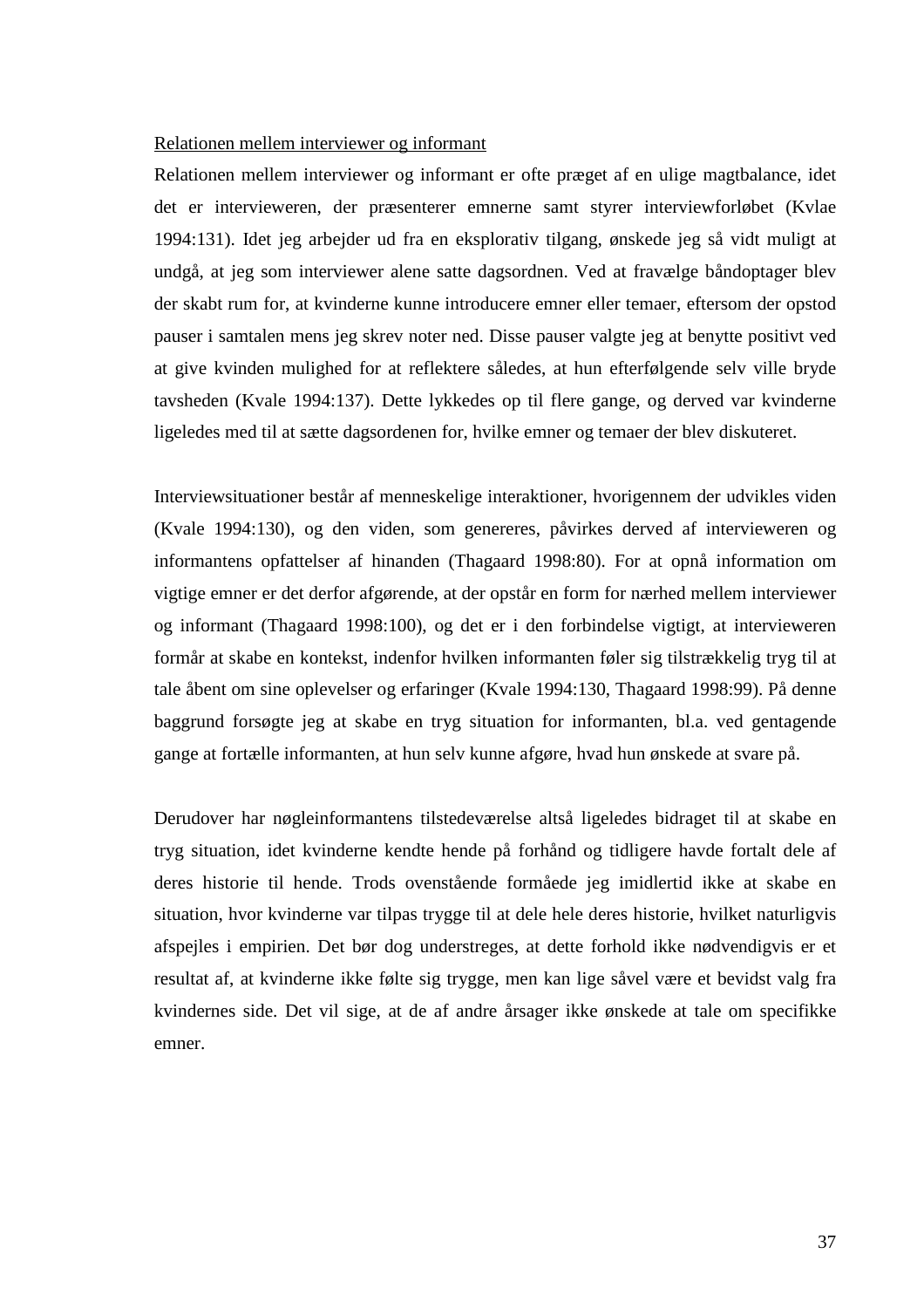<u>Relationen mellem interviewer og informant</u>

Relationen mellem interviewer og informant er ofte præget af en ulige magtbalance, idet det er intervieweren, der præsenterer emnerne samt styrer interviewforløbet (Kvlae 1994:131). Idet jeg arbejder ud fra en eksplorativ tilgang, ønskede jeg så vidt muligt at undgå, at jeg som interviewer alene satte dagsordnen. Ved at fravælge båndoptager blev der skabt rum for, at kvinderne kunne introducere emner eller temaer, eftersom der opstod pauser i samtalen mens jeg skrev noter ned. Disse pauser valgte jeg at benytte positivt ved at give kvinden mulighed for at reflektere således, at hun efterfølgende selv ville bryde tavsheden (Kvale 1994:137). Dette lykkedes op til flere gange, og derved var kvinderne ligeledes med til at sætte dagsordenen for, hvilke emner og temaer der blev diskuteret.

Interviewsituationer består af menneskelige interaktioner, hvorigennem der udvikles viden (Kvale 1994:130), og den viden, som genereres, påvirkes derved af intervieweren og informantens opfattelser af hinanden (Thagaard 1998:80). For at opnå information om vigtige emner er det derfor afgørende, at der opstår en form for nærhed mellem interviewer og informant (Thagaard 1998:100), og det er i den forbindelse vigtigt, at intervieweren formår at skabe en kontekst, indenfor hvilken informanten føler sig tilstrækkelig tryg til at tale åbent om sine oplevelser og erfaringer (Kvale 1994:130, Thagaard 1998:99). På denne baggrund forsøgte jeg at skabe en tryg situation for informanten, bl.a. ved gentagende gange at fortælle informanten, at hun selv kunne afgøre, hvad hun ønskede at svare på.

Derudover har nøgleinformantens tilstedeværelse altså ligeledes bidraget til at skabe en tryg situation, idet kvinderne kendte hende på forhånd og tidligere havde fortalt dele af deres historie til hende. Trods ovenstående formåede jeg imidlertid ikke at skabe en situation, hvor kvinderne var tilpas trygge til at dele hele deres historie, hvilket naturligvis afspejles i empirien. Det bør dog understreges, at dette forhold ikke nødvendigvis er et resultat af, at kvinderne ikke følte sig trygge, men kan lige såvel være et bevidst valg fra kvindernes side. Det vil sige, at de af andre årsager ikke ønskede at tale om specifikke emner.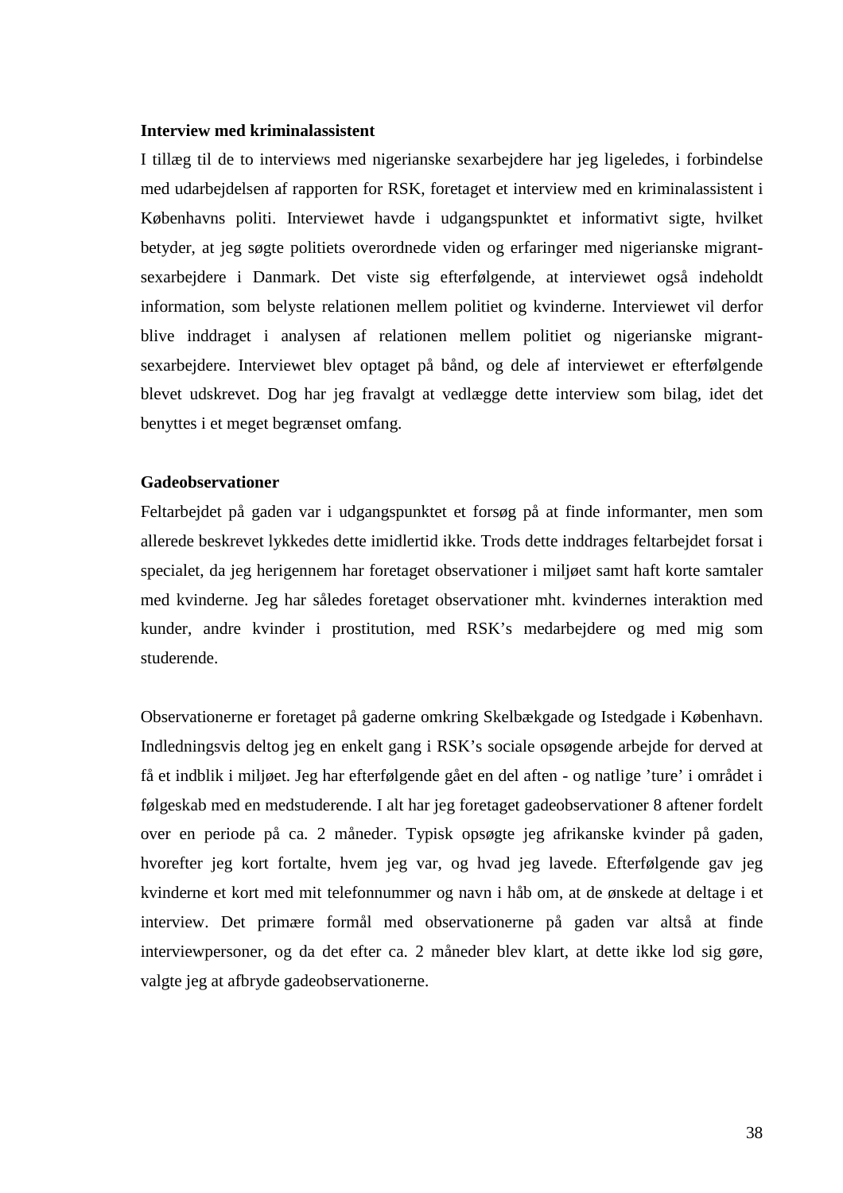**Interview med kriminalassistent**

I tillæg til de to interviews med nigerianske sexarbejdere har jeg ligeledes, i forbindelse med udarbejdelsen af rapporten for RSK, foretaget et interview med en kriminalassistent i Københavns politi. Interviewet havde i udgangspunktet et informativt sigte, hvilket betyder, at jeg søgte politiets overordnede viden og erfaringer med nigerianske migrant-sexarbejdere i Danmark. Det viste sig efterfølgende, at interviewet også indeholdt information, som belyste relationen mellem politiet og kvinderne. Interviewet vil derfor blive inddraget i analysen af relationen mellem politiet og nigerianske migrant-sexarbejdere. Interviewet blev optaget på bånd, og dele af interviewet er efterfølgende blevet udskrevet. Dog har jeg fravalgt at vedlægge dette interview som bilag, idet det benyttes i et meget begrænset omfang.

**Gadeobservationer**

Feltarbejdet på gaden var i udgangspunktet et forsøg på at finde informanter, men som allerede beskrevet lykkedes dette imidlertid ikke. Trods dette inddrages feltarbejdet forsat i specialet, da jeg herigennem har foretaget observationer i miljøet samt haft korte samtaler med kvinderne. Jeg har således foretaget observationer mht. kvindernes interaktion med kunder, andre kvinder i prostitution, med RSK's medarbejdere og med mig som studerende.

Observationerne er foretaget på gaderne omkring Skelbækgade og Istedgade i København. Indledningsvis deltog jeg en enkelt gang i RSK's sociale opsøgende arbejde for derved at få et indblik i miljøet. Jeg har efterfølgende gået en del aften - og natlige 'ture' i området i følgeskab med en medstuderende. I alt har jeg foretaget gadeobservationer 8 aftener fordelt over en periode på ca. 2 måneder. Typisk opsøgte jeg afrikanske kvinder på gaden, hvorefter jeg kort fortalte, hvem jeg var, og hvad jeg lavede. Efterfølgende gav jeg kvinderne et kort med mit telefonnummer og navn i håb om, at de ønskede at deltage i et interview. Det primære formål med observationerne på gaden var altså at finde interviewpersoner, og da det efter ca. 2 måneder blev klart, at dette ikke lod sig gøre, valgte jeg at afbryde gadeobservationerne.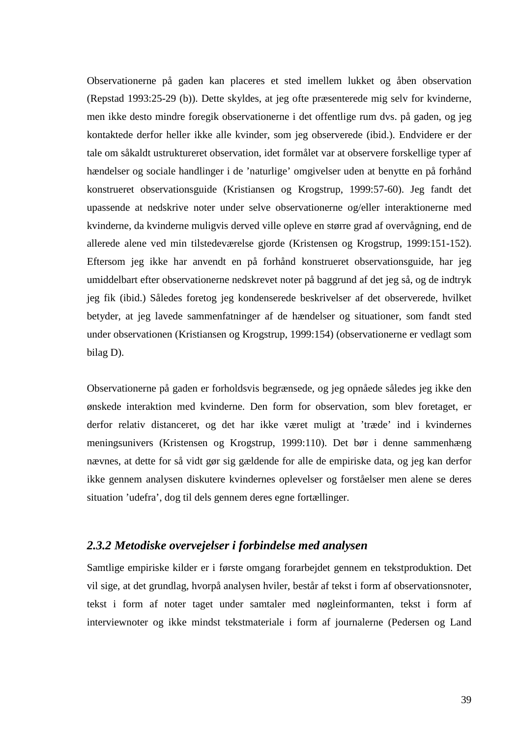Observationerne på gaden kan placeres et sted imellem lukket og åben observation (Repstad 1993:25-29 (b)). Dette skyldes, at jeg ofte præsenterede mig selv for kvinderne, men ikke desto mindre foregik observationerne i det offentlige rum dvs. på gaden, og jeg kontaktede derfor heller ikke alle kvinder, som jeg observerede (ibid.). Endvidere er der tale om såkaldt ustruktureret observation, idet formålet var at observere forskellige typer af hændelser og sociale handlinger i de 'naturlige' omgivelser uden at benytte en på forhånd konstrueret observationsguide (Kristiansen og Krogstrup, 1999:57-60). Jeg fandt det upassende at nedskrive noter under selve observationerne og/eller interaktionerne med kvinderne, da kvinderne muligvis derved ville opleve en større grad af overvågning, end de allerede alene ved min tilstedeværelse gjorde (Kristensen og Krogstrup, 1999:151-152). Eftersom jeg ikke har anvendt en på forhånd konstrueret observationsguide, har jeg umiddelbart efter observationerne nedskrevet noter på baggrund af det jeg så, og de indtryk jeg fik (ibid.) Således foretog jeg kondenserede beskrivelser af det observerede, hvilket betyder, at jeg lavede sammenfatninger af de hændelser og situationer, som fandt sted under observationen (Kristiansen og Krogstrup, 1999:154) (observationerne er vedlagt som bilag D).

Observationerne på gaden er forholdsvis begrænsede, og jeg opnåede således jeg ikke den ønskede interaktion med kvinderne. Den form for observation, som blev foretaget, er derfor relativ distanceret, og det har ikke været muligt at 'træde' ind i kvindernes meningsunivers (Kristensen og Krogstrup, 1999:110). Det bør i denne sammenhæng nævnes, at dette for så vidt gør sig gældende for alle de empiriske data, og jeg kan derfor ikke gennem analysen diskutere kvindernes oplevelser og forståelser men alene se deres situation 'udefra', dog til dels gennem deres egne fortællinger.

### *2.3.2 Metodiske overvejelser i forbindelse med analysen*

Samtlige empiriske kilder er i første omgang forarbejdet gennem en tekstproduktion. Det vil sige, at det grundlag, hvorpå analysen hviler, består af tekst i form af observationsnoter, tekst i form af noter taget under samtaler med nøgleinformanten, tekst i form af interviewnoter og ikke mindst tekstmateriale i form af journalerne (Pedersen og Land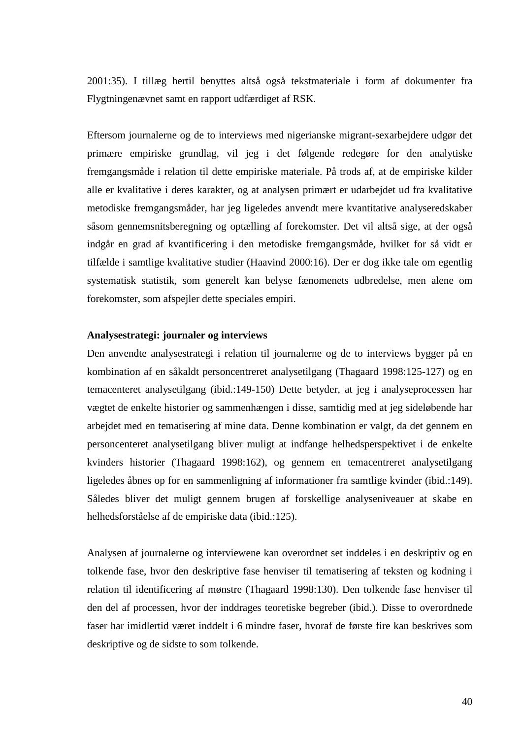2001:35). I tillæg hertil benyttes altså også tekstmateriale i form af dokumenter fra Flygtningenævnet samt en rapport udfærdiget af RSK.

Eftersom journalerne og de to interviews med nigerianske migrant-sexarbejdere udgør det primære empiriske grundlag, vil jeg i det følgende redegøre for den analytiske fremgangsmåde i relation til dette empiriske materiale. På trods af, at de empiriske kilder alle er kvalitative i deres karakter, og at analysen primært er udarbejdet ud fra kvalitative metodiske fremgangsmåder, har jeg ligeledes anvendt mere kvantitative analyseredskaber såsom gennemsnitsberegning og optælling af forekomster. Det vil altså sige, at der også indgår en grad af kvantificering i den metodiske fremgangsmåde, hvilket for så vidt er tilfælde i samtlige kvalitative studier (Haavind 2000:16). Der er dog ikke tale om egentlig systematisk statistik, som generelt kan belyse fænomenets udbredelse, men alene om forekomster, som afspejler dette speciales empiri.

**Analysestrategi: journaler og interviews**

Den anvendte analysestrategi i relation til journalerne og de to interviews bygger på en kombination af en såkaldt personcentreret analysetilgang (Thagaard 1998:125-127) og en temacenteret analysetilgang (ibid.:149-150) Dette betyder, at jeg i analyseprocessen har vægtet de enkelte historier og sammenhængen i disse, samtidig med at jeg sideløbende har arbejdet med en tematisering af mine data. Denne kombination er valgt, da det gennem en personcenteret analysetilgang bliver muligt at indfange helhedsperspektivet i de enkelte kvinders historier (Thagaard 1998:162), og gennem en temacentreret analysetilgang ligeledes åbnes op for en sammenligning af informationer fra samtlige kvinder (ibid.:149). Således bliver det muligt gennem brugen af forskellige analyseniveauer at skabe en helhedsforståelse af de empiriske data (ibid.:125).

Analysen af journalerne og interviewene kan overordnet set inddeles i en deskriptiv og en tolkende fase, hvor den deskriptive fase henviser til tematisering af teksten og kodning i relation til identificering af mønstre (Thagaard 1998:130). Den tolkende fase henviser til den del af processen, hvor der inddrages teoretiske begreber (ibid.). Disse to overordnede faser har imidlertid været inddelt i 6 mindre faser, hvoraf de første fire kan beskrives som deskriptive og de sidste to som tolkende.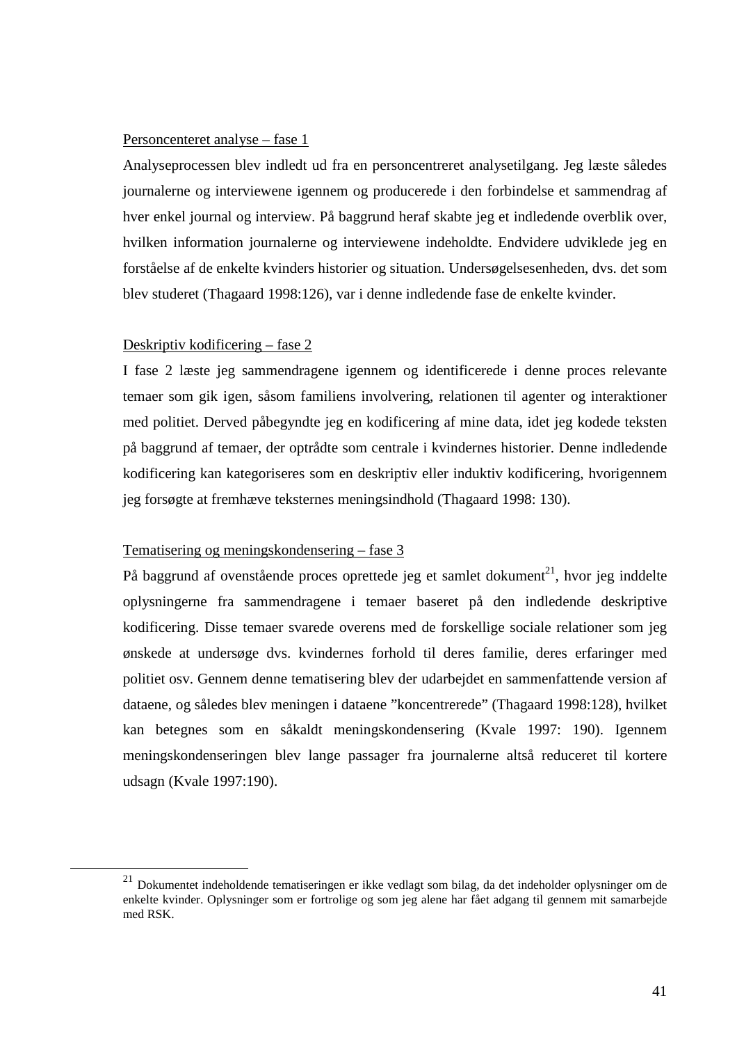Personcenteret analyse – fase 1

Analyseprocessen blev indledt ud fra en personcentreret analysetilgang. Jeg læste således journalerne og interviewene igennem og producerede i den forbindelse et sammendrag af hver enkel journal og interview. På baggrund heraf skabte jeg et indledende overblik over, hvilken information journalerne og interviewene indeholdte. Endvidere udviklede jeg en forståelse af de enkelte kvinders historier og situation. Undersøgelsesenheden, dvs. det som blev studeret (Thagaard 1998:126), var i denne indledende fase de enkelte kvinder.

Deskriptiv kodificering – fase 2

I fase 2 læste jeg sammendragene igennem og identificerede i denne proces relevante temaer som gik igen, såsom familiens involvering, relationen til agenter og interaktioner med politiet. Derved påbegyndte jeg en kodificering af mine data, idet jeg kodede teksten på baggrund af temaer, der optrådte som centrale i kvindernes historier. Denne indledende kodificering kan kategoriseres som en deskriptiv eller induktiv kodificering, hvorigennem jeg forsøgte at fremhæve teksternes meningsindhold (Thagaard 1998: 130).

Tematisering og meningskondensering – fase 3

På baggrund af ovenstående proces oprettede jeg et samlet dokument[21], hvor jeg inddelte oplysningerne fra sammendragene i temaer baseret på den indledende deskriptive kodificering. Disse temaer svarede overens med de forskellige sociale relationer som jeg ønskede at undersøge dvs. kvindernes forhold til deres familie, deres erfaringer med politiet osv. Gennem denne tematisering blev der udarbejdet en sammenfattende version af dataene, og således blev meningen i dataene ”koncentrerede” (Thagaard 1998:128), hvilket kan betegnes som en såkaldt meningskondensering (Kvale 1997: 190). Igennem meningskondenseringen blev lange passager fra journalerne altså reduceret til kortere udsagn (Kvale 1997:190).

---

[21] Dokumentet indeholdende tematiseringen er ikke vedlagt som bilag, da det indeholder oplysninger om de enkelte kvinder. Oplysninger som er fortrolige og som jeg alene har fået adgang til gennem mit samarbejde med RSK.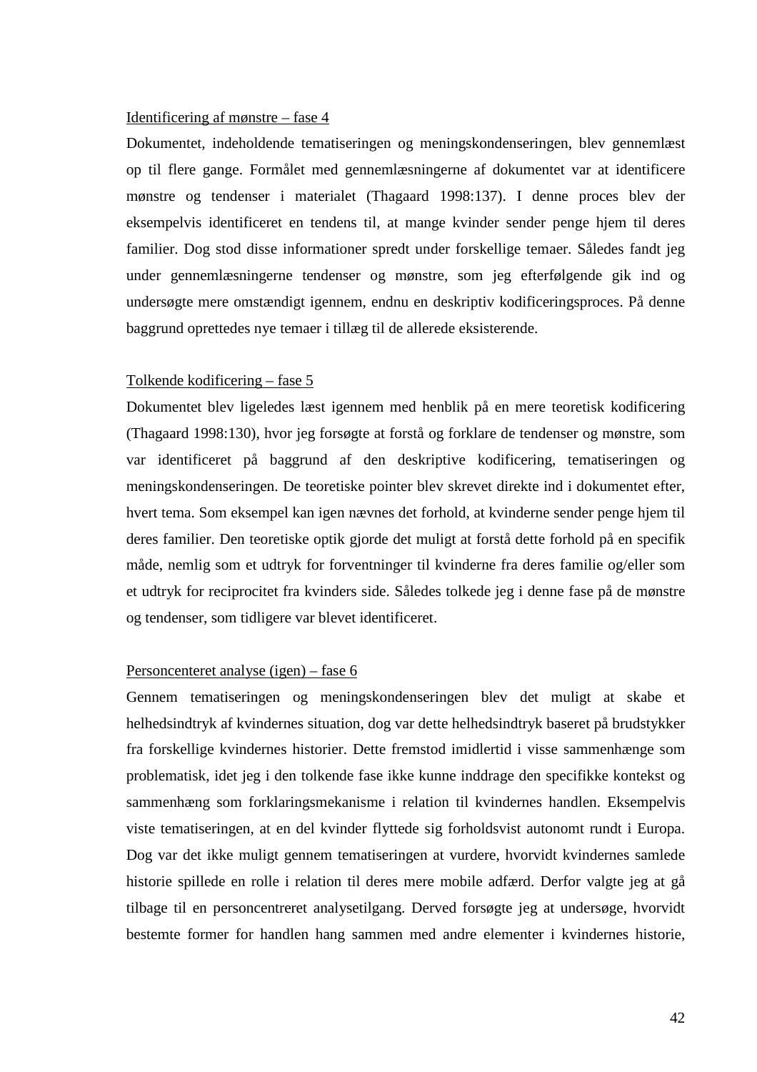Identificering af mønstre – fase 4

Dokumentet, indeholdende tematiseringen og meningskondenseringen, blev gennemlæst op til flere gange. Formålet med gennemlæsningerne af dokumentet var at identificere mønstre og tendenser i materialet (Thagaard 1998:137). I denne proces blev der eksempelvis identificeret en tendens til, at mange kvinder sender penge hjem til deres familier. Dog stod disse informationer spredt under forskellige temaer. Således fandt jeg under gennemlæsningerne tendenser og mønstre, som jeg efterfølgende gik ind og undersøgte mere omstændigt igennem, endnu en deskriptiv kodificeringsproces. På denne baggrund oprettedes nye temaer i tillæg til de allerede eksisterende.

Tolkende kodificering – fase 5

Dokumentet blev ligeledes læst igennem med henblik på en mere teoretisk kodificering (Thagaard 1998:130), hvor jeg forsøgte at forstå og forklare de tendenser og mønstre, som var identificeret på baggrund af den deskriptive kodificering, tematiseringen og meningskondenseringen. De teoretiske pointer blev skrevet direkte ind i dokumentet efter, hvert tema. Som eksempel kan igen nævnes det forhold, at kvinderne sender penge hjem til deres familier. Den teoretiske optik gjorde det muligt at forstå dette forhold på en specifik måde, nemlig som et udtryk for forventninger til kvinderne fra deres familie og/eller som et udtryk for reciprocitet fra kvinders side. Således tolkede jeg i denne fase på de mønstre og tendenser, som tidligere var blevet identificeret.

Personcenteret analyse (igen) – fase 6

Gennem tematiseringen og meningskondenseringen blev det muligt at skabe et helhedsindtryk af kvindernes situation, dog var dette helhedsindtryk baseret på brudstykker fra forskellige kvindernes historier. Dette fremstod imidlertid i visse sammenhænge som problematisk, idet jeg i den tolkende fase ikke kunne inddrage den specifikke kontekst og sammenhæng som forklaringsmekanisme i relation til kvindernes handlen. Eksempelvis viste tematiseringen, at en del kvinder flyttede sig forholdsvist autonomt rundt i Europa. Dog var det ikke muligt gennem tematiseringen at vurdere, hvorvidt kvindernes samlede historie spillede en rolle i relation til deres mere mobile adfærd. Derfor valgte jeg at gå tilbage til en personcentreret analysetilgang. Derved forsøgte jeg at undersøge, hvorvidt bestemte former for handlen hang sammen med andre elementer i kvindernes historie,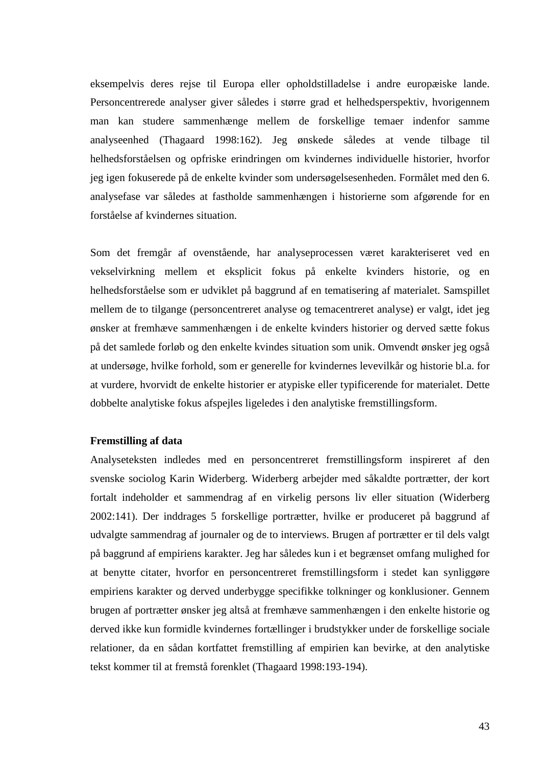eksempelvis deres rejse til Europa eller opholdstilladelse i andre europæiske lande. Personcentrerede analyser giver således i større grad et helhedsperspektiv, hvorigennem man kan studere sammenhænge mellem de forskellige temaer indenfor samme analyseenhed (Thagaard 1998:162). Jeg ønskede således at vende tilbage til helhedsforståelsen og opfriske erindringen om kvindernes individuelle historier, hvorfor jeg igen fokuserede på de enkelte kvinder som undersøgelsesenheden. Formålet med den 6. analysefase var således at fastholde sammenhængen i historierne som afgørende for en forståelse af kvindernes situation.

Som det fremgår af ovenstående, har analyseprocessen været karakteriseret ved en vekselvirkning mellem et eksplicit fokus på enkelte kvinders historie, og en helhedsforståelse som er udviklet på baggrund af en tematisering af materialet. Samspillet mellem de to tilgange (personcentreret analyse og temacentreret analyse) er valgt, idet jeg ønsker at fremhæve sammenhængen i de enkelte kvinders historier og derved sætte fokus på det samlede forløb og den enkelte kvindes situation som unik. Omvendt ønsker jeg også at undersøge, hvilke forhold, som er generelle for kvindernes levevilkår og historie bl.a. for at vurdere, hvorvidt de enkelte historier er atypiske eller typificerende for materialet. Dette dobbelte analytiske fokus afspejles ligeledes i den analytiske fremstillingsform.

**Fremstilling af data**

Analyseteksten indledes med en personcentreret fremstillingsform inspireret af den svenske sociolog Karin Widerberg. Widerberg arbejder med såkaldte portrætter, der kort fortalt indeholder et sammendrag af en virkelig persons liv eller situation (Widerberg 2002:141). Der inddrages 5 forskellige portrætter, hvilke er produceret på baggrund af udvalgte sammendrag af journaler og de to interviews. Brugen af portrætter er til dels valgt på baggrund af empiriens karakter. Jeg har således kun i et begrænset omfang mulighed for at benytte citater, hvorfor en personcentreret fremstillingsform i stedet kan synliggøre empiriens karakter og derved underbygge specifikke tolkninger og konklusioner. Gennem brugen af portrætter ønsker jeg altså at fremhæve sammenhængen i den enkelte historie og derved ikke kun formidle kvindernes fortællinger i brudstykker under de forskellige sociale relationer, da en sådan kortfattet fremstilling af empirien kan bevirke, at den analytiske tekst kommer til at fremstå forenklet (Thagaard 1998:193-194).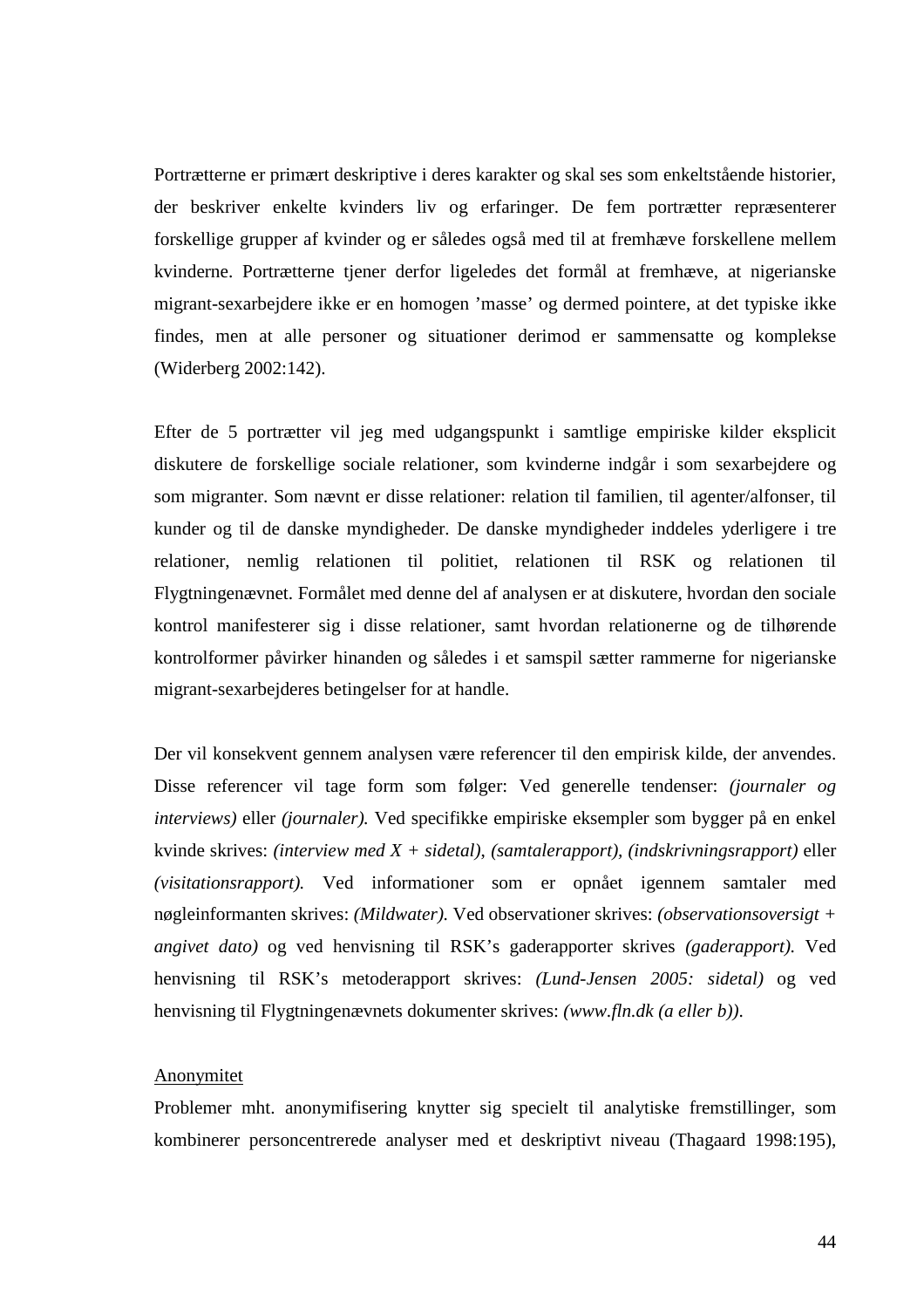Portrætterne er primært deskriptive i deres karakter og skal ses som enkeltstående historier, der beskriver enkelte kvinders liv og erfaringer. De fem portrætter repræsenterer forskellige grupper af kvinder og er således også med til at fremhæve forskellene mellem kvinderne. Portrætterne tjener derfor ligeledes det formål at fremhæve, at nigerianske migrant-sexarbejdere ikke er en homogen 'masse' og dermed pointere, at det typiske ikke findes, men at alle personer og situationer derimod er sammensatte og komplekse (Widerberg 2002:142).

Efter de 5 portrætter vil jeg med udgangspunkt i samtlige empiriske kilder eksplicit diskutere de forskellige sociale relationer, som kvinderne indgår i som sexarbejdere og som migranter. Som nævnt er disse relationer: relation til familien, til agenter/alfonser, til kunder og til de danske myndigheder. De danske myndigheder inddeles yderligere i tre relationer, nemlig relationen til politiet, relationen til RSK og relationen til Flygtningenævnet. Formålet med denne del af analysen er at diskutere, hvordan den sociale kontrol manifesterer sig i disse relationer, samt hvordan relationerne og de tilhørende kontrolformer påvirker hinanden og således i et samspil sætter rammerne for nigerianske migrant-sexarbejderes betingelser for at handle.

Der vil konsekvent gennem analysen være referencer til den empirisk kilde, der anvendes. Disse referencer vil tage form som følger: Ved generelle tendenser: *(journaler og interviews)* eller *(journaler).* Ved specifikke empiriske eksempler som bygger på en enkel kvinde skrives: *(interview med X + sidetal)*, *(samtalerapport)*, *(indskrivningsrapport)* eller *(visitationsrapport).* Ved informationer som er opnået igennem samtaler med nøgleinformanten skrives: *(Mildwater).* Ved observationer skrives: *(observationsoversigt + angivet dato)* og ved henvisning til RSK's gaderapporter skrives *(gaderapport).* Ved henvisning til RSK's metoderapport skrives: *(Lund-Jensen 2005: sidetal)* og ved henvisning til Flygtningenævnets dokumenter skrives: *(www.fln.dk (a eller b)).*

<u>Anonymitet</u>

Problemer mht. anonymifisering knytter sig specielt til analytiske fremstillinger, som kombinerer personcentrerede analyser med et deskriptivt niveau (Thagaard 1998:195),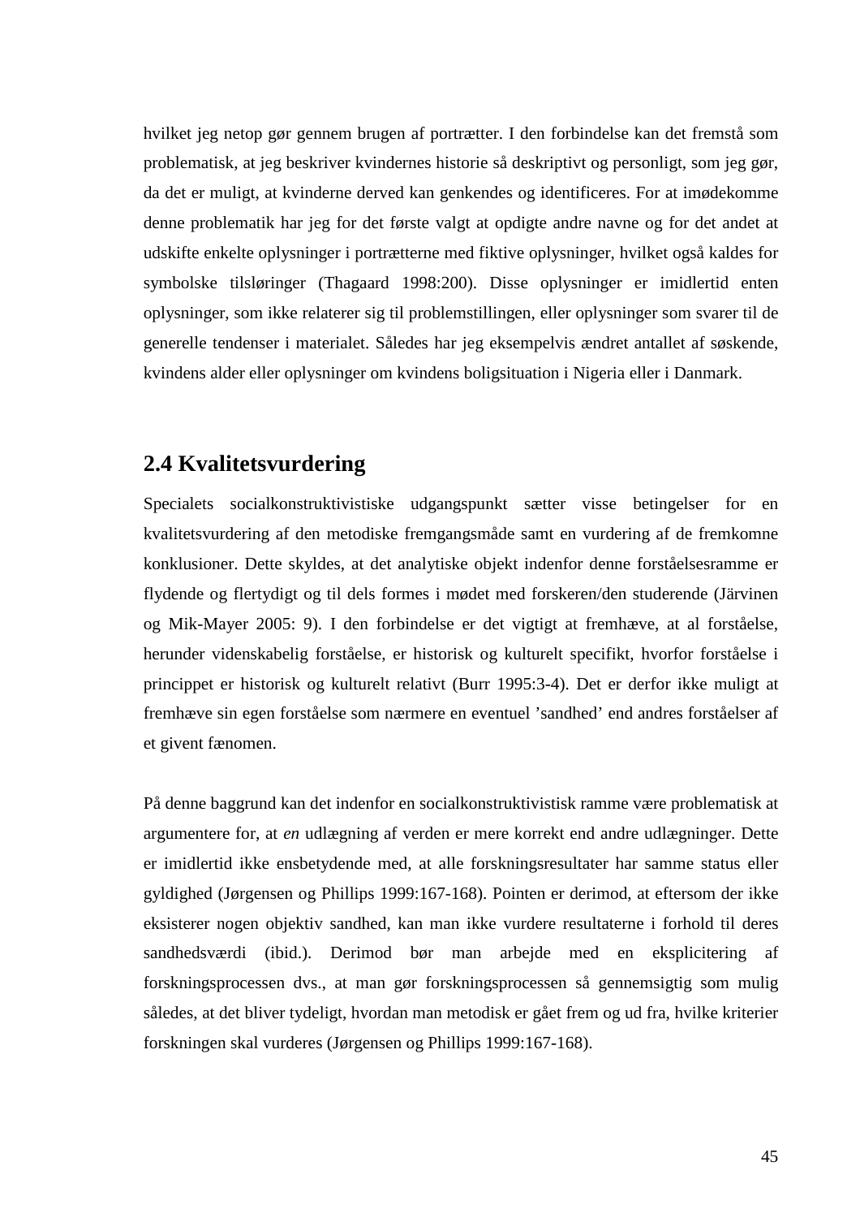hvilket jeg netop gør gennem brugen af portrætter. I den forbindelse kan det fremstå som problematisk, at jeg beskriver kvindernes historie så deskriptivt og personligt, som jeg gør, da det er muligt, at kvinderne derved kan genkendes og identificeres. For at imødekomme denne problematik har jeg for det første valgt at opdigte andre navne og for det andet at udskifte enkelte oplysninger i portrætterne med fiktive oplysninger, hvilket også kaldes for symbolske tilsløringer (Thagaard 1998:200). Disse oplysninger er imidlertid enten oplysninger, som ikke relaterer sig til problemstillingen, eller oplysninger som svarer til de generelle tendenser i materialet. Således har jeg eksempelvis ændret antallet af søskende, kvindens alder eller oplysninger om kvindens boligsituation i Nigeria eller i Danmark.

## 2.4 Kvalitetsvurdering

Specialets socialkonstruktivistiske udgangspunkt sætter visse betingelser for en kvalitetsvurdering af den metodiske fremgangsmåde samt en vurdering af de fremkomne konklusioner. Dette skyldes, at det analytiske objekt indenfor denne forståelsesramme er flydende og flertydigt og til dels formes i mødet med forskeren/den studerende (Järvinen og Mik-Mayer 2005: 9). I den forbindelse er det vigtigt at fremhæve, at al forståelse, herunder videnskabelig forståelse, er historisk og kulturelt specifikt, hvorfor forståelse i princippet er historisk og kulturelt relativt (Burr 1995:3-4). Det er derfor ikke muligt at fremhæve sin egen forståelse som nærmere en eventuel 'sandhed' end andres forståelser af et givent fænomen.

På denne baggrund kan det indenfor en socialkonstruktivistisk ramme være problematisk at argumentere for, at *en* udlægning af verden er mere korrekt end andre udlægninger. Dette er imidlertid ikke ensbetydende med, at alle forskningsresultater har samme status eller gyldighed (Jørgensen og Phillips 1999:167-168). Pointen er derimod, at eftersom der ikke eksisterer nogen objektiv sandhed, kan man ikke vurdere resultaterne i forhold til deres sandhedsværdi (ibid.). Derimod bør man arbejde med en eksplicitering af forskningsprocessen dvs., at man gør forskningsprocessen så gennemsigtig som mulig således, at det bliver tydeligt, hvordan man metodisk er gået frem og ud fra, hvilke kriterier forskningen skal vurderes (Jørgensen og Phillips 1999:167-168).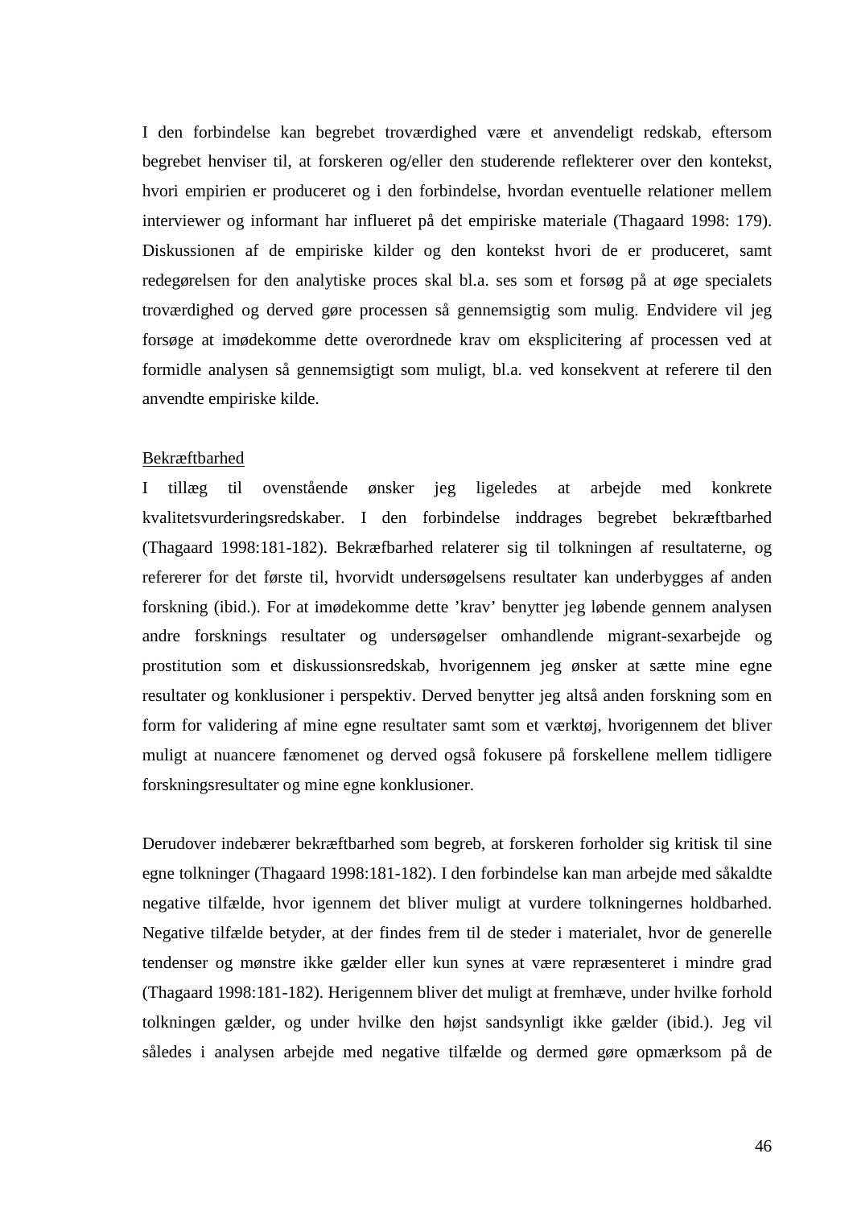I den forbindelse kan begrebet troværdighed være et anvendeligt redskab, eftersom begrebet henviser til, at forskeren og/eller den studerende reflekterer over den kontekst, hvori empirien er produceret og i den forbindelse, hvordan eventuelle relationer mellem interviewer og informant har influeret på det empiriske materiale (Thagaard 1998: 179). Diskussionen af de empiriske kilder og den kontekst hvori de er produceret, samt redegørelsen for den analytiske proces skal bl.a. ses som et forsøg på at øge specialets troværdighed og derved gøre processen så gennemsigtig som mulig. Endvidere vil jeg forsøge at imødekomme dette overordnede krav om eksplicitering af processen ved at formidle analysen så gennemsigtigt som muligt, bl.a. ved konsekvent at referere til den anvendte empiriske kilde.

<u>Bekræftbarhed</u>

I tillæg til ovenstående ønsker jeg ligeledes at arbejde med konkrete kvalitetsvurderingsredskaber. I den forbindelse inddrages begrebet bekræftbarhed (Thagaard 1998:181-182). Bekræfbarhed relaterer sig til tolkningen af resultaterne, og refererer for det første til, hvorvidt undersøgelsens resultater kan underbygges af anden forskning (ibid.). For at imødekomme dette 'krav' benytter jeg løbende gennem analysen andre forsknings resultater og undersøgelser omhandlende migrant-sexarbejde og prostitution som et diskussionsredskab, hvorigennem jeg ønsker at sætte mine egne resultater og konklusioner i perspektiv. Derved benytter jeg altså anden forskning som en form for validering af mine egne resultater samt som et værktøj, hvorigennem det bliver muligt at nuancere fænomenet og derved også fokusere på forskellene mellem tidligere forskningsresultater og mine egne konklusioner.

Derudover indebærer bekræftbarhed som begreb, at forskeren forholder sig kritisk til sine egne tolkninger (Thagaard 1998:181-182). I den forbindelse kan man arbejde med såkaldte negative tilfælde, hvor igennem det bliver muligt at vurdere tolkningernes holdbarhed. Negative tilfælde betyder, at der findes frem til de steder i materialet, hvor de generelle tendenser og mønstre ikke gælder eller kun synes at være repræsenteret i mindre grad (Thagaard 1998:181-182). Herigennem bliver det muligt at fremhæve, under hvilke forhold tolkningen gælder, og under hvilke den højst sandsynligt ikke gælder (ibid.). Jeg vil således i analysen arbejde med negative tilfælde og dermed gøre opmærksom på de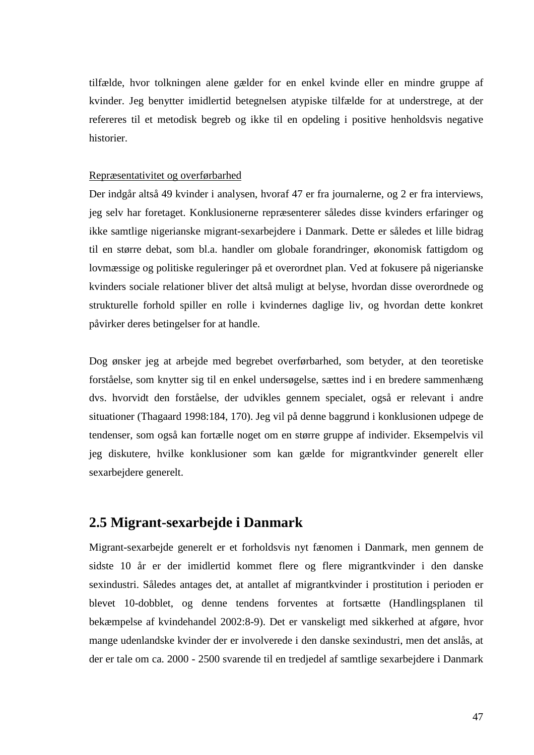tilfælde, hvor tolkningen alene gælder for en enkel kvinde eller en mindre gruppe af kvinder. Jeg benytter imidlertid betegnelsen atypiske tilfælde for at understrege, at der refereres til et metodisk begreb og ikke til en opdeling i positive henholdsvis negative historier.

<u>Repræsentativitet og overførbarhed</u>

Der indgår altså 49 kvinder i analysen, hvoraf 47 er fra journalerne, og 2 er fra interviews, jeg selv har foretaget. Konklusionerne repræsenterer således disse kvinders erfaringer og ikke samtlige nigerianske migrant-sexarbejdere i Danmark. Dette er således et lille bidrag til en større debat, som bl.a. handler om globale forandringer, økonomisk fattigdom og lovmæssige og politiske reguleringer på et overordnet plan. Ved at fokusere på nigerianske kvinders sociale relationer bliver det altså muligt at belyse, hvordan disse overordnede og strukturelle forhold spiller en rolle i kvindernes daglige liv, og hvordan dette konkret påvirker deres betingelser for at handle.

Dog ønsker jeg at arbejde med begrebet overførbarhed, som betyder, at den teoretiske forståelse, som knytter sig til en enkel undersøgelse, sættes ind i en bredere sammenhæng dvs. hvorvidt den forståelse, der udvikles gennem specialet, også er relevant i andre situationer (Thagaard 1998:184, 170). Jeg vil på denne baggrund i konklusionen udpege de tendenser, som også kan fortælle noget om en større gruppe af individer. Eksempelvis vil jeg diskutere, hvilke konklusioner som kan gælde for migrantkvinder generelt eller sexarbejdere generelt.

## 2.5 Migrant-sexarbejde i Danmark

Migrant-sexarbejde generelt er et forholdsvis nyt fænomen i Danmark, men gennem de sidste 10 år er der imidlertid kommet flere og flere migrantkvinder i den danske sexindustri. Således antages det, at antallet af migrantkvinder i prostitution i perioden er blevet 10-dobblet, og denne tendens forventes at fortsætte (Handlingsplanen til bekæmpelse af kvindehandel 2002:8-9). Det er vanskeligt med sikkerhed at afgøre, hvor mange udenlandske kvinder der er involverede i den danske sexindustri, men det anslås, at der er tale om ca. 2000 - 2500 svarende til en tredjedel af samtlige sexarbejdere i Danmark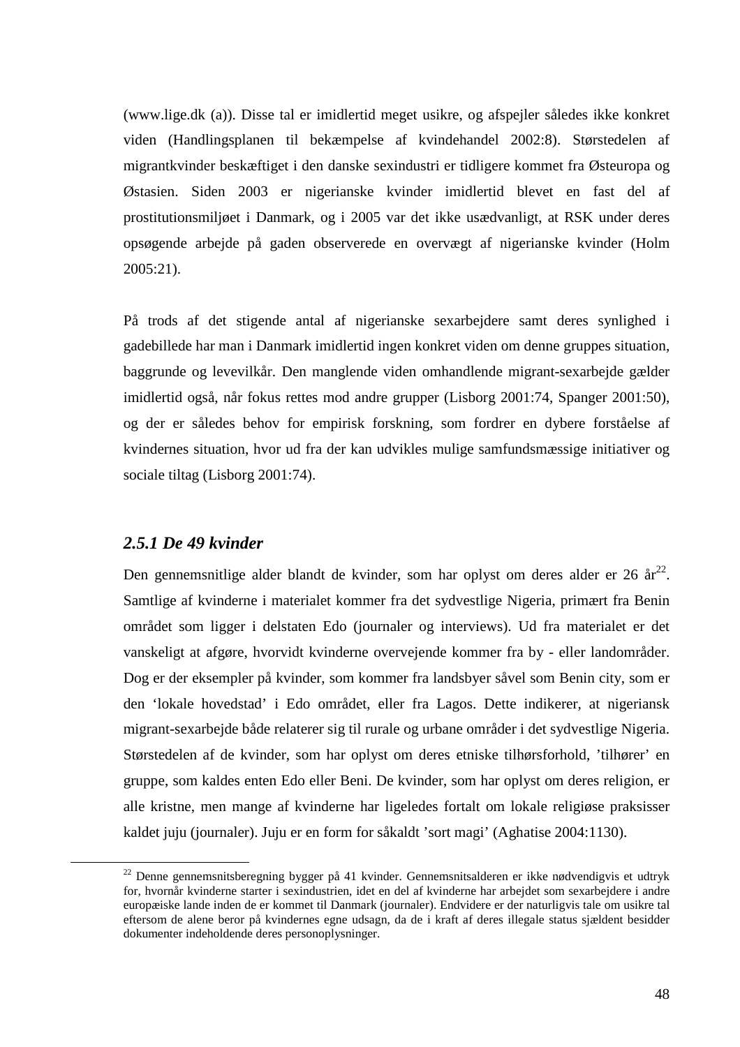(www.lige.dk (a)). Disse tal er imidlertid meget usikre, og afspejler således ikke konkret viden (Handlingsplanen til bekæmpelse af kvindehandel 2002:8). Størstedelen af migrantkvinder beskæftiget i den danske sexindustri er tidligere kommet fra Østeuropa og Østasien. Siden 2003 er nigerianske kvinder imidlertid blevet en fast del af prostitutionsmiljøet i Danmark, og i 2005 var det ikke usædvanligt, at RSK under deres opsøgende arbejde på gaden observerede en overvægt af nigerianske kvinder (Holm 2005:21).

På trods af det stigende antal af nigerianske sexarbejdere samt deres synlighed i gadebillede har man i Danmark imidlertid ingen konkret viden om denne gruppes situation, baggrunde og levevilkår. Den manglende viden omhandlende migrant-sexarbejde gælder imidlertid også, når fokus rettes mod andre grupper (Lisborg 2001:74, Spanger 2001:50), og der er således behov for empirisk forskning, som fordrer en dybere forståelse af kvindernes situation, hvor ud fra der kan udvikles mulige samfundsmæssige initiativer og sociale tiltag (Lisborg 2001:74).

### *2.5.1 De 49 kvinder*

Den gennemsnitlige alder blandt de kvinder, som har oplyst om deres alder er 26 år[22]. Samtlige af kvinderne i materialet kommer fra det sydvestlige Nigeria, primært fra Benin området som ligger i delstaten Edo (journaler og interviews). Ud fra materialet er det vanskeligt at afgøre, hvorvidt kvinderne overvejende kommer fra by - eller landområder. Dog er der eksempler på kvinder, som kommer fra landsbyer såvel som Benin city, som er den 'lokale hovedstad' i Edo området, eller fra Lagos. Dette indikerer, at nigeriansk migrant-sexarbejde både relaterer sig til rurale og urbane områder i det sydvestlige Nigeria. Størstedelen af de kvinder, som har oplyst om deres etniske tilhørsforhold, 'tilhører' en gruppe, som kaldes enten Edo eller Beni. De kvinder, som har oplyst om deres religion, er alle kristne, men mange af kvinderne har ligeledes fortalt om lokale religiøse praksisser kaldet juju (journaler). Juju er en form for såkaldt 'sort magi' (Aghatise 2004:1130).

---

[22] Denne gennemsnitsberegning bygger på 41 kvinder. Gennemsnitsalderen er ikke nødvendigvis et udtryk for, hvornår kvinderne starter i sexindustrien, idet en del af kvinderne har arbejdet som sexarbejdere i andre europæiske lande inden de er kommet til Danmark (journaler). Endvidere er der naturligvis tale om usikre tal eftersom de alene beror på kvindernes egne udsagn, da de i kraft af deres illegale status sjældent besidder dokumenter indeholdende deres personoplysninger.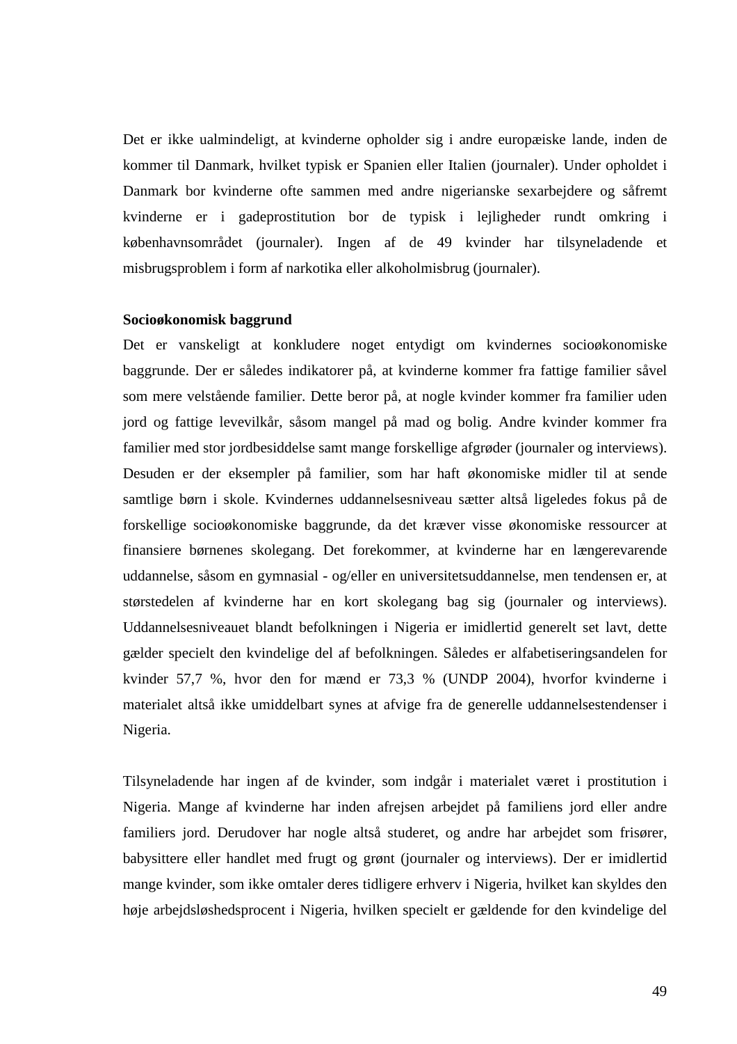Det er ikke ualmindeligt, at kvinderne opholder sig i andre europæiske lande, inden de kommer til Danmark, hvilket typisk er Spanien eller Italien (journaler). Under opholdet i Danmark bor kvinderne ofte sammen med andre nigerianske sexarbejdere og såfremt kvinderne er i gadeprostitution bor de typisk i lejligheder rundt omkring i københavnsområdet (journaler). Ingen af de 49 kvinder har tilsyneladende et misbrugsproblem i form af narkotika eller alkoholmisbrug (journaler).

**Socioøkonomisk baggrund**

Det er vanskeligt at konkludere noget entydigt om kvindernes socioøkonomiske baggrunde. Der er således indikatorer på, at kvinderne kommer fra fattige familier såvel som mere velstående familier. Dette beror på, at nogle kvinder kommer fra familier uden jord og fattige levevilkår, såsom mangel på mad og bolig. Andre kvinder kommer fra familier med stor jordbesiddelse samt mange forskellige afgrøder (journaler og interviews). Desuden er der eksempler på familier, som har haft økonomiske midler til at sende samtlige børn i skole. Kvindernes uddannelsesniveau sætter altså ligeledes fokus på de forskellige socioøkonomiske baggrunde, da det kræver visse økonomiske ressourcer at finansiere børnenes skolegang. Det forekommer, at kvinderne har en længerevarende uddannelse, såsom en gymnasial - og/eller en universitetsuddannelse, men tendensen er, at størstedelen af kvinderne har en kort skolegang bag sig (journaler og interviews). Uddannelsesniveauet blandt befolkningen i Nigeria er imidlertid generelt set lavt, dette gælder specielt den kvindelige del af befolkningen. Således er alfabetiseringsandelen for kvinder 57,7 %, hvor den for mænd er 73,3 % (UNDP 2004), hvorfor kvinderne i materialet altså ikke umiddelbart synes at afvige fra de generelle uddannelsestendenser i Nigeria.

Tilsyneladende har ingen af de kvinder, som indgår i materialet været i prostitution i Nigeria. Mange af kvinderne har inden afrejsen arbejdet på familiens jord eller andre familiers jord. Derudover har nogle altså studeret, og andre har arbejdet som frisører, babysittere eller handlet med frugt og grønt (journaler og interviews). Der er imidlertid mange kvinder, som ikke omtaler deres tidligere erhverv i Nigeria, hvilket kan skyldes den høje arbejdsløshedsprocent i Nigeria, hvilken specielt er gældende for den kvindelige del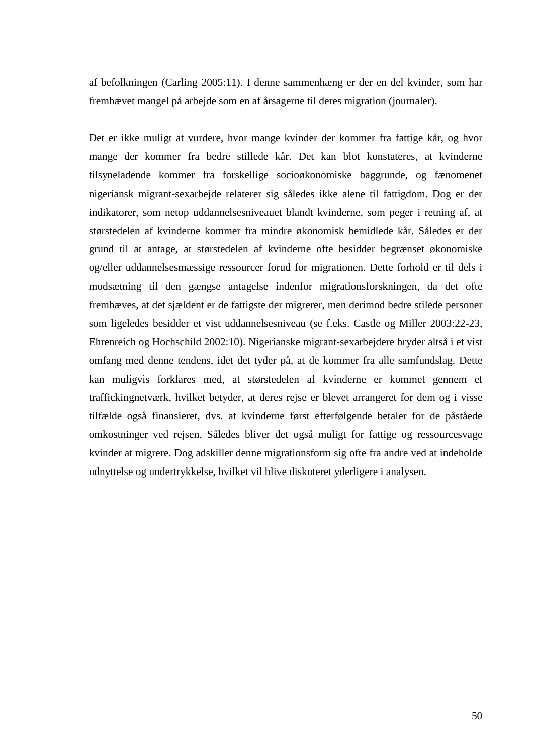af befolkningen (Carling 2005:11). I denne sammenhæng er der en del kvinder, som har fremhævet mangel på arbejde som en af årsagerne til deres migration (journaler).

Det er ikke muligt at vurdere, hvor mange kvinder der kommer fra fattige kår, og hvor mange der kommer fra bedre stillede kår. Det kan blot konstateres, at kvinderne tilsyneladende kommer fra forskellige socioøkonomiske baggrunde, og fænomenet nigeriansk migrant-sexarbejde relaterer sig således ikke alene til fattigdom. Dog er der indikatorer, som netop uddannelsesniveauet blandt kvinderne, som peger i retning af, at størstedelen af kvinderne kommer fra mindre økonomisk bemidlede kår. Således er der grund til at antage, at størstedelen af kvinderne ofte besidder begrænset økonomiske og/eller uddannelsesmæssige ressourcer forud for migrationen. Dette forhold er til dels i modsætning til den gængse antagelse indenfor migrationsforskningen, da det ofte fremhæves, at det sjældent er de fattigste der migrerer, men derimod bedre stilede personer som ligeledes besidder et vist uddannelsesniveau (se f.eks. Castle og Miller 2003:22-23, Ehrenreich og Hochschild 2002:10). Nigerianske migrant-sexarbejdere bryder altså i et vist omfang med denne tendens, idet det tyder på, at de kommer fra alle samfundslag. Dette kan muligvis forklares med, at størstedelen af kvinderne er kommet gennem et traffickingnetværk, hvilket betyder, at deres rejse er blevet arrangeret for dem og i visse tilfælde også finansieret, dvs. at kvinderne først efterfølgende betaler for de påståede omkostninger ved rejsen. Således bliver det også muligt for fattige og ressourcesvage kvinder at migrere. Dog adskiller denne migrationsform sig ofte fra andre ved at indeholde udnyttelse og undertrykkelse, hvilket vil blive diskuteret yderligere i analysen.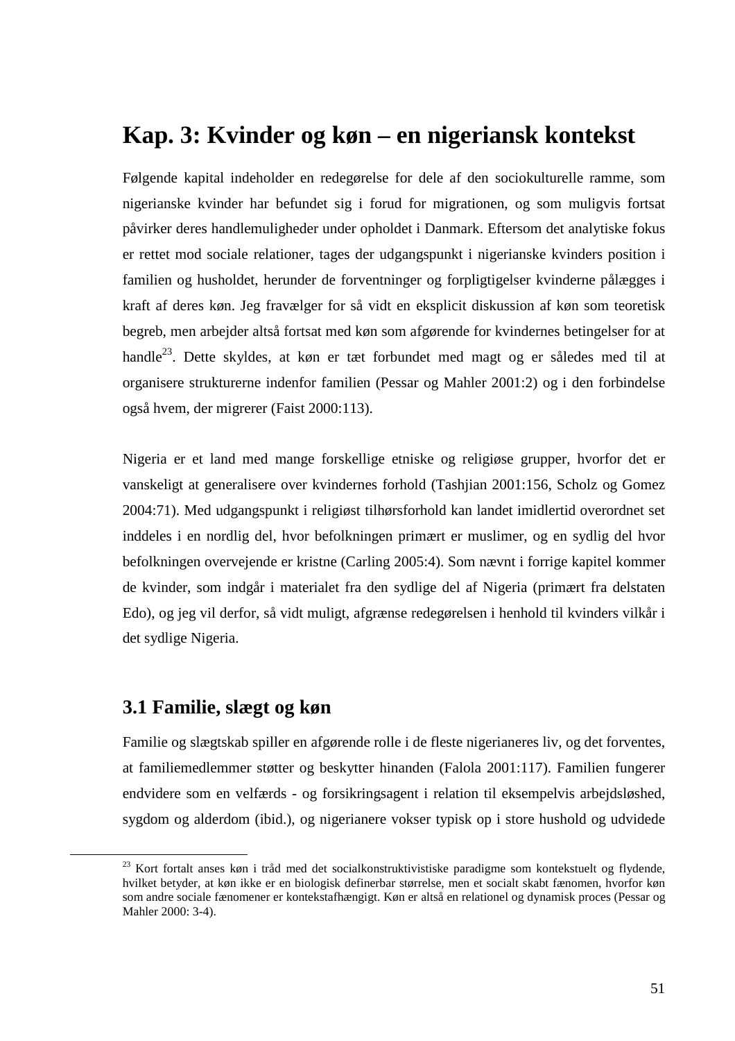# Kap. 3: Kvinder og køn – en nigeriansk kontekst

Følgende kapital indeholder en redegørelse for dele af den sociokulturelle ramme, som nigerianske kvinder har befundet sig i forud for migrationen, og som muligvis fortsat påvirker deres handlemuligheder under opholdet i Danmark. Eftersom det analytiske fokus er rettet mod sociale relationer, tages der udgangspunkt i nigerianske kvinders position i familien og husholdet, herunder de forventninger og forpligtigelser kvinderne pålægges i kraft af deres køn. Jeg fravælger for så vidt en eksplicit diskussion af køn som teoretisk begreb, men arbejder altså fortsat med køn som afgørende for kvindernes betingelser for at handle[23]. Dette skyldes, at køn er tæt forbundet med magt og er således med til at organisere strukturerne indenfor familien (Pessar og Mahler 2001:2) og i den forbindelse også hvem, der migrerer (Faist 2000:113).

Nigeria er et land med mange forskellige etniske og religiøse grupper, hvorfor det er vanskeligt at generalisere over kvindernes forhold (Tashjian 2001:156, Scholz og Gomez 2004:71). Med udgangspunkt i religiøst tilhørsforhold kan landet imidlertid overordnet set inddeles i en nordlig del, hvor befolkningen primært er muslimer, og en sydlig del hvor befolkningen overvejende er kristne (Carling 2005:4). Som nævnt i forrige kapitel kommer de kvinder, som indgår i materialet fra den sydlige del af Nigeria (primært fra delstaten Edo), og jeg vil derfor, så vidt muligt, afgrænse redegørelsen i henhold til kvinders vilkår i det sydlige Nigeria.

## 3.1 Familie, slægt og køn

Familie og slægtskab spiller en afgørende rolle i de fleste nigerianeres liv, og det forventes, at familiemedlemmer støtter og beskytter hinanden (Falola 2001:117). Familien fungerer endvidere som en velfærds - og forsikringsagent i relation til eksempelvis arbejdsløshed, sygdom og alderdom (ibid.), og nigerianere vokser typisk op i store hushold og udvidede

[23] Kort fortalt anses køn i tråd med det socialkonstruktivistiske paradigme som kontekstuelt og flydende, hvilket betyder, at køn ikke er en biologisk definerbar størrelse, men et socialt skabt fænomen, hvorfor køn som andre sociale fænomener er kontekstafhængigt. Køn er altså en relationel og dynamisk proces (Pessar og Mahler 2000: 3-4).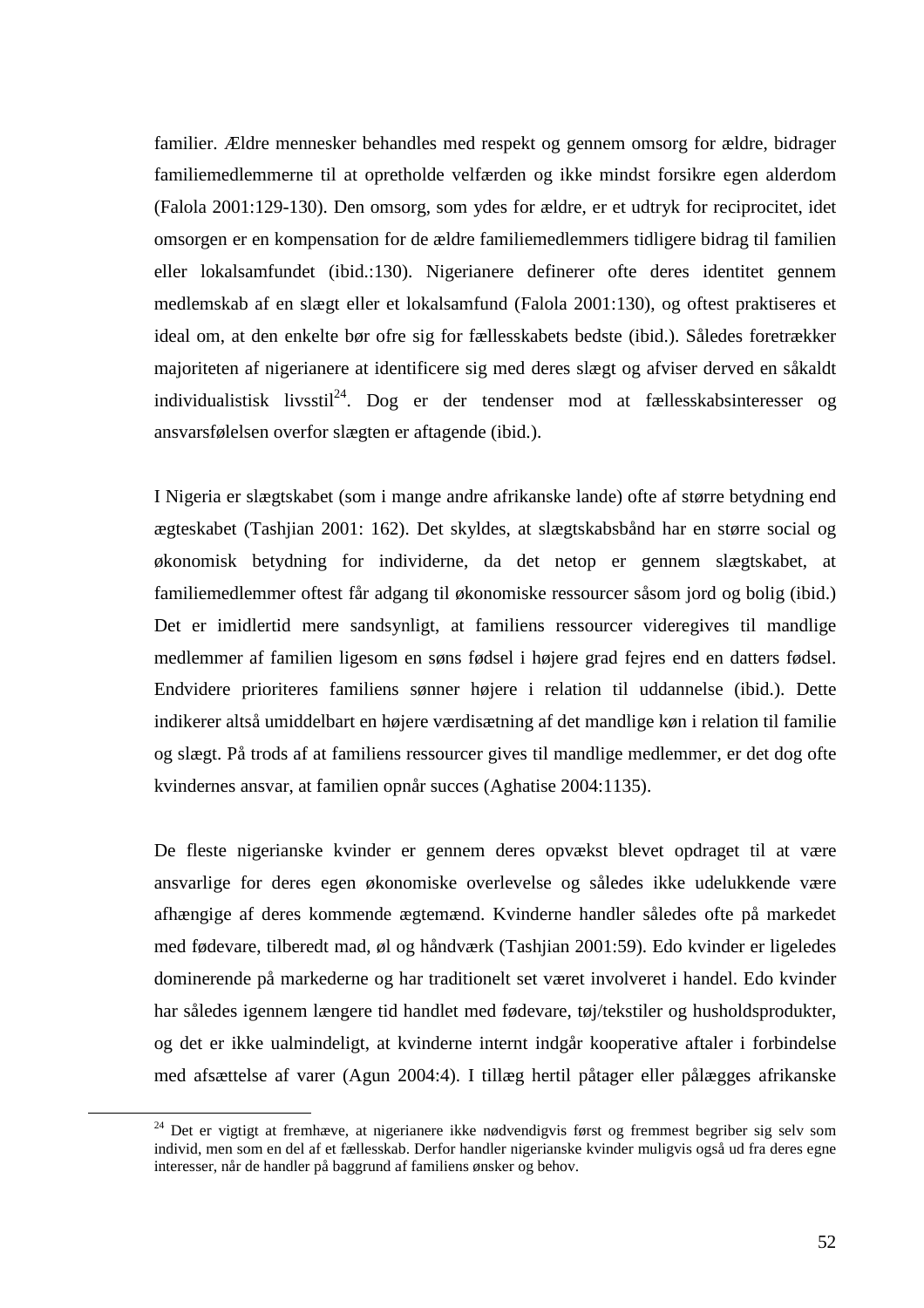familier. Ældre mennesker behandles med respekt og gennem omsorg for ældre, bidrager familiemedlemmerne til at opretholde velfærden og ikke mindst forsikre egen alderdom (Falola 2001:129-130). Den omsorg, som ydes for ældre, er et udtryk for reciprocitet, idet omsorgen er en kompensation for de ældre familiemedlemmers tidligere bidrag til familien eller lokalsamfundet (ibid.:130). Nigerianere definerer ofte deres identitet gennem medlemskab af en slægt eller et lokalsamfund (Falola 2001:130), og oftest praktiseres et ideal om, at den enkelte bør ofre sig for fællesskabets bedste (ibid.). Således foretrækker majoriteten af nigerianere at identificere sig med deres slægt og afviser derved en såkaldt individualistisk livsstil[24]. Dog er der tendenser mod at fællesskabsinteresser og ansvarsfølelsen overfor slægten er aftagende (ibid.).

I Nigeria er slægtskabet (som i mange andre afrikanske lande) ofte af større betydning end ægteskabet (Tashjian 2001: 162). Det skyldes, at slægtskabsbånd har en større social og økonomisk betydning for individerne, da det netop er gennem slægtskabet, at familiemedlemmer oftest får adgang til økonomiske ressourcer såsom jord og bolig (ibid.) Det er imidlertid mere sandsynligt, at familiens ressourcer videregives til mandlige medlemmer af familien ligesom en søns fødsel i højere grad fejres end en datters fødsel. Endvidere prioriteres familiens sønner højere i relation til uddannelse (ibid.). Dette indikerer altså umiddelbart en højere værdisætning af det mandlige køn i relation til familie og slægt. På trods af at familiens ressourcer gives til mandlige medlemmer, er det dog ofte kvindernes ansvar, at familien opnår succes (Aghatise 2004:1135).

De fleste nigerianske kvinder er gennem deres opvækst blevet opdraget til at være ansvarlige for deres egen økonomiske overlevelse og således ikke udelukkende være afhængige af deres kommende ægtemænd. Kvinderne handler således ofte på markedet med fødevare, tilberedt mad, øl og håndværk (Tashjian 2001:59). Edo kvinder er ligeledes dominerende på markederne og har traditionelt set været involveret i handel. Edo kvinder har således igennem længere tid handlet med fødevare, tøj/tekstiler og husholdsprodukter, og det er ikke ualmindeligt, at kvinderne internt indgår kooperative aftaler i forbindelse med afsættelse af varer (Agun 2004:4). I tillæg hertil påtager eller pålægges afrikanske

---

[24] Det er vigtigt at fremhæve, at nigerianere ikke nødvendigvis først og fremmest begriber sig selv som individ, men som en del af et fællesskab. Derfor handler nigerianske kvinder muligvis også ud fra deres egne interesser, når de handler på baggrund af familiens ønsker og behov.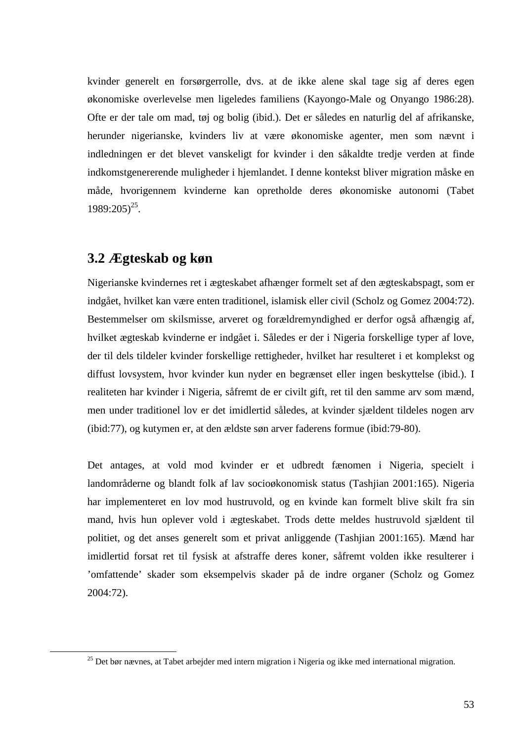kvinder generelt en forsørgerrolle, dvs. at de ikke alene skal tage sig af deres egen økonomiske overlevelse men ligeledes familiens (Kayongo-Male og Onyango 1986:28). Ofte er der tale om mad, tøj og bolig (ibid.). Det er således en naturlig del af afrikanske, herunder nigerianske, kvinders liv at være økonomiske agenter, men som nævnt i indledningen er det blevet vanskeligt for kvinder i den såkaldte tredje verden at finde indkomstgenererende muligheder i hjemlandet. I denne kontekst bliver migration måske en måde, hvorigennem kvinderne kan opretholde deres økonomiske autonomi (Tabet 1989:205)[25].

## 3.2 Ægteskab og køn

Nigerianske kvindernes ret i ægteskabet afhænger formelt set af den ægteskabspagt, som er indgået, hvilket kan være enten traditionel, islamisk eller civil (Scholz og Gomez 2004:72). Bestemmelser om skilsmisse, arveret og forældremyndighed er derfor også afhængig af, hvilket ægteskab kvinderne er indgået i. Således er der i Nigeria forskellige typer af love, der til dels tildeler kvinder forskellige rettigheder, hvilket har resulteret i et komplekst og diffust lovsystem, hvor kvinder kun nyder en begrænset eller ingen beskyttelse (ibid.). I realiteten har kvinder i Nigeria, såfremt de er civilt gift, ret til den samme arv som mænd, men under traditionel lov er det imidlertid således, at kvinder sjældent tildeles nogen arv (ibid:77), og kutymen er, at den ældste søn arver faderens formue (ibid:79-80).

Det antages, at vold mod kvinder er et udbredt fænomen i Nigeria, specielt i landområderne og blandt folk af lav socioøkonomisk status (Tashjian 2001:165). Nigeria har implementeret en lov mod hustruvold, og en kvinde kan formelt blive skilt fra sin mand, hvis hun oplever vold i ægteskabet. Trods dette meldes hustruvold sjældent til politiet, og det anses generelt som et privat anliggende (Tashjian 2001:165). Mænd har imidlertid forsat ret til fysisk at afstraffe deres koner, såfremt volden ikke resulterer i 'omfattende' skader som eksempelvis skader på de indre organer (Scholz og Gomez 2004:72).

[25] Det bør nævnes, at Tabet arbejder med intern migration i Nigeria og ikke med international migration.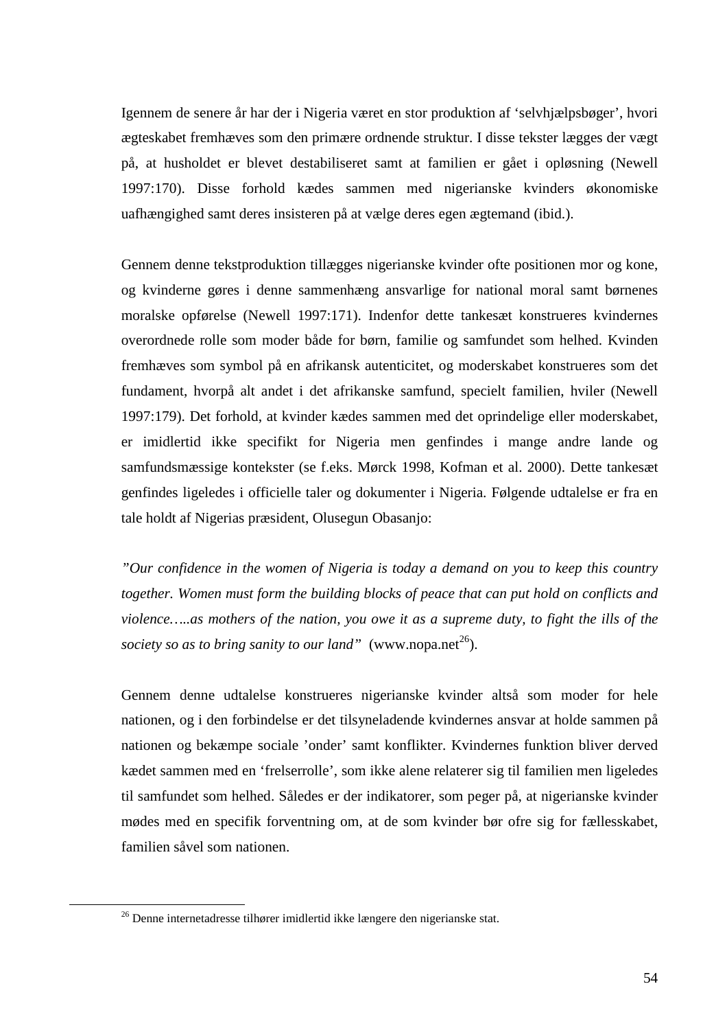Igennem de senere år har der i Nigeria været en stor produktion af 'selvhjælpsbøger', hvori ægteskabet fremhæves som den primære ordnende struktur. I disse tekster lægges der vægt på, at husholdet er blevet destabiliseret samt at familien er gået i opløsning (Newell 1997:170). Disse forhold kædes sammen med nigerianske kvinders økonomiske uafhængighed samt deres insisteren på at vælge deres egen ægtemand (ibid.).

Gennem denne tekstproduktion tillægges nigerianske kvinder ofte positionen mor og kone, og kvinderne gøres i denne sammenhæng ansvarlige for national moral samt børnenes moralske opførelse (Newell 1997:171). Indenfor dette tankesæt konstrueres kvindernes overordnede rolle som moder både for børn, familie og samfundet som helhed. Kvinden fremhæves som symbol på en afrikansk autenticitet, og moderskabet konstrueres som det fundament, hvorpå alt andet i det afrikanske samfund, specielt familien, hviler (Newell 1997:179). Det forhold, at kvinder kædes sammen med det oprindelige eller moderskabet, er imidlertid ikke specifikt for Nigeria men genfindes i mange andre lande og samfundsmæssige kontekster (se f.eks. Mørck 1998, Kofman et al. 2000). Dette tankesæt genfindes ligeledes i officielle taler og dokumenter i Nigeria. Følgende udtalelse er fra en tale holdt af Nigerias præsident, Olusegun Obasanjo:

*"Our confidence in the women of Nigeria is today a demand on you to keep this country together. Women must form the building blocks of peace that can put hold on conflicts and violence…..as mothers of the nation, you owe it as a supreme duty, to fight the ills of the society so as to bring sanity to our land"* (www.nopa.net[26]).

Gennem denne udtalelse konstrueres nigerianske kvinder altså som moder for hele nationen, og i den forbindelse er det tilsyneladende kvindernes ansvar at holde sammen på nationen og bekæmpe sociale 'onder' samt konflikter. Kvindernes funktion bliver derved kædet sammen med en 'frelserrolle', som ikke alene relaterer sig til familien men ligeledes til samfundet som helhed. Således er der indikatorer, som peger på, at nigerianske kvinder mødes med en specifik forventning om, at de som kvinder bør ofre sig for fællesskabet, familien såvel som nationen.

[26] Denne internetadresse tilhører imidlertid ikke længere den nigerianske stat.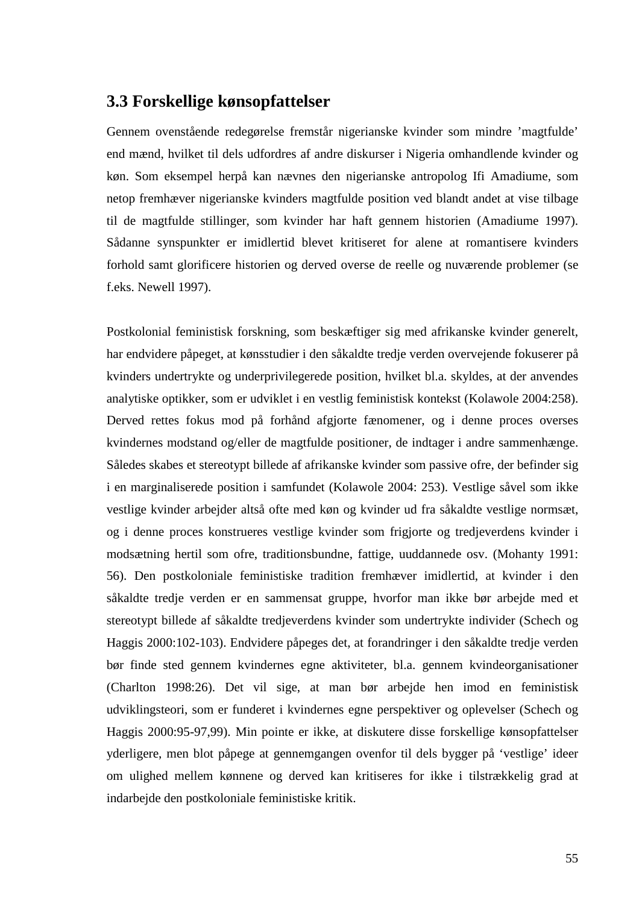## 3.3 Forskellige kønsopfattelser

Gennem ovenstående redegørelse fremstår nigerianske kvinder som mindre 'magtfulde' end mænd, hvilket til dels udfordres af andre diskurser i Nigeria omhandlende kvinder og køn. Som eksempel herpå kan nævnes den nigerianske antropolog Ifi Amadiume, som netop fremhæver nigerianske kvinders magtfulde position ved blandt andet at vise tilbage til de magtfulde stillinger, som kvinder har haft gennem historien (Amadiume 1997). Sådanne synspunkter er imidlertid blevet kritiseret for alene at romantisere kvinders forhold samt glorificere historien og derved overse de reelle og nuværende problemer (se f.eks. Newell 1997).

Postkolonial feministisk forskning, som beskæftiger sig med afrikanske kvinder generelt, har endvidere påpeget, at kønsstudier i den såkaldte tredje verden overvejende fokuserer på kvinders undertrykte og underprivilegerede position, hvilket bl.a. skyldes, at der anvendes analytiske optikker, som er udviklet i en vestlig feministisk kontekst (Kolawole 2004:258). Derved rettes fokus mod på forhånd afgjorte fænomener, og i denne proces overses kvindernes modstand og/eller de magtfulde positioner, de indtager i andre sammenhænge. Således skabes et stereotypt billede af afrikanske kvinder som passive ofre, der befinder sig i en marginaliserede position i samfundet (Kolawole 2004: 253). Vestlige såvel som ikke vestlige kvinder arbejder altså ofte med køn og kvinder ud fra såkaldte vestlige normsæt, og i denne proces konstrueres vestlige kvinder som frigjorte og tredjeverdens kvinder i modsætning hertil som ofre, traditionsbundne, fattige, uuddannede osv. (Mohanty 1991: 56). Den postkoloniale feministiske tradition fremhæver imidlertid, at kvinder i den såkaldte tredje verden er en sammensat gruppe, hvorfor man ikke bør arbejde med et stereotypt billede af såkaldte tredjeverdens kvinder som undertrykte individer (Schech og Haggis 2000:102-103). Endvidere påpeges det, at forandringer i den såkaldte tredje verden bør finde sted gennem kvindernes egne aktiviteter, bl.a. gennem kvindeorganisationer (Charlton 1998:26). Det vil sige, at man bør arbejde hen imod en feministisk udviklingsteori, som er funderet i kvindernes egne perspektiver og oplevelser (Schech og Haggis 2000:95-97,99). Min pointe er ikke, at diskutere disse forskellige kønsopfattelser yderligere, men blot påpege at gennemgangen ovenfor til dels bygger på 'vestlige' ideer om ulighed mellem kønnene og derved kan kritiseres for ikke i tilstrækkelig grad at indarbejde den postkoloniale feministiske kritik.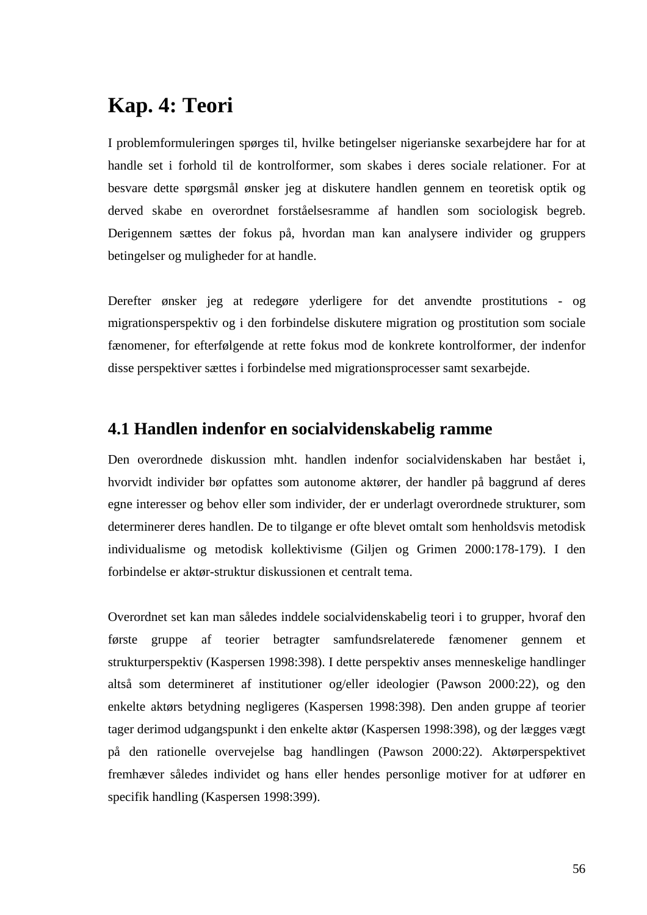# Kap. 4: Teori

I problemformuleringen spørges til, hvilke betingelser nigerianske sexarbejdere har for at handle set i forhold til de kontrolformer, som skabes i deres sociale relationer. For at besvare dette spørgsmål ønsker jeg at diskutere handlen gennem en teoretisk optik og derved skabe en overordnet forståelsesramme af handlen som sociologisk begreb. Derigennem sættes der fokus på, hvordan man kan analysere individer og gruppers betingelser og muligheder for at handle.

Derefter ønsker jeg at redegøre yderligere for det anvendte prostitutions - og migrationsperspektiv og i den forbindelse diskutere migration og prostitution som sociale fænomener, for efterfølgende at rette fokus mod de konkrete kontrolformer, der indenfor disse perspektiver sættes i forbindelse med migrationsprocesser samt sexarbejde.

## 4.1 Handlen indenfor en socialvidenskabelig ramme

Den overordnede diskussion mht. handlen indenfor socialvidenskaben har bestået i, hvorvidt individer bør opfattes som autonome aktører, der handler på baggrund af deres egne interesser og behov eller som individer, der er underlagt overordnede strukturer, som determinerer deres handlen. De to tilgange er ofte blevet omtalt som henholdsvis metodisk individualisme og metodisk kollektivisme (Giljen og Grimen 2000:178-179). I den forbindelse er aktør-struktur diskussionen et centralt tema.

Overordnet set kan man således inddele socialvidenskabelig teori i to grupper, hvoraf den første gruppe af teorier betragter samfundsrelaterede fænomener gennem et strukturperspektiv (Kaspersen 1998:398). I dette perspektiv anses menneskelige handlinger altså som determineret af institutioner og/eller ideologier (Pawson 2000:22), og den enkelte aktørs betydning negligeres (Kaspersen 1998:398). Den anden gruppe af teorier tager derimod udgangspunkt i den enkelte aktør (Kaspersen 1998:398), og der lægges vægt på den rationelle overvejelse bag handlingen (Pawson 2000:22). Aktørperspektivet fremhæver således individet og hans eller hendes personlige motiver for at udfører en specifik handling (Kaspersen 1998:399).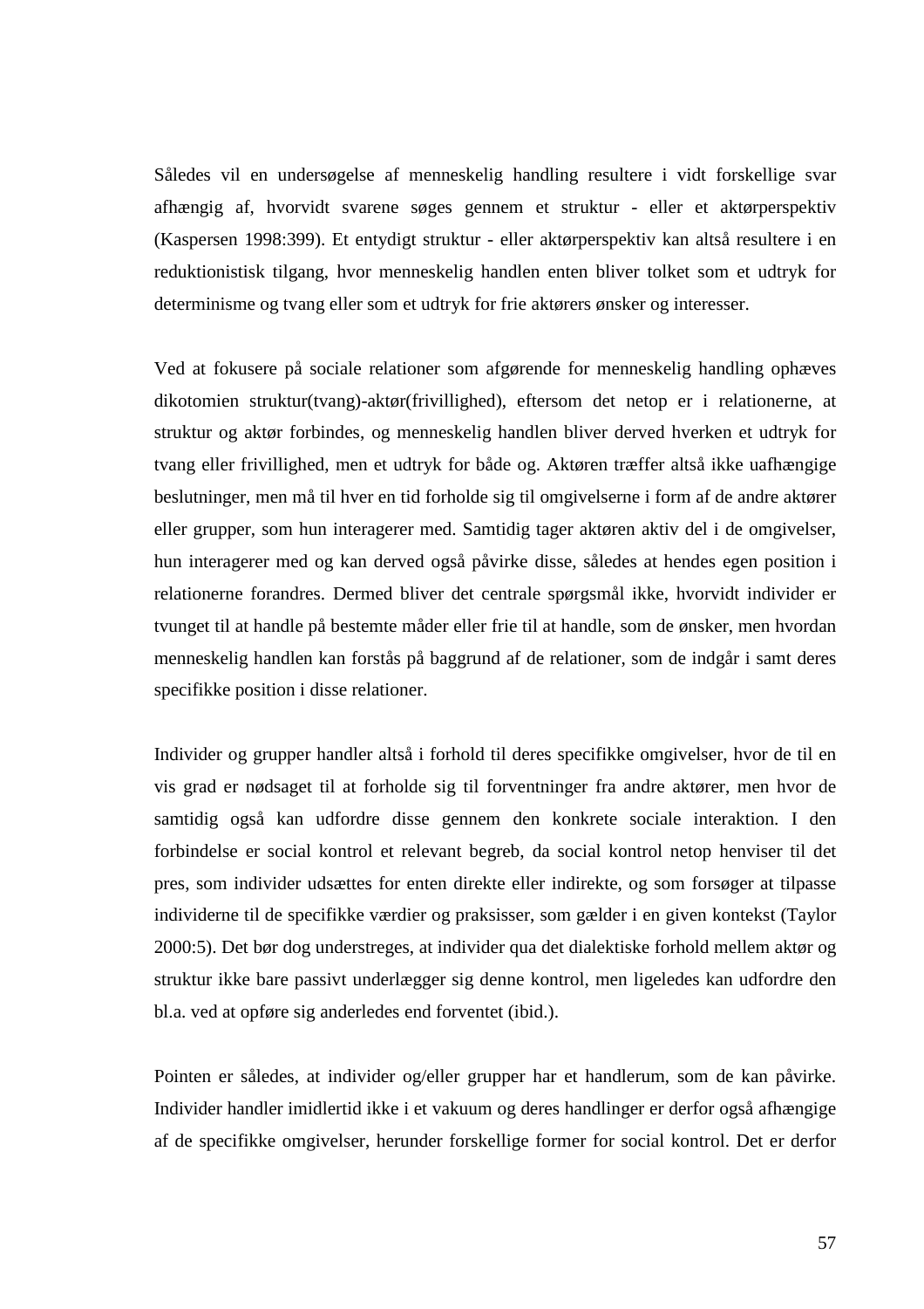Således vil en undersøgelse af menneskelig handling resultere i vidt forskellige svar afhængig af, hvorvidt svarene søges gennem et struktur - eller et aktørperspektiv (Kaspersen 1998:399). Et entydigt struktur - eller aktørperspektiv kan altså resultere i en reduktionistisk tilgang, hvor menneskelig handlen enten bliver tolket som et udtryk for determinisme og tvang eller som et udtryk for frie aktørers ønsker og interesser.

Ved at fokusere på sociale relationer som afgørende for menneskelig handling ophæves dikotomien struktur(tvang)-aktør(frivillighed), eftersom det netop er i relationerne, at struktur og aktør forbindes, og menneskelig handlen bliver derved hverken et udtryk for tvang eller frivillighed, men et udtryk for både og. Aktøren træffer altså ikke uafhængige beslutninger, men må til hver en tid forholde sig til omgivelserne i form af de andre aktører eller grupper, som hun interagerer med. Samtidig tager aktøren aktiv del i de omgivelser, hun interagerer med og kan derved også påvirke disse, således at hendes egen position i relationerne forandres. Dermed bliver det centrale spørgsmål ikke, hvorvidt individer er tvunget til at handle på bestemte måder eller frie til at handle, som de ønsker, men hvordan menneskelig handlen kan forstås på baggrund af de relationer, som de indgår i samt deres specifikke position i disse relationer.

Individer og grupper handler altså i forhold til deres specifikke omgivelser, hvor de til en vis grad er nødsaget til at forholde sig til forventninger fra andre aktører, men hvor de samtidig også kan udfordre disse gennem den konkrete sociale interaktion. I den forbindelse er social kontrol et relevant begreb, da social kontrol netop henviser til det pres, som individer udsættes for enten direkte eller indirekte, og som forsøger at tilpasse individerne til de specifikke værdier og praksisser, som gælder i en given kontekst (Taylor 2000:5). Det bør dog understreges, at individer qua det dialektiske forhold mellem aktør og struktur ikke bare passivt underlægger sig denne kontrol, men ligeledes kan udfordre den bl.a. ved at opføre sig anderledes end forventet (ibid.).

Pointen er således, at individer og/eller grupper har et handlerum, som de kan påvirke. Individer handler imidlertid ikke i et vakuum og deres handlinger er derfor også afhængige af de specifikke omgivelser, herunder forskellige former for social kontrol. Det er derfor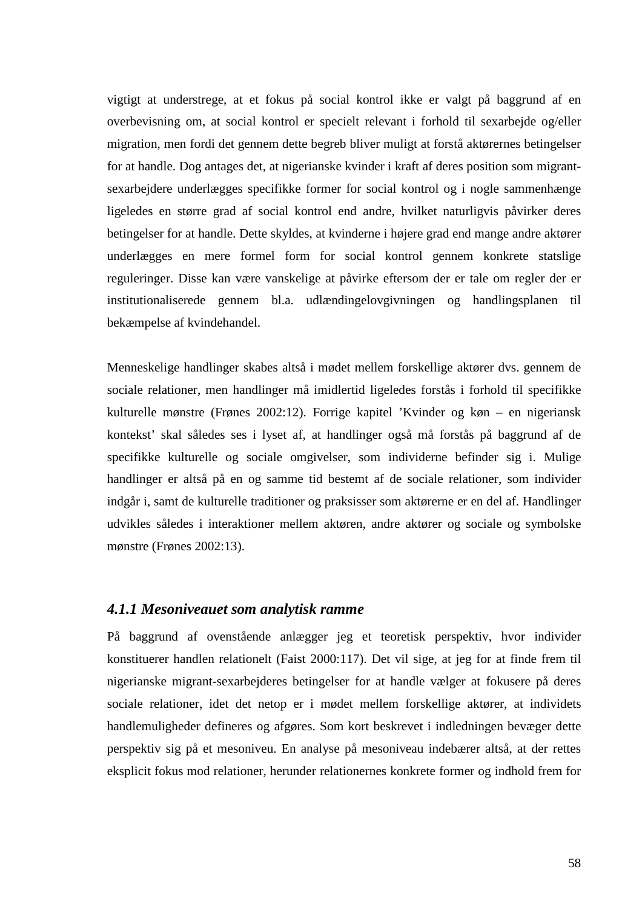vigtigt at understrege, at et fokus på social kontrol ikke er valgt på baggrund af en overbevisning om, at social kontrol er specielt relevant i forhold til sexarbejde og/eller migration, men fordi det gennem dette begreb bliver muligt at forstå aktørernes betingelser for at handle. Dog antages det, at nigerianske kvinder i kraft af deres position som migrant-sexarbejdere underlægges specifikke former for social kontrol og i nogle sammenhænge ligeledes en større grad af social kontrol end andre, hvilket naturligvis påvirker deres betingelser for at handle. Dette skyldes, at kvinderne i højere grad end mange andre aktører underlægges en mere formel form for social kontrol gennem konkrete statslige reguleringer. Disse kan være vanskelige at påvirke eftersom der er tale om regler der er institutionaliserede gennem bl.a. udlændingelovgivningen og handlingsplanen til bekæmpelse af kvindehandel.

Menneskelige handlinger skabes altså i mødet mellem forskellige aktører dvs. gennem de sociale relationer, men handlinger må imidlertid ligeledes forstås i forhold til specifikke kulturelle mønstre (Frønes 2002:12). Forrige kapitel 'Kvinder og køn – en nigeriansk kontekst' skal således ses i lyset af, at handlinger også må forstås på baggrund af de specifikke kulturelle og sociale omgivelser, som individerne befinder sig i. Mulige handlinger er altså på en og samme tid bestemt af de sociale relationer, som individer indgår i, samt de kulturelle traditioner og praksisser som aktørerne er en del af. Handlinger udvikles således i interaktioner mellem aktøren, andre aktører og sociale og symbolske mønstre (Frønes 2002:13).

### *4.1.1 Mesoniveauet som analytisk ramme*

På baggrund af ovenstående anlægger jeg et teoretisk perspektiv, hvor individer konstituerer handlen relationelt (Faist 2000:117). Det vil sige, at jeg for at finde frem til nigerianske migrant-sexarbejderes betingelser for at handle vælger at fokusere på deres sociale relationer, idet det netop er i mødet mellem forskellige aktører, at individets handlemuligheder defineres og afgøres. Som kort beskrevet i indledningen bevæger dette perspektiv sig på et mesoniveu. En analyse på mesoniveau indebærer altså, at der rettes eksplicit fokus mod relationer, herunder relationernes konkrete former og indhold frem for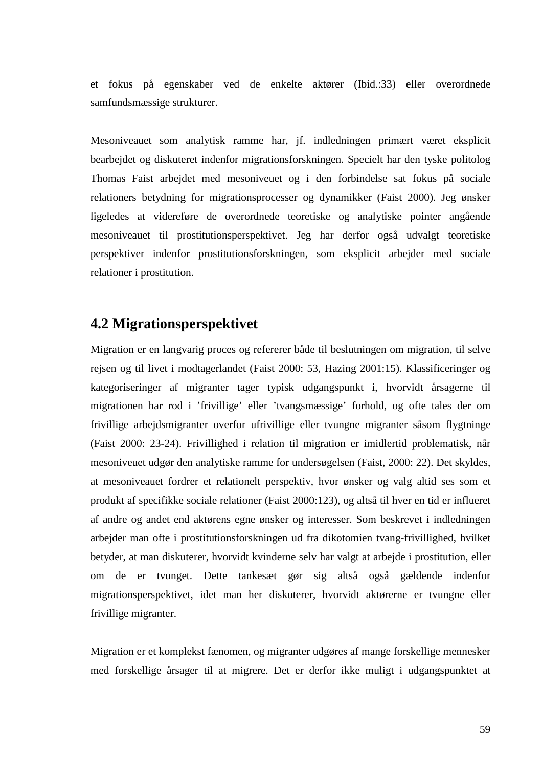et fokus på egenskaber ved de enkelte aktører (Ibid.:33) eller overordnede samfundsmæssige strukturer.

Mesoniveauet som analytisk ramme har, jf. indledningen primært været eksplicit bearbejdet og diskuteret indenfor migrationsforskningen. Specielt har den tyske politolog Thomas Faist arbejdet med mesoniveuet og i den forbindelse sat fokus på sociale relationers betydning for migrationsprocesser og dynamikker (Faist 2000). Jeg ønsker ligeledes at videreføre de overordnede teoretiske og analytiske pointer angående mesoniveauet til prostitutionsperspektivet. Jeg har derfor også udvalgt teoretiske perspektiver indenfor prostitutionsforskningen, som eksplicit arbejder med sociale relationer i prostitution.

## 4.2 Migrationsperspektivet

Migration er en langvarig proces og refererer både til beslutningen om migration, til selve rejsen og til livet i modtagerlandet (Faist 2000: 53, Hazing 2001:15). Klassificeringer og kategoriseringer af migranter tager typisk udgangspunkt i, hvorvidt årsagerne til migrationen har rod i 'frivillige' eller 'tvangsmæssige' forhold, og ofte tales der om frivillige arbejdsmigranter overfor ufrivillige eller tvungne migranter såsom flygtninge (Faist 2000: 23-24). Frivillighed i relation til migration er imidlertid problematisk, når mesoniveuet udgør den analytiske ramme for undersøgelsen (Faist, 2000: 22). Det skyldes, at mesoniveauet fordrer et relationelt perspektiv, hvor ønsker og valg altid ses som et produkt af specifikke sociale relationer (Faist 2000:123), og altså til hver en tid er influeret af andre og andet end aktørens egne ønsker og interesser. Som beskrevet i indledningen arbejder man ofte i prostitutionsforskningen ud fra dikotomien tvang-frivillighed, hvilket betyder, at man diskuterer, hvorvidt kvinderne selv har valgt at arbejde i prostitution, eller om de er tvunget. Dette tankesæt gør sig altså også gældende indenfor migrationsperspektivet, idet man her diskuterer, hvorvidt aktørerne er tvungne eller frivillige migranter.

Migration er et komplekst fænomen, og migranter udgøres af mange forskellige mennesker med forskellige årsager til at migrere. Det er derfor ikke muligt i udgangspunktet at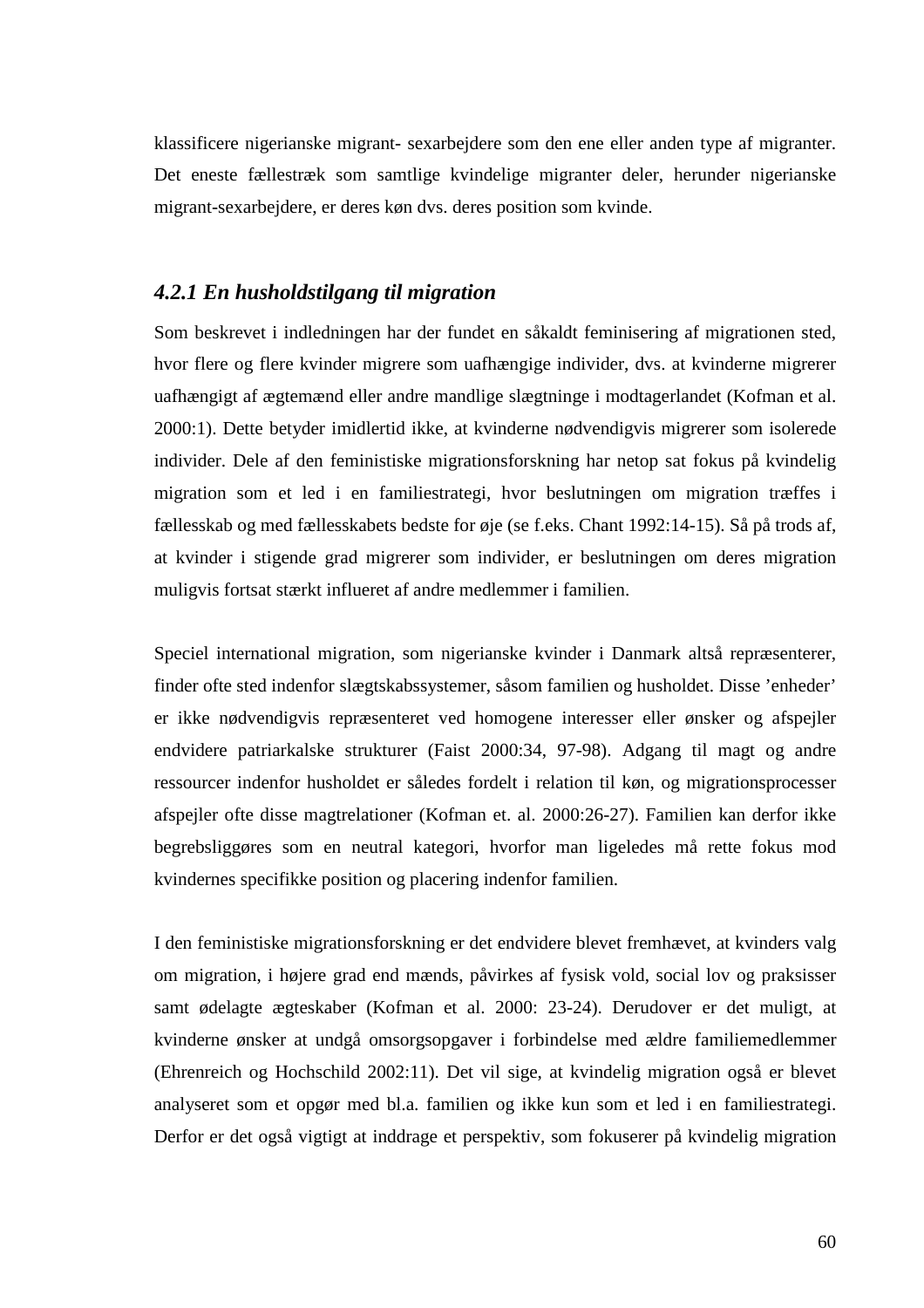klassificere nigerianske migrant- sexarbejdere som den ene eller anden type af migranter. Det eneste fællestræk som samtlige kvindelige migranter deler, herunder nigerianske migrant-sexarbejdere, er deres køn dvs. deres position som kvinde.

### *4.2.1 En husholdstilgang til migration*

Som beskrevet i indledningen har der fundet en såkaldt feminisering af migrationen sted, hvor flere og flere kvinder migrere som uafhængige individer, dvs. at kvinderne migrerer uafhængigt af ægtemænd eller andre mandlige slægtninge i modtagerlandet (Kofman et al. 2000:1). Dette betyder imidlertid ikke, at kvinderne nødvendigvis migrerer som isolerede individer. Dele af den feministiske migrationsforskning har netop sat fokus på kvindelig migration som et led i en familiestrategi, hvor beslutningen om migration træffes i fællesskab og med fællesskabets bedste for øje (se f.eks. Chant 1992:14-15). Så på trods af, at kvinder i stigende grad migrerer som individer, er beslutningen om deres migration muligvis fortsat stærkt influeret af andre medlemmer i familien.

Speciel international migration, som nigerianske kvinder i Danmark altså repræsenterer, finder ofte sted indenfor slægtskabssystemer, såsom familien og husholdet. Disse ’enheder’ er ikke nødvendigvis repræsenteret ved homogene interesser eller ønsker og afspejler endvidere patriarkalske strukturer (Faist 2000:34, 97-98). Adgang til magt og andre ressourcer indenfor husholdet er således fordelt i relation til køn, og migrationsprocesser afspejler ofte disse magtrelationer (Kofman et. al. 2000:26-27). Familien kan derfor ikke begrebsliggøres som en neutral kategori, hvorfor man ligeledes må rette fokus mod kvindernes specifikke position og placering indenfor familien.

I den feministiske migrationsforskning er det endvidere blevet fremhævet, at kvinders valg om migration, i højere grad end mænds, påvirkes af fysisk vold, social lov og praksisser samt ødelagte ægteskaber (Kofman et al. 2000: 23-24). Derudover er det muligt, at kvinderne ønsker at undgå omsorgsopgaver i forbindelse med ældre familiemedlemmer (Ehrenreich og Hochschild 2002:11). Det vil sige, at kvindelig migration også er blevet analyseret som et opgør med bl.a. familien og ikke kun som et led i en familiestrategi. Derfor er det også vigtigt at inddrage et perspektiv, som fokuserer på kvindelig migration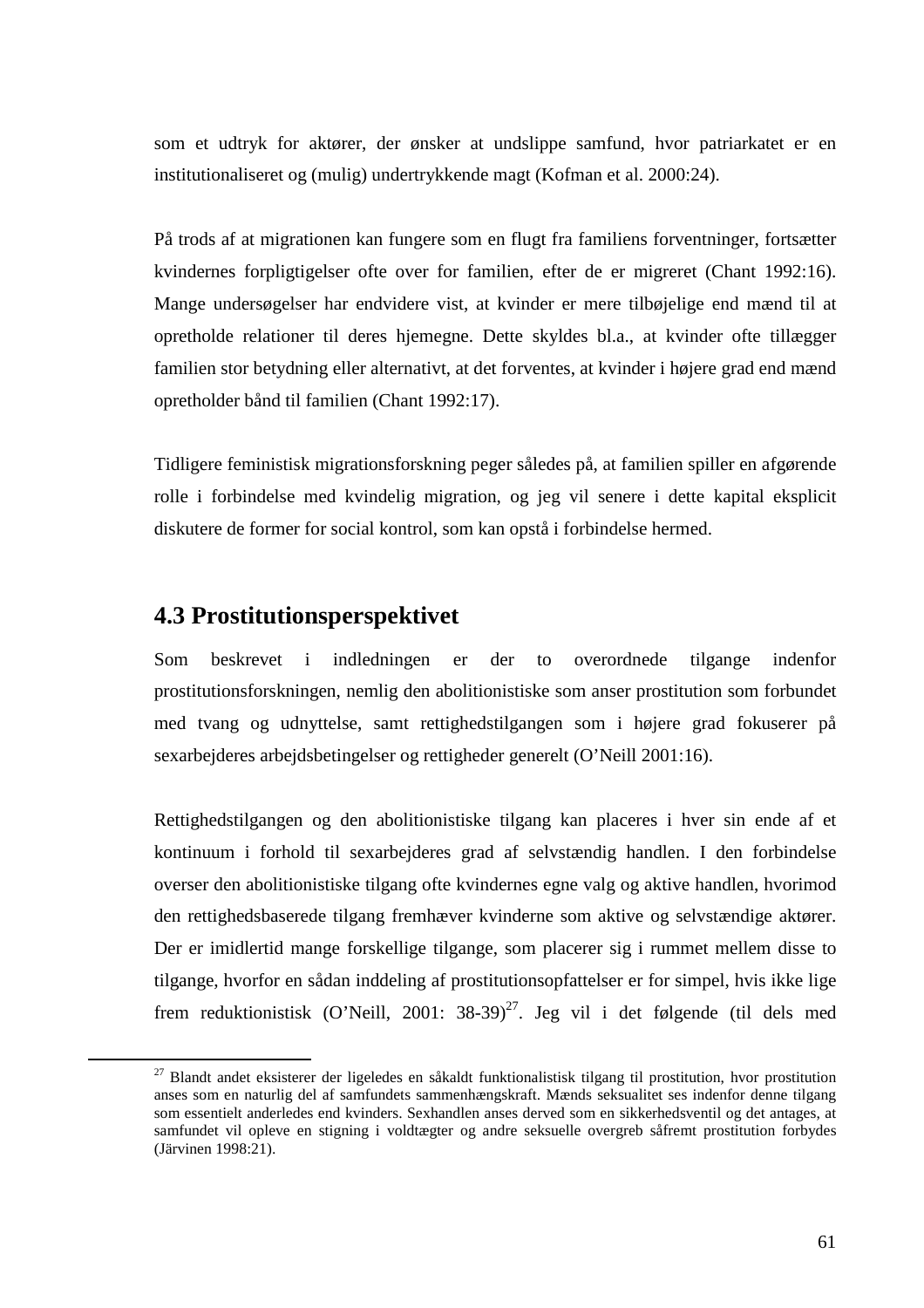som et udtryk for aktører, der ønsker at undslippe samfund, hvor patriarkatet er en institutionaliseret og (mulig) undertrykkende magt (Kofman et al. 2000:24).

På trods af at migrationen kan fungere som en flugt fra familiens forventninger, fortsætter kvindernes forpligtigelser ofte over for familien, efter de er migreret (Chant 1992:16). Mange undersøgelser har endvidere vist, at kvinder er mere tilbøjelige end mænd til at opretholde relationer til deres hjemegne. Dette skyldes bl.a., at kvinder ofte tillægger familien stor betydning eller alternativt, at det forventes, at kvinder i højere grad end mænd opretholder bånd til familien (Chant 1992:17).

Tidligere feministisk migrationsforskning peger således på, at familien spiller en afgørende rolle i forbindelse med kvindelig migration, og jeg vil senere i dette kapital eksplicit diskutere de former for social kontrol, som kan opstå i forbindelse hermed.

## 4.3 Prostitutionsperspektivet

Som beskrevet i indledningen er der to overordnede tilgange indenfor prostitutionsforskningen, nemlig den abolitionistiske som anser prostitution som forbundet med tvang og udnyttelse, samt rettighedstilgangen som i højere grad fokuserer på sexarbejderes arbejdsbetingelser og rettigheder generelt (O'Neill 2001:16).

Rettighedstilgangen og den abolitionistiske tilgang kan placeres i hver sin ende af et kontinuum i forhold til sexarbejderes grad af selvstændig handlen. I den forbindelse overser den abolitionistiske tilgang ofte kvindernes egne valg og aktive handlen, hvorimod den rettighedsbaserede tilgang fremhæver kvinderne som aktive og selvstændige aktører. Der er imidlertid mange forskellige tilgange, som placerer sig i rummet mellem disse to tilgange, hvorfor en sådan inddeling af prostitutionsopfattelser er for simpel, hvis ikke lige frem reduktionistisk (O'Neill, 2001: 38-39)[27]. Jeg vil i det følgende (til dels med

[27] Blandt andet eksisterer der ligeledes en såkaldt funktionalistisk tilgang til prostitution, hvor prostitution anses som en naturlig del af samfundets sammenhængskraft. Mænds seksualitet ses indenfor denne tilgang som essentielt anderledes end kvinders. Sexhandlen anses derved som en sikkerhedsventil og det antages, at samfundet vil opleve en stigning i voldtægter og andre seksuelle overgreb såfremt prostitution forbydes (Järvinen 1998:21).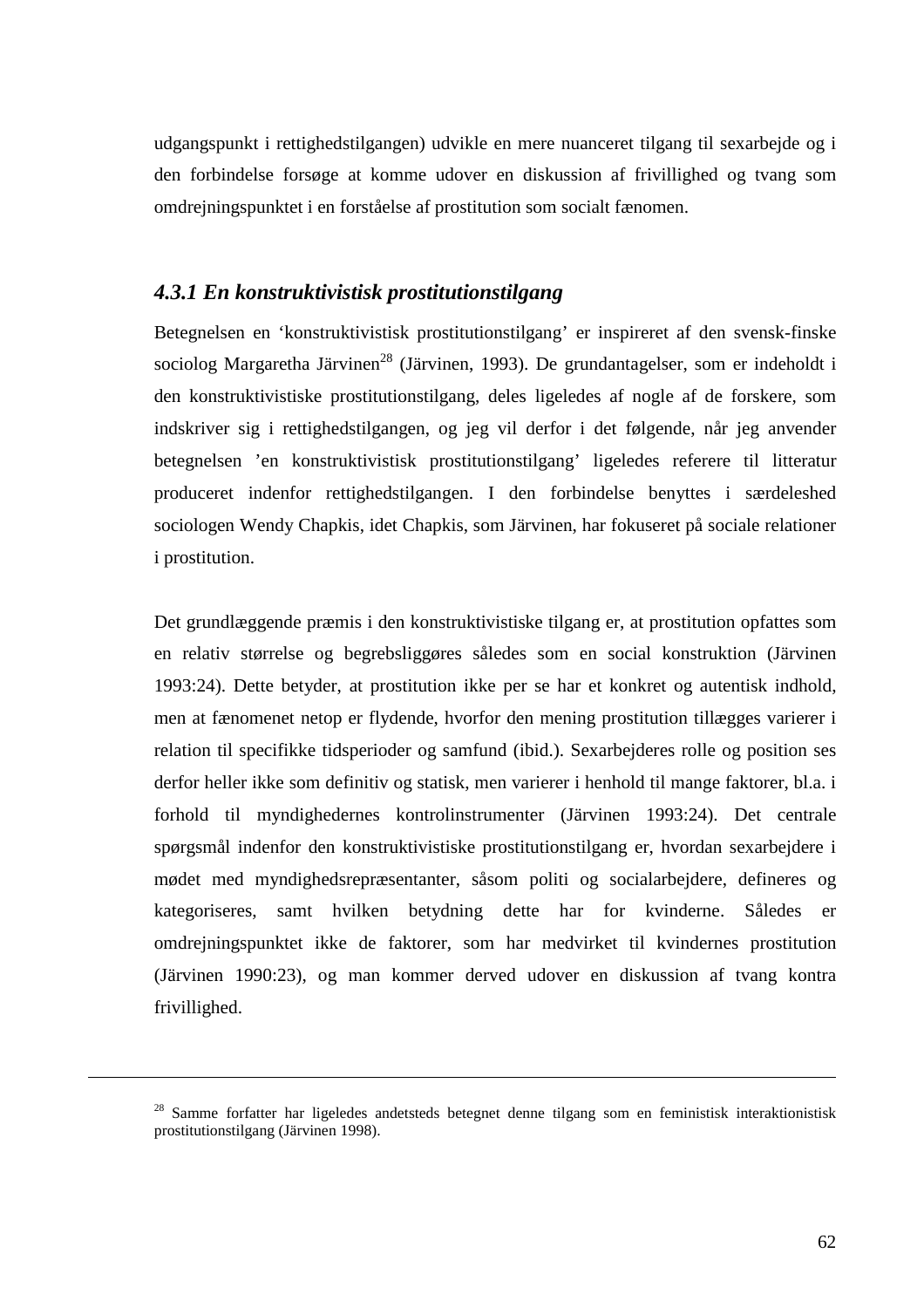udgangspunkt i rettighedstilgangen) udvikle en mere nuanceret tilgang til sexarbejde og i den forbindelse forsøge at komme udover en diskussion af frivillighed og tvang som omdrejningspunktet i en forståelse af prostitution som socialt fænomen.

### *4.3.1 En konstruktivistisk prostitutionstilgang*

Betegnelsen en 'konstruktivistisk prostitutionstilgang' er inspireret af den svensk-finske sociolog Margaretha Järvinen[28] (Järvinen, 1993). De grundantagelser, som er indeholdt i den konstruktivistiske prostitutionstilgang, deles ligeledes af nogle af de forskere, som indskriver sig i rettighedstilgangen, og jeg vil derfor i det følgende, når jeg anvender betegnelsen 'en konstruktivistisk prostitutionstilgang' ligeledes referere til litteratur produceret indenfor rettighedstilgangen. I den forbindelse benyttes i særdeleshed sociologen Wendy Chapkis, idet Chapkis, som Järvinen, har fokuseret på sociale relationer i prostitution.

Det grundlæggende præmis i den konstruktivistiske tilgang er, at prostitution opfattes som en relativ størrelse og begrebsliggøres således som en social konstruktion (Järvinen 1993:24). Dette betyder, at prostitution ikke per se har et konkret og autentisk indhold, men at fænomenet netop er flydende, hvorfor den mening prostitution tillægges varierer i relation til specifikke tidsperioder og samfund (ibid.). Sexarbejderes rolle og position ses derfor heller ikke som definitiv og statisk, men varierer i henhold til mange faktorer, bl.a. i forhold til myndighedernes kontrolinstrumenter (Järvinen 1993:24). Det centrale spørgsmål indenfor den konstruktivistiske prostitutionstilgang er, hvordan sexarbejdere i mødet med myndighedsrepræsentanter, såsom politi og socialarbejdere, defineres og kategoriseres, samt hvilken betydning dette har for kvinderne. Således er omdrejningspunktet ikke de faktorer, som har medvirket til kvindernes prostitution (Järvinen 1990:23), og man kommer derved udover en diskussion af tvang kontra frivillighed.

---

[28] Samme forfatter har ligeledes andetsteds betegnet denne tilgang som en feministisk interaktionistisk prostitutionstilgang (Järvinen 1998).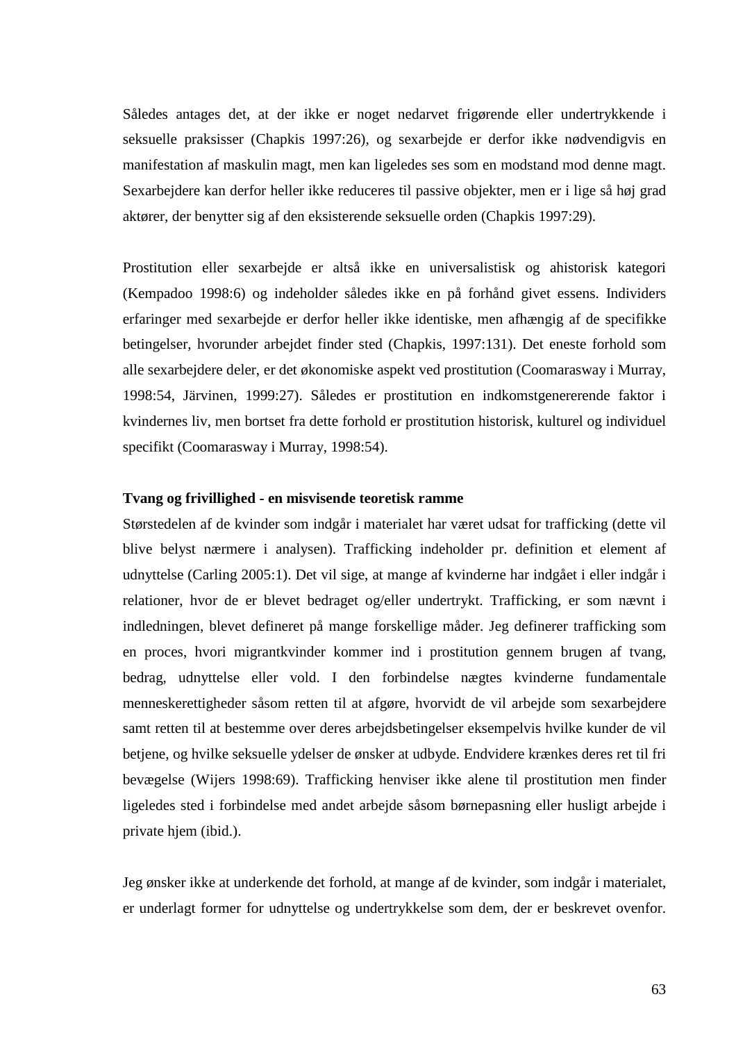Således antages det, at der ikke er noget nedarvet frigørende eller undertrykkende i seksuelle praksisser (Chapkis 1997:26), og sexarbejde er derfor ikke nødvendigvis en manifestation af maskulin magt, men kan ligeledes ses som en modstand mod denne magt. Sexarbejdere kan derfor heller ikke reduceres til passive objekter, men er i lige så høj grad aktører, der benytter sig af den eksisterende seksuelle orden (Chapkis 1997:29).

Prostitution eller sexarbejde er altså ikke en universalistisk og ahistorisk kategori (Kempadoo 1998:6) og indeholder således ikke en på forhånd givet essens. Individers erfaringer med sexarbejde er derfor heller ikke identiske, men afhængig af de specifikke betingelser, hvorunder arbejdet finder sted (Chapkis, 1997:131). Det eneste forhold som alle sexarbejdere deler, er det økonomiske aspekt ved prostitution (Coomarasway i Murray, 1998:54, Järvinen, 1999:27). Således er prostitution en indkomstgenererende faktor i kvindernes liv, men bortset fra dette forhold er prostitution historisk, kulturel og individuel specifikt (Coomarasway i Murray, 1998:54).

**Tvang og frivillighed - en misvisende teoretisk ramme**

Størstedelen af de kvinder som indgår i materialet har været udsat for trafficking (dette vil blive belyst nærmere i analysen). Trafficking indeholder pr. definition et element af udnyttelse (Carling 2005:1). Det vil sige, at mange af kvinderne har indgået i eller indgår i relationer, hvor de er blevet bedraget og/eller undertrykt. Trafficking, er som nævnt i indledningen, blevet defineret på mange forskellige måder. Jeg definerer trafficking som en proces, hvori migrantkvinder kommer ind i prostitution gennem brugen af tvang, bedrag, udnyttelse eller vold. I den forbindelse nægtes kvinderne fundamentale menneskerettigheder såsom retten til at afgøre, hvorvidt de vil arbejde som sexarbejdere samt retten til at bestemme over deres arbejdsbetingelser eksempelvis hvilke kunder de vil betjene, og hvilke seksuelle ydelser de ønsker at udbyde. Endvidere krænkes deres ret til fri bevægelse (Wijers 1998:69). Trafficking henviser ikke alene til prostitution men finder ligeledes sted i forbindelse med andet arbejde såsom børnepasning eller husligt arbejde i private hjem (ibid.).

Jeg ønsker ikke at underkende det forhold, at mange af de kvinder, som indgår i materialet, er underlagt former for udnyttelse og undertrykkelse som dem, der er beskrevet ovenfor.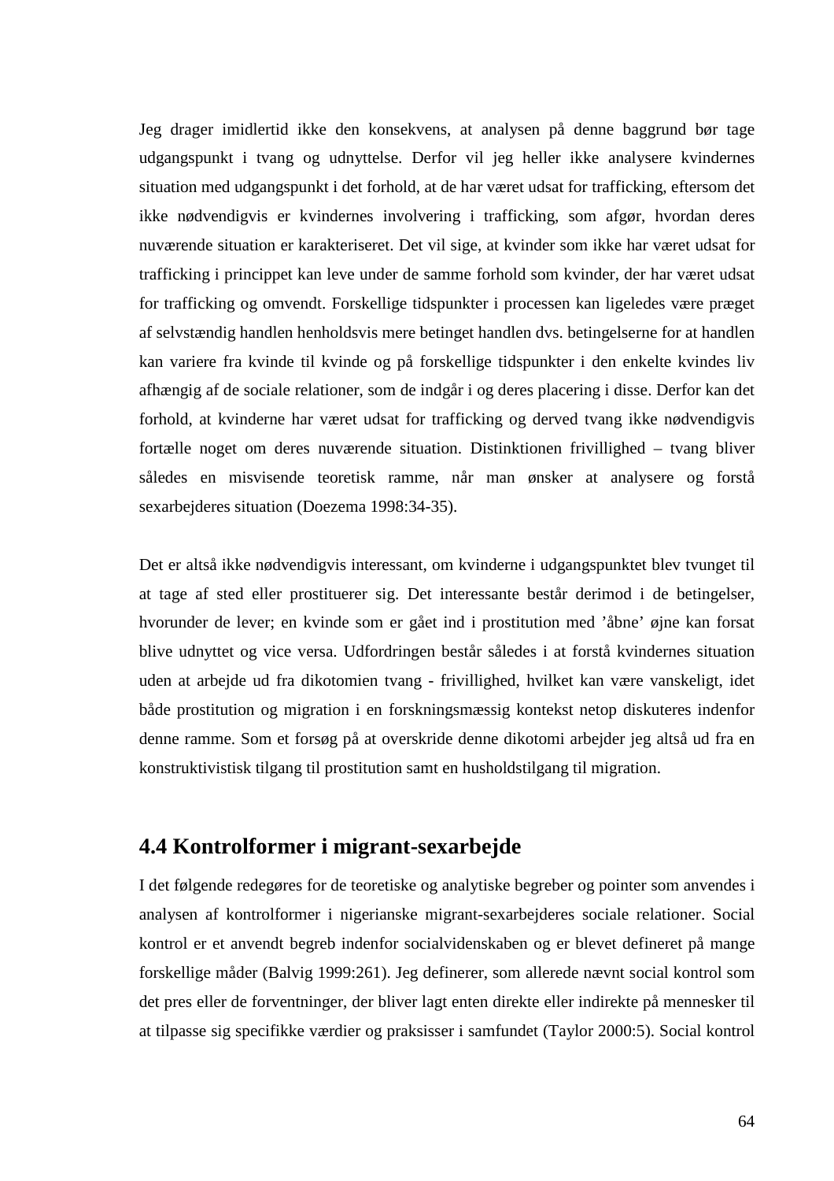Jeg drager imidlertid ikke den konsekvens, at analysen på denne baggrund bør tage udgangspunkt i tvang og udnyttelse. Derfor vil jeg heller ikke analysere kvindernes situation med udgangspunkt i det forhold, at de har været udsat for trafficking, eftersom det ikke nødvendigvis er kvindernes involvering i trafficking, som afgør, hvordan deres nuværende situation er karakteriseret. Det vil sige, at kvinder som ikke har været udsat for trafficking i princippet kan leve under de samme forhold som kvinder, der har været udsat for trafficking og omvendt. Forskellige tidspunkter i processen kan ligeledes være præget af selvstændig handlen henholdsvis mere betinget handlen dvs. betingelserne for at handlen kan variere fra kvinde til kvinde og på forskellige tidspunkter i den enkelte kvindes liv afhængig af de sociale relationer, som de indgår i og deres placering i disse. Derfor kan det forhold, at kvinderne har været udsat for trafficking og derved tvang ikke nødvendigvis fortælle noget om deres nuværende situation. Distinktionen frivillighed – tvang bliver således en misvisende teoretisk ramme, når man ønsker at analysere og forstå sexarbejderes situation (Doezema 1998:34-35).

Det er altså ikke nødvendigvis interessant, om kvinderne i udgangspunktet blev tvunget til at tage af sted eller prostituerer sig. Det interessante består derimod i de betingelser, hvorunder de lever; en kvinde som er gået ind i prostitution med 'åbne' øjne kan forsat blive udnyttet og vice versa. Udfordringen består således i at forstå kvindernes situation uden at arbejde ud fra dikotomien tvang - frivillighed, hvilket kan være vanskeligt, idet både prostitution og migration i en forskningsmæssig kontekst netop diskuteres indenfor denne ramme. Som et forsøg på at overskride denne dikotomi arbejder jeg altså ud fra en konstruktivistisk tilgang til prostitution samt en husholdstilgang til migration.

## 4.4 Kontrolformer i migrant-sexarbejde

I det følgende redegøres for de teoretiske og analytiske begreber og pointer som anvendes i analysen af kontrolformer i nigerianske migrant-sexarbejderes sociale relationer. Social kontrol er et anvendt begreb indenfor socialvidenskaben og er blevet defineret på mange forskellige måder (Balvig 1999:261). Jeg definerer, som allerede nævnt social kontrol som det pres eller de forventninger, der bliver lagt enten direkte eller indirekte på mennesker til at tilpasse sig specifikke værdier og praksisser i samfundet (Taylor 2000:5). Social kontrol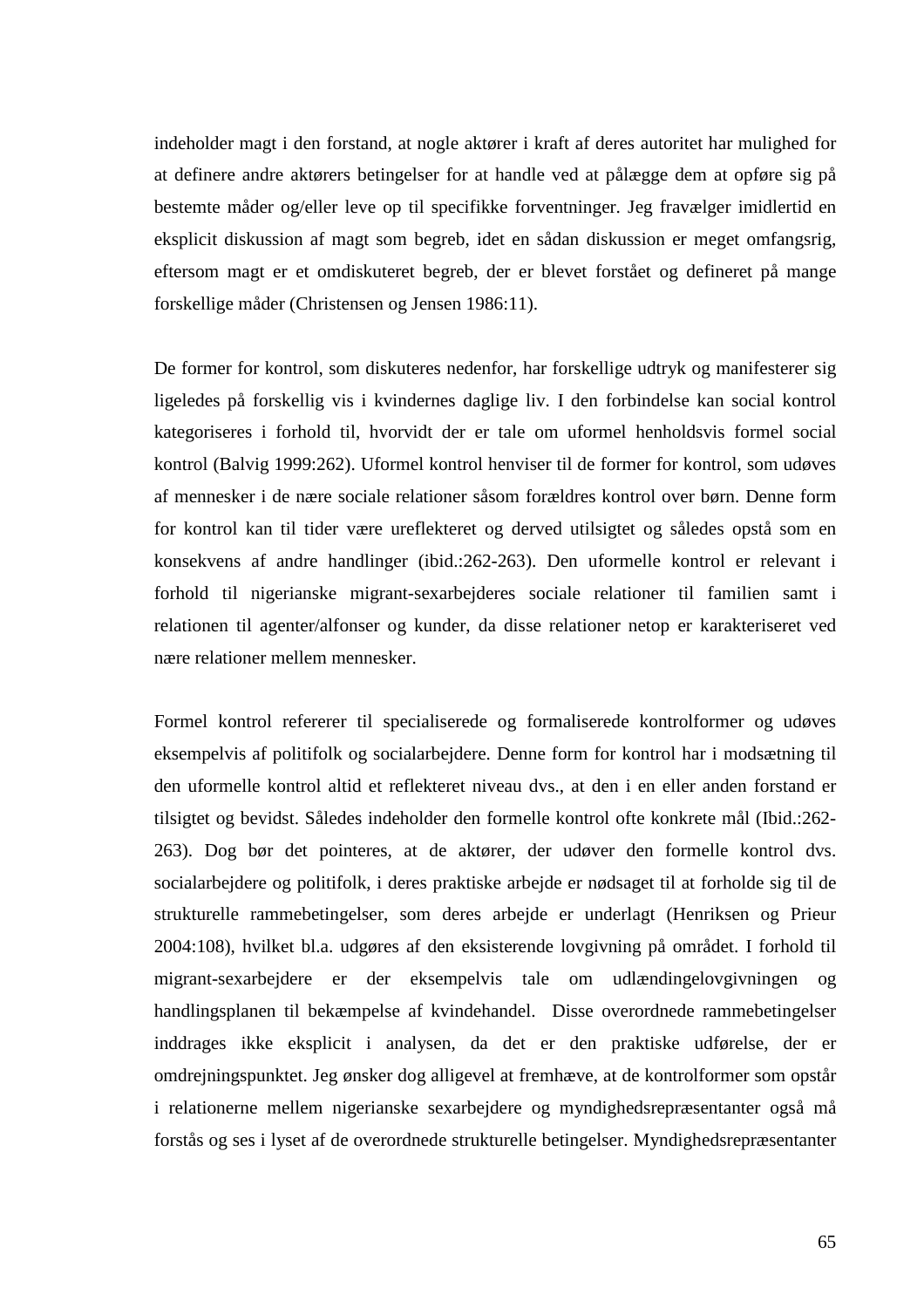indeholder magt i den forstand, at nogle aktører i kraft af deres autoritet har mulighed for at definere andre aktørers betingelser for at handle ved at pålægge dem at opføre sig på bestemte måder og/eller leve op til specifikke forventninger. Jeg fravælger imidlertid en eksplicit diskussion af magt som begreb, idet en sådan diskussion er meget omfangsrig, eftersom magt er et omdiskuteret begreb, der er blevet forstået og defineret på mange forskellige måder (Christensen og Jensen 1986:11).

De former for kontrol, som diskuteres nedenfor, har forskellige udtryk og manifesterer sig ligeledes på forskellig vis i kvindernes daglige liv. I den forbindelse kan social kontrol kategoriseres i forhold til, hvorvidt der er tale om uformel henholdsvis formel social kontrol (Balvig 1999:262). Uformel kontrol henviser til de former for kontrol, som udøves af mennesker i de nære sociale relationer såsom forældres kontrol over børn. Denne form for kontrol kan til tider være ureflekteret og derved utilsigtet og således opstå som en konsekvens af andre handlinger (ibid.:262-263). Den uformelle kontrol er relevant i forhold til nigerianske migrant-sexarbejderes sociale relationer til familien samt i relationen til agenter/alfonser og kunder, da disse relationer netop er karakteriseret ved nære relationer mellem mennesker.

Formel kontrol refererer til specialiserede og formaliserede kontrolformer og udøves eksempelvis af politifolk og socialarbejdere. Denne form for kontrol har i modsætning til den uformelle kontrol altid et reflekteret niveau dvs., at den i en eller anden forstand er tilsigtet og bevidst. Således indeholder den formelle kontrol ofte konkrete mål (Ibid.:262-263). Dog bør det pointeres, at de aktører, der udøver den formelle kontrol dvs. socialarbejdere og politifolk, i deres praktiske arbejde er nødsaget til at forholde sig til de strukturelle rammebetingelser, som deres arbejde er underlagt (Henriksen og Prieur 2004:108), hvilket bl.a. udgøres af den eksisterende lovgivning på området. I forhold til migrant-sexarbejdere er der eksempelvis tale om udlændingelovgivningen og handlingsplanen til bekæmpelse af kvindehandel. Disse overordnede rammebetingelser inddrages ikke eksplicit i analysen, da det er den praktiske udførelse, der er omdrejningspunktet. Jeg ønsker dog alligevel at fremhæve, at de kontrolformer som opstår i relationerne mellem nigerianske sexarbejdere og myndighedsrepræsentanter også må forstås og ses i lyset af de overordnede strukturelle betingelser. Myndighedsrepræsentanter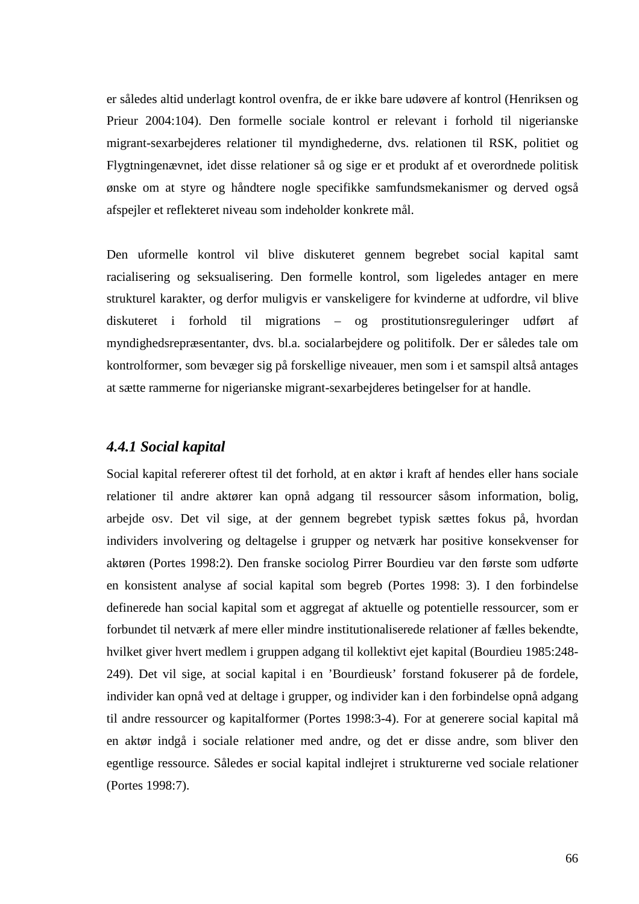er således altid underlagt kontrol ovenfra, de er ikke bare udøvere af kontrol (Henriksen og Prieur 2004:104). Den formelle sociale kontrol er relevant i forhold til nigerianske migrant-sexarbejderes relationer til myndighederne, dvs. relationen til RSK, politiet og Flygtningenævnet, idet disse relationer så og sige er et produkt af et overordnede politisk ønske om at styre og håndtere nogle specifikke samfundsmekanismer og derved også afspejler et reflekteret niveau som indeholder konkrete mål.

Den uformelle kontrol vil blive diskuteret gennem begrebet social kapital samt racialisering og seksualisering. Den formelle kontrol, som ligeledes antager en mere strukturel karakter, og derfor muligvis er vanskeligere for kvinderne at udfordre, vil blive diskuteret i forhold til migrations – og prostitutionsreguleringer udført af myndighedsrepræsentanter, dvs. bl.a. socialarbejdere og politifolk. Der er således tale om kontrolformer, som bevæger sig på forskellige niveauer, men som i et samspil altså antages at sætte rammerne for nigerianske migrant-sexarbejderes betingelser for at handle.

### *4.4.1 Social kapital*

Social kapital refererer oftest til det forhold, at en aktør i kraft af hendes eller hans sociale relationer til andre aktører kan opnå adgang til ressourcer såsom information, bolig, arbejde osv. Det vil sige, at der gennem begrebet typisk sættes fokus på, hvordan individers involvering og deltagelse i grupper og netværk har positive konsekvenser for aktøren (Portes 1998:2). Den franske sociolog Pirrer Bourdieu var den første som udførte en konsistent analyse af social kapital som begreb (Portes 1998: 3). I den forbindelse definerede han social kapital som et aggregat af aktuelle og potentielle ressourcer, som er forbundet til netværk af mere eller mindre institutionaliserede relationer af fælles bekendte, hvilket giver hvert medlem i gruppen adgang til kollektivt ejet kapital (Bourdieu 1985:248-249). Det vil sige, at social kapital i en 'Bourdieusk' forstand fokuserer på de fordele, individer kan opnå ved at deltage i grupper, og individer kan i den forbindelse opnå adgang til andre ressourcer og kapitalformer (Portes 1998:3-4). For at generere social kapital må en aktør indgå i sociale relationer med andre, og det er disse andre, som bliver den egentlige ressource. Således er social kapital indlejret i strukturerne ved sociale relationer (Portes 1998:7).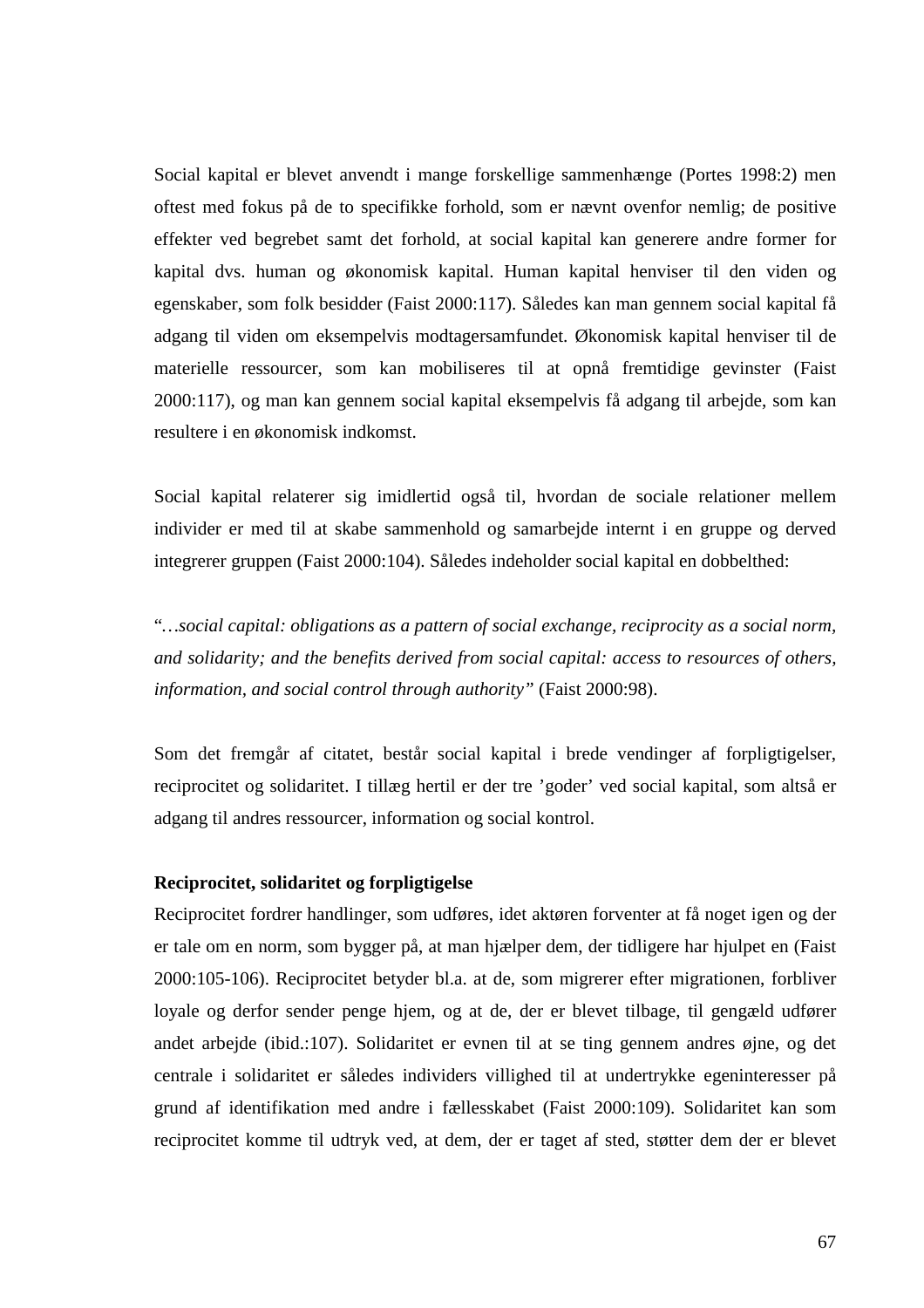Social kapital er blevet anvendt i mange forskellige sammenhænge (Portes 1998:2) men oftest med fokus på de to specifikke forhold, som er nævnt ovenfor nemlig; de positive effekter ved begrebet samt det forhold, at social kapital kan generere andre former for kapital dvs. human og økonomisk kapital. Human kapital henviser til den viden og egenskaber, som folk besidder (Faist 2000:117). Således kan man gennem social kapital få adgang til viden om eksempelvis modtagersamfundet. Økonomisk kapital henviser til de materielle ressourcer, som kan mobiliseres til at opnå fremtidige gevinster (Faist 2000:117), og man kan gennem social kapital eksempelvis få adgang til arbejde, som kan resultere i en økonomisk indkomst.

Social kapital relaterer sig imidlertid også til, hvordan de sociale relationer mellem individer er med til at skabe sammenhold og samarbejde internt i en gruppe og derved integrerer gruppen (Faist 2000:104). Således indeholder social kapital en dobbelthed:

"*…social capital: obligations as a pattern of social exchange, reciprocity as a social norm, and solidarity; and the benefits derived from social capital: access to resources of others, information, and social control through authority"* (Faist 2000:98).

Som det fremgår af citatet, består social kapital i brede vendinger af forpligtigelser, reciprocitet og solidaritet. I tillæg hertil er der tre 'goder' ved social kapital, som altså er adgang til andres ressourcer, information og social kontrol.

**Reciprocitet, solidaritet og forpligtigelse**

Reciprocitet fordrer handlinger, som udføres, idet aktøren forventer at få noget igen og der er tale om en norm, som bygger på, at man hjælper dem, der tidligere har hjulpet en (Faist 2000:105-106). Reciprocitet betyder bl.a. at de, som migrerer efter migrationen, forbliver loyale og derfor sender penge hjem, og at de, der er blevet tilbage, til gengæld udfører andet arbejde (ibid.:107). Solidaritet er evnen til at se ting gennem andres øjne, og det centrale i solidaritet er således individers villighed til at undertrykke egeninteresser på grund af identifikation med andre i fællesskabet (Faist 2000:109). Solidaritet kan som reciprocitet komme til udtryk ved, at dem, der er taget af sted, støtter dem der er blevet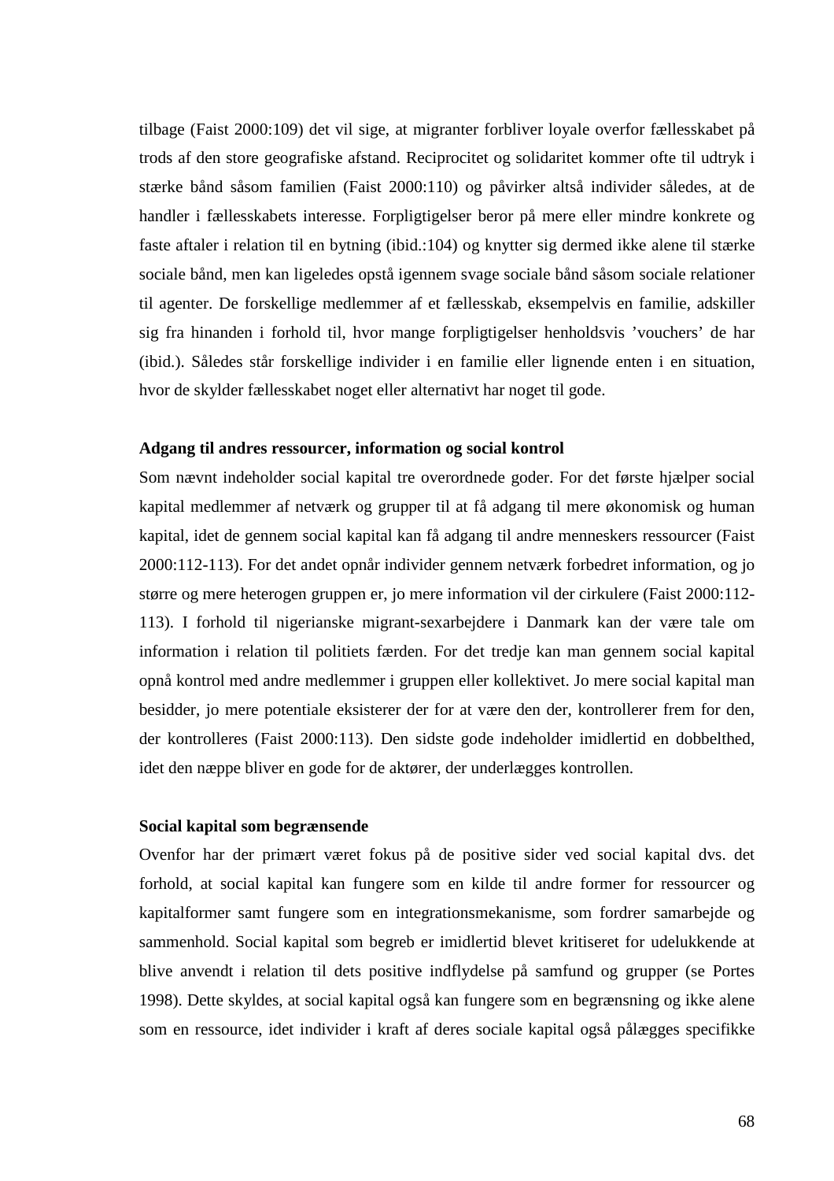tilbage (Faist 2000:109) det vil sige, at migranter forbliver loyale overfor fællesskabet på trods af den store geografiske afstand. Reciprocitet og solidaritet kommer ofte til udtryk i stærke bånd såsom familien (Faist 2000:110) og påvirker altså individer således, at de handler i fællesskabets interesse. Forpligtigelser beror på mere eller mindre konkrete og faste aftaler i relation til en bytning (ibid.:104) og knytter sig dermed ikke alene til stærke sociale bånd, men kan ligeledes opstå igennem svage sociale bånd såsom sociale relationer til agenter. De forskellige medlemmer af et fællesskab, eksempelvis en familie, adskiller sig fra hinanden i forhold til, hvor mange forpligtigelser henholdsvis 'vouchers' de har (ibid.). Således står forskellige individer i en familie eller lignende enten i en situation, hvor de skylder fællesskabet noget eller alternativt har noget til gode.

**Adgang til andres ressourcer, information og social kontrol**

Som nævnt indeholder social kapital tre overordnede goder. For det første hjælper social kapital medlemmer af netværk og grupper til at få adgang til mere økonomisk og human kapital, idet de gennem social kapital kan få adgang til andre menneskers ressourcer (Faist 2000:112-113). For det andet opnår individer gennem netværk forbedret information, og jo større og mere heterogen gruppen er, jo mere information vil der cirkulere (Faist 2000:112-113). I forhold til nigerianske migrant-sexarbejdere i Danmark kan der være tale om information i relation til politiets færden. For det tredje kan man gennem social kapital opnå kontrol med andre medlemmer i gruppen eller kollektivet. Jo mere social kapital man besidder, jo mere potentiale eksisterer der for at være den der, kontrollerer frem for den, der kontrolleres (Faist 2000:113). Den sidste gode indeholder imidlertid en dobbelthed, idet den næppe bliver en gode for de aktører, der underlægges kontrollen.

**Social kapital som begrænsende**

Ovenfor har der primært været fokus på de positive sider ved social kapital dvs. det forhold, at social kapital kan fungere som en kilde til andre former for ressourcer og kapitalformer samt fungere som en integrationsmekanisme, som fordrer samarbejde og sammenhold. Social kapital som begreb er imidlertid blevet kritiseret for udelukkende at blive anvendt i relation til dets positive indflydelse på samfund og grupper (se Portes 1998). Dette skyldes, at social kapital også kan fungere som en begrænsning og ikke alene som en ressource, idet individer i kraft af deres sociale kapital også pålægges specifikke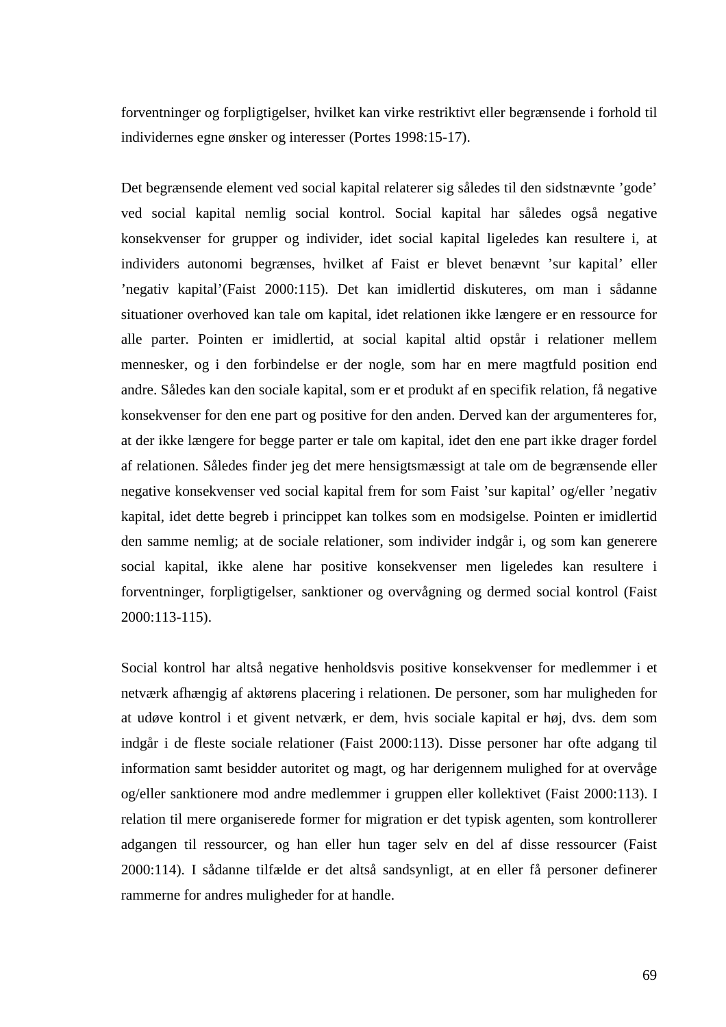forventninger og forpligtigelser, hvilket kan virke restriktivt eller begrænsende i forhold til individernes egne ønsker og interesser (Portes 1998:15-17).

Det begrænsende element ved social kapital relaterer sig således til den sidstnævnte 'gode' ved social kapital nemlig social kontrol. Social kapital har således også negative konsekvenser for grupper og individer, idet social kapital ligeledes kan resultere i, at individers autonomi begrænses, hvilket af Faist er blevet benævnt 'sur kapital' eller 'negativ kapital'(Faist 2000:115). Det kan imidlertid diskuteres, om man i sådanne situationer overhoved kan tale om kapital, idet relationen ikke længere er en ressource for alle parter. Pointen er imidlertid, at social kapital altid opstår i relationer mellem mennesker, og i den forbindelse er der nogle, som har en mere magtfuld position end andre. Således kan den sociale kapital, som er et produkt af en specifik relation, få negative konsekvenser for den ene part og positive for den anden. Derved kan der argumenteres for, at der ikke længere for begge parter er tale om kapital, idet den ene part ikke drager fordel af relationen. Således finder jeg det mere hensigtsmæssigt at tale om de begrænsende eller negative konsekvenser ved social kapital frem for som Faist 'sur kapital' og/eller 'negativ kapital, idet dette begreb i princippet kan tolkes som en modsigelse. Pointen er imidlertid den samme nemlig; at de sociale relationer, som individer indgår i, og som kan generere social kapital, ikke alene har positive konsekvenser men ligeledes kan resultere i forventninger, forpligtigelser, sanktioner og overvågning og dermed social kontrol (Faist 2000:113-115).

Social kontrol har altså negative henholdsvis positive konsekvenser for medlemmer i et netværk afhængig af aktørens placering i relationen. De personer, som har muligheden for at udøve kontrol i et givent netværk, er dem, hvis sociale kapital er høj, dvs. dem som indgår i de fleste sociale relationer (Faist 2000:113). Disse personer har ofte adgang til information samt besidder autoritet og magt, og har derigennem mulighed for at overvåge og/eller sanktionere mod andre medlemmer i gruppen eller kollektivet (Faist 2000:113). I relation til mere organiserede former for migration er det typisk agenten, som kontrollerer adgangen til ressourcer, og han eller hun tager selv en del af disse ressourcer (Faist 2000:114). I sådanne tilfælde er det altså sandsynligt, at en eller få personer definerer rammerne for andres muligheder for at handle.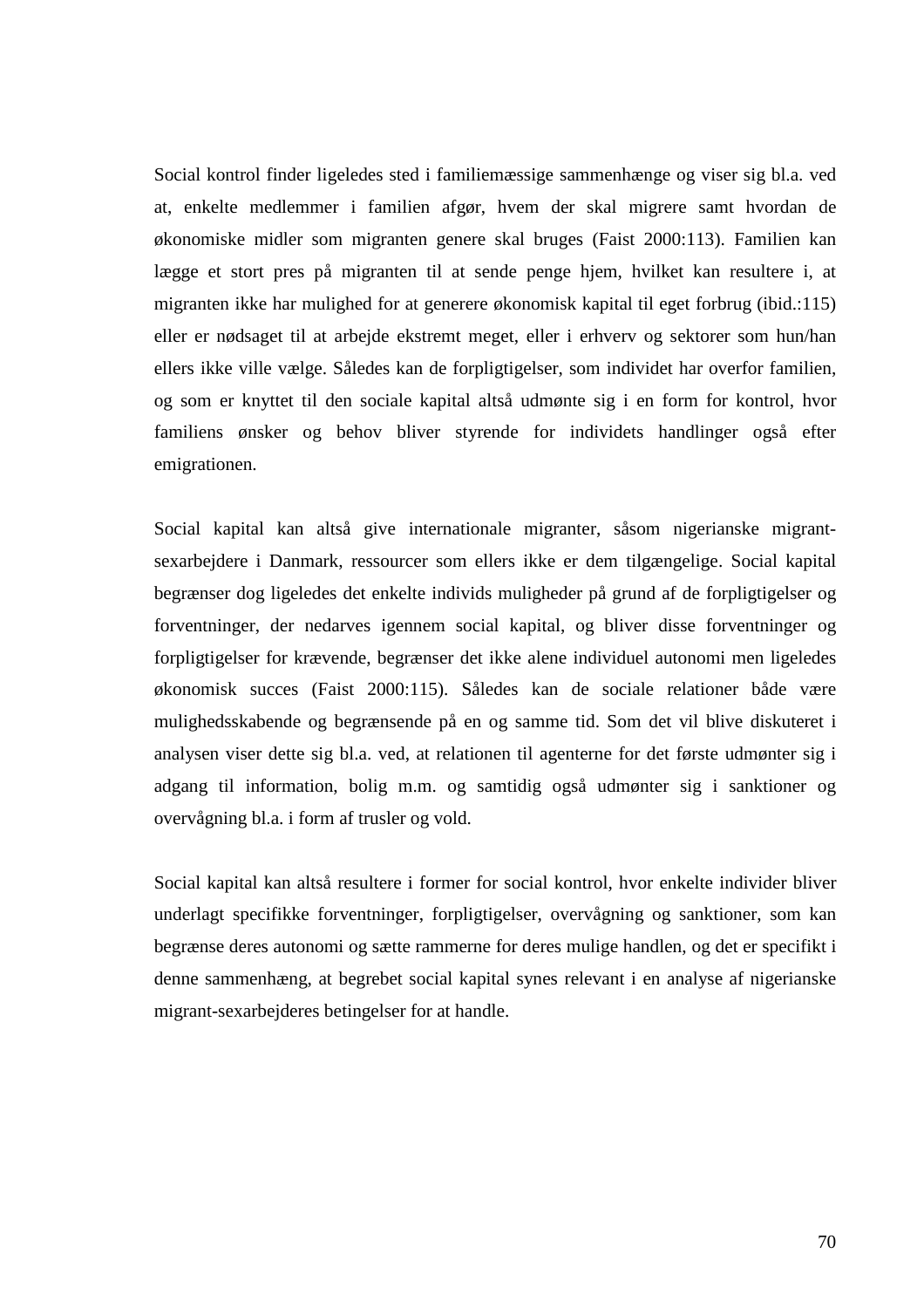Social kontrol finder ligeledes sted i familiemæssige sammenhænge og viser sig bl.a. ved at, enkelte medlemmer i familien afgør, hvem der skal migrere samt hvordan de økonomiske midler som migranten genere skal bruges (Faist 2000:113). Familien kan lægge et stort pres på migranten til at sende penge hjem, hvilket kan resultere i, at migranten ikke har mulighed for at generere økonomisk kapital til eget forbrug (ibid.:115) eller er nødsaget til at arbejde ekstremt meget, eller i erhverv og sektorer som hun/han ellers ikke ville vælge. Således kan de forpligtigelser, som individet har overfor familien, og som er knyttet til den sociale kapital altså udmønte sig i en form for kontrol, hvor familiens ønsker og behov bliver styrende for individets handlinger også efter emigrationen.

Social kapital kan altså give internationale migranter, såsom nigerianske migrant-sexarbejdere i Danmark, ressourcer som ellers ikke er dem tilgængelige. Social kapital begrænser dog ligeledes det enkelte individs muligheder på grund af de forpligtigelser og forventninger, der nedarves igennem social kapital, og bliver disse forventninger og forpligtigelser for krævende, begrænser det ikke alene individuel autonomi men ligeledes økonomisk succes (Faist 2000:115). Således kan de sociale relationer både være mulighedsskabende og begrænsende på en og samme tid. Som det vil blive diskuteret i analysen viser dette sig bl.a. ved, at relationen til agenterne for det første udmønter sig i adgang til information, bolig m.m. og samtidig også udmønter sig i sanktioner og overvågning bl.a. i form af trusler og vold.

Social kapital kan altså resultere i former for social kontrol, hvor enkelte individer bliver underlagt specifikke forventninger, forpligtigelser, overvågning og sanktioner, som kan begrænse deres autonomi og sætte rammerne for deres mulige handlen, og det er specifikt i denne sammenhæng, at begrebet social kapital synes relevant i en analyse af nigerianske migrant-sexarbejderes betingelser for at handle.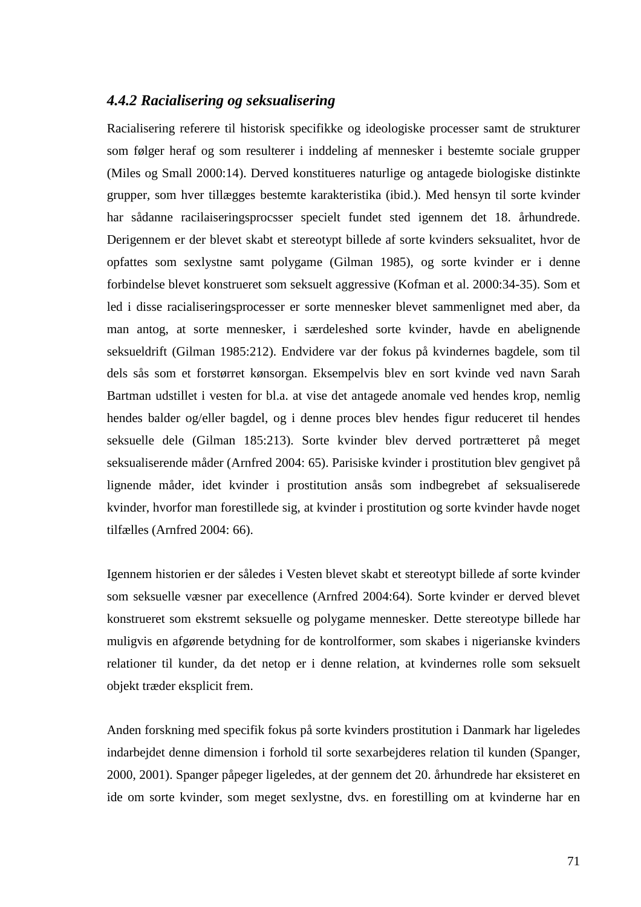### *4.4.2 Racialisering og seksualisering*

Racialisering referere til historisk specifikke og ideologiske processer samt de strukturer som følger heraf og som resulterer i inddeling af mennesker i bestemte sociale grupper (Miles og Small 2000:14). Derved konstitueres naturlige og antagede biologiske distinkte grupper, som hver tillægges bestemte karakteristika (ibid.). Med hensyn til sorte kvinder har sådanne racilaiseringsprocsser specielt fundet sted igennem det 18. århundrede. Derigennem er der blevet skabt et stereotypt billede af sorte kvinders seksualitet, hvor de opfattes som sexlystne samt polygame (Gilman 1985), og sorte kvinder er i denne forbindelse blevet konstrueret som seksuelt aggressive (Kofman et al. 2000:34-35). Som et led i disse racialiseringsprocesser er sorte mennesker blevet sammenlignet med aber, da man antog, at sorte mennesker, i særdeleshed sorte kvinder, havde en abelignende seksueldrift (Gilman 1985:212). Endvidere var der fokus på kvindernes bagdele, som til dels sås som et forstørret kønsorgan. Eksempelvis blev en sort kvinde ved navn Sarah Bartman udstillet i vesten for bl.a. at vise det antagede anomale ved hendes krop, nemlig hendes balder og/eller bagdel, og i denne proces blev hendes figur reduceret til hendes seksuelle dele (Gilman 185:213). Sorte kvinder blev derved portrætteret på meget seksualiserende måder (Arnfred 2004: 65). Parisiske kvinder i prostitution blev gengivet på lignende måder, idet kvinder i prostitution ansås som indbegrebet af seksualiserede kvinder, hvorfor man forestillede sig, at kvinder i prostitution og sorte kvinder havde noget tilfælles (Arnfred 2004: 66).

Igennem historien er der således i Vesten blevet skabt et stereotypt billede af sorte kvinder som seksuelle væsner par execellence (Arnfred 2004:64). Sorte kvinder er derved blevet konstrueret som ekstremt seksuelle og polygame mennesker. Dette stereotype billede har muligvis en afgørende betydning for de kontrolformer, som skabes i nigerianske kvinders relationer til kunder, da det netop er i denne relation, at kvindernes rolle som seksuelt objekt træder eksplicit frem.

Anden forskning med specifik fokus på sorte kvinders prostitution i Danmark har ligeledes indarbejdet denne dimension i forhold til sorte sexarbejderes relation til kunden (Spanger, 2000, 2001). Spanger påpeger ligeledes, at der gennem det 20. århundrede har eksisteret en ide om sorte kvinder, som meget sexlystne, dvs. en forestilling om at kvinderne har en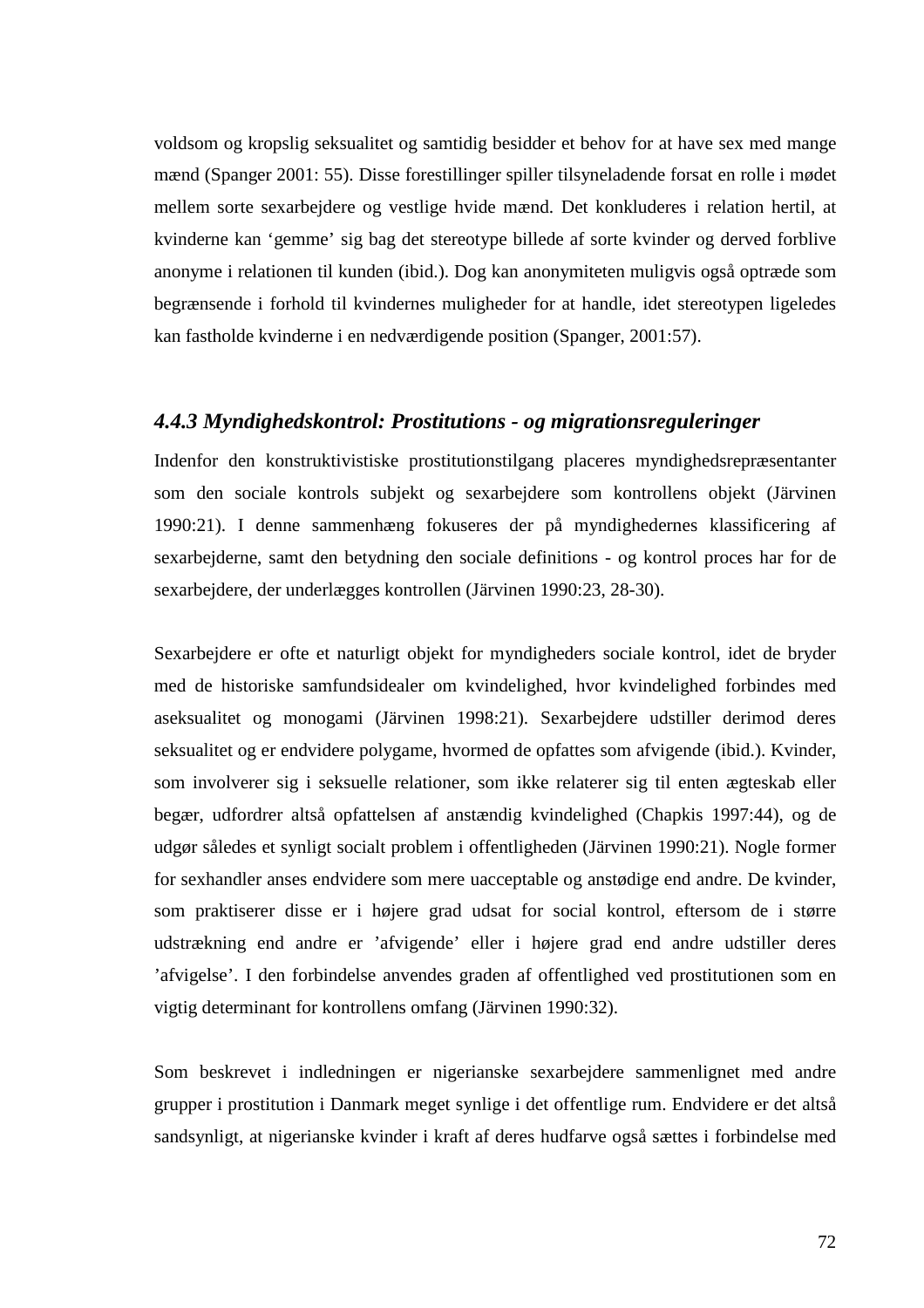voldsom og kropslig seksualitet og samtidig besidder et behov for at have sex med mange mænd (Spanger 2001: 55). Disse forestillinger spiller tilsyneladende forsat en rolle i mødet mellem sorte sexarbejdere og vestlige hvide mænd. Det konkluderes i relation hertil, at kvinderne kan 'gemme' sig bag det stereotype billede af sorte kvinder og derved forblive anonyme i relationen til kunden (ibid.). Dog kan anonymiteten muligvis også optræde som begrænsende i forhold til kvindernes muligheder for at handle, idet stereotypen ligeledes kan fastholde kvinderne i en nedværdigende position (Spanger, 2001:57).

### *4.4.3 Myndighedskontrol: Prostitutions - og migrationsreguleringer*

Indenfor den konstruktivistiske prostitutionstilgang placeres myndighedsrepræsentanter som den sociale kontrols subjekt og sexarbejdere som kontrollens objekt (Järvinen 1990:21). I denne sammenhæng fokuseres der på myndighedernes klassificering af sexarbejderne, samt den betydning den sociale definitions - og kontrol proces har for de sexarbejdere, der underlægges kontrollen (Järvinen 1990:23, 28-30).

Sexarbejdere er ofte et naturligt objekt for myndigheders sociale kontrol, idet de bryder med de historiske samfundsidealer om kvindelighed, hvor kvindelighed forbindes med aseksualitet og monogami (Järvinen 1998:21). Sexarbejdere udstiller derimod deres seksualitet og er endvidere polygame, hvormed de opfattes som afvigende (ibid.). Kvinder, som involverer sig i seksuelle relationer, som ikke relaterer sig til enten ægteskab eller begær, udfordrer altså opfattelsen af anstændig kvindelighed (Chapkis 1997:44), og de udgør således et synligt socialt problem i offentligheden (Järvinen 1990:21). Nogle former for sexhandler anses endvidere som mere uacceptable og anstødige end andre. De kvinder, som praktiserer disse er i højere grad udsat for social kontrol, eftersom de i større udstrækning end andre er 'afvigende' eller i højere grad end andre udstiller deres 'afvigelse'. I den forbindelse anvendes graden af offentlighed ved prostitutionen som en vigtig determinant for kontrollens omfang (Järvinen 1990:32).

Som beskrevet i indledningen er nigerianske sexarbejdere sammenlignet med andre grupper i prostitution i Danmark meget synlige i det offentlige rum. Endvidere er det altså sandsynligt, at nigerianske kvinder i kraft af deres hudfarve også sættes i forbindelse med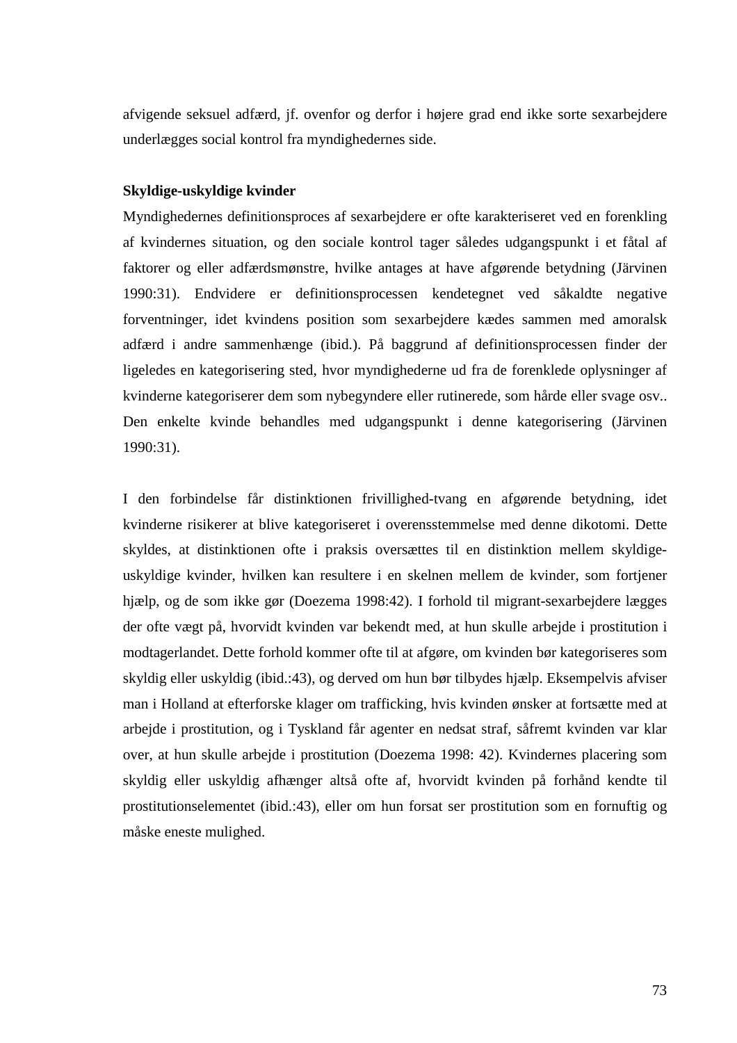afvigende seksuel adfærd, jf. ovenfor og derfor i højere grad end ikke sorte sexarbejdere underlægges social kontrol fra myndighedernes side.

**Skyldige-uskyldige kvinder**

Myndighedernes definitionsproces af sexarbejdere er ofte karakteriseret ved en forenkling af kvindernes situation, og den sociale kontrol tager således udgangspunkt i et fåtal af faktorer og eller adfærdsmønstre, hvilke antages at have afgørende betydning (Järvinen 1990:31). Endvidere er definitionsprocessen kendetegnet ved såkaldte negative forventninger, idet kvindens position som sexarbejdere kædes sammen med amoralsk adfærd i andre sammenhænge (ibid.). På baggrund af definitionsprocessen finder der ligeledes en kategorisering sted, hvor myndighederne ud fra de forenklede oplysninger af kvinderne kategoriserer dem som nybegyndere eller rutinerede, som hårde eller svage osv.. Den enkelte kvinde behandles med udgangspunkt i denne kategorisering (Järvinen 1990:31).

I den forbindelse får distinktionen frivillighed-tvang en afgørende betydning, idet kvinderne risikerer at blive kategoriseret i overensstemmelse med denne dikotomi. Dette skyldes, at distinktionen ofte i praksis oversættes til en distinktion mellem skyldige-uskyldige kvinder, hvilken kan resultere i en skelnen mellem de kvinder, som fortjener hjælp, og de som ikke gør (Doezema 1998:42). I forhold til migrant-sexarbejdere lægges der ofte vægt på, hvorvidt kvinden var bekendt med, at hun skulle arbejde i prostitution i modtagerlandet. Dette forhold kommer ofte til at afgøre, om kvinden bør kategoriseres som skyldig eller uskyldig (ibid.:43), og derved om hun bør tilbydes hjælp. Eksempelvis afviser man i Holland at efterforske klager om trafficking, hvis kvinden ønsker at fortsætte med at arbejde i prostitution, og i Tyskland får agenter en nedsat straf, såfremt kvinden var klar over, at hun skulle arbejde i prostitution (Doezema 1998: 42). Kvindernes placering som skyldig eller uskyldig afhænger altså ofte af, hvorvidt kvinden på forhånd kendte til prostitutionselementet (ibid.:43), eller om hun forsat ser prostitution som en fornuftig og måske eneste mulighed.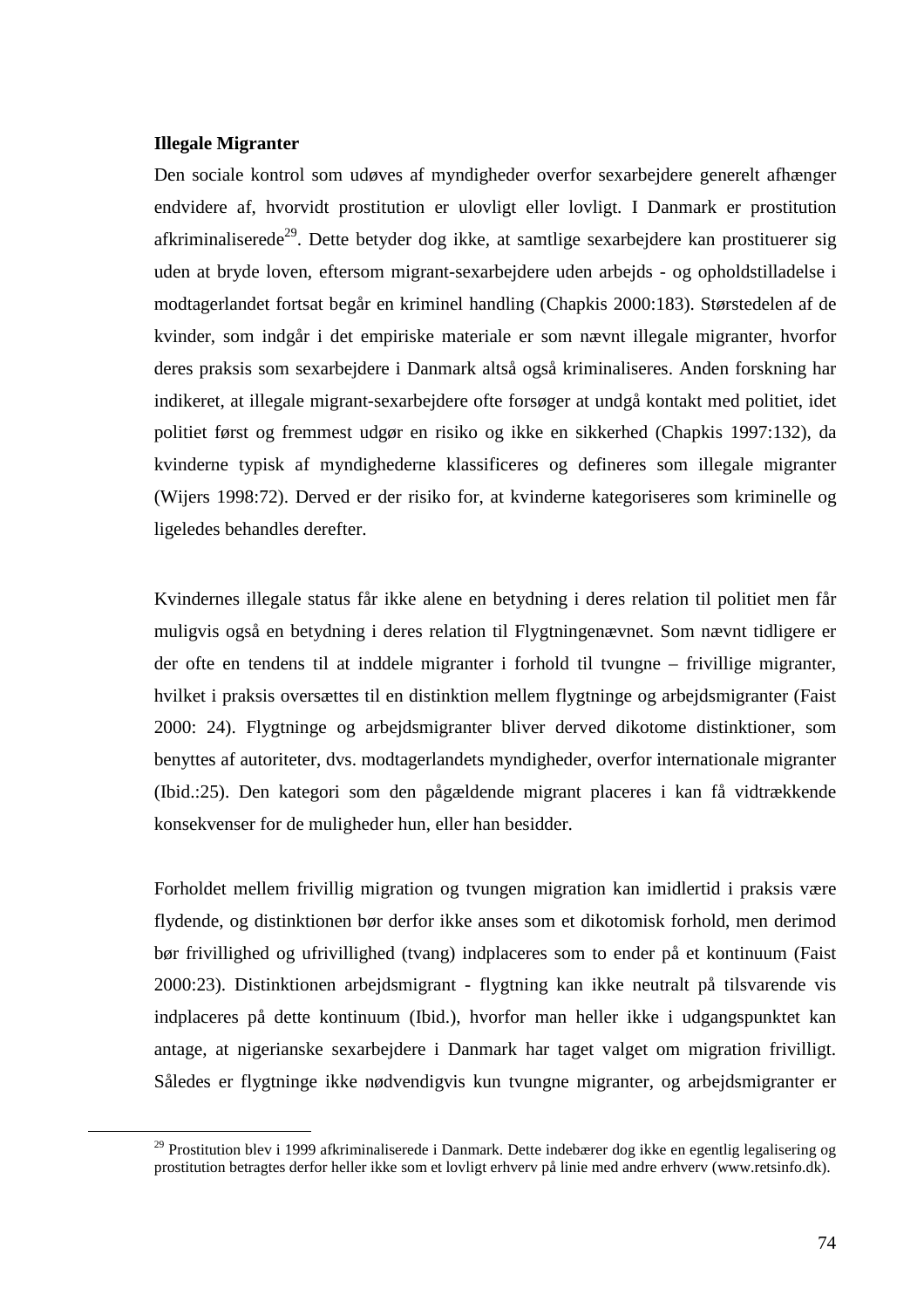**Illegale Migranter**

Den sociale kontrol som udøves af myndigheder overfor sexarbejdere generelt afhænger endvidere af, hvorvidt prostitution er ulovligt eller lovligt. I Danmark er prostitution afkriminaliserede[29]. Dette betyder dog ikke, at samtlige sexarbejdere kan prostituerer sig uden at bryde loven, eftersom migrant-sexarbejdere uden arbejds - og opholdstilladelse i modtagerlandet fortsat begår en kriminel handling (Chapkis 2000:183). Størstedelen af de kvinder, som indgår i det empiriske materiale er som nævnt illegale migranter, hvorfor deres praksis som sexarbejdere i Danmark altså også kriminaliseres. Anden forskning har indikeret, at illegale migrant-sexarbejdere ofte forsøger at undgå kontakt med politiet, idet politiet først og fremmest udgør en risiko og ikke en sikkerhed (Chapkis 1997:132), da kvinderne typisk af myndighederne klassificeres og defineres som illegale migranter (Wijers 1998:72). Derved er der risiko for, at kvinderne kategoriseres som kriminelle og ligeledes behandles derefter.

Kvindernes illegale status får ikke alene en betydning i deres relation til politiet men får muligvis også en betydning i deres relation til Flygtningenævnet. Som nævnt tidligere er der ofte en tendens til at inddele migranter i forhold til tvungne – frivillige migranter, hvilket i praksis oversættes til en distinktion mellem flygtninge og arbejdsmigranter (Faist 2000: 24). Flygtninge og arbejdsmigranter bliver derved dikotome distinktioner, som benyttes af autoriteter, dvs. modtagerlandets myndigheder, overfor internationale migranter (Ibid.:25). Den kategori som den pågældende migrant placeres i kan få vidtrækkende konsekvenser for de muligheder hun, eller han besidder.

Forholdet mellem frivillig migration og tvungen migration kan imidlertid i praksis være flydende, og distinktionen bør derfor ikke anses som et dikotomisk forhold, men derimod bør frivillighed og ufrivillighed (tvang) indplaceres som to ender på et kontinuum (Faist 2000:23). Distinktionen arbejdsmigrant - flygtning kan ikke neutralt på tilsvarende vis indplaceres på dette kontinuum (Ibid.), hvorfor man heller ikke i udgangspunktet kan antage, at nigerianske sexarbejdere i Danmark har taget valget om migration frivilligt. Således er flygtninge ikke nødvendigvis kun tvungne migranter, og arbejdsmigranter er

---

[29] Prostitution blev i 1999 afkriminaliserede i Danmark. Dette indebærer dog ikke en egentlig legalisering og prostitution betragtes derfor heller ikke som et lovligt erhverv på linie med andre erhverv (www.retsinfo.dk).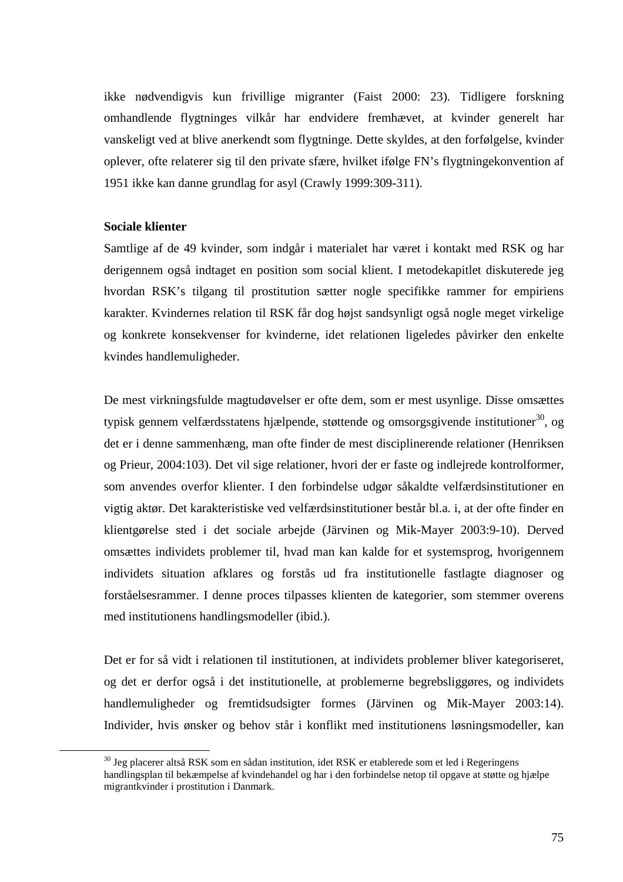ikke nødvendigvis kun frivillige migranter (Faist 2000: 23). Tidligere forskning omhandlende flygtninges vilkår har endvidere fremhævet, at kvinder generelt har vanskeligt ved at blive anerkendt som flygtninge. Dette skyldes, at den forfølgelse, kvinder oplever, ofte relaterer sig til den private sfære, hvilket ifølge FN's flygtningekonvention af 1951 ikke kan danne grundlag for asyl (Crawly 1999:309-311).

**Sociale klienter**

Samtlige af de 49 kvinder, som indgår i materialet har været i kontakt med RSK og har derigennem også indtaget en position som social klient. I metodekapitlet diskuterede jeg hvordan RSK's tilgang til prostitution sætter nogle specifikke rammer for empiriens karakter. Kvindernes relation til RSK får dog højst sandsynligt også nogle meget virkelige og konkrete konsekvenser for kvinderne, idet relationen ligeledes påvirker den enkelte kvindes handlemuligheder.

De mest virkningsfulde magtudøvelser er ofte dem, som er mest usynlige. Disse omsættes typisk gennem velfærdsstatens hjælpende, støttende og omsorgsgivende institutioner[30], og det er i denne sammenhæng, man ofte finder de mest disciplinerende relationer (Henriksen og Prieur, 2004:103). Det vil sige relationer, hvori der er faste og indlejrede kontrolformer, som anvendes overfor klienter. I den forbindelse udgør såkaldte velfærdsinstitutioner en vigtig aktør. Det karakteristiske ved velfærdsinstitutioner består bl.a. i, at der ofte finder en klientgørelse sted i det sociale arbejde (Järvinen og Mik-Mayer 2003:9-10). Derved omsættes individets problemer til, hvad man kan kalde for et systemsprog, hvorigennem individets situation afklares og forstås ud fra institutionelle fastlagte diagnoser og forståelsesrammer. I denne proces tilpasses klienten de kategorier, som stemmer overens med institutionens handlingsmodeller (ibid.).

Det er for så vidt i relationen til institutionen, at individets problemer bliver kategoriseret, og det er derfor også i det institutionelle, at problemerne begrebsliggøres, og individets handlemuligheder og fremtidsudsigter formes (Järvinen og Mik-Mayer 2003:14). Individer, hvis ønsker og behov står i konflikt med institutionens løsningsmodeller, kan

---

[30] Jeg placerer altså RSK som en sådan institution, idet RSK er etablerede som et led i Regeringens handlingsplan til bekæmpelse af kvindehandel og har i den forbindelse netop til opgave at støtte og hjælpe migrantkvinder i prostitution i Danmark.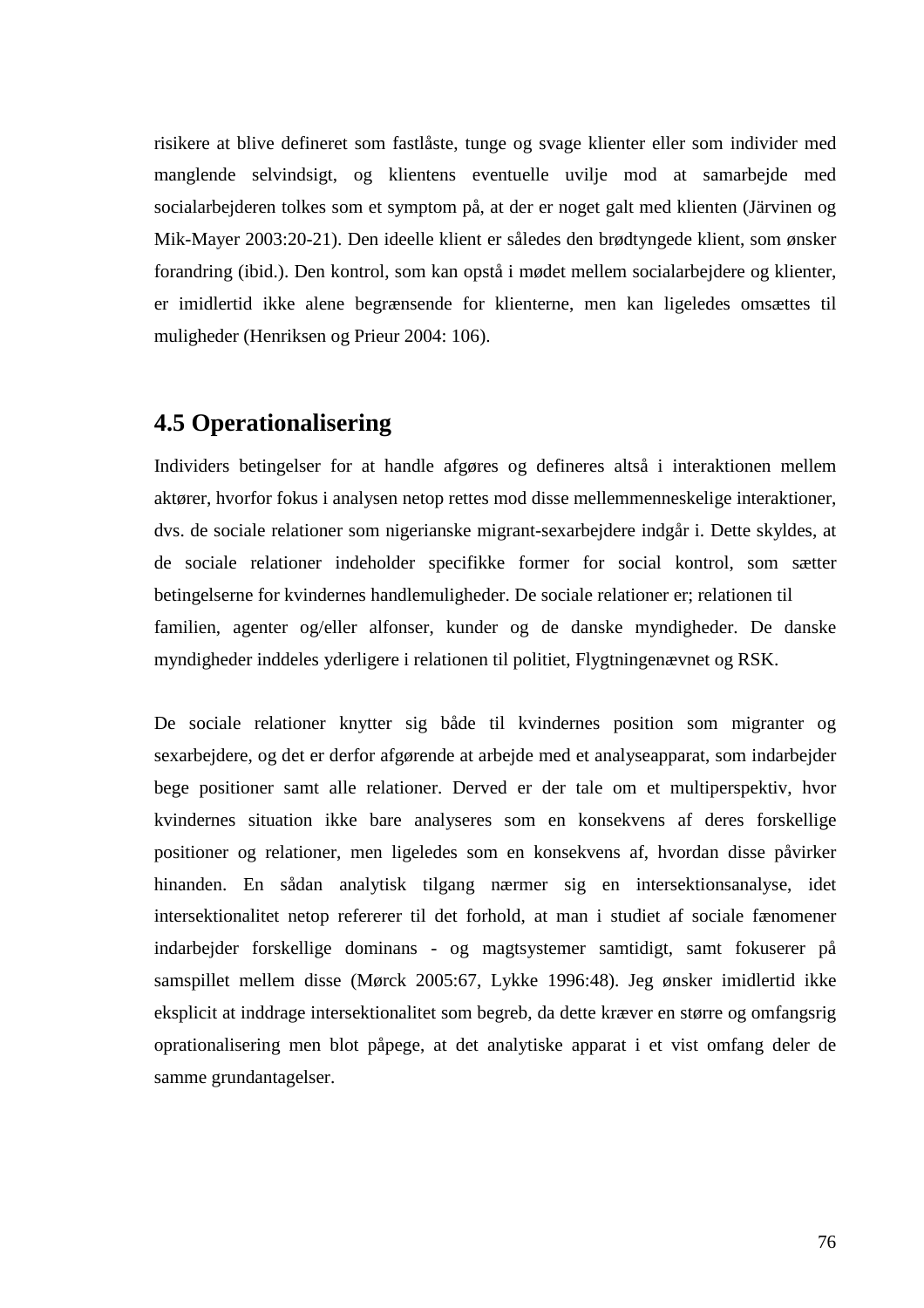risikere at blive defineret som fastlåste, tunge og svage klienter eller som individer med manglende selvindsigt, og klientens eventuelle uvilje mod at samarbejde med socialarbejderen tolkes som et symptom på, at der er noget galt med klienten (Järvinen og Mik-Mayer 2003:20-21). Den ideelle klient er således den brødtyngede klient, som ønsker forandring (ibid.). Den kontrol, som kan opstå i mødet mellem socialarbejdere og klienter, er imidlertid ikke alene begrænsende for klienterne, men kan ligeledes omsættes til muligheder (Henriksen og Prieur 2004: 106).

## 4.5 Operationalisering

Individers betingelser for at handle afgøres og defineres altså i interaktionen mellem aktører, hvorfor fokus i analysen netop rettes mod disse mellemmenneskelige interaktioner, dvs. de sociale relationer som nigerianske migrant-sexarbejdere indgår i. Dette skyldes, at de sociale relationer indeholder specifikke former for social kontrol, som sætter betingelserne for kvindernes handlemuligheder. De sociale relationer er; relationen til familien, agenter og/eller alfonser, kunder og de danske myndigheder. De danske myndigheder inddeles yderligere i relationen til politiet, Flygtningenævnet og RSK.

De sociale relationer knytter sig både til kvindernes position som migranter og sexarbejdere, og det er derfor afgørende at arbejde med et analyseapparat, som indarbejder bege positioner samt alle relationer. Derved er der tale om et multiperspektiv, hvor kvindernes situation ikke bare analyseres som en konsekvens af deres forskellige positioner og relationer, men ligeledes som en konsekvens af, hvordan disse påvirker hinanden. En sådan analytisk tilgang nærmer sig en intersektionsanalyse, idet intersektionalitet netop refererer til det forhold, at man i studiet af sociale fænomener indarbejder forskellige dominans - og magtsystemer samtidigt, samt fokuserer på samspillet mellem disse (Mørck 2005:67, Lykke 1996:48). Jeg ønsker imidlertid ikke eksplicit at inddrage intersektionalitet som begreb, da dette kræver en større og omfangsrig oprationalisering men blot påpege, at det analytiske apparat i et vist omfang deler de samme grundantagelser.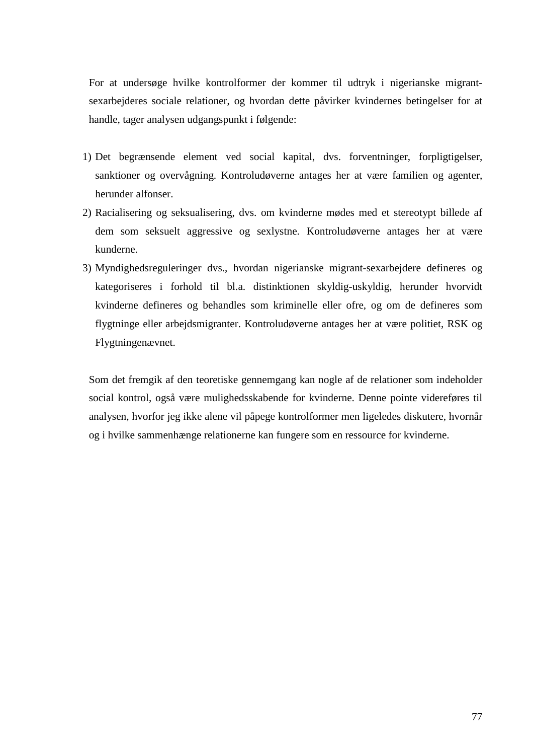For at undersøge hvilke kontrolformer der kommer til udtryk i nigerianske migrant-sexarbejderes sociale relationer, og hvordan dette påvirker kvindernes betingelser for at handle, tager analysen udgangspunkt i følgende:

1) Det begrænsende element ved social kapital, dvs. forventninger, forpligtigelser, sanktioner og overvågning. Kontroludøverne antages her at være familien og agenter, herunder alfonser.
2) Racialisering og seksualisering, dvs. om kvinderne mødes med et stereotypt billede af dem som seksuelt aggressive og sexlystne. Kontroludøverne antages her at være kunderne.
3) Myndighedsreguleringer dvs., hvordan nigerianske migrant-sexarbejdere defineres og kategoriseres i forhold til bl.a. distinktionen skyldig-uskyldig, herunder hvorvidt kvinderne defineres og behandles som kriminelle eller ofre, og om de defineres som flygtninge eller arbejdsmigranter. Kontroludøverne antages her at være politiet, RSK og Flygtningenævnet.

Som det fremgik af den teoretiske gennemgang kan nogle af de relationer som indeholder social kontrol, også være mulighedsskabende for kvinderne. Denne pointe videreføres til analysen, hvorfor jeg ikke alene vil påpege kontrolformer men ligeledes diskutere, hvornår og i hvilke sammenhænge relationerne kan fungere som en ressource for kvinderne.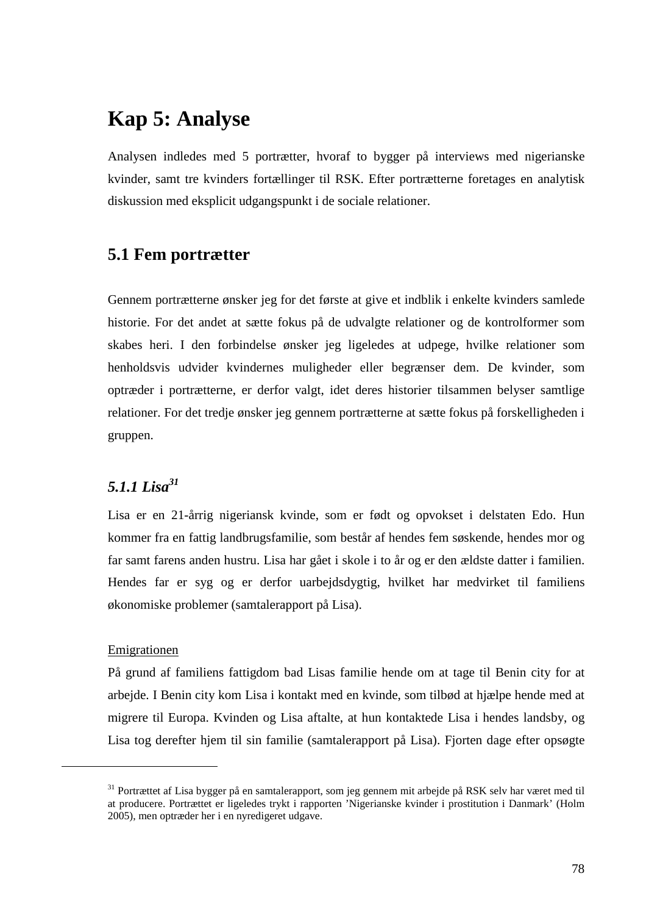# Kap 5: Analyse

Analysen indledes med 5 portrætter, hvoraf to bygger på interviews med nigerianske kvinder, samt tre kvinders fortællinger til RSK. Efter portrætterne foretages en analytisk diskussion med eksplicit udgangspunkt i de sociale relationer.

## 5.1 Fem portrætter

Gennem portrætterne ønsker jeg for det første at give et indblik i enkelte kvinders samlede historie. For det andet at sætte fokus på de udvalgte relationer og de kontrolformer som skabes heri. I den forbindelse ønsker jeg ligeledes at udpege, hvilke relationer som henholdsvis udvider kvindernes muligheder eller begrænser dem. De kvinder, som optræder i portrætterne, er derfor valgt, idet deres historier tilsammen belyser samtlige relationer. For det tredje ønsker jeg gennem portrætterne at sætte fokus på forskelligheden i gruppen.

### *5.1.1 Lisa*[31]

Lisa er en 21-årrig nigeriansk kvinde, som er født og opvokset i delstaten Edo. Hun kommer fra en fattig landbrugsfamilie, som består af hendes fem søskende, hendes mor og far samt farens anden hustru. Lisa har gået i skole i to år og er den ældste datter i familien. Hendes far er syg og er derfor uarbejdsdygtig, hvilket har medvirket til familiens økonomiske problemer (samtalerapport på Lisa).

<u>Emigrationen</u>

På grund af familiens fattigdom bad Lisas familie hende om at tage til Benin city for at arbejde. I Benin city kom Lisa i kontakt med en kvinde, som tilbød at hjælpe hende med at migrere til Europa. Kvinden og Lisa aftalte, at hun kontaktede Lisa i hendes landsby, og Lisa tog derefter hjem til sin familie (samtalerapport på Lisa). Fjorten dage efter opsøgte

---

[31] Portrættet af Lisa bygger på en samtalerapport, som jeg gennem mit arbejde på RSK selv har været med til at producere. Portrættet er ligeledes trykt i rapporten 'Nigerianske kvinder i prostitution i Danmark' (Holm 2005), men optræder her i en nyredigeret udgave.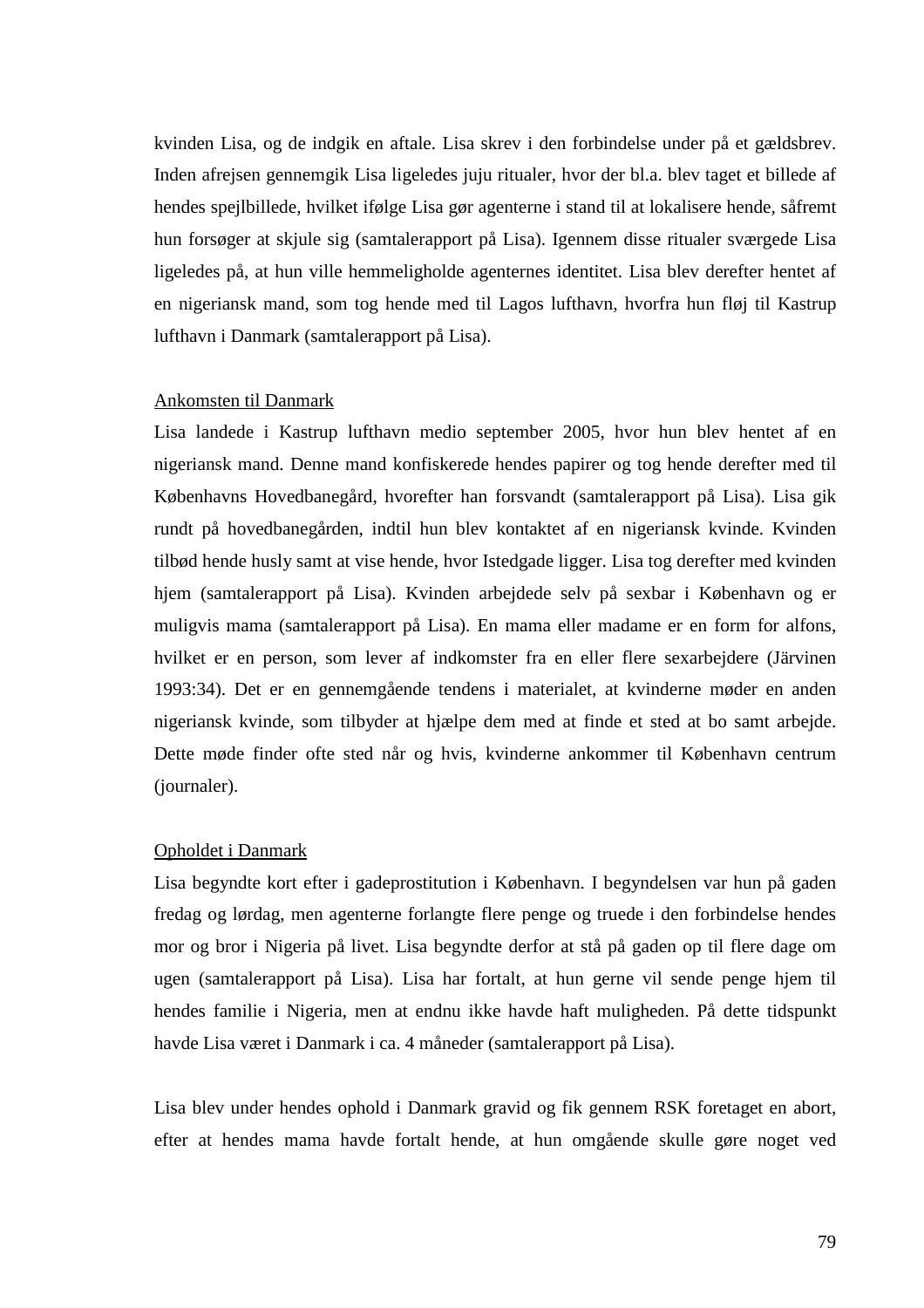kvinden Lisa, og de indgik en aftale. Lisa skrev i den forbindelse under på et gældsbrev. Inden afrejsen gennemgik Lisa ligeledes juju ritualer, hvor der bl.a. blev taget et billede af hendes spejlbillede, hvilket ifølge Lisa gør agenterne i stand til at lokalisere hende, såfremt hun forsøger at skjule sig (samtalerapport på Lisa). Igennem disse ritualer sværgede Lisa ligeledes på, at hun ville hemmeligholde agenternes identitet. Lisa blev derefter hentet af en nigeriansk mand, som tog hende med til Lagos lufthavn, hvorfra hun fløj til Kastrup lufthavn i Danmark (samtalerapport på Lisa).

<u>Ankomsten til Danmark</u>

Lisa landede i Kastrup lufthavn medio september 2005, hvor hun blev hentet af en nigeriansk mand. Denne mand konfiskerede hendes papirer og tog hende derefter med til Københavns Hovedbanegård, hvorefter han forsvandt (samtalerapport på Lisa). Lisa gik rundt på hovedbanegården, indtil hun blev kontaktet af en nigeriansk kvinde. Kvinden tilbød hende husly samt at vise hende, hvor Istedgade ligger. Lisa tog derefter med kvinden hjem (samtalerapport på Lisa). Kvinden arbejdede selv på sexbar i København og er muligvis mama (samtalerapport på Lisa). En mama eller madame er en form for alfons, hvilket er en person, som lever af indkomster fra en eller flere sexarbejdere (Järvinen 1993:34). Det er en gennemgående tendens i materialet, at kvinderne møder en anden nigeriansk kvinde, som tilbyder at hjælpe dem med at finde et sted at bo samt arbejde. Dette møde finder ofte sted når og hvis, kvinderne ankommer til København centrum (journaler).

<u>Opholdet i Danmark</u>

Lisa begyndte kort efter i gadeprostitution i København. I begyndelsen var hun på gaden fredag og lørdag, men agenterne forlangte flere penge og truede i den forbindelse hendes mor og bror i Nigeria på livet. Lisa begyndte derfor at stå på gaden op til flere dage om ugen (samtalerapport på Lisa). Lisa har fortalt, at hun gerne vil sende penge hjem til hendes familie i Nigeria, men at endnu ikke havde haft muligheden. På dette tidspunkt havde Lisa været i Danmark i ca. 4 måneder (samtalerapport på Lisa).

Lisa blev under hendes ophold i Danmark gravid og fik gennem RSK foretaget en abort, efter at hendes mama havde fortalt hende, at hun omgående skulle gøre noget ved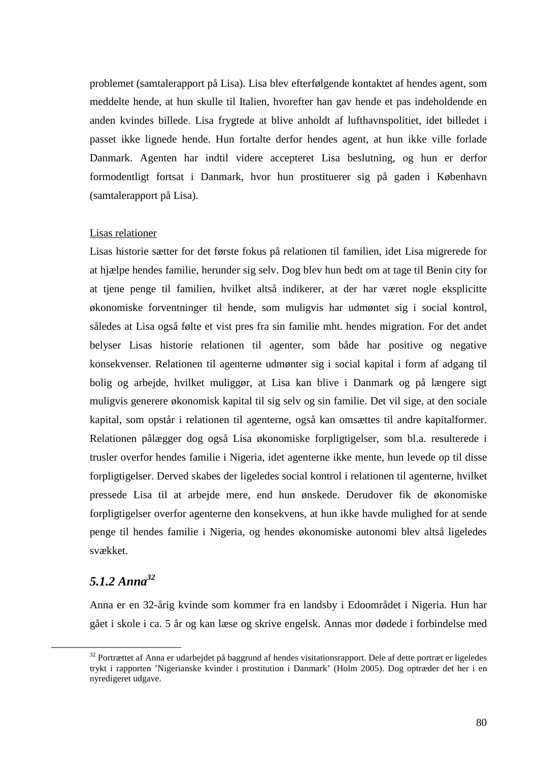problemet (samtalerapport på Lisa). Lisa blev efterfølgende kontaktet af hendes agent, som meddelte hende, at hun skulle til Italien, hvorefter han gav hende et pas indeholdende en anden kvindes billede. Lisa frygtede at blive anholdt af lufthavnspolitiet, idet billedet i passet ikke lignede hende. Hun fortalte derfor hendes agent, at hun ikke ville forlade Danmark. Agenten har indtil videre accepteret Lisa beslutning, og hun er derfor formodentligt fortsat i Danmark, hvor hun prostituerer sig på gaden i København (samtalerapport på Lisa).

Lisas relationer

Lisas historie sætter for det første fokus på relationen til familien, idet Lisa migrerede for at hjælpe hendes familie, herunder sig selv. Dog blev hun bedt om at tage til Benin city for at tjene penge til familien, hvilket altså indikerer, at der har været nogle eksplicitte økonomiske forventninger til hende, som muligvis har udmøntet sig i social kontrol, således at Lisa også følte et vist pres fra sin familie mht. hendes migration. For det andet belyser Lisas historie relationen til agenter, som både har positive og negative konsekvenser. Relationen til agenterne udmønter sig i social kapital i form af adgang til bolig og arbejde, hvilket muliggør, at Lisa kan blive i Danmark og på længere sigt muligvis generere økonomisk kapital til sig selv og sin familie. Det vil sige, at den sociale kapital, som opstår i relationen til agenterne, også kan omsættes til andre kapitalformer. Relationen pålægger dog også Lisa økonomiske forpligtigelser, som bl.a. resulterede i trusler overfor hendes familie i Nigeria, idet agenterne ikke mente, hun levede op til disse forpligtigelser. Derved skabes der ligeledes social kontrol i relationen til agenterne, hvilket pressede Lisa til at arbejde mere, end hun ønskede. Derudover fik de økonomiske forpligtigelser overfor agenterne den konsekvens, at hun ikke havde mulighed for at sende penge til hendes familie i Nigeria, og hendes økonomiske autonomi blev altså ligeledes svækket.

### *5.1.2 Anna*[32]

Anna er en 32-årig kvinde som kommer fra en landsby i Edoområdet i Nigeria. Hun har gået i skole i ca. 5 år og kan læse og skrive engelsk. Annas mor dødede i forbindelse med

---

[32] Portrættet af Anna er udarbejdet på baggrund af hendes visitationsrapport. Dele af dette portræt er ligeledes trykt i rapporten 'Nigerianske kvinder i prostitution i Danmark' (Holm 2005). Dog optræder det her i en nyredigeret udgave.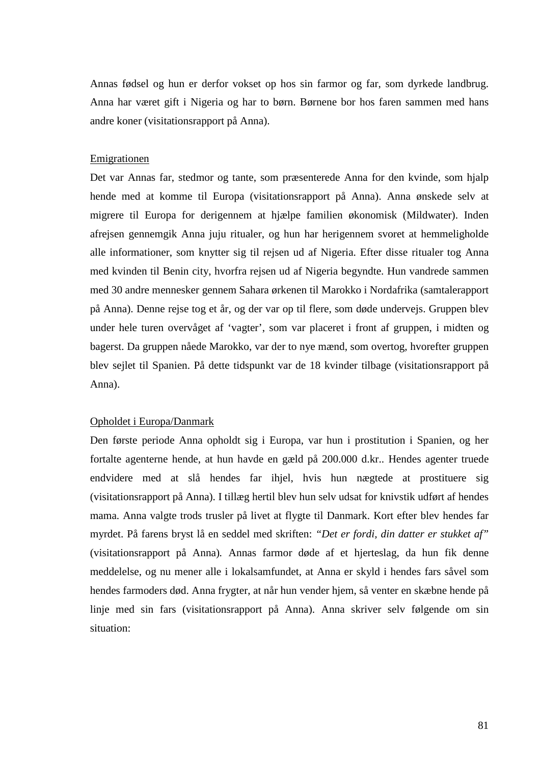Annas fødsel og hun er derfor vokset op hos sin farmor og far, som dyrkede landbrug. Anna har været gift i Nigeria og har to børn. Børnene bor hos faren sammen med hans andre koner (visitationsrapport på Anna).

<u>Emigrationen</u>

Det var Annas far, stedmor og tante, som præsenterede Anna for den kvinde, som hjalp hende med at komme til Europa (visitationsrapport på Anna). Anna ønskede selv at migrere til Europa for derigennem at hjælpe familien økonomisk (Mildwater). Inden afrejsen gennemgik Anna juju ritualer, og hun har herigennem svoret at hemmeligholde alle informationer, som knytter sig til rejsen ud af Nigeria. Efter disse ritualer tog Anna med kvinden til Benin city, hvorfra rejsen ud af Nigeria begyndte. Hun vandrede sammen med 30 andre mennesker gennem Sahara ørkenen til Marokko i Nordafrika (samtalerapport på Anna). Denne rejse tog et år, og der var op til flere, som døde undervejs. Gruppen blev under hele turen overvåget af 'vagter', som var placeret i front af gruppen, i midten og bagerst. Da gruppen nåede Marokko, var der to nye mænd, som overtog, hvorefter gruppen blev sejlet til Spanien. På dette tidspunkt var de 18 kvinder tilbage (visitationsrapport på Anna).

<u>Opholdet i Europa/Danmark</u>

Den første periode Anna opholdt sig i Europa, var hun i prostitution i Spanien, og her fortalte agenterne hende, at hun havde en gæld på 200.000 d.kr.. Hendes agenter truede endvidere med at slå hendes far ihjel, hvis hun nægtede at prostituere sig (visitationsrapport på Anna). I tillæg hertil blev hun selv udsat for knivstik udført af hendes mama. Anna valgte trods trusler på livet at flygte til Danmark. Kort efter blev hendes far myrdet. På farens bryst lå en seddel med skriften: *"Det er fordi, din datter er stukket af"* (visitationsrapport på Anna). Annas farmor døde af et hjerteslag, da hun fik denne meddelelse, og nu mener alle i lokalsamfundet, at Anna er skyld i hendes fars såvel som hendes farmoders død. Anna frygter, at når hun vender hjem, så venter en skæbne hende på linje med sin fars (visitationsrapport på Anna). Anna skriver selv følgende om sin situation: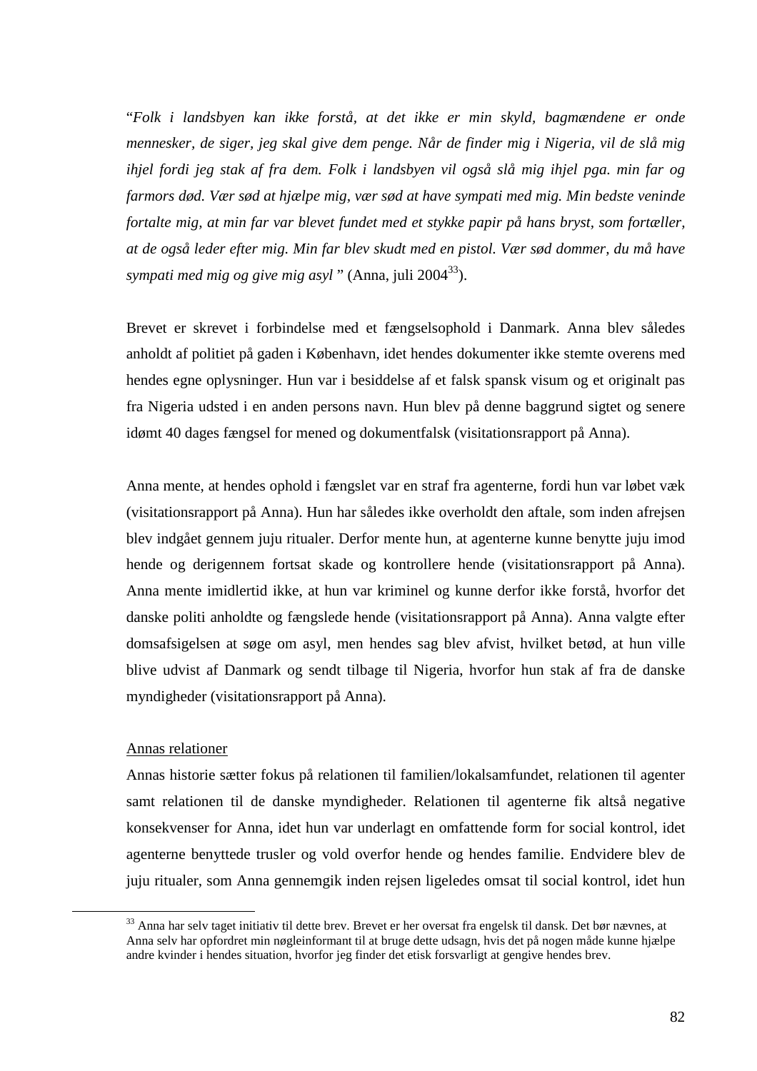"*Folk i landsbyen kan ikke forstå, at det ikke er min skyld, bagmændene er onde mennesker, de siger, jeg skal give dem penge. Når de finder mig i Nigeria, vil de slå mig ihjel fordi jeg stak af fra dem. Folk i landsbyen vil også slå mig ihjel pga. min far og farmors død. Vær sød at hjælpe mig, vær sød at have sympati med mig. Min bedste veninde fortalte mig, at min far var blevet fundet med et stykke papir på hans bryst, som fortæller, at de også leder efter mig. Min far blev skudt med en pistol. Vær sød dommer, du må have sympati med mig og give mig asyl* " (Anna, juli 2004[33]).

Brevet er skrevet i forbindelse med et fængselsophold i Danmark. Anna blev således anholdt af politiet på gaden i København, idet hendes dokumenter ikke stemte overens med hendes egne oplysninger. Hun var i besiddelse af et falsk spansk visum og et originalt pas fra Nigeria udsted i en anden persons navn. Hun blev på denne baggrund sigtet og senere idømt 40 dages fængsel for mened og dokumentfalsk (visitationsrapport på Anna).

Anna mente, at hendes ophold i fængslet var en straf fra agenterne, fordi hun var løbet væk (visitationsrapport på Anna). Hun har således ikke overholdt den aftale, som inden afrejsen blev indgået gennem juju ritualer. Derfor mente hun, at agenterne kunne benytte juju imod hende og derigennem fortsat skade og kontrollere hende (visitationsrapport på Anna). Anna mente imidlertid ikke, at hun var kriminel og kunne derfor ikke forstå, hvorfor det danske politi anholdte og fængslede hende (visitationsrapport på Anna). Anna valgte efter domsafsigelsen at søge om asyl, men hendes sag blev afvist, hvilket betød, at hun ville blive udvist af Danmark og sendt tilbage til Nigeria, hvorfor hun stak af fra de danske myndigheder (visitationsrapport på Anna).

<u>Annas relationer</u>

Annas historie sætter fokus på relationen til familien/lokalsamfundet, relationen til agenter samt relationen til de danske myndigheder. Relationen til agenterne fik altså negative konsekvenser for Anna, idet hun var underlagt en omfattende form for social kontrol, idet agenterne benyttede trusler og vold overfor hende og hendes familie. Endvidere blev de juju ritualer, som Anna gennemgik inden rejsen ligeledes omsat til social kontrol, idet hun

[33] Anna har selv taget initiativ til dette brev. Brevet er her oversat fra engelsk til dansk. Det bør nævnes, at Anna selv har opfordret min nøgleinformant til at bruge dette udsagn, hvis det på nogen måde kunne hjælpe andre kvinder i hendes situation, hvorfor jeg finder det etisk forsvarligt at gengive hendes brev.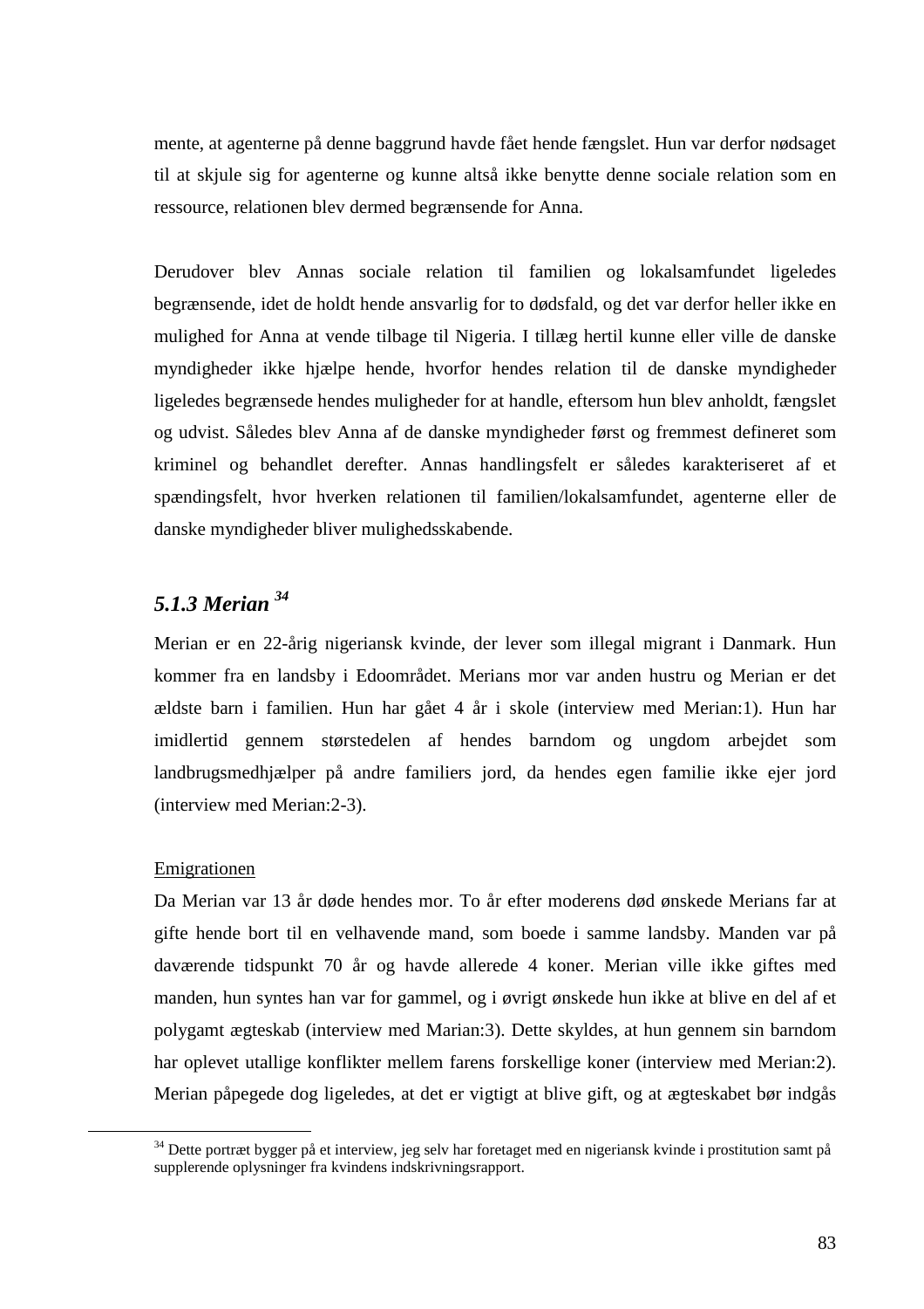mente, at agenterne på denne baggrund havde fået hende fængslet. Hun var derfor nødsaget til at skjule sig for agenterne og kunne altså ikke benytte denne sociale relation som en ressource, relationen blev dermed begrænsende for Anna.

Derudover blev Annas sociale relation til familien og lokalsamfundet ligeledes begrænsende, idet de holdt hende ansvarlig for to dødsfald, og det var derfor heller ikke en mulighed for Anna at vende tilbage til Nigeria. I tillæg hertil kunne eller ville de danske myndigheder ikke hjælpe hende, hvorfor hendes relation til de danske myndigheder ligeledes begrænsede hendes muligheder for at handle, eftersom hun blev anholdt, fængslet og udvist. Således blev Anna af de danske myndigheder først og fremmest defineret som kriminel og behandlet derefter. Annas handlingsfelt er således karakteriseret af et spændingsfelt, hvor hverken relationen til familien/lokalsamfundet, agenterne eller de danske myndigheder bliver mulighedsskabende.

### *5.1.3 Merian* [34]

Merian er en 22-årig nigeriansk kvinde, der lever som illegal migrant i Danmark. Hun kommer fra en landsby i Edoområdet. Merians mor var anden hustru og Merian er det ældste barn i familien. Hun har gået 4 år i skole (interview med Merian:1). Hun har imidlertid gennem størstedelen af hendes barndom og ungdom arbejdet som landbrugsmedhjælper på andre familiers jord, da hendes egen familie ikke ejer jord (interview med Merian:2-3).

<u>Emigrationen</u>

Da Merian var 13 år døde hendes mor. To år efter moderens død ønskede Merians far at gifte hende bort til en velhavende mand, som boede i samme landsby. Manden var på daværende tidspunkt 70 år og havde allerede 4 koner. Merian ville ikke giftes med manden, hun syntes han var for gammel, og i øvrigt ønskede hun ikke at blive en del af et polygamt ægteskab (interview med Marian:3). Dette skyldes, at hun gennem sin barndom har oplevet utallige konflikter mellem farens forskellige koner (interview med Merian:2). Merian påpegede dog ligeledes, at det er vigtigt at blive gift, og at ægteskabet bør indgås

[34] Dette portræt bygger på et interview, jeg selv har foretaget med en nigeriansk kvinde i prostitution samt på supplerende oplysninger fra kvindens indskrivningsrapport.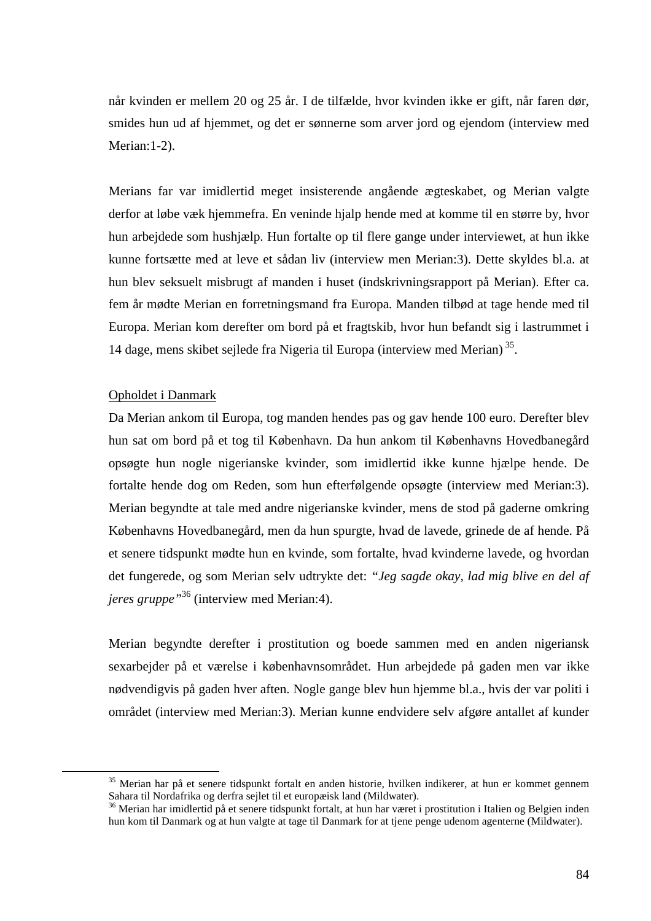når kvinden er mellem 20 og 25 år. I de tilfælde, hvor kvinden ikke er gift, når faren dør, smides hun ud af hjemmet, og det er sønnerne som arver jord og ejendom (interview med Merian:1-2).

Merians far var imidlertid meget insisterende angående ægteskabet, og Merian valgte derfor at løbe væk hjemmefra. En veninde hjalp hende med at komme til en større by, hvor hun arbejdede som hushjælp. Hun fortalte op til flere gange under interviewet, at hun ikke kunne fortsætte med at leve et sådan liv (interview men Merian:3). Dette skyldes bl.a. at hun blev seksuelt misbrugt af manden i huset (indskrivningsrapport på Merian). Efter ca. fem år mødte Merian en forretningsmand fra Europa. Manden tilbød at tage hende med til Europa. Merian kom derefter om bord på et fragtskib, hvor hun befandt sig i lastrummet i 14 dage, mens skibet sejlede fra Nigeria til Europa (interview med Merian) [35].

<u>Opholdet i Danmark</u>

Da Merian ankom til Europa, tog manden hendes pas og gav hende 100 euro. Derefter blev hun sat om bord på et tog til København. Da hun ankom til Københavns Hovedbanegård opsøgte hun nogle nigerianske kvinder, som imidlertid ikke kunne hjælpe hende. De fortalte hende dog om Reden, som hun efterfølgende opsøgte (interview med Merian:3). Merian begyndte at tale med andre nigerianske kvinder, mens de stod på gaderne omkring Københavns Hovedbanegård, men da hun spurgte, hvad de lavede, grinede de af hende. På et senere tidspunkt mødte hun en kvinde, som fortalte, hvad kvinderne lavede, og hvordan det fungerede, og som Merian selv udtrykte det: *"Jeg sagde okay, lad mig blive en del af jeres gruppe"*[36] (interview med Merian:4).

Merian begyndte derefter i prostitution og boede sammen med en anden nigeriansk sexarbejder på et værelse i københavnsområdet. Hun arbejdede på gaden men var ikke nødvendigvis på gaden hver aften. Nogle gange blev hun hjemme bl.a., hvis der var politi i området (interview med Merian:3). Merian kunne endvidere selv afgøre antallet af kunder

---

[35] Merian har på et senere tidspunkt fortalt en anden historie, hvilken indikerer, at hun er kommet gennem Sahara til Nordafrika og derfra sejlet til et europæisk land (Mildwater).

[36] Merian har imidlertid på et senere tidspunkt fortalt, at hun har været i prostitution i Italien og Belgien inden hun kom til Danmark og at hun valgte at tage til Danmark for at tjene penge udenom agenterne (Mildwater).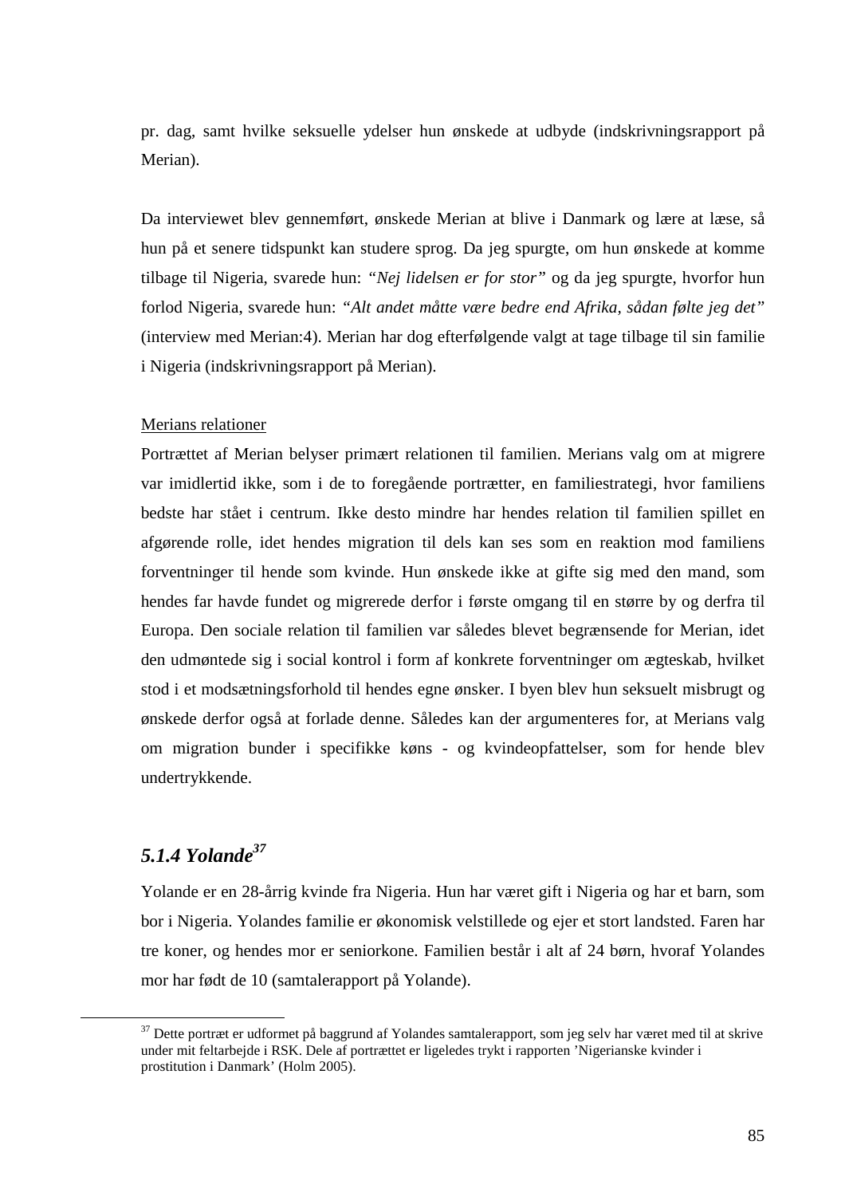pr. dag, samt hvilke seksuelle ydelser hun ønskede at udbyde (indskrivningsrapport på Merian).

Da interviewet blev gennemført, ønskede Merian at blive i Danmark og lære at læse, så hun på et senere tidspunkt kan studere sprog. Da jeg spurgte, om hun ønskede at komme tilbage til Nigeria, svarede hun: *"Nej lidelsen er for stor"* og da jeg spurgte, hvorfor hun forlod Nigeria, svarede hun: *"Alt andet måtte være bedre end Afrika, sådan følte jeg det"* (interview med Merian:4). Merian har dog efterfølgende valgt at tage tilbage til sin familie i Nigeria (indskrivningsrapport på Merian).

<u>Merians relationer</u>

Portrættet af Merian belyser primært relationen til familien. Merians valg om at migrere var imidlertid ikke, som i de to foregående portrætter, en familiestrategi, hvor familiens bedste har stået i centrum. Ikke desto mindre har hendes relation til familien spillet en afgørende rolle, idet hendes migration til dels kan ses som en reaktion mod familiens forventninger til hende som kvinde. Hun ønskede ikke at gifte sig med den mand, som hendes far havde fundet og migrerede derfor i første omgang til en større by og derfra til Europa. Den sociale relation til familien var således blevet begrænsende for Merian, idet den udmøntede sig i social kontrol i form af konkrete forventninger om ægteskab, hvilket stod i et modsætningsforhold til hendes egne ønsker. I byen blev hun seksuelt misbrugt og ønskede derfor også at forlade denne. Således kan der argumenteres for, at Merians valg om migration bunder i specifikke køns - og kvindeopfattelser, som for hende blev undertrykkende.

### *5.1.4 Yolande*[37]

Yolande er en 28-årrig kvinde fra Nigeria. Hun har været gift i Nigeria og har et barn, som bor i Nigeria. Yolandes familie er økonomisk velstillede og ejer et stort landsted. Faren har tre koner, og hendes mor er seniorkone. Familien består i alt af 24 børn, hvoraf Yolandes mor har født de 10 (samtalerapport på Yolande).

---

[37] Dette portræt er udformet på baggrund af Yolandes samtalerapport, som jeg selv har været med til at skrive under mit feltarbejde i RSK. Dele af portrættet er ligeledes trykt i rapporten 'Nigerianske kvinder i prostitution i Danmark' (Holm 2005).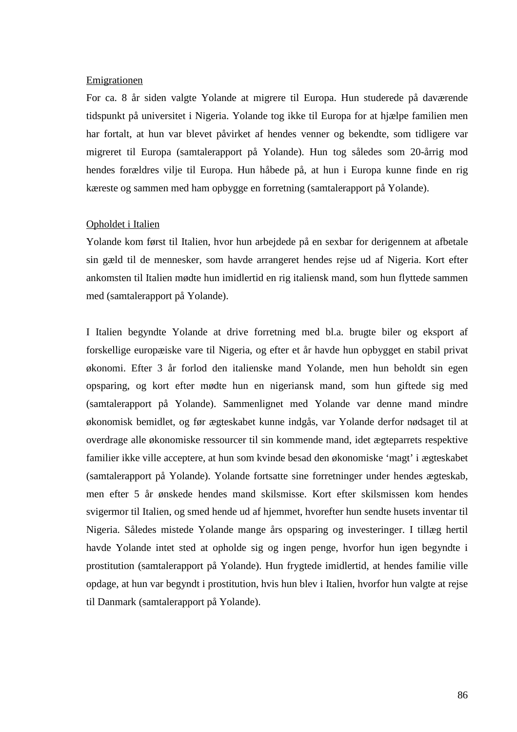Emigrationen

For ca. 8 år siden valgte Yolande at migrere til Europa. Hun studerede på daværende tidspunkt på universitet i Nigeria. Yolande tog ikke til Europa for at hjælpe familien men har fortalt, at hun var blevet påvirket af hendes venner og bekendte, som tidligere var migreret til Europa (samtalerapport på Yolande). Hun tog således som 20-årrig mod hendes forældres vilje til Europa. Hun håbede på, at hun i Europa kunne finde en rig kæreste og sammen med ham opbygge en forretning (samtalerapport på Yolande).

Opholdet i Italien

Yolande kom først til Italien, hvor hun arbejdede på en sexbar for derigennem at afbetale sin gæld til de mennesker, som havde arrangeret hendes rejse ud af Nigeria. Kort efter ankomsten til Italien mødte hun imidlertid en rig italiensk mand, som hun flyttede sammen med (samtalerapport på Yolande).

I Italien begyndte Yolande at drive forretning med bl.a. brugte biler og eksport af forskellige europæiske vare til Nigeria, og efter et år havde hun opbygget en stabil privat økonomi. Efter 3 år forlod den italienske mand Yolande, men hun beholdt sin egen opsparing, og kort efter mødte hun en nigeriansk mand, som hun giftede sig med (samtalerapport på Yolande). Sammenlignet med Yolande var denne mand mindre økonomisk bemidlet, og før ægteskabet kunne indgås, var Yolande derfor nødsaget til at overdrage alle økonomiske ressourcer til sin kommende mand, idet ægteparrets respektive familier ikke ville acceptere, at hun som kvinde besad den økonomiske 'magt' i ægteskabet (samtalerapport på Yolande). Yolande fortsatte sine forretninger under hendes ægteskab, men efter 5 år ønskede hendes mand skilsmisse. Kort efter skilsmissen kom hendes svigermor til Italien, og smed hende ud af hjemmet, hvorefter hun sendte husets inventar til Nigeria. Således mistede Yolande mange års opsparing og investeringer. I tillæg hertil havde Yolande intet sted at opholde sig og ingen penge, hvorfor hun igen begyndte i prostitution (samtalerapport på Yolande). Hun frygtede imidlertid, at hendes familie ville opdage, at hun var begyndt i prostitution, hvis hun blev i Italien, hvorfor hun valgte at rejse til Danmark (samtalerapport på Yolande).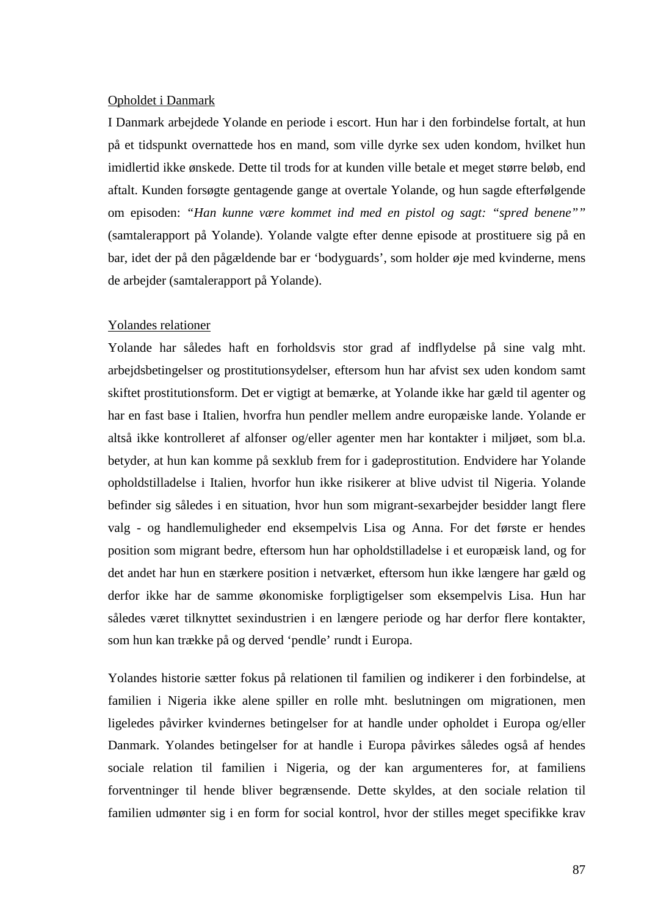Opholdet i Danmark

I Danmark arbejdede Yolande en periode i escort. Hun har i den forbindelse fortalt, at hun på et tidspunkt overnattede hos en mand, som ville dyrke sex uden kondom, hvilket hun imidlertid ikke ønskede. Dette til trods for at kunden ville betale et meget større beløb, end aftalt. Kunden forsøgte gentagende gange at overtale Yolande, og hun sagde efterfølgende om episoden: *"Han kunne være kommet ind med en pistol og sagt: "spred benene""* (samtalerapport på Yolande). Yolande valgte efter denne episode at prostituere sig på en bar, idet der på den pågældende bar er 'bodyguards', som holder øje med kvinderne, mens de arbejder (samtalerapport på Yolande).

Yolandes relationer

Yolande har således haft en forholdsvis stor grad af indflydelse på sine valg mht. arbejdsbetingelser og prostitutionsydelser, eftersom hun har afvist sex uden kondom samt skiftet prostitutionsform. Det er vigtigt at bemærke, at Yolande ikke har gæld til agenter og har en fast base i Italien, hvorfra hun pendler mellem andre europæiske lande. Yolande er altså ikke kontrolleret af alfonser og/eller agenter men har kontakter i miljøet, som bl.a. betyder, at hun kan komme på sexklub frem for i gadeprostitution. Endvidere har Yolande opholdstilladelse i Italien, hvorfor hun ikke risikerer at blive udvist til Nigeria. Yolande befinder sig således i en situation, hvor hun som migrant-sexarbejder besidder langt flere valg - og handlemuligheder end eksempelvis Lisa og Anna. For det første er hendes position som migrant bedre, eftersom hun har opholdstilladelse i et europæisk land, og for det andet har hun en stærkere position i netværket, eftersom hun ikke længere har gæld og derfor ikke har de samme økonomiske forpligtigelser som eksempelvis Lisa. Hun har således været tilknyttet sexindustrien i en længere periode og har derfor flere kontakter, som hun kan trække på og derved 'pendle' rundt i Europa.

Yolandes historie sætter fokus på relationen til familien og indikerer i den forbindelse, at familien i Nigeria ikke alene spiller en rolle mht. beslutningen om migrationen, men ligeledes påvirker kvindernes betingelser for at handle under opholdet i Europa og/eller Danmark. Yolandes betingelser for at handle i Europa påvirkes således også af hendes sociale relation til familien i Nigeria, og der kan argumenteres for, at familiens forventninger til hende bliver begrænsende. Dette skyldes, at den sociale relation til familien udmønter sig i en form for social kontrol, hvor der stilles meget specifikke krav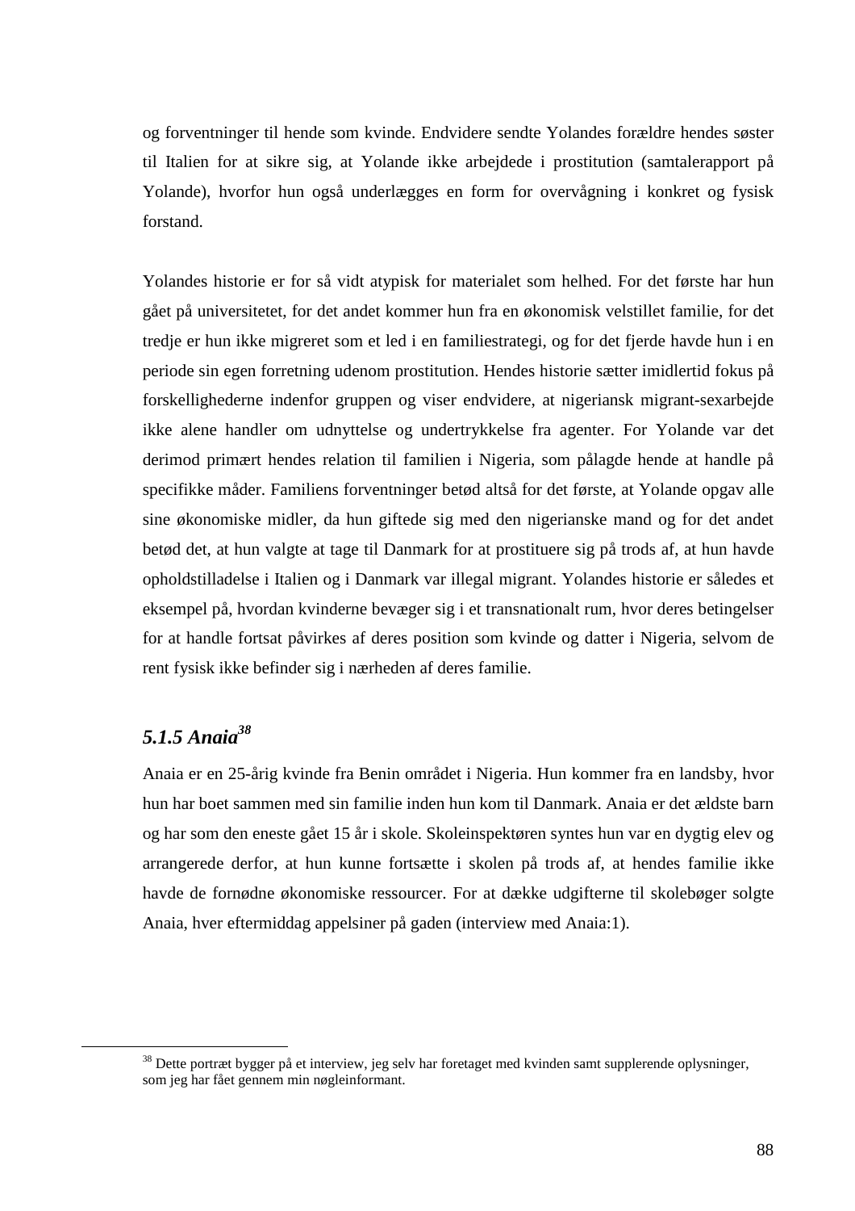og forventninger til hende som kvinde. Endvidere sendte Yolandes forældre hendes søster til Italien for at sikre sig, at Yolande ikke arbejdede i prostitution (samtalerapport på Yolande), hvorfor hun også underlægges en form for overvågning i konkret og fysisk forstand.

Yolandes historie er for så vidt atypisk for materialet som helhed. For det første har hun gået på universitetet, for det andet kommer hun fra en økonomisk velstillet familie, for det tredje er hun ikke migreret som et led i en familiestrategi, og for det fjerde havde hun i en periode sin egen forretning udenom prostitution. Hendes historie sætter imidlertid fokus på forskellighederne indenfor gruppen og viser endvidere, at nigeriansk migrant-sexarbejde ikke alene handler om udnyttelse og undertrykkelse fra agenter. For Yolande var det derimod primært hendes relation til familien i Nigeria, som pålagde hende at handle på specifikke måder. Familiens forventninger betød altså for det første, at Yolande opgav alle sine økonomiske midler, da hun giftede sig med den nigerianske mand og for det andet betød det, at hun valgte at tage til Danmark for at prostituere sig på trods af, at hun havde opholdstilladelse i Italien og i Danmark var illegal migrant. Yolandes historie er således et eksempel på, hvordan kvinderne bevæger sig i et transnationalt rum, hvor deres betingelser for at handle fortsat påvirkes af deres position som kvinde og datter i Nigeria, selvom de rent fysisk ikke befinder sig i nærheden af deres familie.

### *5.1.5 Anaia*[38]

Anaia er en 25-årig kvinde fra Benin området i Nigeria. Hun kommer fra en landsby, hvor hun har boet sammen med sin familie inden hun kom til Danmark. Anaia er det ældste barn og har som den eneste gået 15 år i skole. Skoleinspektøren syntes hun var en dygtig elev og arrangerede derfor, at hun kunne fortsætte i skolen på trods af, at hendes familie ikke havde de fornødne økonomiske ressourcer. For at dække udgifterne til skolebøger solgte Anaia, hver eftermiddag appelsiner på gaden (interview med Anaia:1).

[38] Dette portræt bygger på et interview, jeg selv har foretaget med kvinden samt supplerende oplysninger, som jeg har fået gennem min nøgleinformant.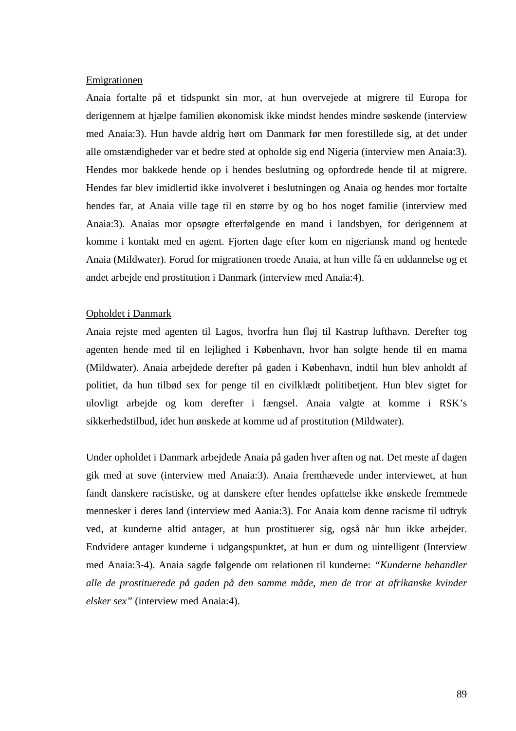Emigrationen

Anaia fortalte på et tidspunkt sin mor, at hun overvejede at migrere til Europa for derigennem at hjælpe familien økonomisk ikke mindst hendes mindre søskende (interview med Anaia:3). Hun havde aldrig hørt om Danmark før men forestillede sig, at det under alle omstændigheder var et bedre sted at opholde sig end Nigeria (interview men Anaia:3). Hendes mor bakkede hende op i hendes beslutning og opfordrede hende til at migrere. Hendes far blev imidlertid ikke involveret i beslutningen og Anaia og hendes mor fortalte hendes far, at Anaia ville tage til en større by og bo hos noget familie (interview med Anaia:3). Anaias mor opsøgte efterfølgende en mand i landsbyen, for derigennem at komme i kontakt med en agent. Fjorten dage efter kom en nigeriansk mand og hentede Anaia (Mildwater). Forud for migrationen troede Anaia, at hun ville få en uddannelse og et andet arbejde end prostitution i Danmark (interview med Anaia:4).

Opholdet i Danmark

Anaia rejste med agenten til Lagos, hvorfra hun fløj til Kastrup lufthavn. Derefter tog agenten hende med til en lejlighed i København, hvor han solgte hende til en mama (Mildwater). Anaia arbejdede derefter på gaden i København, indtil hun blev anholdt af politiet, da hun tilbød sex for penge til en civilklædt politibetjent. Hun blev sigtet for ulovligt arbejde og kom derefter i fængsel. Anaia valgte at komme i RSK's sikkerhedstilbud, idet hun ønskede at komme ud af prostitution (Mildwater).

Under opholdet i Danmark arbejdede Anaia på gaden hver aften og nat. Det meste af dagen gik med at sove (interview med Anaia:3). Anaia fremhævede under interviewet, at hun fandt danskere racistiske, og at danskere efter hendes opfattelse ikke ønskede fremmede mennesker i deres land (interview med Aania:3). For Anaia kom denne racisme til udtryk ved, at kunderne altid antager, at hun prostituerer sig, også når hun ikke arbejder. Endvidere antager kunderne i udgangspunktet, at hun er dum og uintelligent (Interview med Anaia:3-4). Anaia sagde følgende om relationen til kunderne: *"Kunderne behandler alle de prostituerede på gaden på den samme måde, men de tror at afrikanske kvinder elsker sex"* (interview med Anaia:4).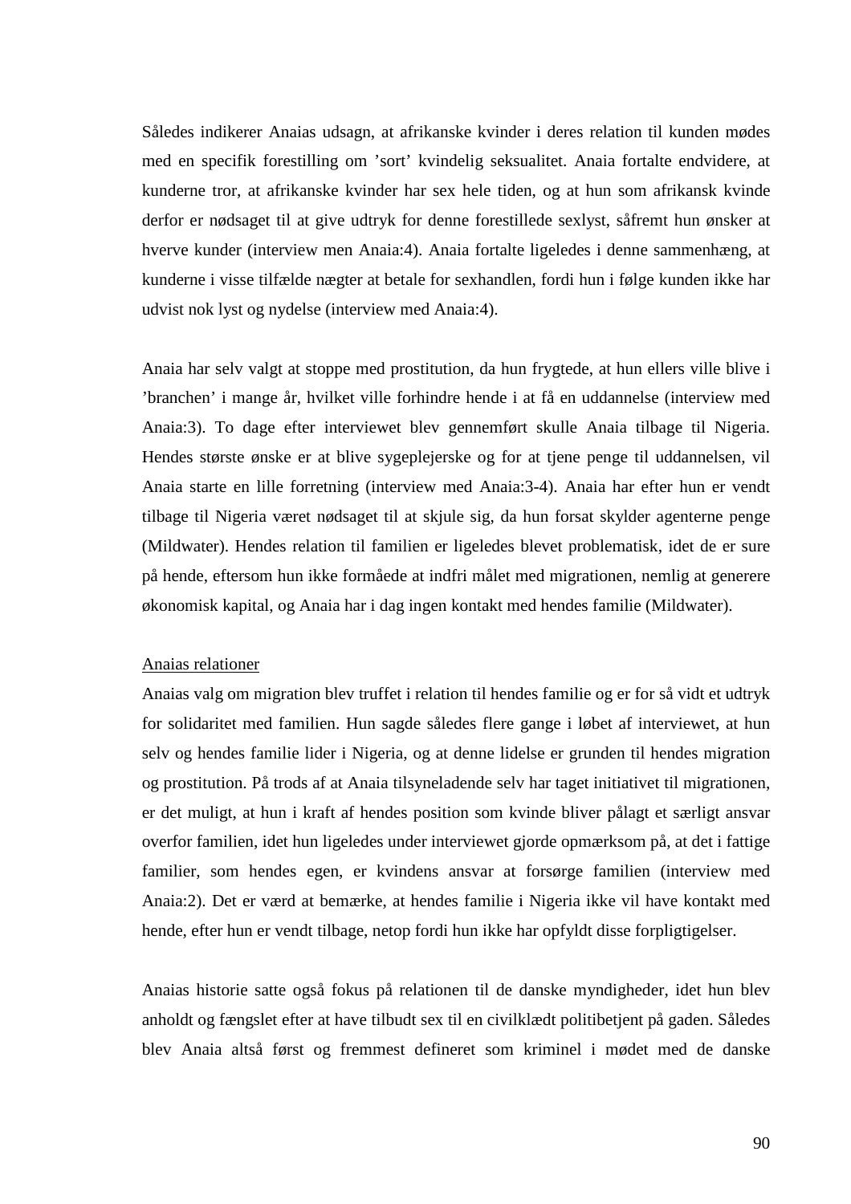Således indikerer Anaias udsagn, at afrikanske kvinder i deres relation til kunden mødes med en specifik forestilling om 'sort' kvindelig seksualitet. Anaia fortalte endvidere, at kunderne tror, at afrikanske kvinder har sex hele tiden, og at hun som afrikansk kvinde derfor er nødsaget til at give udtryk for denne forestillede sexlyst, såfremt hun ønsker at hverve kunder (interview men Anaia:4). Anaia fortalte ligeledes i denne sammenhæng, at kunderne i visse tilfælde nægter at betale for sexhandlen, fordi hun i følge kunden ikke har udvist nok lyst og nydelse (interview med Anaia:4).

Anaia har selv valgt at stoppe med prostitution, da hun frygtede, at hun ellers ville blive i 'branchen' i mange år, hvilket ville forhindre hende i at få en uddannelse (interview med Anaia:3). To dage efter interviewet blev gennemført skulle Anaia tilbage til Nigeria. Hendes største ønske er at blive sygeplejerske og for at tjene penge til uddannelsen, vil Anaia starte en lille forretning (interview med Anaia:3-4). Anaia har efter hun er vendt tilbage til Nigeria været nødsaget til at skjule sig, da hun forsat skylder agenterne penge (Mildwater). Hendes relation til familien er ligeledes blevet problematisk, idet de er sure på hende, eftersom hun ikke formåede at indfri målet med migrationen, nemlig at generere økonomisk kapital, og Anaia har i dag ingen kontakt med hendes familie (Mildwater).

<u>Anaias relationer</u>

Anaias valg om migration blev truffet i relation til hendes familie og er for så vidt et udtryk for solidaritet med familien. Hun sagde således flere gange i løbet af interviewet, at hun selv og hendes familie lider i Nigeria, og at denne lidelse er grunden til hendes migration og prostitution. På trods af at Anaia tilsyneladende selv har taget initiativet til migrationen, er det muligt, at hun i kraft af hendes position som kvinde bliver pålagt et særligt ansvar overfor familien, idet hun ligeledes under interviewet gjorde opmærksom på, at det i fattige familier, som hendes egen, er kvindens ansvar at forsørge familien (interview med Anaia:2). Det er værd at bemærke, at hendes familie i Nigeria ikke vil have kontakt med hende, efter hun er vendt tilbage, netop fordi hun ikke har opfyldt disse forpligtigelser.

Anaias historie satte også fokus på relationen til de danske myndigheder, idet hun blev anholdt og fængslet efter at have tilbudt sex til en civilklædt politibetjent på gaden. Således blev Anaia altså først og fremmest defineret som kriminel i mødet med de danske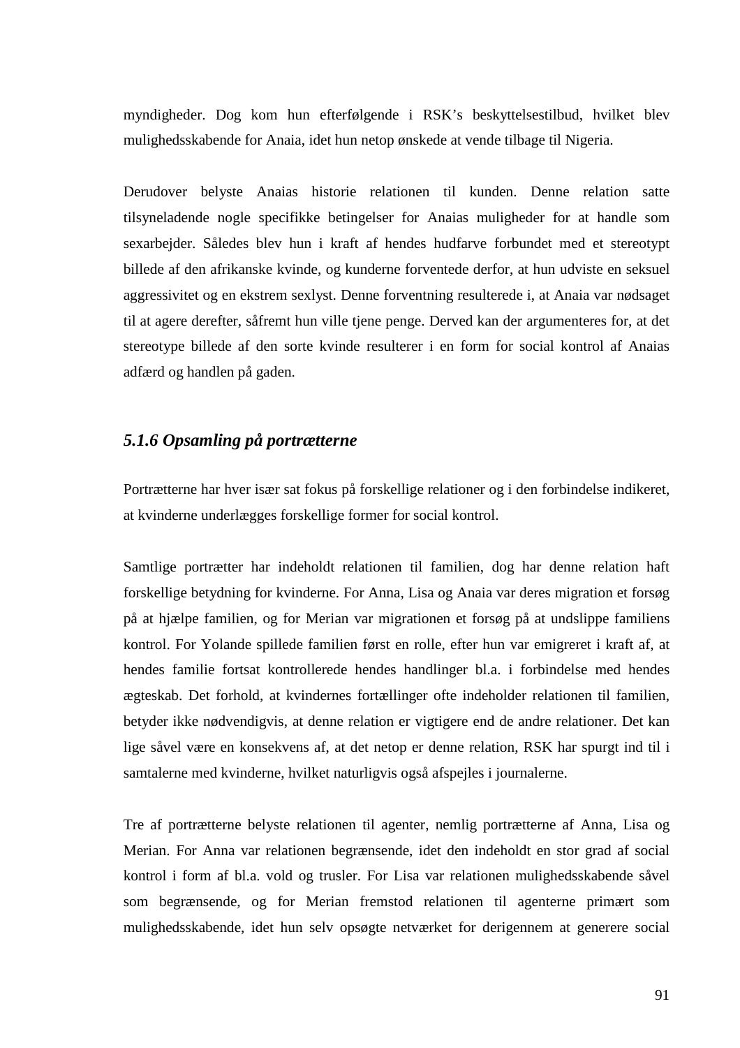myndigheder. Dog kom hun efterfølgende i RSK's beskyttelsestilbud, hvilket blev mulighedsskabende for Anaia, idet hun netop ønskede at vende tilbage til Nigeria.

Derudover belyste Anaias historie relationen til kunden. Denne relation satte tilsyneladende nogle specifikke betingelser for Anaias muligheder for at handle som sexarbejder. Således blev hun i kraft af hendes hudfarve forbundet med et stereotypt billede af den afrikanske kvinde, og kunderne forventede derfor, at hun udviste en seksuel aggressivitet og en ekstrem sexlyst. Denne forventning resulterede i, at Anaia var nødsaget til at agere derefter, såfremt hun ville tjene penge. Derved kan der argumenteres for, at det stereotype billede af den sorte kvinde resulterer i en form for social kontrol af Anaias adfærd og handlen på gaden.

### *5.1.6 Opsamling på portrætterne*

Portrætterne har hver især sat fokus på forskellige relationer og i den forbindelse indikeret, at kvinderne underlægges forskellige former for social kontrol.

Samtlige portrætter har indeholdt relationen til familien, dog har denne relation haft forskellige betydning for kvinderne. For Anna, Lisa og Anaia var deres migration et forsøg på at hjælpe familien, og for Merian var migrationen et forsøg på at undslippe familiens kontrol. For Yolande spillede familien først en rolle, efter hun var emigreret i kraft af, at hendes familie fortsat kontrollerede hendes handlinger bl.a. i forbindelse med hendes ægteskab. Det forhold, at kvindernes fortællinger ofte indeholder relationen til familien, betyder ikke nødvendigvis, at denne relation er vigtigere end de andre relationer. Det kan lige såvel være en konsekvens af, at det netop er denne relation, RSK har spurgt ind til i samtalerne med kvinderne, hvilket naturligvis også afspejles i journalerne.

Tre af portrætterne belyste relationen til agenter, nemlig portrætterne af Anna, Lisa og Merian. For Anna var relationen begrænsende, idet den indeholdt en stor grad af social kontrol i form af bl.a. vold og trusler. For Lisa var relationen mulighedsskabende såvel som begrænsende, og for Merian fremstod relationen til agenterne primært som mulighedsskabende, idet hun selv opsøgte netværket for derigennem at generere social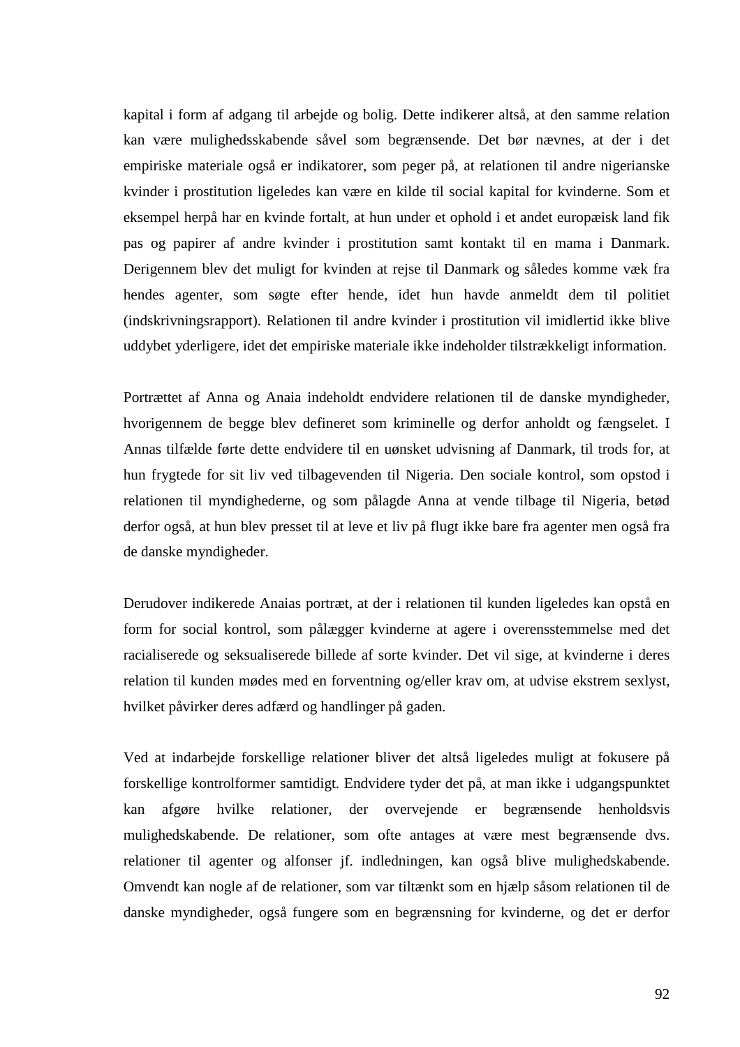kapital i form af adgang til arbejde og bolig. Dette indikerer altså, at den samme relation kan være mulighedsskabende såvel som begrænsende. Det bør nævnes, at der i det empiriske materiale også er indikatorer, som peger på, at relationen til andre nigerianske kvinder i prostitution ligeledes kan være en kilde til social kapital for kvinderne. Som et eksempel herpå har en kvinde fortalt, at hun under et ophold i et andet europæisk land fik pas og papirer af andre kvinder i prostitution samt kontakt til en mama i Danmark. Derigennem blev det muligt for kvinden at rejse til Danmark og således komme væk fra hendes agenter, som søgte efter hende, idet hun havde anmeldt dem til politiet (indskrivningsrapport). Relationen til andre kvinder i prostitution vil imidlertid ikke blive uddybet yderligere, idet det empiriske materiale ikke indeholder tilstrækkeligt information.

Portrættet af Anna og Anaia indeholdt endvidere relationen til de danske myndigheder, hvorigennem de begge blev defineret som kriminelle og derfor anholdt og fængselet. I Annas tilfælde førte dette endvidere til en uønsket udvisning af Danmark, til trods for, at hun frygtede for sit liv ved tilbagevenden til Nigeria. Den sociale kontrol, som opstod i relationen til myndighederne, og som pålagde Anna at vende tilbage til Nigeria, betød derfor også, at hun blev presset til at leve et liv på flugt ikke bare fra agenter men også fra de danske myndigheder.

Derudover indikerede Anaias portræt, at der i relationen til kunden ligeledes kan opstå en form for social kontrol, som pålægger kvinderne at agere i overensstemmelse med det racialiserede og seksualiserede billede af sorte kvinder. Det vil sige, at kvinderne i deres relation til kunden mødes med en forventning og/eller krav om, at udvise ekstrem sexlyst, hvilket påvirker deres adfærd og handlinger på gaden.

Ved at indarbejde forskellige relationer bliver det altså ligeledes muligt at fokusere på forskellige kontrolformer samtidigt. Endvidere tyder det på, at man ikke i udgangspunktet kan afgøre hvilke relationer, der overvejende er begrænsende henholdsvis mulighedskabende. De relationer, som ofte antages at være mest begrænsende dvs. relationer til agenter og alfonser jf. indledningen, kan også blive mulighedskabende. Omvendt kan nogle af de relationer, som var tiltænkt som en hjælp såsom relationen til de danske myndigheder, også fungere som en begrænsning for kvinderne, og det er derfor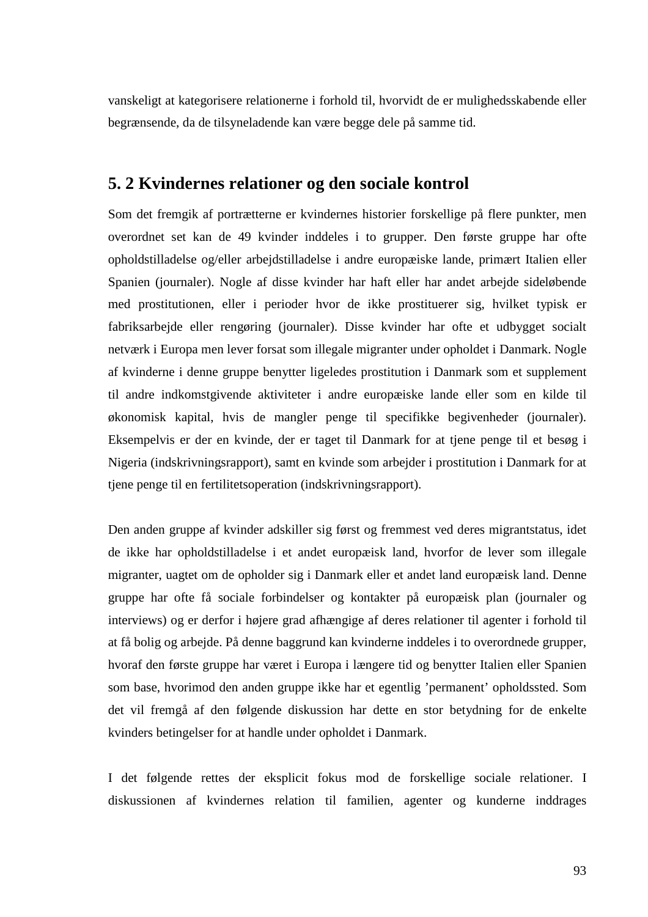vanskeligt at kategorisere relationerne i forhold til, hvorvidt de er mulighedsskabende eller begrænsende, da de tilsyneladende kan være begge dele på samme tid.

## 5. 2 Kvindernes relationer og den sociale kontrol

Som det fremgik af portrætterne er kvindernes historier forskellige på flere punkter, men overordnet set kan de 49 kvinder inddeles i to grupper. Den første gruppe har ofte opholdstilladelse og/eller arbejdstilladelse i andre europæiske lande, primært Italien eller Spanien (journaler). Nogle af disse kvinder har haft eller har andet arbejde sideløbende med prostitutionen, eller i perioder hvor de ikke prostituerer sig, hvilket typisk er fabriksarbejde eller rengøring (journaler). Disse kvinder har ofte et udbygget socialt netværk i Europa men lever forsat som illegale migranter under opholdet i Danmark. Nogle af kvinderne i denne gruppe benytter ligeledes prostitution i Danmark som et supplement til andre indkomstgivende aktiviteter i andre europæiske lande eller som en kilde til økonomisk kapital, hvis de mangler penge til specifikke begivenheder (journaler). Eksempelvis er der en kvinde, der er taget til Danmark for at tjene penge til et besøg i Nigeria (indskrivningsrapport), samt en kvinde som arbejder i prostitution i Danmark for at tjene penge til en fertilitetsoperation (indskrivningsrapport).

Den anden gruppe af kvinder adskiller sig først og fremmest ved deres migrantstatus, idet de ikke har opholdstilladelse i et andet europæisk land, hvorfor de lever som illegale migranter, uagtet om de opholder sig i Danmark eller et andet land europæisk land. Denne gruppe har ofte få sociale forbindelser og kontakter på europæisk plan (journaler og interviews) og er derfor i højere grad afhængige af deres relationer til agenter i forhold til at få bolig og arbejde. På denne baggrund kan kvinderne inddeles i to overordnede grupper, hvoraf den første gruppe har været i Europa i længere tid og benytter Italien eller Spanien som base, hvorimod den anden gruppe ikke har et egentlig 'permanent' opholdssted. Som det vil fremgå af den følgende diskussion har dette en stor betydning for de enkelte kvinders betingelser for at handle under opholdet i Danmark.

I det følgende rettes der eksplicit fokus mod de forskellige sociale relationer. I diskussionen af kvindernes relation til familien, agenter og kunderne inddrages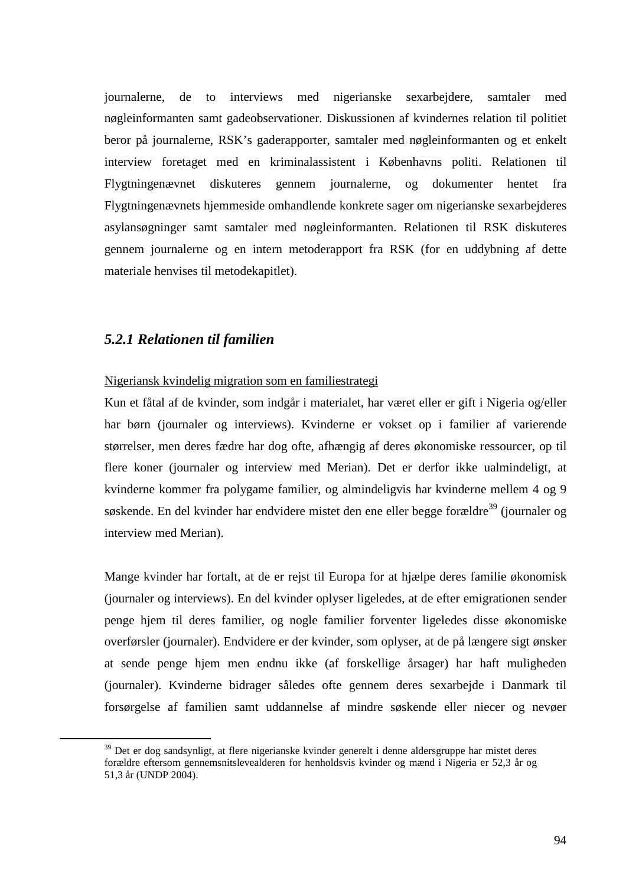journalerne, de to interviews med nigerianske sexarbejdere, samtaler med nøgleinformanten samt gadeobservationer. Diskussionen af kvindernes relation til politiet beror på journalerne, RSK's gaderapporter, samtaler med nøgleinformanten og et enkelt interview foretaget med en kriminalassistent i Københavns politi. Relationen til Flygtningenævnet diskuteres gennem journalerne, og dokumenter hentet fra Flygtningenævnets hjemmeside omhandlende konkrete sager om nigerianske sexarbejderes asylansøgninger samt samtaler med nøgleinformanten. Relationen til RSK diskuteres gennem journalerne og en intern metoderapport fra RSK (for en uddybning af dette materiale henvises til metodekapitlet).

### *5.2.1 Relationen til familien*

Nigeriansk kvindelig migration som en familiestrategi

Kun et fåtal af de kvinder, som indgår i materialet, har været eller er gift i Nigeria og/eller har børn (journaler og interviews). Kvinderne er vokset op i familier af varierende størrelser, men deres fædre har dog ofte, afhængig af deres økonomiske ressourcer, op til flere koner (journaler og interview med Merian). Det er derfor ikke ualmindeligt, at kvinderne kommer fra polygame familier, og almindeligvis har kvinderne mellem 4 og 9 søskende. En del kvinder har endvidere mistet den ene eller begge forældre[39] (journaler og interview med Merian).

Mange kvinder har fortalt, at de er rejst til Europa for at hjælpe deres familie økonomisk (journaler og interviews). En del kvinder oplyser ligeledes, at de efter emigrationen sender penge hjem til deres familier, og nogle familier forventer ligeledes disse økonomiske overførsler (journaler). Endvidere er der kvinder, som oplyser, at de på længere sigt ønsker at sende penge hjem men endnu ikke (af forskellige årsager) har haft muligheden (journaler). Kvinderne bidrager således ofte gennem deres sexarbejde i Danmark til forsørgelse af familien samt uddannelse af mindre søskende eller niecer og nevøer

---

[39] Det er dog sandsynligt, at flere nigerianske kvinder generelt i denne aldersgruppe har mistet deres forældre eftersom gennemsnitslevealderen for henholdsvis kvinder og mænd i Nigeria er 52,3 år og 51,3 år (UNDP 2004).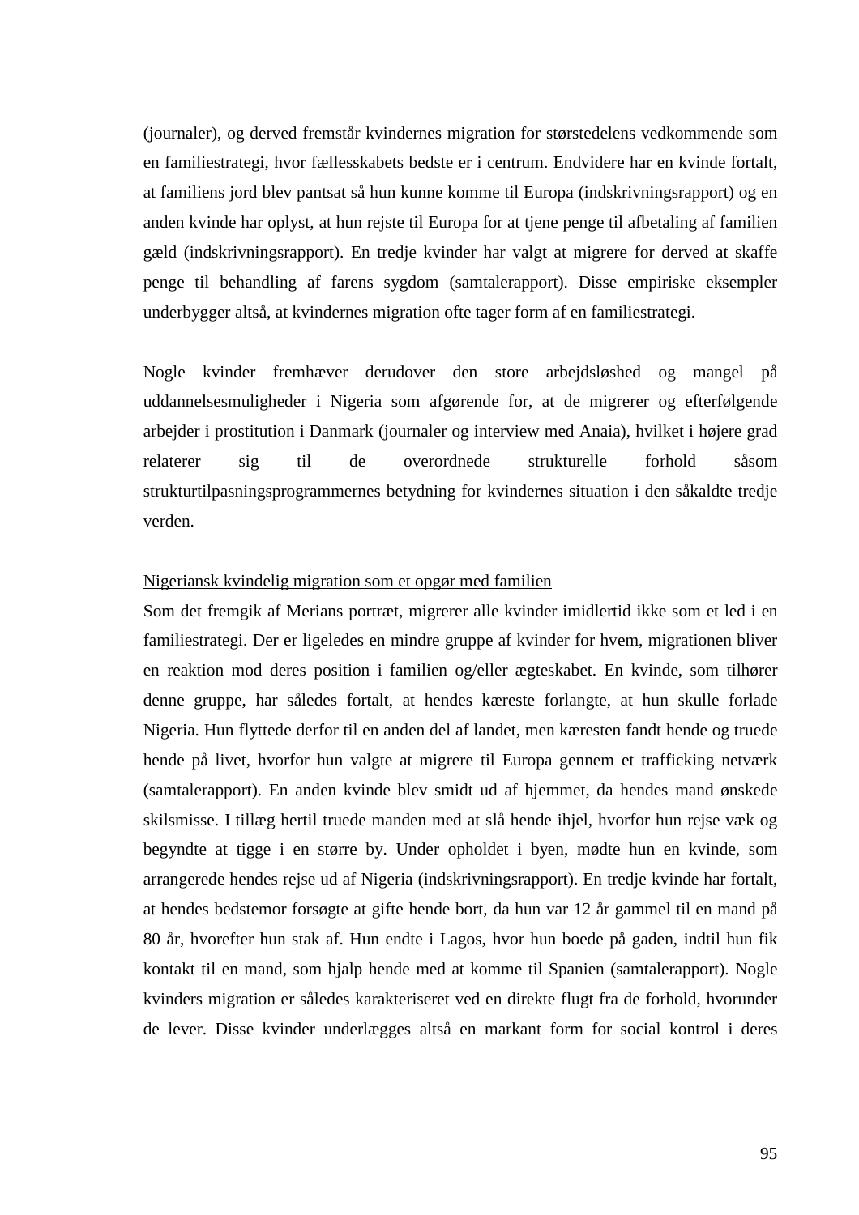(journaler), og derved fremstår kvindernes migration for størstedelens vedkommende som en familiestrategi, hvor fællesskabets bedste er i centrum. Endvidere har en kvinde fortalt, at familiens jord blev pantsat så hun kunne komme til Europa (indskrivningsrapport) og en anden kvinde har oplyst, at hun rejste til Europa for at tjene penge til afbetaling af familien gæld (indskrivningsrapport). En tredje kvinder har valgt at migrere for derved at skaffe penge til behandling af farens sygdom (samtalerapport). Disse empiriske eksempler underbygger altså, at kvindernes migration ofte tager form af en familiestrategi.

Nogle kvinder fremhæver derudover den store arbejdsløshed og mangel på uddannelsesmuligheder i Nigeria som afgørende for, at de migrerer og efterfølgende arbejder i prostitution i Danmark (journaler og interview med Anaia), hvilket i højere grad relaterer sig til de overordnede strukturelle forhold såsom strukturtilpasningsprogrammernes betydning for kvindernes situation i den såkaldte tredje verden.

<u>Nigeriansk kvindelig migration som et opgør med familien</u>

Som det fremgik af Merians portræt, migrerer alle kvinder imidlertid ikke som et led i en familiestrategi. Der er ligeledes en mindre gruppe af kvinder for hvem, migrationen bliver en reaktion mod deres position i familien og/eller ægteskabet. En kvinde, som tilhører denne gruppe, har således fortalt, at hendes kæreste forlangte, at hun skulle forlade Nigeria. Hun flyttede derfor til en anden del af landet, men kæresten fandt hende og truede hende på livet, hvorfor hun valgte at migrere til Europa gennem et trafficking netværk (samtalerapport). En anden kvinde blev smidt ud af hjemmet, da hendes mand ønskede skilsmisse. I tillæg hertil truede manden med at slå hende ihjel, hvorfor hun rejse væk og begyndte at tigge i en større by. Under opholdet i byen, mødte hun en kvinde, som arrangerede hendes rejse ud af Nigeria (indskrivningsrapport). En tredje kvinde har fortalt, at hendes bedstemor forsøgte at gifte hende bort, da hun var 12 år gammel til en mand på 80 år, hvorefter hun stak af. Hun endte i Lagos, hvor hun boede på gaden, indtil hun fik kontakt til en mand, som hjalp hende med at komme til Spanien (samtalerapport). Nogle kvinders migration er således karakteriseret ved en direkte flugt fra de forhold, hvorunder de lever. Disse kvinder underlægges altså en markant form for social kontrol i deres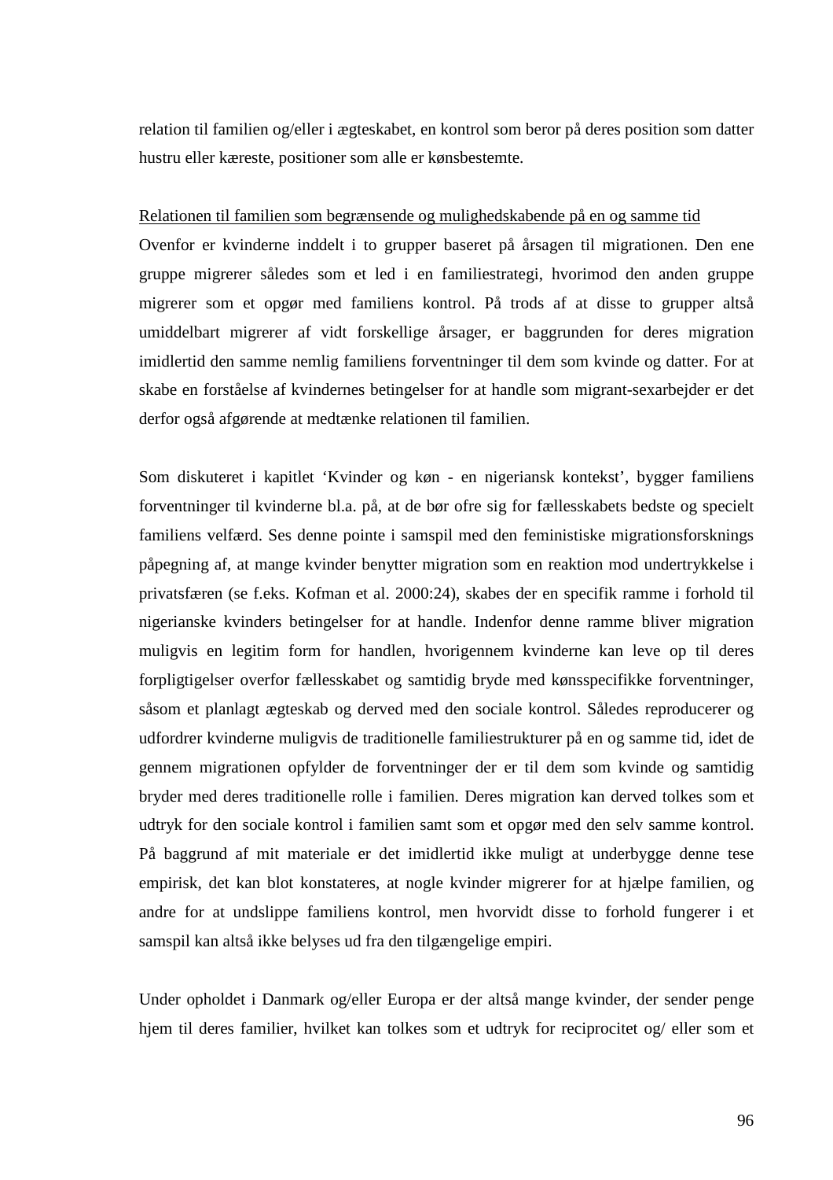relation til familien og/eller i ægteskabet, en kontrol som beror på deres position som datter hustru eller kæreste, positioner som alle er kønsbestemte.

<u>Relationen til familien som begrænsende og mulighedskabende på en og samme tid</u>

Ovenfor er kvinderne inddelt i to grupper baseret på årsagen til migrationen. Den ene gruppe migrerer således som et led i en familiestrategi, hvorimod den anden gruppe migrerer som et opgør med familiens kontrol. På trods af at disse to grupper altså umiddelbart migrerer af vidt forskellige årsager, er baggrunden for deres migration imidlertid den samme nemlig familiens forventninger til dem som kvinde og datter. For at skabe en forståelse af kvindernes betingelser for at handle som migrant-sexarbejder er det derfor også afgørende at medtænke relationen til familien.

Som diskuteret i kapitlet 'Kvinder og køn - en nigeriansk kontekst', bygger familiens forventninger til kvinderne bl.a. på, at de bør ofre sig for fællesskabets bedste og specielt familiens velfærd. Ses denne pointe i samspil med den feministiske migrationsforsknings påpegning af, at mange kvinder benytter migration som en reaktion mod undertrykkelse i privatsfæren (se f.eks. Kofman et al. 2000:24), skabes der en specifik ramme i forhold til nigerianske kvinders betingelser for at handle. Indenfor denne ramme bliver migration muligvis en legitim form for handlen, hvorigennem kvinderne kan leve op til deres forpligtigelser overfor fællesskabet og samtidig bryde med kønsspecifikke forventninger, såsom et planlagt ægteskab og derved med den sociale kontrol. Således reproducerer og udfordrer kvinderne muligvis de traditionelle familiestrukturer på en og samme tid, idet de gennem migrationen opfylder de forventninger der er til dem som kvinde og samtidig bryder med deres traditionelle rolle i familien. Deres migration kan derved tolkes som et udtryk for den sociale kontrol i familien samt som et opgør med den selv samme kontrol. På baggrund af mit materiale er det imidlertid ikke muligt at underbygge denne tese empirisk, det kan blot konstateres, at nogle kvinder migrerer for at hjælpe familien, og andre for at undslippe familiens kontrol, men hvorvidt disse to forhold fungerer i et samspil kan altså ikke belyses ud fra den tilgængelige empiri.

Under opholdet i Danmark og/eller Europa er der altså mange kvinder, der sender penge hjem til deres familier, hvilket kan tolkes som et udtryk for reciprocitet og/ eller som et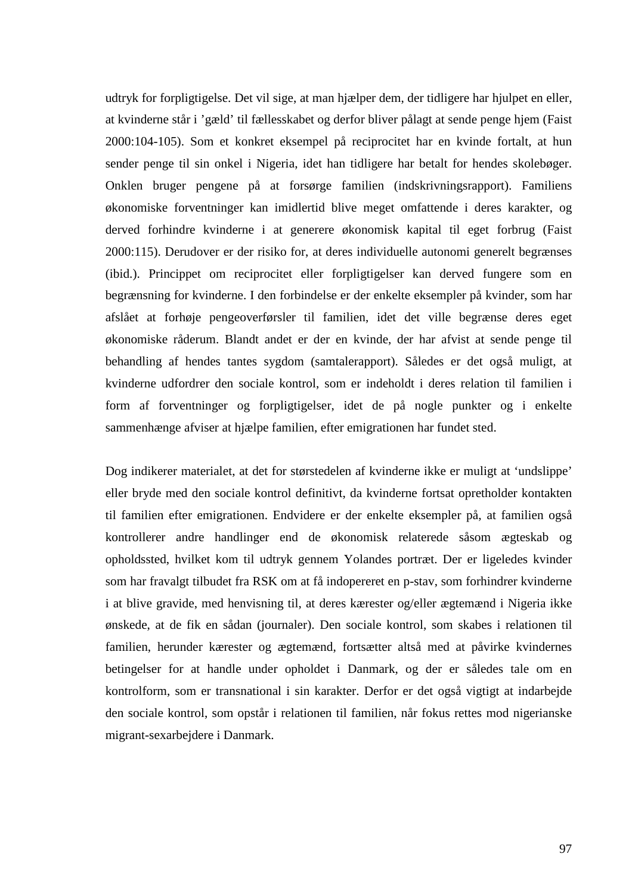udtryk for forpligtigelse. Det vil sige, at man hjælper dem, der tidligere har hjulpet en eller, at kvinderne står i ’gæld’ til fællesskabet og derfor bliver pålagt at sende penge hjem (Faist 2000:104-105). Som et konkret eksempel på reciprocitet har en kvinde fortalt, at hun sender penge til sin onkel i Nigeria, idet han tidligere har betalt for hendes skolebøger. Onklen bruger pengene på at forsørge familien (indskrivningsrapport). Familiens økonomiske forventninger kan imidlertid blive meget omfattende i deres karakter, og derved forhindre kvinderne i at generere økonomisk kapital til eget forbrug (Faist 2000:115). Derudover er der risiko for, at deres individuelle autonomi generelt begrænses (ibid.). Princippet om reciprocitet eller forpligtigelser kan derved fungere som en begrænsning for kvinderne. I den forbindelse er der enkelte eksempler på kvinder, som har afslået at forhøje pengeoverførsler til familien, idet det ville begrænse deres eget økonomiske råderum. Blandt andet er der en kvinde, der har afvist at sende penge til behandling af hendes tantes sygdom (samtalerapport). Således er det også muligt, at kvinderne udfordrer den sociale kontrol, som er indeholdt i deres relation til familien i form af forventninger og forpligtigelser, idet de på nogle punkter og i enkelte sammenhænge afviser at hjælpe familien, efter emigrationen har fundet sted.

Dog indikerer materialet, at det for størstedelen af kvinderne ikke er muligt at ‘undslippe’ eller bryde med den sociale kontrol definitivt, da kvinderne fortsat opretholder kontakten til familien efter emigrationen. Endvidere er der enkelte eksempler på, at familien også kontrollerer andre handlinger end de økonomisk relaterede såsom ægteskab og opholdssted, hvilket kom til udtryk gennem Yolandes portræt. Der er ligeledes kvinder som har fravalgt tilbudet fra RSK om at få indopereret en p-stav, som forhindrer kvinderne i at blive gravide, med henvisning til, at deres kærester og/eller ægtemænd i Nigeria ikke ønskede, at de fik en sådan (journaler). Den sociale kontrol, som skabes i relationen til familien, herunder kærester og ægtemænd, fortsætter altså med at påvirke kvindernes betingelser for at handle under opholdet i Danmark, og der er således tale om en kontrolform, som er transnational i sin karakter. Derfor er det også vigtigt at indarbejde den sociale kontrol, som opstår i relationen til familien, når fokus rettes mod nigerianske migrant-sexarbejdere i Danmark.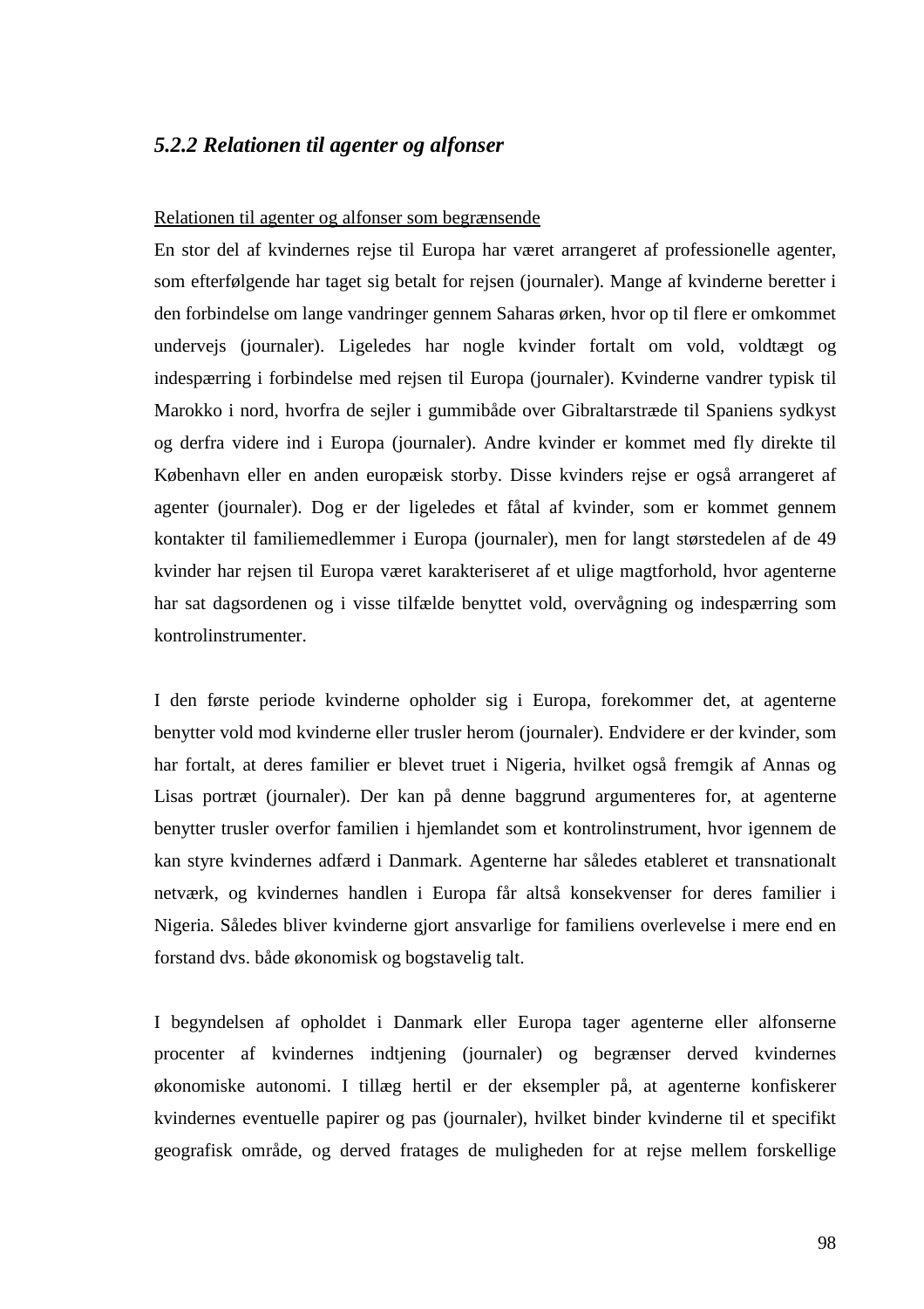### *5.2.2 Relationen til agenter og alfonser*

<u>Relationen til agenter og alfonser som begrænsende</u>

En stor del af kvindernes rejse til Europa har været arrangeret af professionelle agenter, som efterfølgende har taget sig betalt for rejsen (journaler). Mange af kvinderne beretter i den forbindelse om lange vandringer gennem Saharas ørken, hvor op til flere er omkommet undervejs (journaler). Ligeledes har nogle kvinder fortalt om vold, voldtægt og indespærring i forbindelse med rejsen til Europa (journaler). Kvinderne vandrer typisk til Marokko i nord, hvorfra de sejler i gummibåde over Gibraltarstræde til Spaniens sydkyst og derfra videre ind i Europa (journaler). Andre kvinder er kommet med fly direkte til København eller en anden europæisk storby. Disse kvinders rejse er også arrangeret af agenter (journaler). Dog er der ligeledes et fåtal af kvinder, som er kommet gennem kontakter til familiemedlemmer i Europa (journaler), men for langt størstedelen af de 49 kvinder har rejsen til Europa været karakteriseret af et ulige magtforhold, hvor agenterne har sat dagsordenen og i visse tilfælde benyttet vold, overvågning og indespærring som kontrolinstrumenter.

I den første periode kvinderne opholder sig i Europa, forekommer det, at agenterne benytter vold mod kvinderne eller trusler herom (journaler). Endvidere er der kvinder, som har fortalt, at deres familier er blevet truet i Nigeria, hvilket også fremgik af Annas og Lisas portræt (journaler). Der kan på denne baggrund argumenteres for, at agenterne benytter trusler overfor familien i hjemlandet som et kontrolinstrument, hvor igennem de kan styre kvindernes adfærd i Danmark. Agenterne har således etableret et transnationalt netværk, og kvindernes handlen i Europa får altså konsekvenser for deres familier i Nigeria. Således bliver kvinderne gjort ansvarlige for familiens overlevelse i mere end en forstand dvs. både økonomisk og bogstavelig talt.

I begyndelsen af opholdet i Danmark eller Europa tager agenterne eller alfonserne procenter af kvindernes indtjening (journaler) og begrænser derved kvindernes økonomiske autonomi. I tillæg hertil er der eksempler på, at agenterne konfiskerer kvindernes eventuelle papirer og pas (journaler), hvilket binder kvinderne til et specifikt geografisk område, og derved fratages de muligheden for at rejse mellem forskellige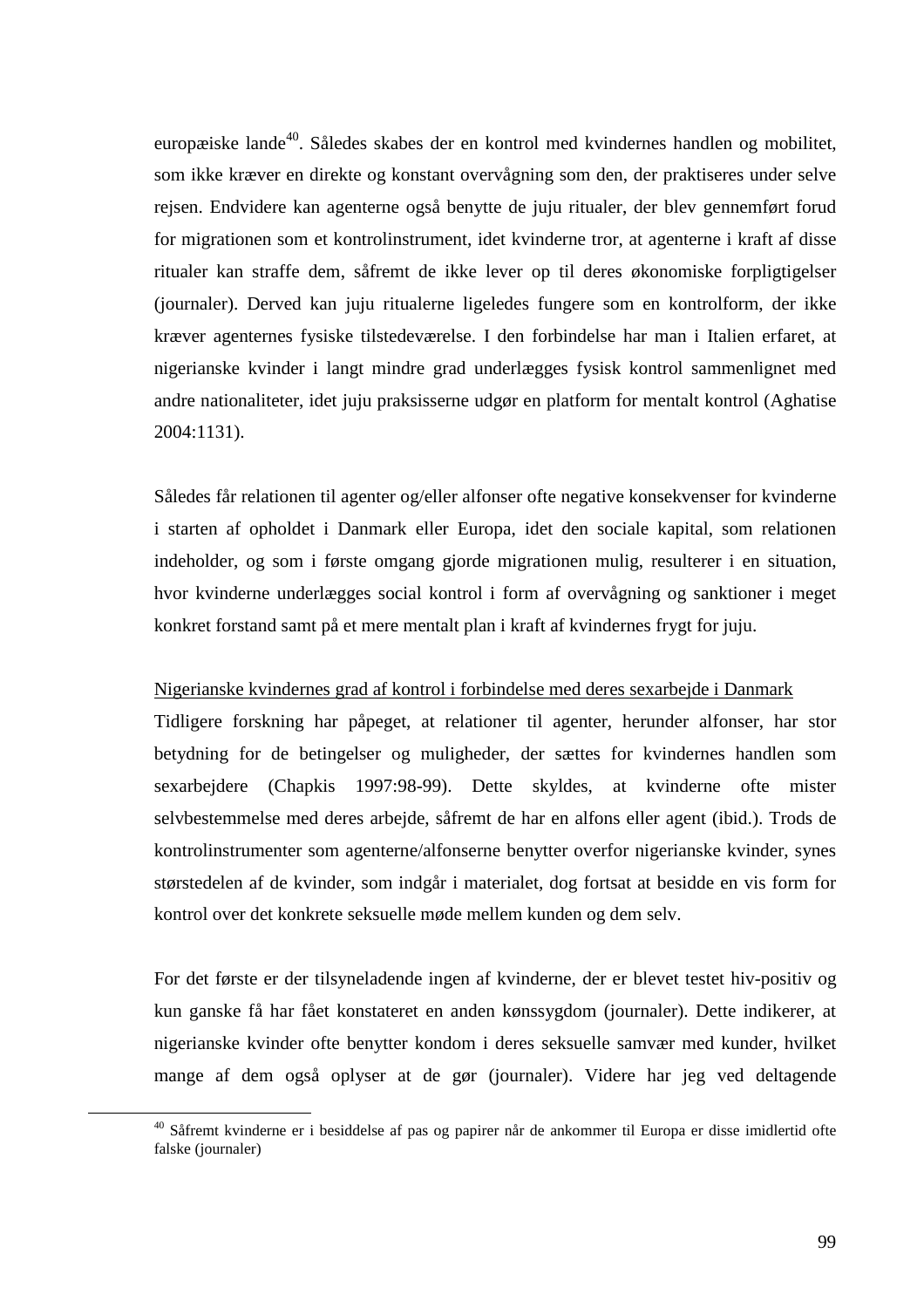europæiske lande[40]. Således skabes der en kontrol med kvindernes handlen og mobilitet, som ikke kræver en direkte og konstant overvågning som den, der praktiseres under selve rejsen. Endvidere kan agenterne også benytte de juju ritualer, der blev gennemført forud for migrationen som et kontrolinstrument, idet kvinderne tror, at agenterne i kraft af disse ritualer kan straffe dem, såfremt de ikke lever op til deres økonomiske forpligtigelser (journaler). Derved kan juju ritualerne ligeledes fungere som en kontrolform, der ikke kræver agenternes fysiske tilstedeværelse. I den forbindelse har man i Italien erfaret, at nigerianske kvinder i langt mindre grad underlægges fysisk kontrol sammenlignet med andre nationaliteter, idet juju praksisserne udgør en platform for mentalt kontrol (Aghatise 2004:1131).

Således får relationen til agenter og/eller alfonser ofte negative konsekvenser for kvinderne i starten af opholdet i Danmark eller Europa, idet den sociale kapital, som relationen indeholder, og som i første omgang gjorde migrationen mulig, resulterer i en situation, hvor kvinderne underlægges social kontrol i form af overvågning og sanktioner i meget konkret forstand samt på et mere mentalt plan i kraft af kvindernes frygt for juju.

<u>Nigerianske kvindernes grad af kontrol i forbindelse med deres sexarbejde i Danmark</u>

Tidligere forskning har påpeget, at relationer til agenter, herunder alfonser, har stor betydning for de betingelser og muligheder, der sættes for kvindernes handlen som sexarbejdere (Chapkis 1997:98-99). Dette skyldes, at kvinderne ofte mister selvbestemmelse med deres arbejde, såfremt de har en alfons eller agent (ibid.). Trods de kontrolinstrumenter som agenterne/alfonserne benytter overfor nigerianske kvinder, synes størstedelen af de kvinder, som indgår i materialet, dog fortsat at besidde en vis form for kontrol over det konkrete seksuelle møde mellem kunden og dem selv.

For det første er der tilsyneladende ingen af kvinderne, der er blevet testet hiv-positiv og kun ganske få har fået konstateret en anden kønssygdom (journaler). Dette indikerer, at nigerianske kvinder ofte benytter kondom i deres seksuelle samvær med kunder, hvilket mange af dem også oplyser at de gør (journaler). Videre har jeg ved deltagende

---

[40] Såfremt kvinderne er i besiddelse af pas og papirer når de ankommer til Europa er disse imidlertid ofte falske (journaler)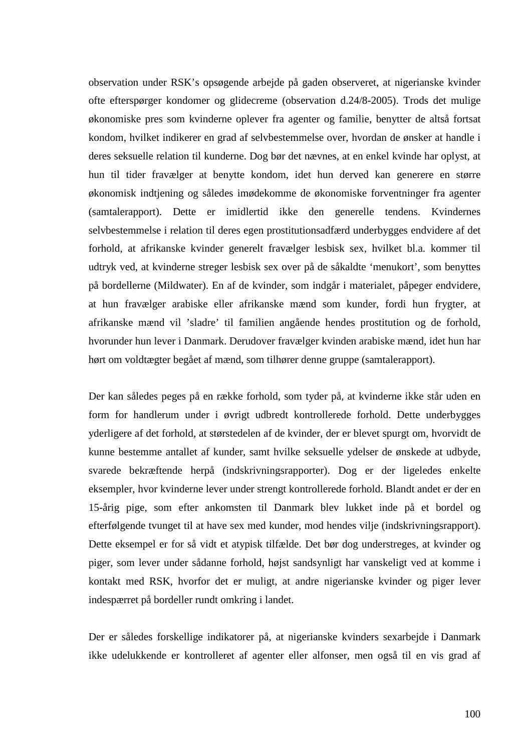observation under RSK's opsøgende arbejde på gaden observeret, at nigerianske kvinder ofte efterspørger kondomer og glidecreme (observation d.24/8-2005). Trods det mulige økonomiske pres som kvinderne oplever fra agenter og familie, benytter de altså fortsat kondom, hvilket indikerer en grad af selvbestemmelse over, hvordan de ønsker at handle i deres seksuelle relation til kunderne. Dog bør det nævnes, at en enkel kvinde har oplyst, at hun til tider fravælger at benytte kondom, idet hun derved kan generere en større økonomisk indtjening og således imødekomme de økonomiske forventninger fra agenter (samtalerapport). Dette er imidlertid ikke den generelle tendens. Kvindernes selvbestemmelse i relation til deres egen prostitutionsadfærd underbygges endvidere af det forhold, at afrikanske kvinder generelt fravælger lesbisk sex, hvilket bl.a. kommer til udtryk ved, at kvinderne streger lesbisk sex over på de såkaldte 'menukort', som benyttes på bordellerne (Mildwater). En af de kvinder, som indgår i materialet, påpeger endvidere, at hun fravælger arabiske eller afrikanske mænd som kunder, fordi hun frygter, at afrikanske mænd vil 'sladre' til familien angående hendes prostitution og de forhold, hvorunder hun lever i Danmark. Derudover fravælger kvinden arabiske mænd, idet hun har hørt om voldtægter begået af mænd, som tilhører denne gruppe (samtalerapport).

Der kan således peges på en række forhold, som tyder på, at kvinderne ikke står uden en form for handlerum under i øvrigt udbredt kontrollerede forhold. Dette underbygges yderligere af det forhold, at størstedelen af de kvinder, der er blevet spurgt om, hvorvidt de kunne bestemme antallet af kunder, samt hvilke seksuelle ydelser de ønskede at udbyde, svarede bekræftende herpå (indskrivningsrapporter). Dog er der ligeledes enkelte eksempler, hvor kvinderne lever under strengt kontrollerede forhold. Blandt andet er der en 15-årig pige, som efter ankomsten til Danmark blev lukket inde på et bordel og efterfølgende tvunget til at have sex med kunder, mod hendes vilje (indskrivningsrapport). Dette eksempel er for så vidt et atypisk tilfælde. Det bør dog understreges, at kvinder og piger, som lever under sådanne forhold, højst sandsynligt har vanskeligt ved at komme i kontakt med RSK, hvorfor det er muligt, at andre nigerianske kvinder og piger lever indespærret på bordeller rundt omkring i landet.

Der er således forskellige indikatorer på, at nigerianske kvinders sexarbejde i Danmark ikke udelukkende er kontrolleret af agenter eller alfonser, men også til en vis grad af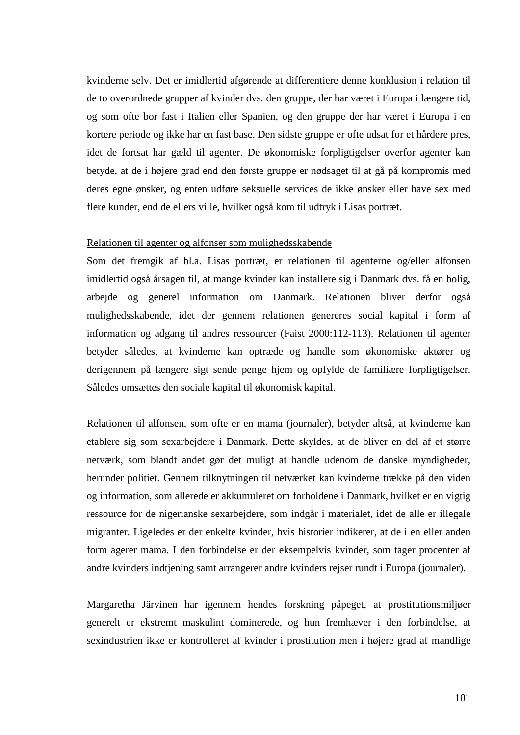kvinderne selv. Det er imidlertid afgørende at differentiere denne konklusion i relation til de to overordnede grupper af kvinder dvs. den gruppe, der har været i Europa i længere tid, og som ofte bor fast i Italien eller Spanien, og den gruppe der har været i Europa i en kortere periode og ikke har en fast base. Den sidste gruppe er ofte udsat for et hårdere pres, idet de fortsat har gæld til agenter. De økonomiske forpligtigelser overfor agenter kan betyde, at de i højere grad end den første gruppe er nødsaget til at gå på kompromis med deres egne ønsker, og enten udføre seksuelle services de ikke ønsker eller have sex med flere kunder, end de ellers ville, hvilket også kom til udtryk i Lisas portræt.

<u>Relationen til agenter og alfonser som mulighedsskabende</u>

Som det fremgik af bl.a. Lisas portræt, er relationen til agenterne og/eller alfonsen imidlertid også årsagen til, at mange kvinder kan installere sig i Danmark dvs. få en bolig, arbejde og generel information om Danmark. Relationen bliver derfor også mulighedsskabende, idet der gennem relationen genereres social kapital i form af information og adgang til andres ressourcer (Faist 2000:112-113). Relationen til agenter betyder således, at kvinderne kan optræde og handle som økonomiske aktører og derigennem på længere sigt sende penge hjem og opfylde de familiære forpligtigelser. Således omsættes den sociale kapital til økonomisk kapital.

Relationen til alfonsen, som ofte er en mama (journaler), betyder altså, at kvinderne kan etablere sig som sexarbejdere i Danmark. Dette skyldes, at de bliver en del af et større netværk, som blandt andet gør det muligt at handle udenom de danske myndigheder, herunder politiet. Gennem tilknytningen til netværket kan kvinderne trække på den viden og information, som allerede er akkumuleret om forholdene i Danmark, hvilket er en vigtig ressource for de nigerianske sexarbejdere, som indgår i materialet, idet de alle er illegale migranter. Ligeledes er der enkelte kvinder, hvis historier indikerer, at de i en eller anden form agerer mama. I den forbindelse er der eksempelvis kvinder, som tager procenter af andre kvinders indtjening samt arrangerer andre kvinders rejser rundt i Europa (journaler).

Margaretha Järvinen har igennem hendes forskning påpeget, at prostitutionsmiljøer generelt er ekstremt maskulint dominerede, og hun fremhæver i den forbindelse, at sexindustrien ikke er kontrolleret af kvinder i prostitution men i højere grad af mandlige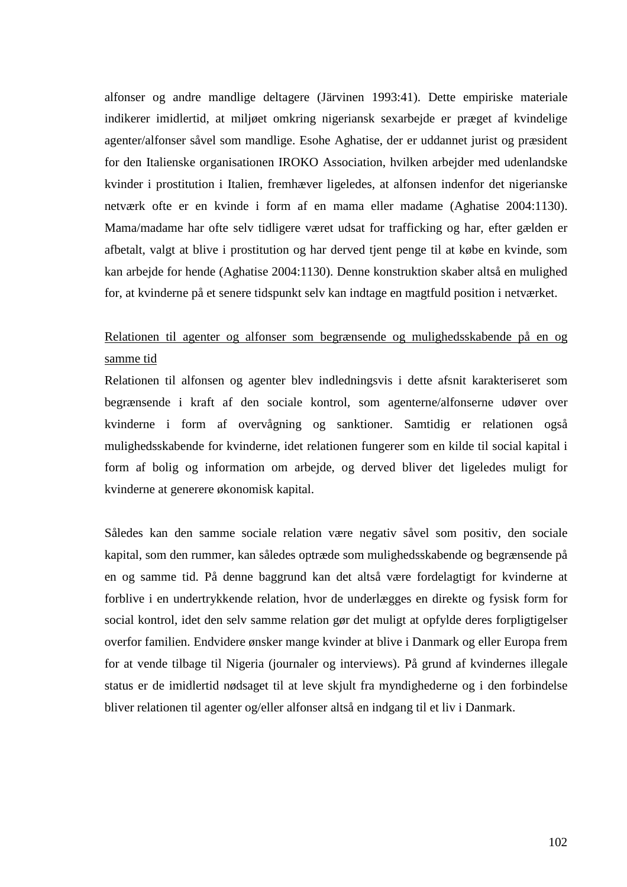alfonser og andre mandlige deltagere (Järvinen 1993:41). Dette empiriske materiale indikerer imidlertid, at miljøet omkring nigeriansk sexarbejde er præget af kvindelige agenter/alfonser såvel som mandlige. Esohe Aghatise, der er uddannet jurist og præsident for den Italienske organisationen IROKO Association, hvilken arbejder med udenlandske kvinder i prostitution i Italien, fremhæver ligeledes, at alfonsen indenfor det nigerianske netværk ofte er en kvinde i form af en mama eller madame (Aghatise 2004:1130). Mama/madame har ofte selv tidligere været udsat for trafficking og har, efter gælden er afbetalt, valgt at blive i prostitution og har derved tjent penge til at købe en kvinde, som kan arbejde for hende (Aghatise 2004:1130). Denne konstruktion skaber altså en mulighed for, at kvinderne på et senere tidspunkt selv kan indtage en magtfuld position i netværket.

<u>Relationen til agenter og alfonser som begrænsende og mulighedsskabende på en og samme tid</u>

Relationen til alfonsen og agenter blev indledningsvis i dette afsnit karakteriseret som begrænsende i kraft af den sociale kontrol, som agenterne/alfonserne udøver over kvinderne i form af overvågning og sanktioner. Samtidig er relationen også mulighedsskabende for kvinderne, idet relationen fungerer som en kilde til social kapital i form af bolig og information om arbejde, og derved bliver det ligeledes muligt for kvinderne at generere økonomisk kapital.

Således kan den samme sociale relation være negativ såvel som positiv, den sociale kapital, som den rummer, kan således optræde som mulighedsskabende og begrænsende på en og samme tid. På denne baggrund kan det altså være fordelagtigt for kvinderne at forblive i en undertrykkende relation, hvor de underlægges en direkte og fysisk form for social kontrol, idet den selv samme relation gør det muligt at opfylde deres forpligtigelser overfor familien. Endvidere ønsker mange kvinder at blive i Danmark og eller Europa frem for at vende tilbage til Nigeria (journaler og interviews). På grund af kvindernes illegale status er de imidlertid nødsaget til at leve skjult fra myndighederne og i den forbindelse bliver relationen til agenter og/eller alfonser altså en indgang til et liv i Danmark.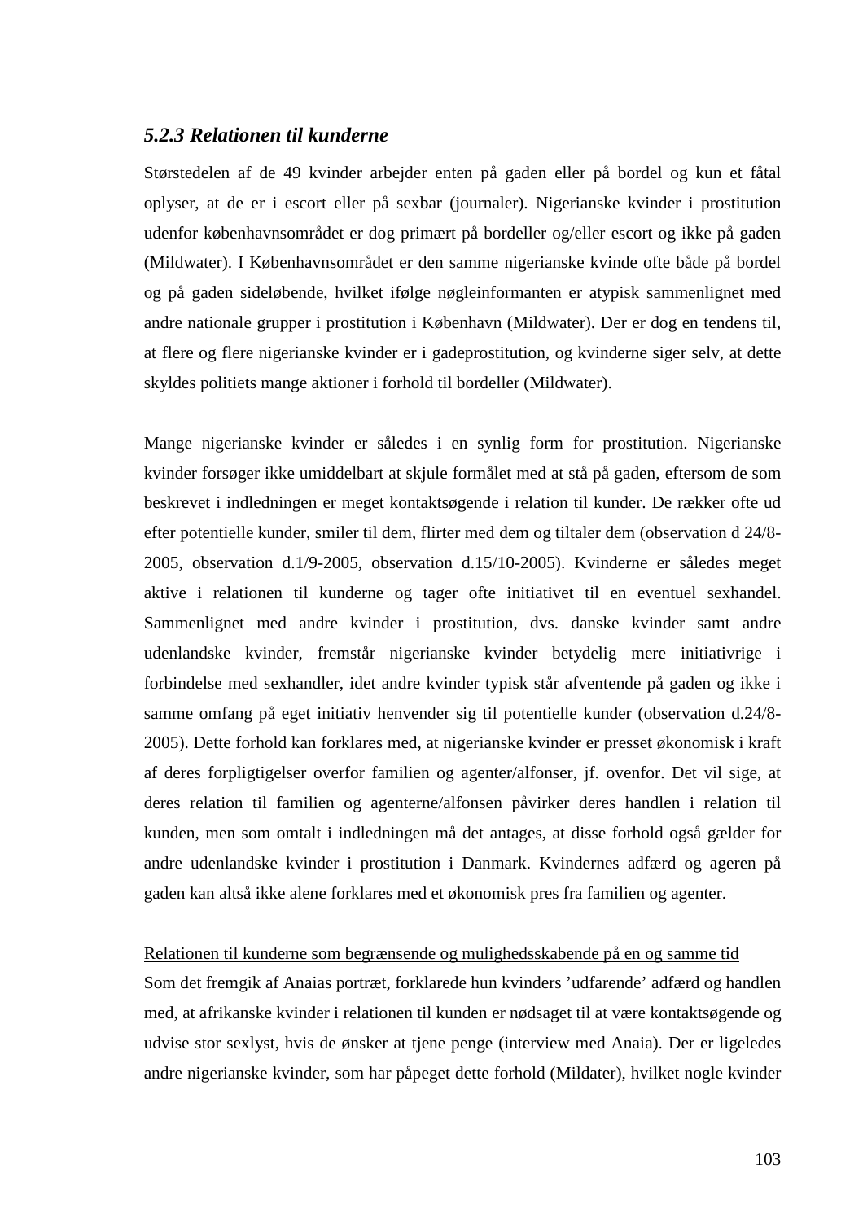### *5.2.3 Relationen til kunderne*

Størstedelen af de 49 kvinder arbejder enten på gaden eller på bordel og kun et fåtal oplyser, at de er i escort eller på sexbar (journaler). Nigerianske kvinder i prostitution udenfor københavnsområdet er dog primært på bordeller og/eller escort og ikke på gaden (Mildwater). I Københavnsområdet er den samme nigerianske kvinde ofte både på bordel og på gaden sideløbende, hvilket ifølge nøgleinformanten er atypisk sammenlignet med andre nationale grupper i prostitution i København (Mildwater). Der er dog en tendens til, at flere og flere nigerianske kvinder er i gadeprostitution, og kvinderne siger selv, at dette skyldes politiets mange aktioner i forhold til bordeller (Mildwater).

Mange nigerianske kvinder er således i en synlig form for prostitution. Nigerianske kvinder forsøger ikke umiddelbart at skjule formålet med at stå på gaden, eftersom de som beskrevet i indledningen er meget kontaktsøgende i relation til kunder. De rækker ofte ud efter potentielle kunder, smiler til dem, flirter med dem og tiltaler dem (observation d 24/8-2005, observation d.1/9-2005, observation d.15/10-2005). Kvinderne er således meget aktive i relationen til kunderne og tager ofte initiativet til en eventuel sexhandel. Sammenlignet med andre kvinder i prostitution, dvs. danske kvinder samt andre udenlandske kvinder, fremstår nigerianske kvinder betydelig mere initiativrige i forbindelse med sexhandler, idet andre kvinder typisk står afventende på gaden og ikke i samme omfang på eget initiativ henvender sig til potentielle kunder (observation d.24/8-2005). Dette forhold kan forklares med, at nigerianske kvinder er presset økonomisk i kraft af deres forpligtigelser overfor familien og agenter/alfonser, jf. ovenfor. Det vil sige, at deres relation til familien og agenterne/alfonsen påvirker deres handlen i relation til kunden, men som omtalt i indledningen må det antages, at disse forhold også gælder for andre udenlandske kvinder i prostitution i Danmark. Kvindernes adfærd og ageren på gaden kan altså ikke alene forklares med et økonomisk pres fra familien og agenter.

<u>Relationen til kunderne som begrænsende og mulighedsskabende på en og samme tid</u>
Som det fremgik af Anaias portræt, forklarede hun kvinders 'udfarende' adfærd og handlen med, at afrikanske kvinder i relationen til kunden er nødsaget til at være kontaktsøgende og udvise stor sexlyst, hvis de ønsker at tjene penge (interview med Anaia). Der er ligeledes andre nigerianske kvinder, som har påpeget dette forhold (Mildater), hvilket nogle kvinder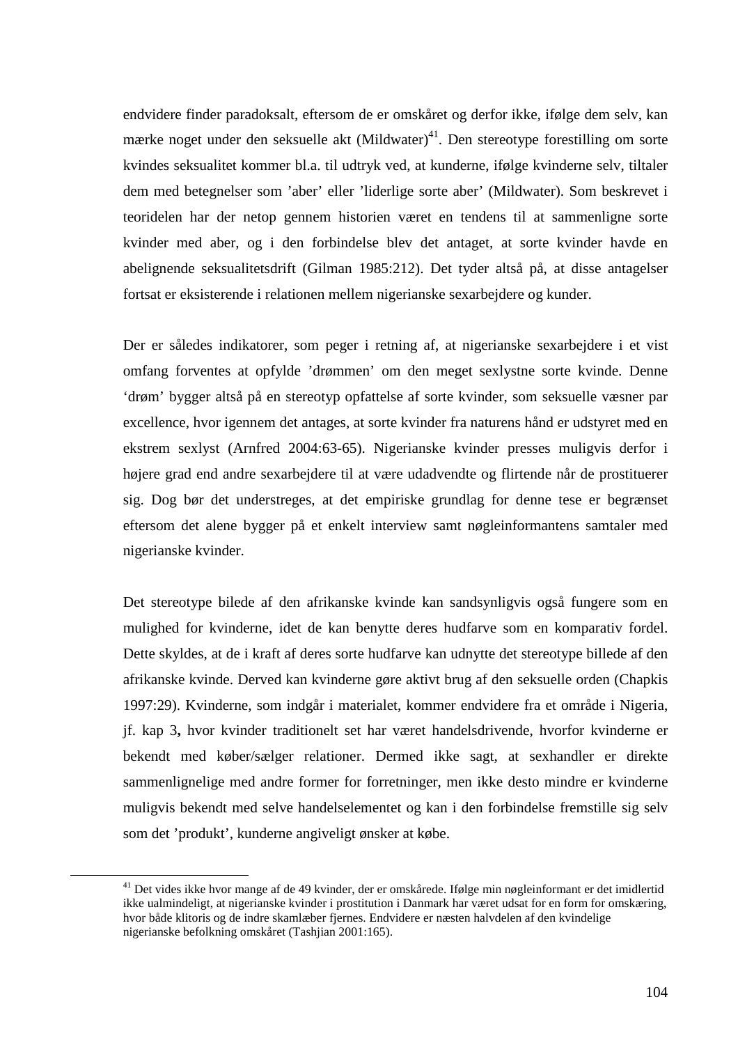endvidere finder paradoksalt, eftersom de er omskåret og derfor ikke, ifølge dem selv, kan mærke noget under den seksuelle akt (Mildwater)[41]. Den stereotype forestilling om sorte kvindes seksualitet kommer bl.a. til udtryk ved, at kunderne, ifølge kvinderne selv, tiltaler dem med betegnelser som 'aber' eller 'liderlige sorte aber' (Mildwater). Som beskrevet i teoridelen har der netop gennem historien været en tendens til at sammenligne sorte kvinder med aber, og i den forbindelse blev det antaget, at sorte kvinder havde en abelignende seksualitetsdrift (Gilman 1985:212). Det tyder altså på, at disse antagelser fortsat er eksisterende i relationen mellem nigerianske sexarbejdere og kunder.

Der er således indikatorer, som peger i retning af, at nigerianske sexarbejdere i et vist omfang forventes at opfylde 'drømmen' om den meget sexlystne sorte kvinde. Denne 'drøm' bygger altså på en stereotyp opfattelse af sorte kvinder, som seksuelle væsner par excellence, hvor igennem det antages, at sorte kvinder fra naturens hånd er udstyret med en ekstrem sexlyst (Arnfred 2004:63-65). Nigerianske kvinder presses muligvis derfor i højere grad end andre sexarbejdere til at være udadvendte og flirtende når de prostituerer sig. Dog bør det understreges, at det empiriske grundlag for denne tese er begrænset eftersom det alene bygger på et enkelt interview samt nøgleinformantens samtaler med nigerianske kvinder.

Det stereotype bilede af den afrikanske kvinde kan sandsynligvis også fungere som en mulighed for kvinderne, idet de kan benytte deres hudfarve som en komparativ fordel. Dette skyldes, at de i kraft af deres sorte hudfarve kan udnytte det stereotype billede af den afrikanske kvinde. Derved kan kvinderne gøre aktivt brug af den seksuelle orden (Chapkis 1997:29). Kvinderne, som indgår i materialet, kommer endvidere fra et område i Nigeria, jf. kap 3**,** hvor kvinder traditionelt set har været handelsdrivende, hvorfor kvinderne er bekendt med køber/sælger relationer. Dermed ikke sagt, at sexhandler er direkte sammenlignelige med andre former for forretninger, men ikke desto mindre er kvinderne muligvis bekendt med selve handelselementet og kan i den forbindelse fremstille sig selv som det 'produkt', kunderne angiveligt ønsker at købe.

---

[41] Det vides ikke hvor mange af de 49 kvinder, der er omskårede. Ifølge min nøgleinformant er det imidlertid ikke ualmindeligt, at nigerianske kvinder i prostitution i Danmark har været udsat for en form for omskæring, hvor både klitoris og de indre skamlæber fjernes. Endvidere er næsten halvdelen af den kvindelige nigerianske befolkning omskåret (Tashjian 2001:165).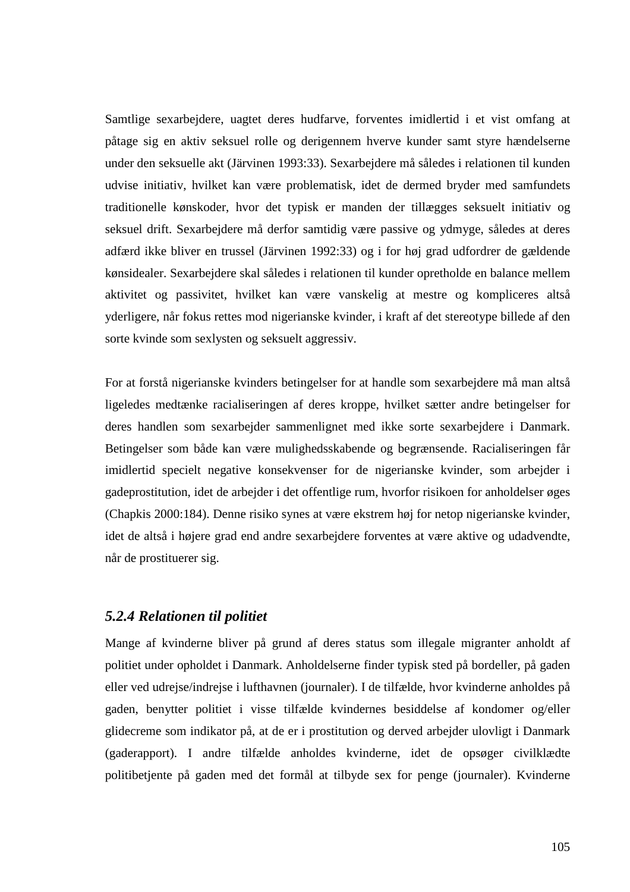Samtlige sexarbejdere, uagtet deres hudfarve, forventes imidlertid i et vist omfang at påtage sig en aktiv seksuel rolle og derigennem hverve kunder samt styre hændelserne under den seksuelle akt (Järvinen 1993:33). Sexarbejdere må således i relationen til kunden udvise initiativ, hvilket kan være problematisk, idet de dermed bryder med samfundets traditionelle kønskoder, hvor det typisk er manden der tillægges seksuelt initiativ og seksuel drift. Sexarbejdere må derfor samtidig være passive og ydmyge, således at deres adfærd ikke bliver en trussel (Järvinen 1992:33) og i for høj grad udfordrer de gældende kønsidealer. Sexarbejdere skal således i relationen til kunder opretholde en balance mellem aktivitet og passivitet, hvilket kan være vanskelig at mestre og kompliceres altså yderligere, når fokus rettes mod nigerianske kvinder, i kraft af det stereotype billede af den sorte kvinde som sexlysten og seksuelt aggressiv.

For at forstå nigerianske kvinders betingelser for at handle som sexarbejdere må man altså ligeledes medtænke racialiseringen af deres kroppe, hvilket sætter andre betingelser for deres handlen som sexarbejder sammenlignet med ikke sorte sexarbejdere i Danmark. Betingelser som både kan være mulighedsskabende og begrænsende. Racialiseringen får imidlertid specielt negative konsekvenser for de nigerianske kvinder, som arbejder i gadeprostitution, idet de arbejder i det offentlige rum, hvorfor risikoen for anholdelser øges (Chapkis 2000:184). Denne risiko synes at være ekstrem høj for netop nigerianske kvinder, idet de altså i højere grad end andre sexarbejdere forventes at være aktive og udadvendte, når de prostituerer sig.

### *5.2.4 Relationen til politiet*

Mange af kvinderne bliver på grund af deres status som illegale migranter anholdt af politiet under opholdet i Danmark. Anholdelserne finder typisk sted på bordeller, på gaden eller ved udrejse/indrejse i lufthavnen (journaler). I de tilfælde, hvor kvinderne anholdes på gaden, benytter politiet i visse tilfælde kvindernes besiddelse af kondomer og/eller glidecreme som indikator på, at de er i prostitution og derved arbejder ulovligt i Danmark (gaderapport). I andre tilfælde anholdes kvinderne, idet de opsøger civilklædte politibetjente på gaden med det formål at tilbyde sex for penge (journaler). Kvinderne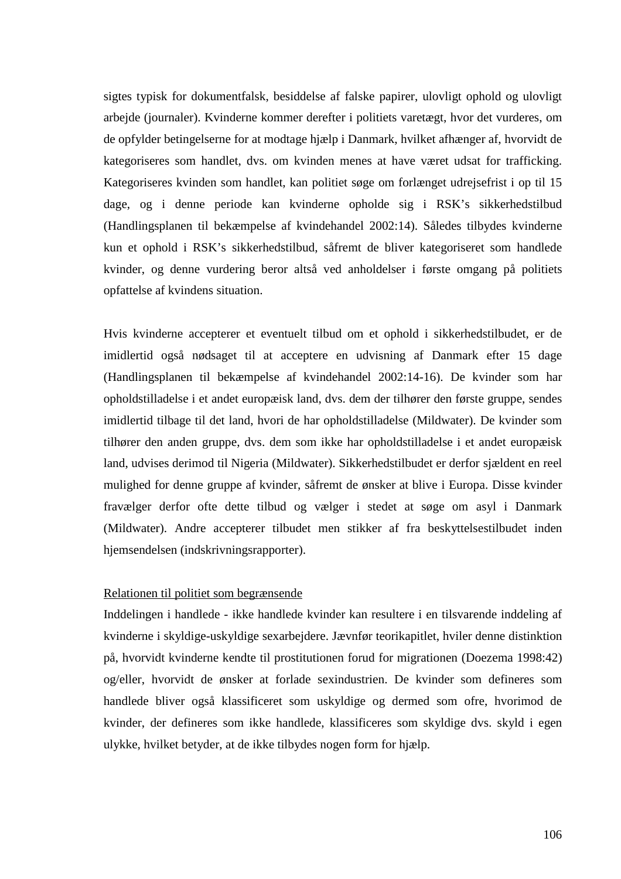sigtes typisk for dokumentfalsk, besiddelse af falske papirer, ulovligt ophold og ulovligt arbejde (journaler). Kvinderne kommer derefter i politiets varetægt, hvor det vurderes, om de opfylder betingelserne for at modtage hjælp i Danmark, hvilket afhænger af, hvorvidt de kategoriseres som handlet, dvs. om kvinden menes at have været udsat for trafficking. Kategoriseres kvinden som handlet, kan politiet søge om forlænget udrejsefrist i op til 15 dage, og i denne periode kan kvinderne opholde sig i RSK's sikkerhedstilbud (Handlingsplanen til bekæmpelse af kvindehandel 2002:14). Således tilbydes kvinderne kun et ophold i RSK's sikkerhedstilbud, såfremt de bliver kategoriseret som handlede kvinder, og denne vurdering beror altså ved anholdelser i første omgang på politiets opfattelse af kvindens situation.

Hvis kvinderne accepterer et eventuelt tilbud om et ophold i sikkerhedstilbudet, er de imidlertid også nødsaget til at acceptere en udvisning af Danmark efter 15 dage (Handlingsplanen til bekæmpelse af kvindehandel 2002:14-16). De kvinder som har opholdstilladelse i et andet europæisk land, dvs. dem der tilhører den første gruppe, sendes imidlertid tilbage til det land, hvori de har opholdstilladelse (Mildwater). De kvinder som tilhører den anden gruppe, dvs. dem som ikke har opholdstilladelse i et andet europæisk land, udvises derimod til Nigeria (Mildwater). Sikkerhedstilbudet er derfor sjældent en reel mulighed for denne gruppe af kvinder, såfremt de ønsker at blive i Europa. Disse kvinder fravælger derfor ofte dette tilbud og vælger i stedet at søge om asyl i Danmark (Mildwater). Andre accepterer tilbudet men stikker af fra beskyttelsestilbudet inden hjemsendelsen (indskrivningsrapporter).

<u>Relationen til politiet som begrænsende</u>

Inddelingen i handlede - ikke handlede kvinder kan resultere i en tilsvarende inddeling af kvinderne i skyldige-uskyldige sexarbejdere. Jævnfør teorikapitlet, hviler denne distinktion på, hvorvidt kvinderne kendte til prostitutionen forud for migrationen (Doezema 1998:42) og/eller, hvorvidt de ønsker at forlade sexindustrien. De kvinder som defineres som handlede bliver også klassificeret som uskyldige og dermed som ofre, hvorimod de kvinder, der defineres som ikke handlede, klassificeres som skyldige dvs. skyld i egen ulykke, hvilket betyder, at de ikke tilbydes nogen form for hjælp.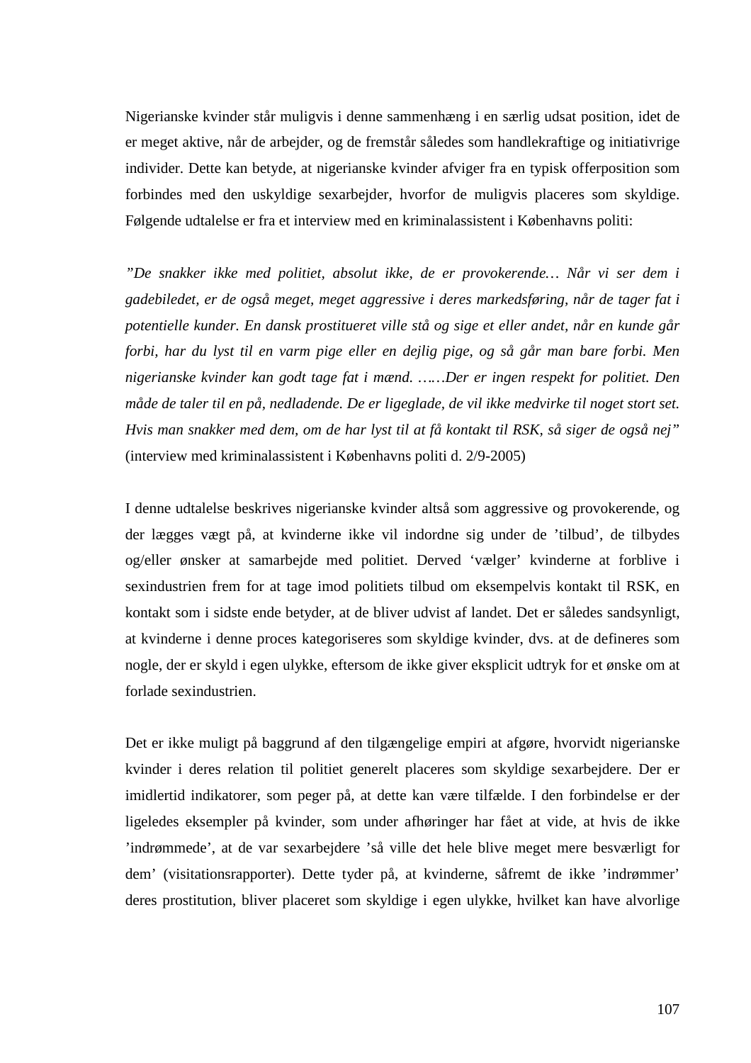Nigerianske kvinder står muligvis i denne sammenhæng i en særlig udsat position, idet de er meget aktive, når de arbejder, og de fremstår således som handlekraftige og initiativrige individer. Dette kan betyde, at nigerianske kvinder afviger fra en typisk offerposition som forbindes med den uskyldige sexarbejder, hvorfor de muligvis placeres som skyldige. Følgende udtalelse er fra et interview med en kriminalassistent i Københavns politi:

*"De snakker ikke med politiet, absolut ikke, de er provokerende… Når vi ser dem i gadebiledet, er de også meget, meget aggressive i deres markedsføring, når de tager fat i potentielle kunder. En dansk prostitueret ville stå og sige et eller andet, når en kunde går forbi, har du lyst til en varm pige eller en dejlig pige, og så går man bare forbi. Men nigerianske kvinder kan godt tage fat i mænd. ……Der er ingen respekt for politiet. Den måde de taler til en på, nedladende. De er ligeglade, de vil ikke medvirke til noget stort set. Hvis man snakker med dem, om de har lyst til at få kontakt til RSK, så siger de også nej"* (interview med kriminalassistent i Københavns politi d. 2/9-2005)

I denne udtalelse beskrives nigerianske kvinder altså som aggressive og provokerende, og der lægges vægt på, at kvinderne ikke vil indordne sig under de 'tilbud', de tilbydes og/eller ønsker at samarbejde med politiet. Derved 'vælger' kvinderne at forblive i sexindustrien frem for at tage imod politiets tilbud om eksempelvis kontakt til RSK, en kontakt som i sidste ende betyder, at de bliver udvist af landet. Det er således sandsynligt, at kvinderne i denne proces kategoriseres som skyldige kvinder, dvs. at de defineres som nogle, der er skyld i egen ulykke, eftersom de ikke giver eksplicit udtryk for et ønske om at forlade sexindustrien.

Det er ikke muligt på baggrund af den tilgængelige empiri at afgøre, hvorvidt nigerianske kvinder i deres relation til politiet generelt placeres som skyldige sexarbejdere. Der er imidlertid indikatorer, som peger på, at dette kan være tilfælde. I den forbindelse er der ligeledes eksempler på kvinder, som under afhøringer har fået at vide, at hvis de ikke 'indrømmede', at de var sexarbejdere 'så ville det hele blive meget mere besværligt for dem' (visitationsrapporter). Dette tyder på, at kvinderne, såfremt de ikke 'indrømmer' deres prostitution, bliver placeret som skyldige i egen ulykke, hvilket kan have alvorlige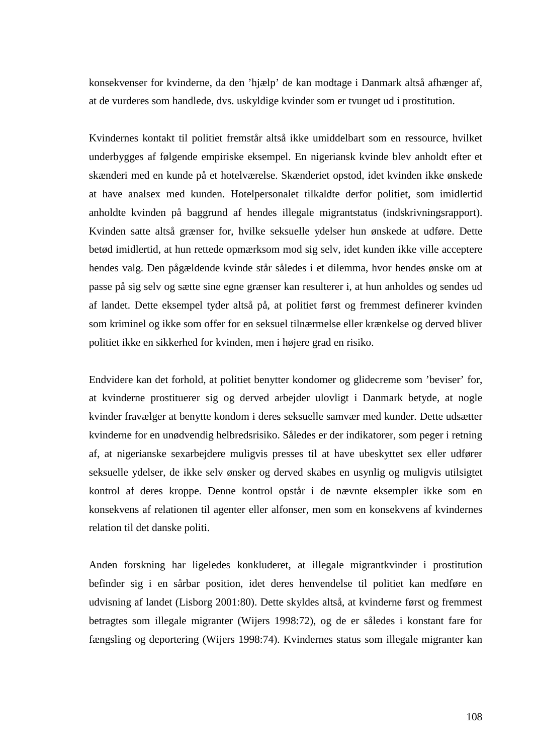konsekvenser for kvinderne, da den 'hjælp' de kan modtage i Danmark altså afhænger af, at de vurderes som handlede, dvs. uskyldige kvinder som er tvunget ud i prostitution.

Kvindernes kontakt til politiet fremstår altså ikke umiddelbart som en ressource, hvilket underbygges af følgende empiriske eksempel. En nigeriansk kvinde blev anholdt efter et skænderi med en kunde på et hotelværelse. Skænderiet opstod, idet kvinden ikke ønskede at have analsex med kunden. Hotelpersonalet tilkaldte derfor politiet, som imidlertid anholdte kvinden på baggrund af hendes illegale migrantstatus (indskrivningsrapport). Kvinden satte altså grænser for, hvilke seksuelle ydelser hun ønskede at udføre. Dette betød imidlertid, at hun rettede opmærksom mod sig selv, idet kunden ikke ville acceptere hendes valg. Den pågældende kvinde står således i et dilemma, hvor hendes ønske om at passe på sig selv og sætte sine egne grænser kan resulterer i, at hun anholdes og sendes ud af landet. Dette eksempel tyder altså på, at politiet først og fremmest definerer kvinden som kriminel og ikke som offer for en seksuel tilnærmelse eller krænkelse og derved bliver politiet ikke en sikkerhed for kvinden, men i højere grad en risiko.

Endvidere kan det forhold, at politiet benytter kondomer og glidecreme som 'beviser' for, at kvinderne prostituerer sig og derved arbejder ulovligt i Danmark betyde, at nogle kvinder fravælger at benytte kondom i deres seksuelle samvær med kunder. Dette udsætter kvinderne for en unødvendig helbredsrisiko. Således er der indikatorer, som peger i retning af, at nigerianske sexarbejdere muligvis presses til at have ubeskyttet sex eller udfører seksuelle ydelser, de ikke selv ønsker og derved skabes en usynlig og muligvis utilsigtet kontrol af deres kroppe. Denne kontrol opstår i de nævnte eksempler ikke som en konsekvens af relationen til agenter eller alfonser, men som en konsekvens af kvindernes relation til det danske politi.

Anden forskning har ligeledes konkluderet, at illegale migrantkvinder i prostitution befinder sig i en sårbar position, idet deres henvendelse til politiet kan medføre en udvisning af landet (Lisborg 2001:80). Dette skyldes altså, at kvinderne først og fremmest betragtes som illegale migranter (Wijers 1998:72), og de er således i konstant fare for fængsling og deportering (Wijers 1998:74). Kvindernes status som illegale migranter kan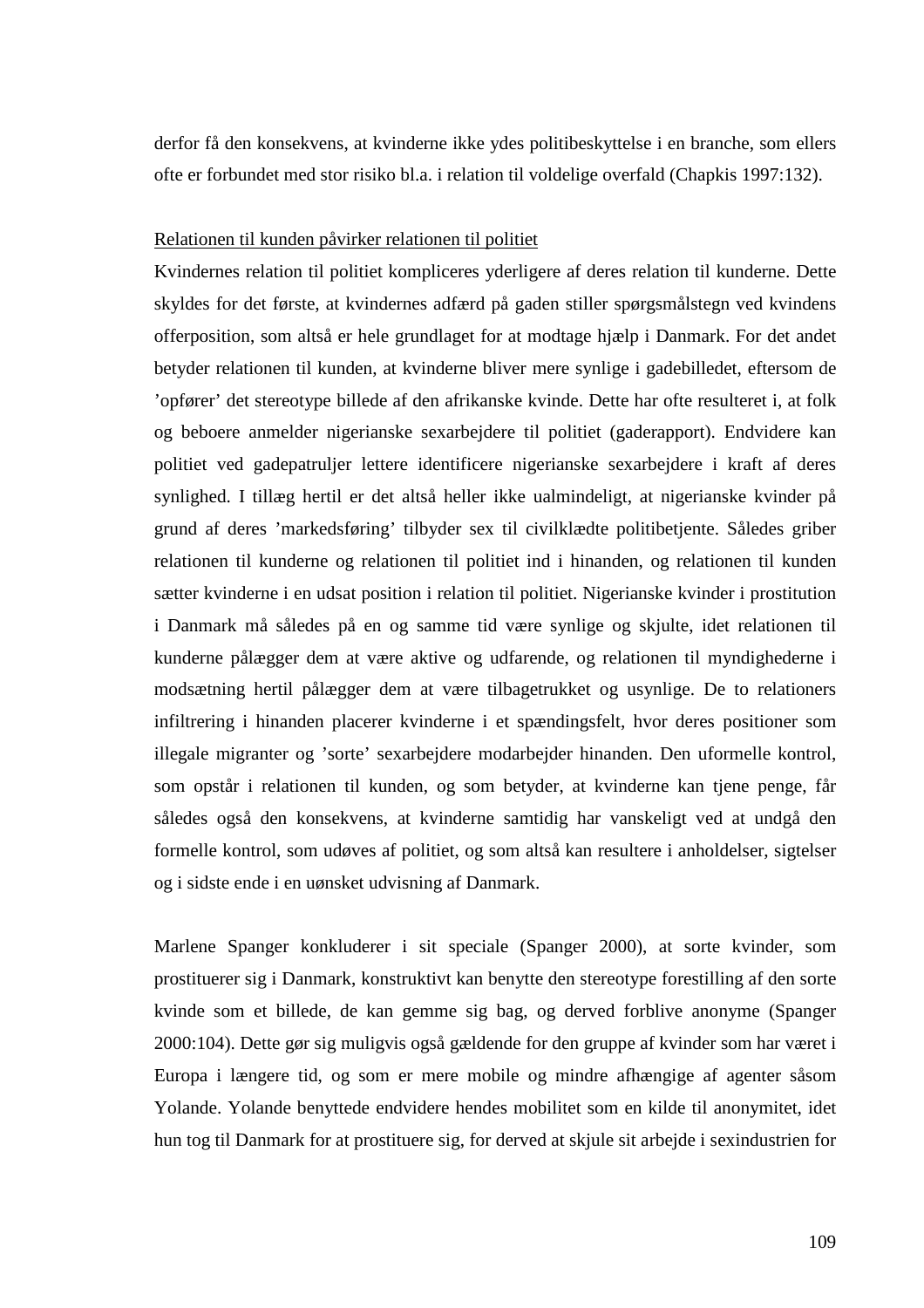derfor få den konsekvens, at kvinderne ikke ydes politibeskyttelse i en branche, som ellers ofte er forbundet med stor risiko bl.a. i relation til voldelige overfald (Chapkis 1997:132).

<u>Relationen til kunden påvirker relationen til politiet</u>

Kvindernes relation til politiet kompliceres yderligere af deres relation til kunderne. Dette skyldes for det første, at kvindernes adfærd på gaden stiller spørgsmålstegn ved kvindens offerposition, som altså er hele grundlaget for at modtage hjælp i Danmark. For det andet betyder relationen til kunden, at kvinderne bliver mere synlige i gadebilledet, eftersom de 'opfører' det stereotype billede af den afrikanske kvinde. Dette har ofte resulteret i, at folk og beboere anmelder nigerianske sexarbejdere til politiet (gaderapport). Endvidere kan politiet ved gadepatruljer lettere identificere nigerianske sexarbejdere i kraft af deres synlighed. I tillæg hertil er det altså heller ikke ualmindeligt, at nigerianske kvinder på grund af deres 'markedsføring' tilbyder sex til civilklædte politibetjente. Således griber relationen til kunderne og relationen til politiet ind i hinanden, og relationen til kunden sætter kvinderne i en udsat position i relation til politiet. Nigerianske kvinder i prostitution i Danmark må således på en og samme tid være synlige og skjulte, idet relationen til kunderne pålægger dem at være aktive og udfarende, og relationen til myndighederne i modsætning hertil pålægger dem at være tilbagetrukket og usynlige. De to relationers infiltrering i hinanden placerer kvinderne i et spændingsfelt, hvor deres positioner som illegale migranter og 'sorte' sexarbejdere modarbejder hinanden. Den uformelle kontrol, som opstår i relationen til kunden, og som betyder, at kvinderne kan tjene penge, får således også den konsekvens, at kvinderne samtidig har vanskeligt ved at undgå den formelle kontrol, som udøves af politiet, og som altså kan resultere i anholdelser, sigtelser og i sidste ende i en uønsket udvisning af Danmark.

Marlene Spanger konkluderer i sit speciale (Spanger 2000), at sorte kvinder, som prostituerer sig i Danmark, konstruktivt kan benytte den stereotype forestilling af den sorte kvinde som et billede, de kan gemme sig bag, og derved forblive anonyme (Spanger 2000:104). Dette gør sig muligvis også gældende for den gruppe af kvinder som har været i Europa i længere tid, og som er mere mobile og mindre afhængige af agenter såsom Yolande. Yolande benyttede endvidere hendes mobilitet som en kilde til anonymitet, idet hun tog til Danmark for at prostituere sig, for derved at skjule sit arbejde i sexindustrien for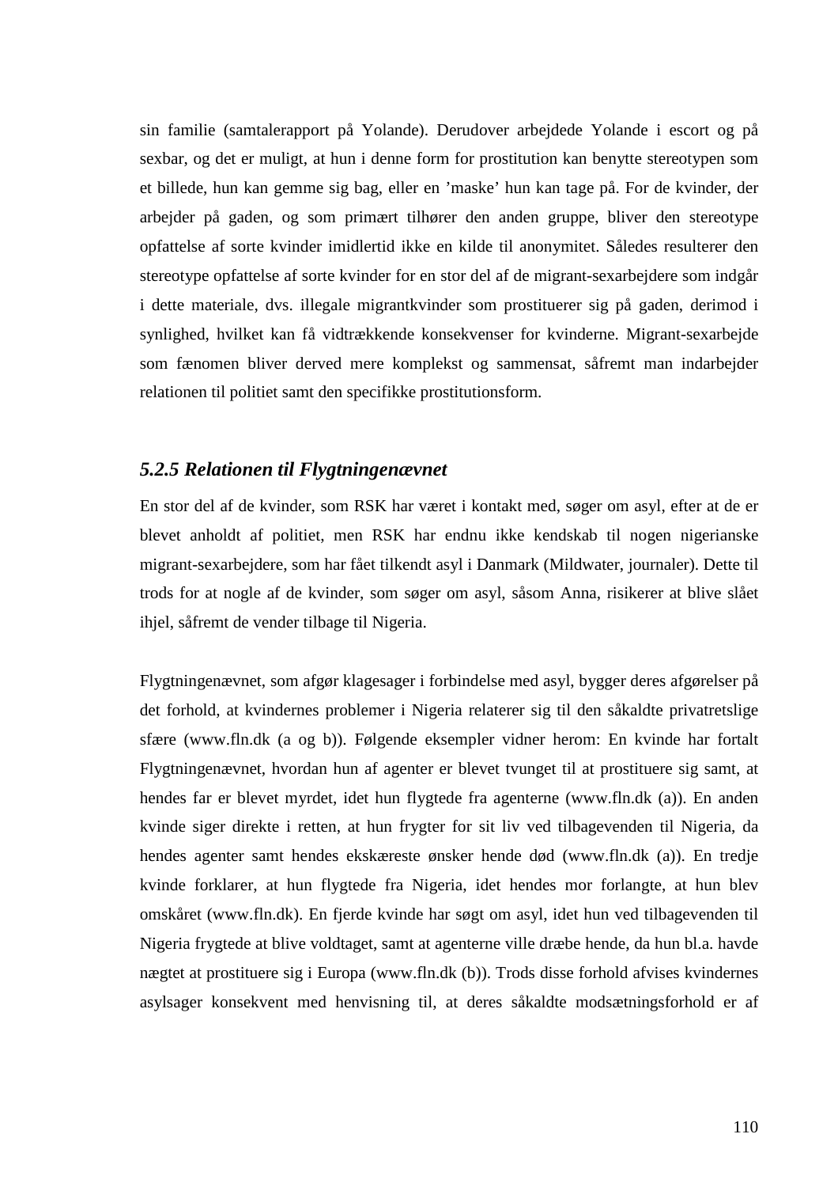sin familie (samtalerapport på Yolande). Derudover arbejdede Yolande i escort og på sexbar, og det er muligt, at hun i denne form for prostitution kan benytte stereotypen som et billede, hun kan gemme sig bag, eller en 'maske' hun kan tage på. For de kvinder, der arbejder på gaden, og som primært tilhører den anden gruppe, bliver den stereotype opfattelse af sorte kvinder imidlertid ikke en kilde til anonymitet. Således resulterer den stereotype opfattelse af sorte kvinder for en stor del af de migrant-sexarbejdere som indgår i dette materiale, dvs. illegale migrantkvinder som prostituerer sig på gaden, derimod i synlighed, hvilket kan få vidtrækkende konsekvenser for kvinderne. Migrant-sexarbejde som fænomen bliver derved mere komplekst og sammensat, såfremt man indarbejder relationen til politiet samt den specifikke prostitutionsform.

### *5.2.5 Relationen til Flygtningenævnet*

En stor del af de kvinder, som RSK har været i kontakt med, søger om asyl, efter at de er blevet anholdt af politiet, men RSK har endnu ikke kendskab til nogen nigerianske migrant-sexarbejdere, som har fået tilkendt asyl i Danmark (Mildwater, journaler). Dette til trods for at nogle af de kvinder, som søger om asyl, såsom Anna, risikerer at blive slået ihjel, såfremt de vender tilbage til Nigeria.

Flygtningenævnet, som afgør klagesager i forbindelse med asyl, bygger deres afgørelser på det forhold, at kvindernes problemer i Nigeria relaterer sig til den såkaldte privatretslige sfære (www.fln.dk (a og b)). Følgende eksempler vidner herom: En kvinde har fortalt Flygtningenævnet, hvordan hun af agenter er blevet tvunget til at prostituere sig samt, at hendes far er blevet myrdet, idet hun flygtede fra agenterne (www.fln.dk (a)). En anden kvinde siger direkte i retten, at hun frygter for sit liv ved tilbagevenden til Nigeria, da hendes agenter samt hendes ekskæreste ønsker hende død (www.fln.dk (a)). En tredje kvinde forklarer, at hun flygtede fra Nigeria, idet hendes mor forlangte, at hun blev omskåret (www.fln.dk). En fjerde kvinde har søgt om asyl, idet hun ved tilbagevenden til Nigeria frygtede at blive voldtaget, samt at agenterne ville dræbe hende, da hun bl.a. havde nægtet at prostituere sig i Europa (www.fln.dk (b)). Trods disse forhold afvises kvindernes asylsager konsekvent med henvisning til, at deres såkaldte modsætningsforhold er af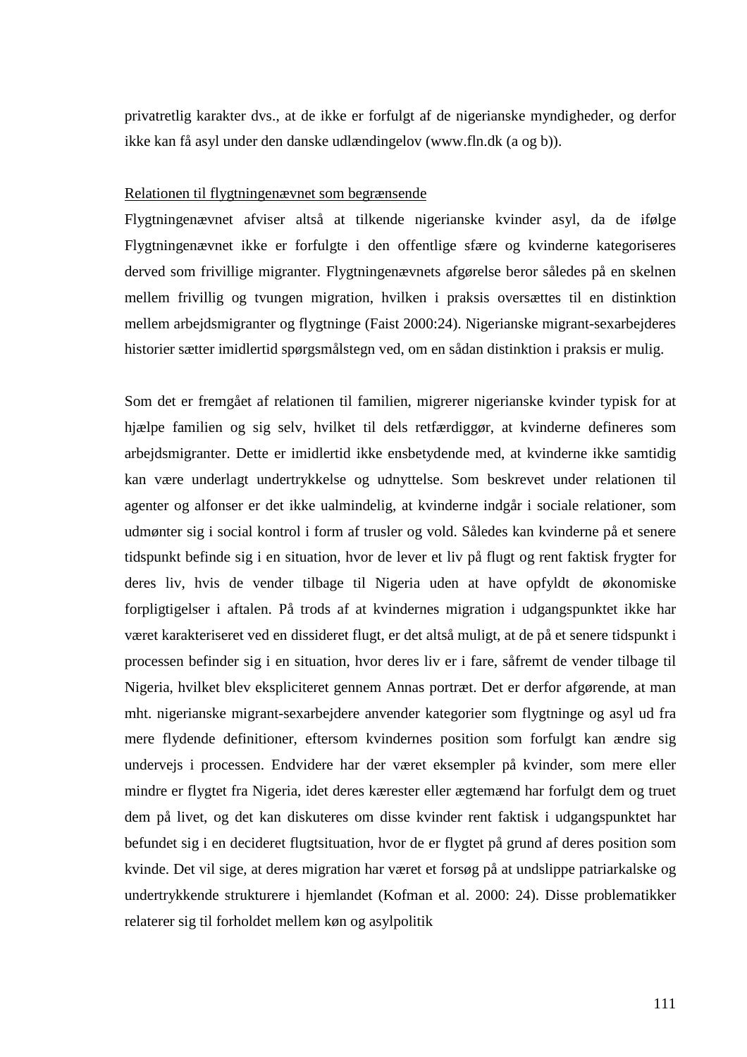privatretlig karakter dvs., at de ikke er forfulgt af de nigerianske myndigheder, og derfor ikke kan få asyl under den danske udlændingelov (www.fln.dk (a og b)).

<u>Relationen til flygtningenævnet som begrænsende</u>

Flygtningenævnet afviser altså at tilkende nigerianske kvinder asyl, da de ifølge Flygtningenævnet ikke er forfulgte i den offentlige sfære og kvinderne kategoriseres derved som frivillige migranter. Flygtningenævnets afgørelse beror således på en skelnen mellem frivillig og tvungen migration, hvilken i praksis oversættes til en distinktion mellem arbejdsmigranter og flygtninge (Faist 2000:24). Nigerianske migrant-sexarbejderes historier sætter imidlertid spørgsmålstegn ved, om en sådan distinktion i praksis er mulig.

Som det er fremgået af relationen til familien, migrerer nigerianske kvinder typisk for at hjælpe familien og sig selv, hvilket til dels retfærdiggør, at kvinderne defineres som arbejdsmigranter. Dette er imidlertid ikke ensbetydende med, at kvinderne ikke samtidig kan være underlagt undertrykkelse og udnyttelse. Som beskrevet under relationen til agenter og alfonser er det ikke ualmindelig, at kvinderne indgår i sociale relationer, som udmønter sig i social kontrol i form af trusler og vold. Således kan kvinderne på et senere tidspunkt befinde sig i en situation, hvor de lever et liv på flugt og rent faktisk frygter for deres liv, hvis de vender tilbage til Nigeria uden at have opfyldt de økonomiske forpligtigelser i aftalen. På trods af at kvindernes migration i udgangspunktet ikke har været karakteriseret ved en dissideret flugt, er det altså muligt, at de på et senere tidspunkt i processen befinder sig i en situation, hvor deres liv er i fare, såfremt de vender tilbage til Nigeria, hvilket blev ekspliciteret gennem Annas portræt. Det er derfor afgørende, at man mht. nigerianske migrant-sexarbejdere anvender kategorier som flygtninge og asyl ud fra mere flydende definitioner, eftersom kvindernes position som forfulgt kan ændre sig undervejs i processen. Endvidere har der været eksempler på kvinder, som mere eller mindre er flygtet fra Nigeria, idet deres kærester eller ægtemænd har forfulgt dem og truet dem på livet, og det kan diskuteres om disse kvinder rent faktisk i udgangspunktet har befundet sig i en decideret flugtsituation, hvor de er flygtet på grund af deres position som kvinde. Det vil sige, at deres migration har været et forsøg på at undslippe patriarkalske og undertrykkende strukturere i hjemlandet (Kofman et al. 2000: 24). Disse problematikker relaterer sig til forholdet mellem køn og asylpolitik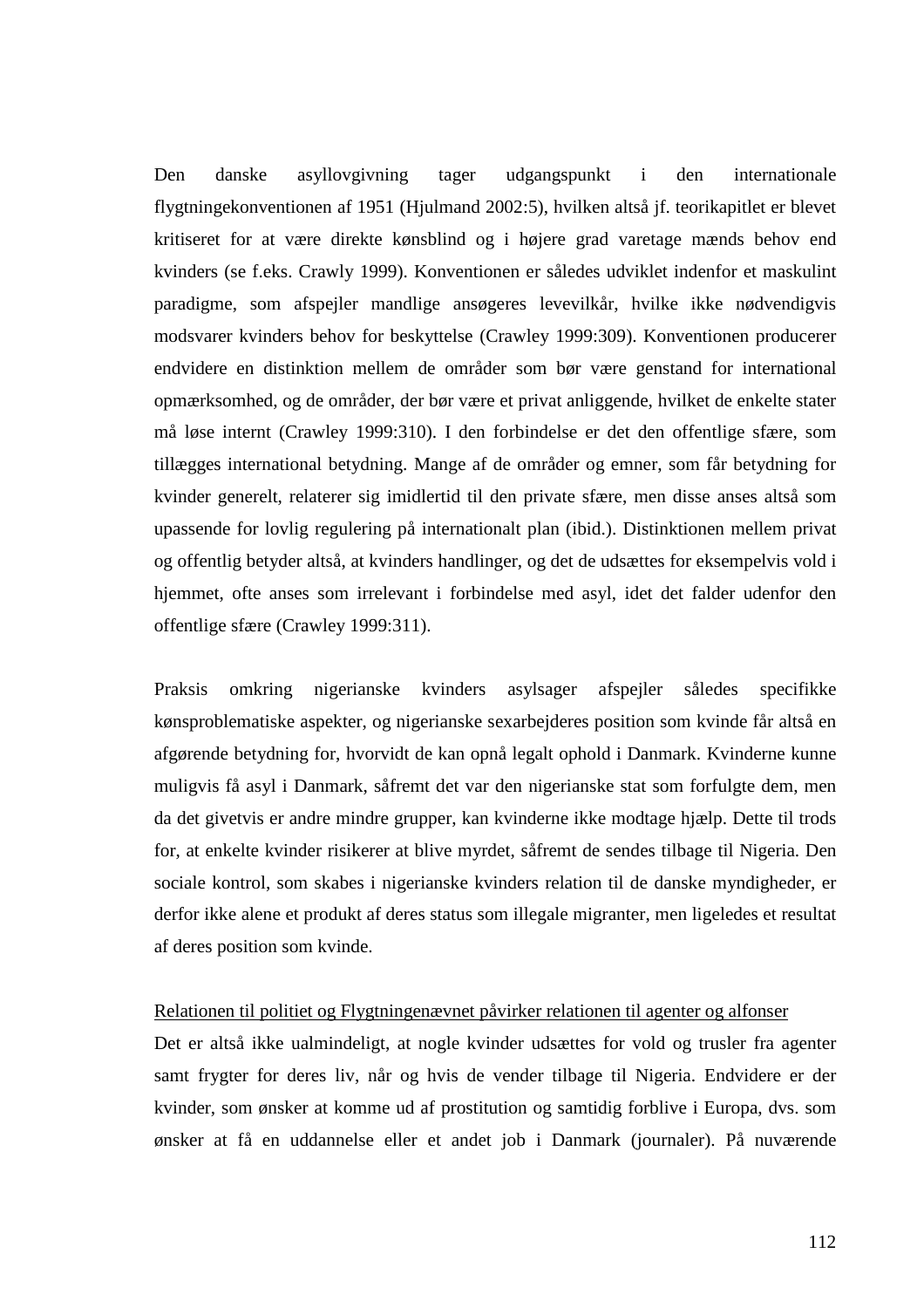Den danske asyllovgivning tager udgangspunkt i den internationale flygtningekonventionen af 1951 (Hjulmand 2002:5), hvilken altså jf. teorikapitlet er blevet kritiseret for at være direkte kønsblind og i højere grad varetage mænds behov end kvinders (se f.eks. Crawly 1999). Konventionen er således udviklet indenfor et maskulint paradigme, som afspejler mandlige ansøgeres levevilkår, hvilke ikke nødvendigvis modsvarer kvinders behov for beskyttelse (Crawley 1999:309). Konventionen producerer endvidere en distinktion mellem de områder som bør være genstand for international opmærksomhed, og de områder, der bør være et privat anliggende, hvilket de enkelte stater må løse internt (Crawley 1999:310). I den forbindelse er det den offentlige sfære, som tillægges international betydning. Mange af de områder og emner, som får betydning for kvinder generelt, relaterer sig imidlertid til den private sfære, men disse anses altså som upassende for lovlig regulering på internationalt plan (ibid.). Distinktionen mellem privat og offentlig betyder altså, at kvinders handlinger, og det de udsættes for eksempelvis vold i hjemmet, ofte anses som irrelevant i forbindelse med asyl, idet det falder udenfor den offentlige sfære (Crawley 1999:311).

Praksis omkring nigerianske kvinders asylsager afspejler således specifikke kønsproblematiske aspekter, og nigerianske sexarbejderes position som kvinde får altså en afgørende betydning for, hvorvidt de kan opnå legalt ophold i Danmark. Kvinderne kunne muligvis få asyl i Danmark, såfremt det var den nigerianske stat som forfulgte dem, men da det givetvis er andre mindre grupper, kan kvinderne ikke modtage hjælp. Dette til trods for, at enkelte kvinder risikerer at blive myrdet, såfremt de sendes tilbage til Nigeria. Den sociale kontrol, som skabes i nigerianske kvinders relation til de danske myndigheder, er derfor ikke alene et produkt af deres status som illegale migranter, men ligeledes et resultat af deres position som kvinde.

<u>Relationen til politiet og Flygtningenævnet påvirker relationen til agenter og alfonser</u>

Det er altså ikke ualmindeligt, at nogle kvinder udsættes for vold og trusler fra agenter samt frygter for deres liv, når og hvis de vender tilbage til Nigeria. Endvidere er der kvinder, som ønsker at komme ud af prostitution og samtidig forblive i Europa, dvs. som ønsker at få en uddannelse eller et andet job i Danmark (journaler). På nuværende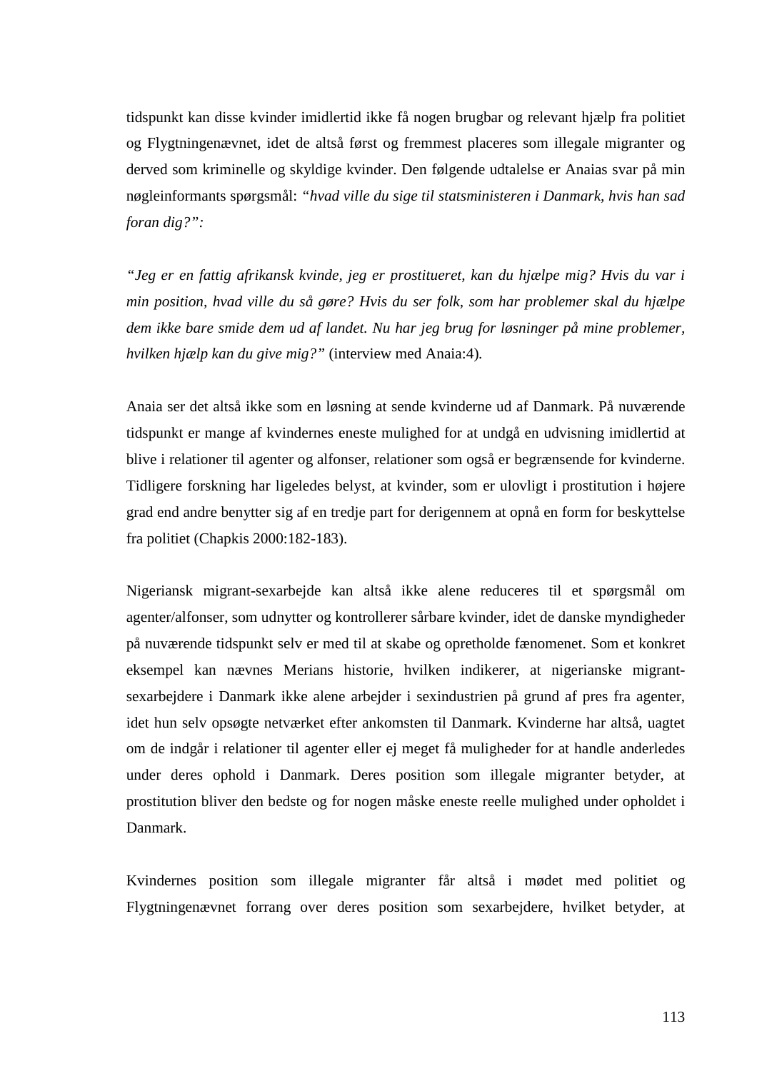tidspunkt kan disse kvinder imidlertid ikke få nogen brugbar og relevant hjælp fra politiet og Flygtningenævnet, idet de altså først og fremmest placeres som illegale migranter og derved som kriminelle og skyldige kvinder. Den følgende udtalelse er Anaias svar på min nøgleinformants spørgsmål: *"hvad ville du sige til statsministeren i Danmark, hvis han sad foran dig?":*

*"Jeg er en fattig afrikansk kvinde, jeg er prostitueret, kan du hjælpe mig? Hvis du var i min position, hvad ville du så gøre? Hvis du ser folk, som har problemer skal du hjælpe dem ikke bare smide dem ud af landet. Nu har jeg brug for løsninger på mine problemer, hvilken hjælp kan du give mig?"* (interview med Anaia:4).

Anaia ser det altså ikke som en løsning at sende kvinderne ud af Danmark. På nuværende tidspunkt er mange af kvindernes eneste mulighed for at undgå en udvisning imidlertid at blive i relationer til agenter og alfonser, relationer som også er begrænsende for kvinderne. Tidligere forskning har ligeledes belyst, at kvinder, som er ulovligt i prostitution i højere grad end andre benytter sig af en tredje part for derigennem at opnå en form for beskyttelse fra politiet (Chapkis 2000:182-183).

Nigeriansk migrant-sexarbejde kan altså ikke alene reduceres til et spørgsmål om agenter/alfonser, som udnytter og kontrollerer sårbare kvinder, idet de danske myndigheder på nuværende tidspunkt selv er med til at skabe og opretholde fænomenet. Som et konkret eksempel kan nævnes Merians historie, hvilken indikerer, at nigerianske migrant-sexarbejdere i Danmark ikke alene arbejder i sexindustrien på grund af pres fra agenter, idet hun selv opsøgte netværket efter ankomsten til Danmark. Kvinderne har altså, uagtet om de indgår i relationer til agenter eller ej meget få muligheder for at handle anderledes under deres ophold i Danmark. Deres position som illegale migranter betyder, at prostitution bliver den bedste og for nogen måske eneste reelle mulighed under opholdet i Danmark.

Kvindernes position som illegale migranter får altså i mødet med politiet og Flygtningenævnet forrang over deres position som sexarbejdere, hvilket betyder, at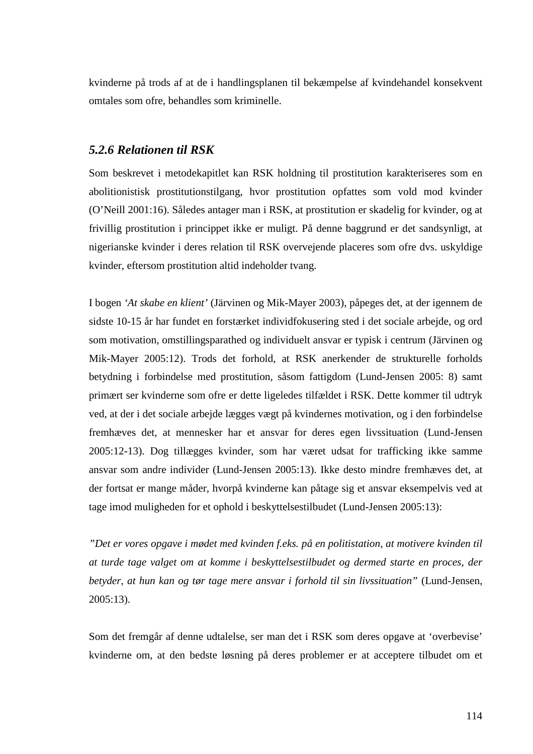kvinderne på trods af at de i handlingsplanen til bekæmpelse af kvindehandel konsekvent omtales som ofre, behandles som kriminelle.

### *5.2.6 Relationen til RSK*

Som beskrevet i metodekapitlet kan RSK holdning til prostitution karakteriseres som en abolitionistisk prostitutionstilgang, hvor prostitution opfattes som vold mod kvinder (O'Neill 2001:16). Således antager man i RSK, at prostitution er skadelig for kvinder, og at frivillig prostitution i princippet ikke er muligt. På denne baggrund er det sandsynligt, at nigerianske kvinder i deres relation til RSK overvejende placeres som ofre dvs. uskyldige kvinder, eftersom prostitution altid indeholder tvang.

I bogen *'At skabe en klient'* (Järvinen og Mik-Mayer 2003), påpeges det, at der igennem de sidste 10-15 år har fundet en forstærket individfokusering sted i det sociale arbejde, og ord som motivation, omstillingsparathed og individuelt ansvar er typisk i centrum (Järvinen og Mik-Mayer 2005:12). Trods det forhold, at RSK anerkender de strukturelle forholds betydning i forbindelse med prostitution, såsom fattigdom (Lund-Jensen 2005: 8) samt primært ser kvinderne som ofre er dette ligeledes tilfældet i RSK. Dette kommer til udtryk ved, at der i det sociale arbejde lægges vægt på kvindernes motivation, og i den forbindelse fremhæves det, at mennesker har et ansvar for deres egen livssituation (Lund-Jensen 2005:12-13). Dog tillægges kvinder, som har været udsat for trafficking ikke samme ansvar som andre individer (Lund-Jensen 2005:13). Ikke desto mindre fremhæves det, at der fortsat er mange måder, hvorpå kvinderne kan påtage sig et ansvar eksempelvis ved at tage imod muligheden for et ophold i beskyttelsestilbudet (Lund-Jensen 2005:13):

*"Det er vores opgave i mødet med kvinden f.eks. på en politistation, at motivere kvinden til at turde tage valget om at komme i beskyttelsestilbudet og dermed starte en proces, der betyder, at hun kan og tør tage mere ansvar i forhold til sin livssituation"* (Lund-Jensen, 2005:13).

Som det fremgår af denne udtalelse, ser man det i RSK som deres opgave at 'overbevise' kvinderne om, at den bedste løsning på deres problemer er at acceptere tilbudet om et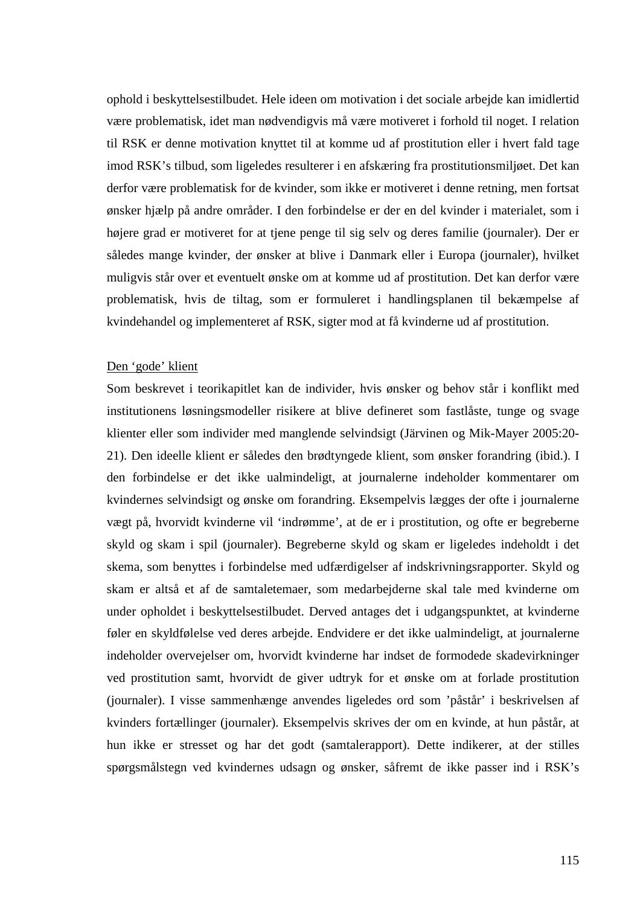ophold i beskyttelsestilbudet. Hele ideen om motivation i det sociale arbejde kan imidlertid være problematisk, idet man nødvendigvis må være motiveret i forhold til noget. I relation til RSK er denne motivation knyttet til at komme ud af prostitution eller i hvert fald tage imod RSK's tilbud, som ligeledes resulterer i en afskæring fra prostitutionsmiljøet. Det kan derfor være problematisk for de kvinder, som ikke er motiveret i denne retning, men fortsat ønsker hjælp på andre områder. I den forbindelse er der en del kvinder i materialet, som i højere grad er motiveret for at tjene penge til sig selv og deres familie (journaler). Der er således mange kvinder, der ønsker at blive i Danmark eller i Europa (journaler), hvilket muligvis står over et eventuelt ønske om at komme ud af prostitution. Det kan derfor være problematisk, hvis de tiltag, som er formuleret i handlingsplanen til bekæmpelse af kvindehandel og implementeret af RSK, sigter mod at få kvinderne ud af prostitution.

<u>Den 'gode' klient</u>

Som beskrevet i teorikapitlet kan de individer, hvis ønsker og behov står i konflikt med institutionens løsningsmodeller risikere at blive defineret som fastlåste, tunge og svage klienter eller som individer med manglende selvindsigt (Järvinen og Mik-Mayer 2005:20-21). Den ideelle klient er således den brødtyngede klient, som ønsker forandring (ibid.). I den forbindelse er det ikke ualmindeligt, at journalerne indeholder kommentarer om kvindernes selvindsigt og ønske om forandring. Eksempelvis lægges der ofte i journalerne vægt på, hvorvidt kvinderne vil 'indrømme', at de er i prostitution, og ofte er begreberne skyld og skam i spil (journaler). Begreberne skyld og skam er ligeledes indeholdt i det skema, som benyttes i forbindelse med udfærdigelser af indskrivningsrapporter. Skyld og skam er altså et af de samtaletemaer, som medarbejderne skal tale med kvinderne om under opholdet i beskyttelsestilbudet. Derved antages det i udgangspunktet, at kvinderne føler en skyldfølelse ved deres arbejde. Endvidere er det ikke ualmindeligt, at journalerne indeholder overvejelser om, hvorvidt kvinderne har indset de formodede skadevirkninger ved prostitution samt, hvorvidt de giver udtryk for et ønske om at forlade prostitution (journaler). I visse sammenhænge anvendes ligeledes ord som 'påstår' i beskrivelsen af kvinders fortællinger (journaler). Eksempelvis skrives der om en kvinde, at hun påstår, at hun ikke er stresset og har det godt (samtalerapport). Dette indikerer, at der stilles spørgsmålstegn ved kvindernes udsagn og ønsker, såfremt de ikke passer ind i RSK's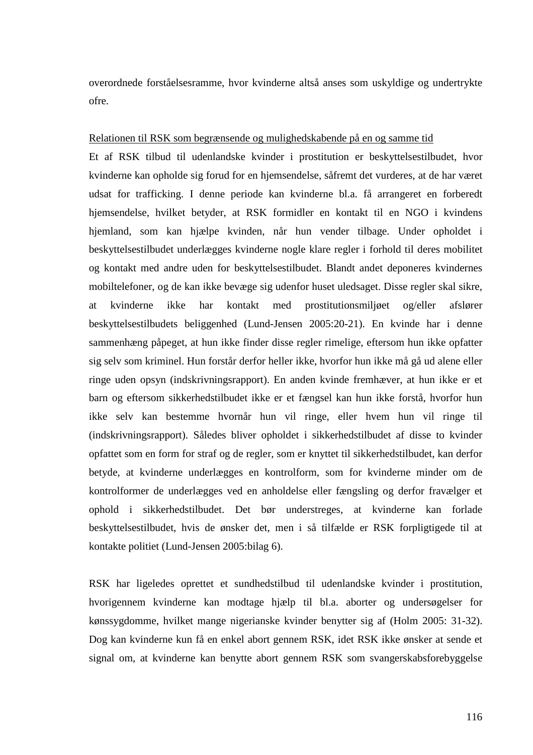overordnede forståelsesramme, hvor kvinderne altså anses som uskyldige og undertrykte ofre.

Relationen til RSK som begrænsende og mulighedskabende på en og samme tid

Et af RSK tilbud til udenlandske kvinder i prostitution er beskyttelsestilbudet, hvor kvinderne kan opholde sig forud for en hjemsendelse, såfremt det vurderes, at de har været udsat for trafficking. I denne periode kan kvinderne bl.a. få arrangeret en forberedt hjemsendelse, hvilket betyder, at RSK formidler en kontakt til en NGO i kvindens hjemland, som kan hjælpe kvinden, når hun vender tilbage. Under opholdet i beskyttelsestilbudet underlægges kvinderne nogle klare regler i forhold til deres mobilitet og kontakt med andre uden for beskyttelsestilbudet. Blandt andet deponeres kvindernes mobiltelefoner, og de kan ikke bevæge sig udenfor huset uledsaget. Disse regler skal sikre, at kvinderne ikke har kontakt med prostitutionsmiljøet og/eller afslører beskyttelsestilbudets beliggenhed (Lund-Jensen 2005:20-21). En kvinde har i denne sammenhæng påpeget, at hun ikke finder disse regler rimelige, eftersom hun ikke opfatter sig selv som kriminel. Hun forstår derfor heller ikke, hvorfor hun ikke må gå ud alene eller ringe uden opsyn (indskrivningsrapport). En anden kvinde fremhæver, at hun ikke er et barn og eftersom sikkerhedstilbudet ikke er et fængsel kan hun ikke forstå, hvorfor hun ikke selv kan bestemme hvornår hun vil ringe, eller hvem hun vil ringe til (indskrivningsrapport). Således bliver opholdet i sikkerhedstilbudet af disse to kvinder opfattet som en form for straf og de regler, som er knyttet til sikkerhedstilbudet, kan derfor betyde, at kvinderne underlægges en kontrolform, som for kvinderne minder om de kontrolformer de underlægges ved en anholdelse eller fængsling og derfor fravælger et ophold i sikkerhedstilbudet. Det bør understreges, at kvinderne kan forlade beskyttelsestilbudet, hvis de ønsker det, men i så tilfælde er RSK forpligtigede til at kontakte politiet (Lund-Jensen 2005:bilag 6).

RSK har ligeledes oprettet et sundhedstilbud til udenlandske kvinder i prostitution, hvorigennem kvinderne kan modtage hjælp til bl.a. aborter og undersøgelser for kønssygdomme, hvilket mange nigerianske kvinder benytter sig af (Holm 2005: 31-32). Dog kan kvinderne kun få en enkel abort gennem RSK, idet RSK ikke ønsker at sende et signal om, at kvinderne kan benytte abort gennem RSK som svangerskabsforebyggelse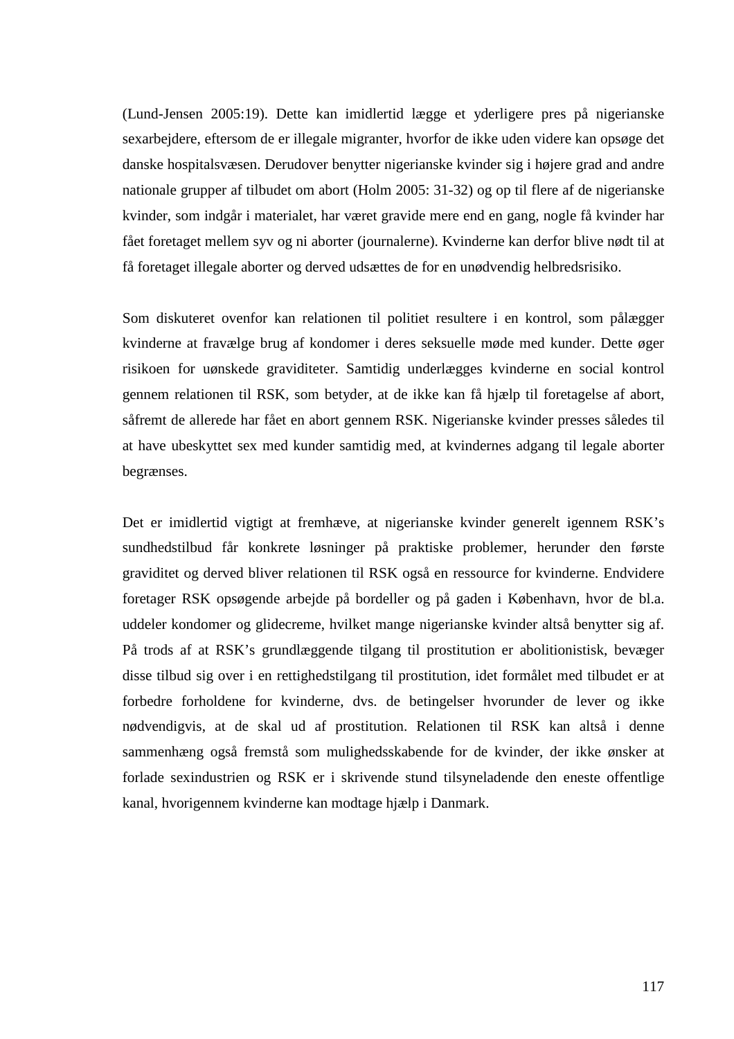(Lund-Jensen 2005:19). Dette kan imidlertid lægge et yderligere pres på nigerianske sexarbejdere, eftersom de er illegale migranter, hvorfor de ikke uden videre kan opsøge det danske hospitalsvæsen. Derudover benytter nigerianske kvinder sig i højere grad and andre nationale grupper af tilbudet om abort (Holm 2005: 31-32) og op til flere af de nigerianske kvinder, som indgår i materialet, har været gravide mere end en gang, nogle få kvinder har fået foretaget mellem syv og ni aborter (journalerne). Kvinderne kan derfor blive nødt til at få foretaget illegale aborter og derved udsættes de for en unødvendig helbredsrisiko.

Som diskuteret ovenfor kan relationen til politiet resultere i en kontrol, som pålægger kvinderne at fravælge brug af kondomer i deres seksuelle møde med kunder. Dette øger risikoen for uønskede graviditeter. Samtidig underlægges kvinderne en social kontrol gennem relationen til RSK, som betyder, at de ikke kan få hjælp til foretagelse af abort, såfremt de allerede har fået en abort gennem RSK. Nigerianske kvinder presses således til at have ubeskyttet sex med kunder samtidig med, at kvindernes adgang til legale aborter begrænses.

Det er imidlertid vigtigt at fremhæve, at nigerianske kvinder generelt igennem RSK's sundhedstilbud får konkrete løsninger på praktiske problemer, herunder den første graviditet og derved bliver relationen til RSK også en ressource for kvinderne. Endvidere foretager RSK opsøgende arbejde på bordeller og på gaden i København, hvor de bl.a. uddeler kondomer og glidecreme, hvilket mange nigerianske kvinder altså benytter sig af. På trods af at RSK's grundlæggende tilgang til prostitution er abolitionistisk, bevæger disse tilbud sig over i en rettighedstilgang til prostitution, idet formålet med tilbudet er at forbedre forholdene for kvinderne, dvs. de betingelser hvorunder de lever og ikke nødvendigvis, at de skal ud af prostitution. Relationen til RSK kan altså i denne sammenhæng også fremstå som mulighedsskabende for de kvinder, der ikke ønsker at forlade sexindustrien og RSK er i skrivende stund tilsyneladende den eneste offentlige kanal, hvorigennem kvinderne kan modtage hjælp i Danmark.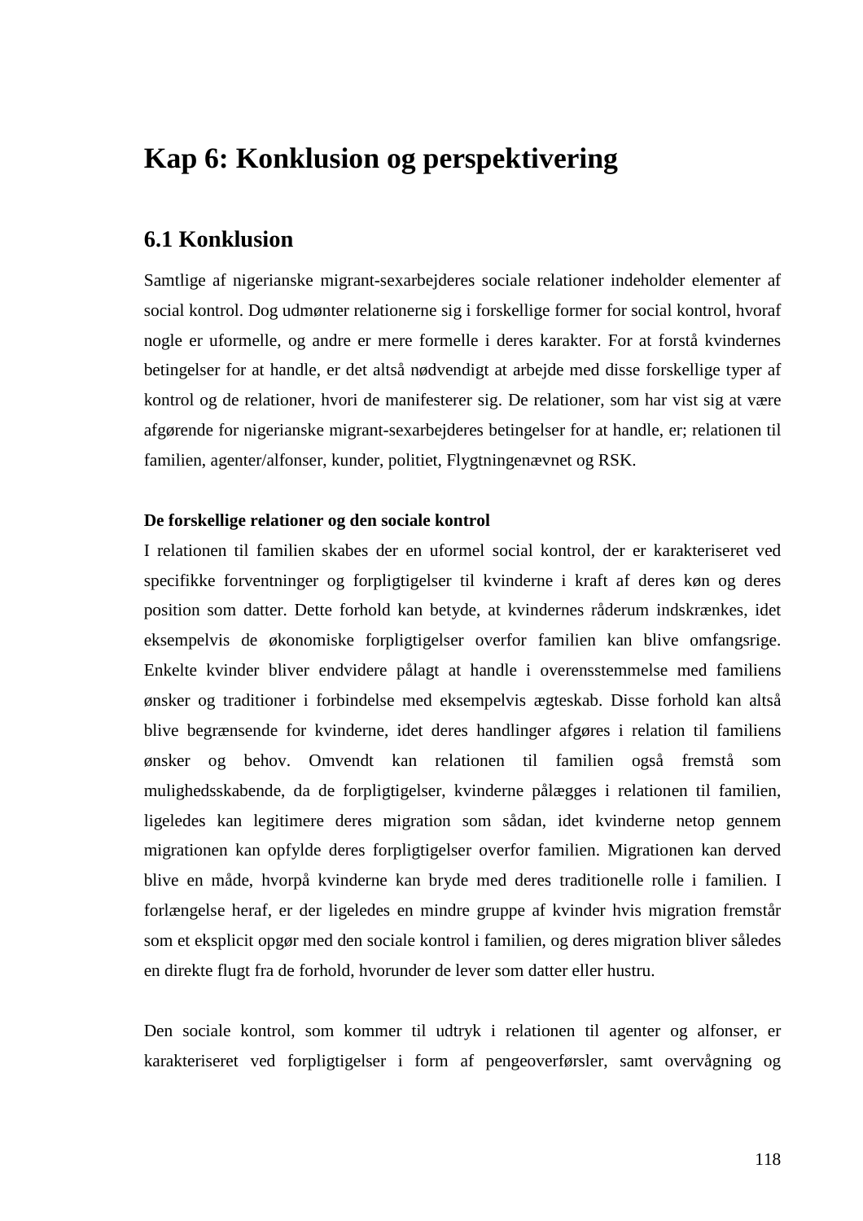# Kap 6: Konklusion og perspektivering

## 6.1 Konklusion

Samtlige af nigerianske migrant-sexarbejderes sociale relationer indeholder elementer af social kontrol. Dog udmønter relationerne sig i forskellige former for social kontrol, hvoraf nogle er uformelle, og andre er mere formelle i deres karakter. For at forstå kvindernes betingelser for at handle, er det altså nødvendigt at arbejde med disse forskellige typer af kontrol og de relationer, hvori de manifesterer sig. De relationer, som har vist sig at være afgørende for nigerianske migrant-sexarbejderes betingelser for at handle, er; relationen til familien, agenter/alfonser, kunder, politiet, Flygtningenævnet og RSK.

**De forskellige relationer og den sociale kontrol**

I relationen til familien skabes der en uformel social kontrol, der er karakteriseret ved specifikke forventninger og forpligtigelser til kvinderne i kraft af deres køn og deres position som datter. Dette forhold kan betyde, at kvindernes råderum indskrænkes, idet eksempelvis de økonomiske forpligtigelser overfor familien kan blive omfangsrige. Enkelte kvinder bliver endvidere pålagt at handle i overensstemmelse med familiens ønsker og traditioner i forbindelse med eksempelvis ægteskab. Disse forhold kan altså blive begrænsende for kvinderne, idet deres handlinger afgøres i relation til familiens ønsker og behov. Omvendt kan relationen til familien også fremstå som mulighedsskabende, da de forpligtigelser, kvinderne pålægges i relationen til familien, ligeledes kan legitimere deres migration som sådan, idet kvinderne netop gennem migrationen kan opfylde deres forpligtigelser overfor familien. Migrationen kan derved blive en måde, hvorpå kvinderne kan bryde med deres traditionelle rolle i familien. I forlængelse heraf, er der ligeledes en mindre gruppe af kvinder hvis migration fremstår som et eksplicit opgør med den sociale kontrol i familien, og deres migration bliver således en direkte flugt fra de forhold, hvorunder de lever som datter eller hustru.

Den sociale kontrol, som kommer til udtryk i relationen til agenter og alfonser, er karakteriseret ved forpligtigelser i form af pengeoverførsler, samt overvågning og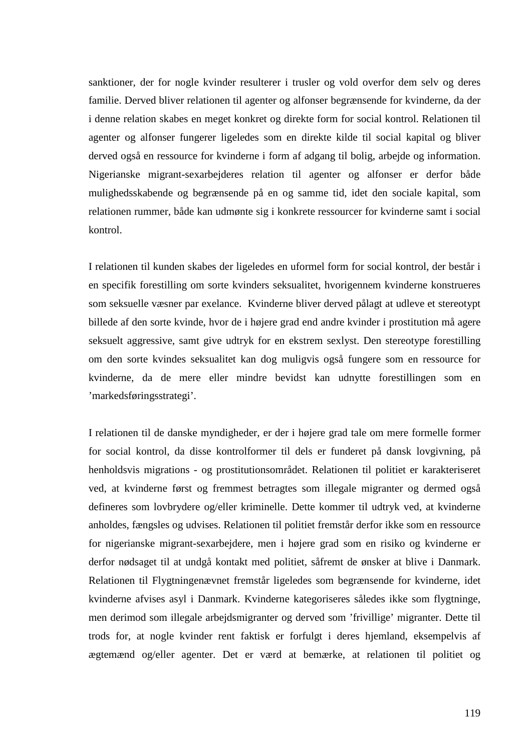sanktioner, der for nogle kvinder resulterer i trusler og vold overfor dem selv og deres familie. Derved bliver relationen til agenter og alfonser begrænsende for kvinderne, da der i denne relation skabes en meget konkret og direkte form for social kontrol. Relationen til agenter og alfonser fungerer ligeledes som en direkte kilde til social kapital og bliver derved også en ressource for kvinderne i form af adgang til bolig, arbejde og information. Nigerianske migrant-sexarbejderes relation til agenter og alfonser er derfor både mulighedsskabende og begrænsende på en og samme tid, idet den sociale kapital, som relationen rummer, både kan udmønte sig i konkrete ressourcer for kvinderne samt i social kontrol.

I relationen til kunden skabes der ligeledes en uformel form for social kontrol, der består i en specifik forestilling om sorte kvinders seksualitet, hvorigennem kvinderne konstrueres som seksuelle væsner par exelance. Kvinderne bliver derved pålagt at udleve et stereotypt billede af den sorte kvinde, hvor de i højere grad end andre kvinder i prostitution må agere seksuelt aggressive, samt give udtryk for en ekstrem sexlyst. Den stereotype forestilling om den sorte kvindes seksualitet kan dog muligvis også fungere som en ressource for kvinderne, da de mere eller mindre bevidst kan udnytte forestillingen som en 'markedsføringsstrategi'.

I relationen til de danske myndigheder, er der i højere grad tale om mere formelle former for social kontrol, da disse kontrolformer til dels er funderet på dansk lovgivning, på henholdsvis migrations - og prostitutionsområdet. Relationen til politiet er karakteriseret ved, at kvinderne først og fremmest betragtes som illegale migranter og dermed også defineres som lovbrydere og/eller kriminelle. Dette kommer til udtryk ved, at kvinderne anholdes, fængsles og udvises. Relationen til politiet fremstår derfor ikke som en ressource for nigerianske migrant-sexarbejdere, men i højere grad som en risiko og kvinderne er derfor nødsaget til at undgå kontakt med politiet, såfremt de ønsker at blive i Danmark. Relationen til Flygtningenævnet fremstår ligeledes som begrænsende for kvinderne, idet kvinderne afvises asyl i Danmark. Kvinderne kategoriseres således ikke som flygtninge, men derimod som illegale arbejdsmigranter og derved som 'frivillige' migranter. Dette til trods for, at nogle kvinder rent faktisk er forfulgt i deres hjemland, eksempelvis af ægtemænd og/eller agenter. Det er værd at bemærke, at relationen til politiet og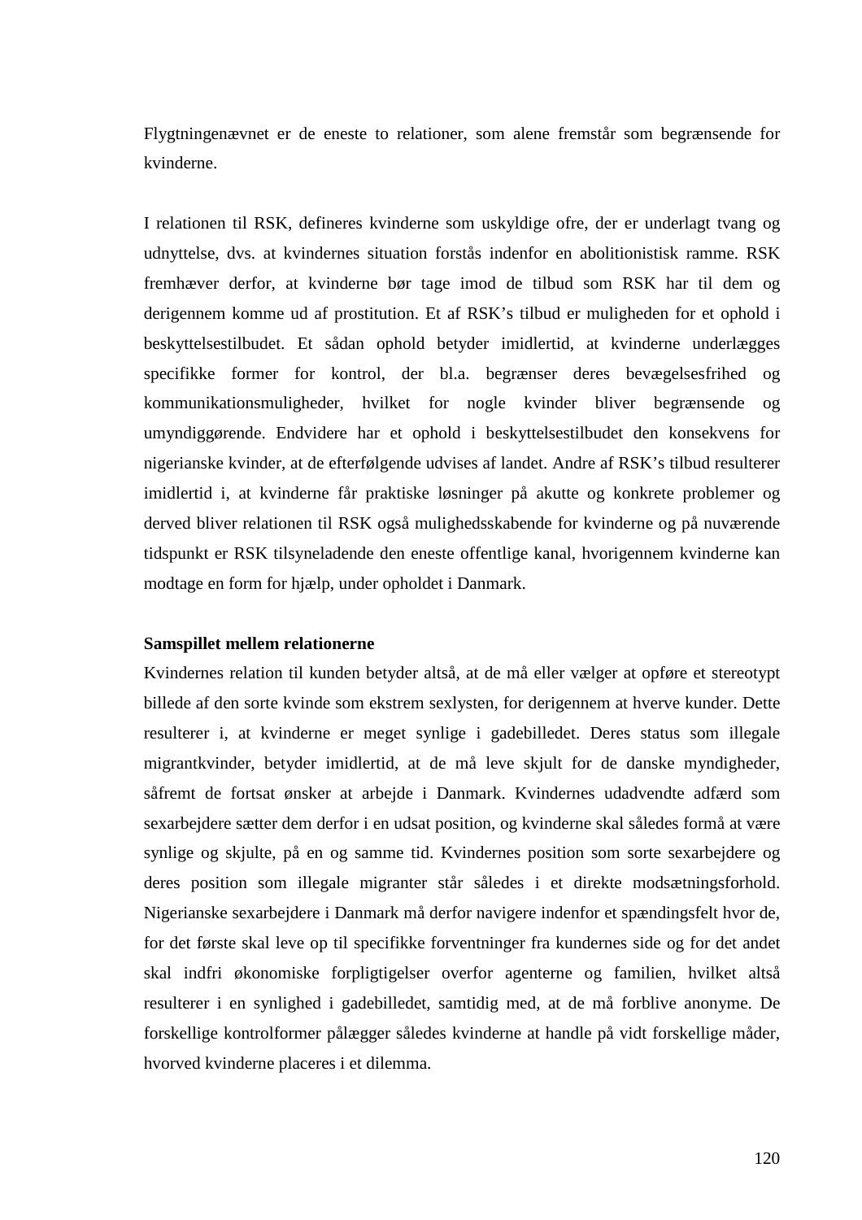Flygtningenævnet er de eneste to relationer, som alene fremstår som begrænsende for kvinderne.

I relationen til RSK, defineres kvinderne som uskyldige ofre, der er underlagt tvang og udnyttelse, dvs. at kvindernes situation forstås indenfor en abolitionistisk ramme. RSK fremhæver derfor, at kvinderne bør tage imod de tilbud som RSK har til dem og derigennem komme ud af prostitution. Et af RSK's tilbud er muligheden for et ophold i beskyttelsestilbudet. Et sådan ophold betyder imidlertid, at kvinderne underlægges specifikke former for kontrol, der bl.a. begrænser deres bevægelsesfrihed og kommunikationsmuligheder, hvilket for nogle kvinder bliver begrænsende og umyndiggørende. Endvidere har et ophold i beskyttelsestilbudet den konsekvens for nigerianske kvinder, at de efterfølgende udvises af landet. Andre af RSK's tilbud resulterer imidlertid i, at kvinderne får praktiske løsninger på akutte og konkrete problemer og derved bliver relationen til RSK også mulighedsskabende for kvinderne og på nuværende tidspunkt er RSK tilsyneladende den eneste offentlige kanal, hvorigennem kvinderne kan modtage en form for hjælp, under opholdet i Danmark.

**Samspillet mellem relationerne**

Kvindernes relation til kunden betyder altså, at de må eller vælger at opføre et stereotypt billede af den sorte kvinde som ekstrem sexlysten, for derigennem at hverve kunder. Dette resulterer i, at kvinderne er meget synlige i gadebilledet. Deres status som illegale migrantkvinder, betyder imidlertid, at de må leve skjult for de danske myndigheder, såfremt de fortsat ønsker at arbejde i Danmark. Kvindernes udadvendte adfærd som sexarbejdere sætter dem derfor i en udsat position, og kvinderne skal således formå at være synlige og skjulte, på en og samme tid. Kvindernes position som sorte sexarbejdere og deres position som illegale migranter står således i et direkte modsætningsforhold. Nigerianske sexarbejdere i Danmark må derfor navigere indenfor et spændingsfelt hvor de, for det første skal leve op til specifikke forventninger fra kundernes side og for det andet skal indfri økonomiske forpligtigelser overfor agenterne og familien, hvilket altså resulterer i en synlighed i gadebilledet, samtidig med, at de må forblive anonyme. De forskellige kontrolformer pålægger således kvinderne at handle på vidt forskellige måder, hvorved kvinderne placeres i et dilemma.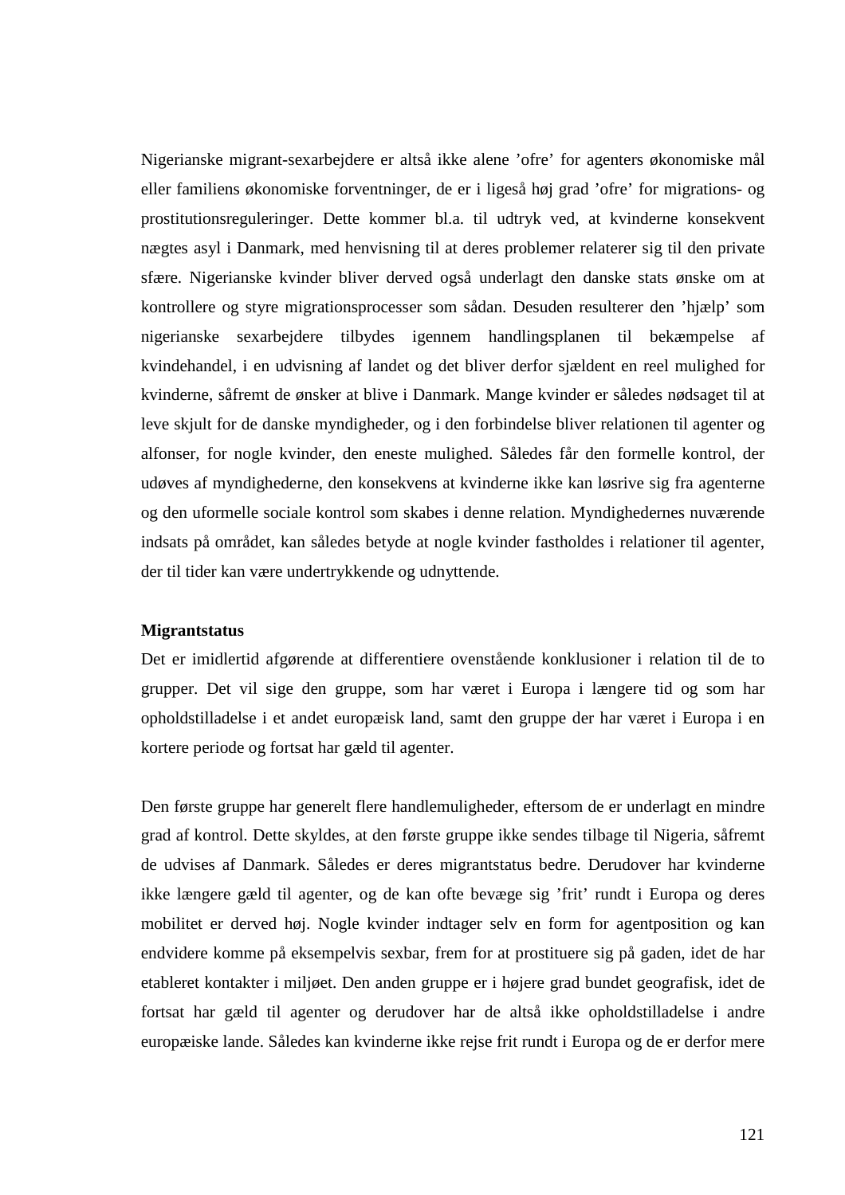Nigerianske migrant-sexarbejdere er altså ikke alene ’ofre’ for agenters økonomiske mål eller familiens økonomiske forventninger, de er i ligeså høj grad ’ofre’ for migrations- og prostitutionsreguleringer. Dette kommer bl.a. til udtryk ved, at kvinderne konsekvent nægtes asyl i Danmark, med henvisning til at deres problemer relaterer sig til den private sfære. Nigerianske kvinder bliver derved også underlagt den danske stats ønske om at kontrollere og styre migrationsprocesser som sådan. Desuden resulterer den ’hjælp’ som nigerianske sexarbejdere tilbydes igennem handlingsplanen til bekæmpelse af kvindehandel, i en udvisning af landet og det bliver derfor sjældent en reel mulighed for kvinderne, såfremt de ønsker at blive i Danmark. Mange kvinder er således nødsaget til at leve skjult for de danske myndigheder, og i den forbindelse bliver relationen til agenter og alfonser, for nogle kvinder, den eneste mulighed. Således får den formelle kontrol, der udøves af myndighederne, den konsekvens at kvinderne ikke kan løsrive sig fra agenterne og den uformelle sociale kontrol som skabes i denne relation. Myndighedernes nuværende indsats på området, kan således betyde at nogle kvinder fastholdes i relationer til agenter, der til tider kan være undertrykkende og udnyttende.

**Migrantstatus**

Det er imidlertid afgørende at differentiere ovenstående konklusioner i relation til de to grupper. Det vil sige den gruppe, som har været i Europa i længere tid og som har opholdstilladelse i et andet europæisk land, samt den gruppe der har været i Europa i en kortere periode og fortsat har gæld til agenter.

Den første gruppe har generelt flere handlemuligheder, eftersom de er underlagt en mindre grad af kontrol. Dette skyldes, at den første gruppe ikke sendes tilbage til Nigeria, såfremt de udvises af Danmark. Således er deres migrantstatus bedre. Derudover har kvinderne ikke længere gæld til agenter, og de kan ofte bevæge sig ’frit’ rundt i Europa og deres mobilitet er derved høj. Nogle kvinder indtager selv en form for agentposition og kan endvidere komme på eksempelvis sexbar, frem for at prostituere sig på gaden, idet de har etableret kontakter i miljøet. Den anden gruppe er i højere grad bundet geografisk, idet de fortsat har gæld til agenter og derudover har de altså ikke opholdstilladelse i andre europæiske lande. Således kan kvinderne ikke rejse frit rundt i Europa og de er derfor mere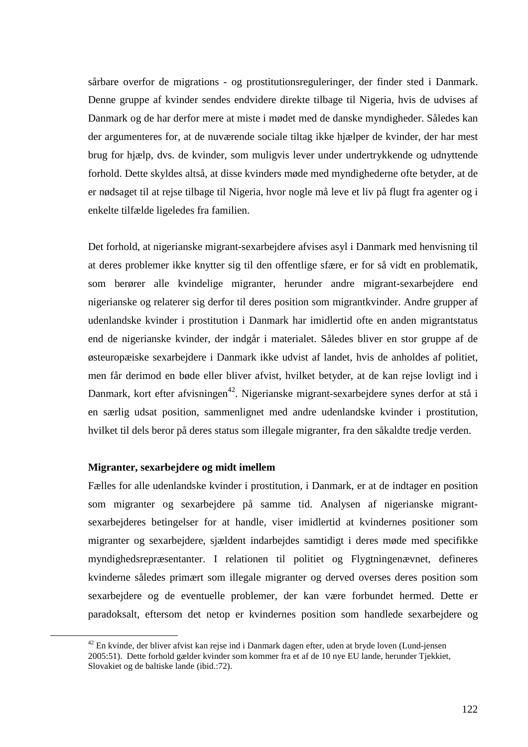sårbare overfor de migrations - og prostitutionsreguleringer, der finder sted i Danmark. Denne gruppe af kvinder sendes endvidere direkte tilbage til Nigeria, hvis de udvises af Danmark og de har derfor mere at miste i mødet med de danske myndigheder. Således kan der argumenteres for, at de nuværende sociale tiltag ikke hjælper de kvinder, der har mest brug for hjælp, dvs. de kvinder, som muligvis lever under undertrykkende og udnyttende forhold. Dette skyldes altså, at disse kvinders møde med myndighederne ofte betyder, at de er nødsaget til at rejse tilbage til Nigeria, hvor nogle må leve et liv på flugt fra agenter og i enkelte tilfælde ligeledes fra familien.

Det forhold, at nigerianske migrant-sexarbejdere afvises asyl i Danmark med henvisning til at deres problemer ikke knytter sig til den offentlige sfære, er for så vidt en problematik, som berører alle kvindelige migranter, herunder andre migrant-sexarbejdere end nigerianske og relaterer sig derfor til deres position som migrantkvinder. Andre grupper af udenlandske kvinder i prostitution i Danmark har imidlertid ofte en anden migrantstatus end de nigerianske kvinder, der indgår i materialet. Således bliver en stor gruppe af de østeuropæiske sexarbejdere i Danmark ikke udvist af landet, hvis de anholdes af politiet, men får derimod en bøde eller bliver afvist, hvilket betyder, at de kan rejse lovligt ind i Danmark, kort efter afvisningen[42]. Nigerianske migrant-sexarbejdere synes derfor at stå i en særlig udsat position, sammenlignet med andre udenlandske kvinder i prostitution, hvilket til dels beror på deres status som illegale migranter, fra den såkaldte tredje verden.

**Migranter, sexarbejdere og midt imellem**

Fælles for alle udenlandske kvinder i prostitution, i Danmark, er at de indtager en position som migranter og sexarbejdere på samme tid. Analysen af nigerianske migrant-sexarbejderes betingelser for at handle, viser imidlertid at kvindernes positioner som migranter og sexarbejdere, sjældent indarbejdes samtidigt i deres møde med specifikke myndighedsrepræsentanter. I relationen til politiet og Flygtningenævnet, defineres kvinderne således primært som illegale migranter og derved overses deres position som sexarbejdere og de eventuelle problemer, der kan være forbundet hermed. Dette er paradoksalt, eftersom det netop er kvindernes position som handlede sexarbejdere og

---

[42] En kvinde, der bliver afvist kan rejse ind i Danmark dagen efter, uden at bryde loven (Lund-jensen 2005:51). Dette forhold gælder kvinder som kommer fra et af de 10 nye EU lande, herunder Tjekkiet, Slovakiet og de baltiske lande (ibid.:72).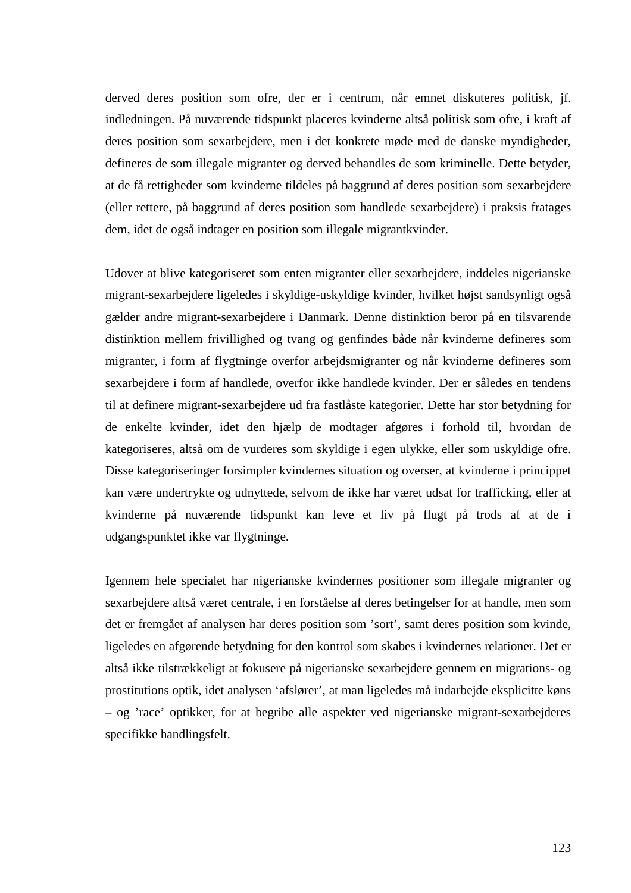derved deres position som ofre, der er i centrum, når emnet diskuteres politisk, jf. indledningen. På nuværende tidspunkt placeres kvinderne altså politisk som ofre, i kraft af deres position som sexarbejdere, men i det konkrete møde med de danske myndigheder, defineres de som illegale migranter og derved behandles de som kriminelle. Dette betyder, at de få rettigheder som kvinderne tildeles på baggrund af deres position som sexarbejdere (eller rettere, på baggrund af deres position som handlede sexarbejdere) i praksis fratages dem, idet de også indtager en position som illegale migrantkvinder.

Udover at blive kategoriseret som enten migranter eller sexarbejdere, inddeles nigerianske migrant-sexarbejdere ligeledes i skyldige-uskyldige kvinder, hvilket højst sandsynligt også gælder andre migrant-sexarbejdere i Danmark. Denne distinktion beror på en tilsvarende distinktion mellem frivillighed og tvang og genfindes både når kvinderne defineres som migranter, i form af flygtninge overfor arbejdsmigranter og når kvinderne defineres som sexarbejdere i form af handlede, overfor ikke handlede kvinder. Der er således en tendens til at definere migrant-sexarbejdere ud fra fastlåste kategorier. Dette har stor betydning for de enkelte kvinder, idet den hjælp de modtager afgøres i forhold til, hvordan de kategoriseres, altså om de vurderes som skyldige i egen ulykke, eller som uskyldige ofre. Disse kategoriseringer forsimpler kvindernes situation og overser, at kvinderne i princippet kan være undertrykte og udnyttede, selvom de ikke har været udsat for trafficking, eller at kvinderne på nuværende tidspunkt kan leve et liv på flugt på trods af at de i udgangspunktet ikke var flygtninge.

Igennem hele specialet har nigerianske kvindernes positioner som illegale migranter og sexarbejdere altså været centrale, i en forståelse af deres betingelser for at handle, men som det er fremgået af analysen har deres position som ’sort’, samt deres position som kvinde, ligeledes en afgørende betydning for den kontrol som skabes i kvindernes relationer. Det er altså ikke tilstrækkeligt at fokusere på nigerianske sexarbejdere gennem en migrations- og prostitutions optik, idet analysen ‘afslører’, at man ligeledes må indarbejde eksplicitte køns – og ’race’ optikker, for at begribe alle aspekter ved nigerianske migrant-sexarbejderes specifikke handlingsfelt.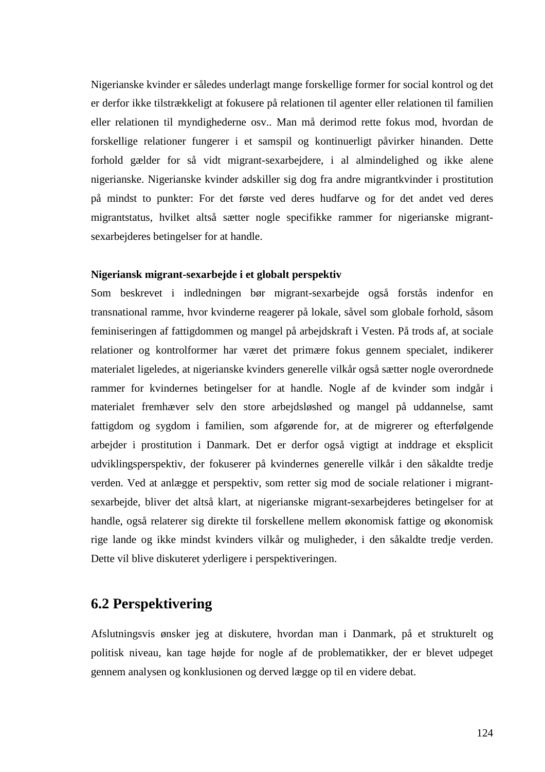Nigerianske kvinder er således underlagt mange forskellige former for social kontrol og det er derfor ikke tilstrækkeligt at fokusere på relationen til agenter eller relationen til familien eller relationen til myndighederne osv.. Man må derimod rette fokus mod, hvordan de forskellige relationer fungerer i et samspil og kontinuerligt påvirker hinanden. Dette forhold gælder for så vidt migrant-sexarbejdere, i al almindelighed og ikke alene nigerianske. Nigerianske kvinder adskiller sig dog fra andre migrantkvinder i prostitution på mindst to punkter: For det første ved deres hudfarve og for det andet ved deres migrantstatus, hvilket altså sætter nogle specifikke rammer for nigerianske migrant-sexarbejderes betingelser for at handle.

**Nigeriansk migrant-sexarbejde i et globalt perspektiv**

Som beskrevet i indledningen bør migrant-sexarbejde også forstås indenfor en transnational ramme, hvor kvinderne reagerer på lokale, såvel som globale forhold, såsom feminiseringen af fattigdommen og mangel på arbejdskraft i Vesten. På trods af, at sociale relationer og kontrolformer har været det primære fokus gennem specialet, indikerer materialet ligeledes, at nigerianske kvinders generelle vilkår også sætter nogle overordnede rammer for kvindernes betingelser for at handle. Nogle af de kvinder som indgår i materialet fremhæver selv den store arbejdsløshed og mangel på uddannelse, samt fattigdom og sygdom i familien, som afgørende for, at de migrerer og efterfølgende arbejder i prostitution i Danmark. Det er derfor også vigtigt at inddrage et eksplicit udviklingsperspektiv, der fokuserer på kvindernes generelle vilkår i den såkaldte tredje verden. Ved at anlægge et perspektiv, som retter sig mod de sociale relationer i migrant-sexarbejde, bliver det altså klart, at nigerianske migrant-sexarbejderes betingelser for at handle, også relaterer sig direkte til forskellene mellem økonomisk fattige og økonomisk rige lande og ikke mindst kvinders vilkår og muligheder, i den såkaldte tredje verden. Dette vil blive diskuteret yderligere i perspektiveringen.

## 6.2 Perspektivering

Afslutningsvis ønsker jeg at diskutere, hvordan man i Danmark, på et strukturelt og politisk niveau, kan tage højde for nogle af de problematikker, der er blevet udpeget gennem analysen og konklusionen og derved lægge op til en videre debat.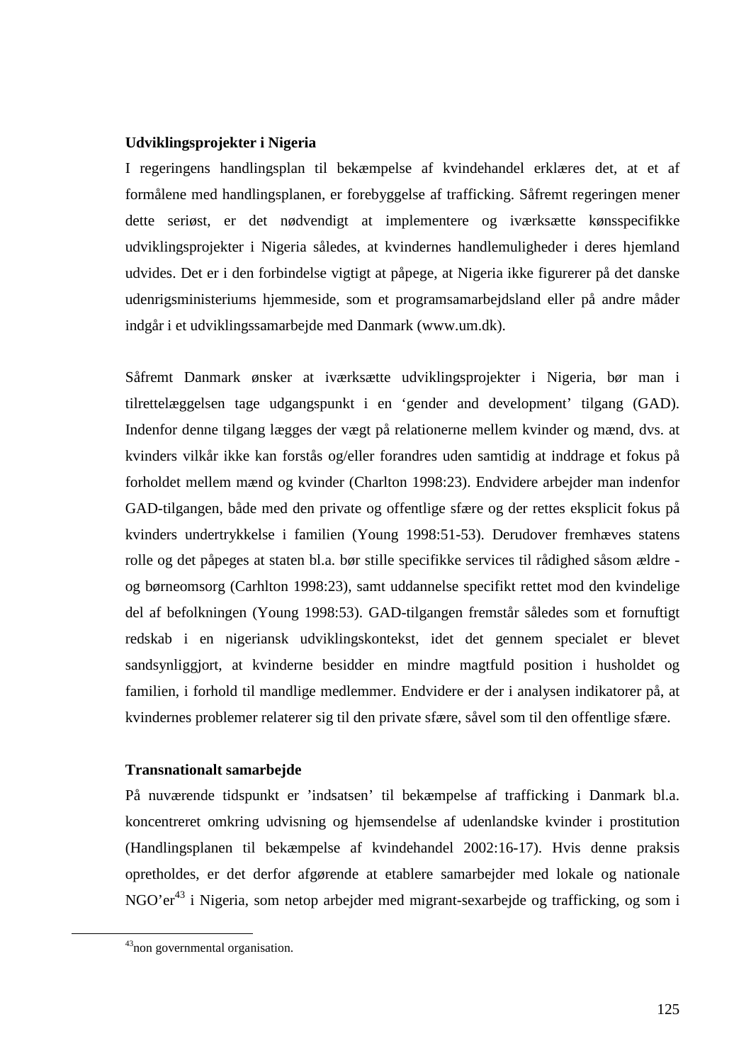**Udviklingsprojekter i Nigeria**

I regeringens handlingsplan til bekæmpelse af kvindehandel erklæres det, at et af formålene med handlingsplanen, er forebyggelse af trafficking. Såfremt regeringen mener dette seriøst, er det nødvendigt at implementere og iværksætte kønsspecifikke udviklingsprojekter i Nigeria således, at kvindernes handlemuligheder i deres hjemland udvides. Det er i den forbindelse vigtigt at påpege, at Nigeria ikke figurerer på det danske udenrigsministeriums hjemmeside, som et programsamarbejdsland eller på andre måder indgår i et udviklingssamarbejde med Danmark (www.um.dk).

Såfremt Danmark ønsker at iværksætte udviklingsprojekter i Nigeria, bør man i tilrettelæggelsen tage udgangspunkt i en 'gender and development' tilgang (GAD). Indenfor denne tilgang lægges der vægt på relationerne mellem kvinder og mænd, dvs. at kvinders vilkår ikke kan forstås og/eller forandres uden samtidig at inddrage et fokus på forholdet mellem mænd og kvinder (Charlton 1998:23). Endvidere arbejder man indenfor GAD-tilgangen, både med den private og offentlige sfære og der rettes eksplicit fokus på kvinders undertrykkelse i familien (Young 1998:51-53). Derudover fremhæves statens rolle og det påpeges at staten bl.a. bør stille specifikke services til rådighed såsom ældre - og børneomsorg (Carhlton 1998:23), samt uddannelse specifikt rettet mod den kvindelige del af befolkningen (Young 1998:53). GAD-tilgangen fremstår således som et fornuftigt redskab i en nigeriansk udviklingskontekst, idet det gennem specialet er blevet sandsynliggjort, at kvinderne besidder en mindre magtfuld position i husholdet og familien, i forhold til mandlige medlemmer. Endvidere er der i analysen indikatorer på, at kvindernes problemer relaterer sig til den private sfære, såvel som til den offentlige sfære.

**Transnationalt samarbejde**

På nuværende tidspunkt er 'indsatsen' til bekæmpelse af trafficking i Danmark bl.a. koncentreret omkring udvisning og hjemsendelse af udenlandske kvinder i prostitution (Handlingsplanen til bekæmpelse af kvindehandel 2002:16-17). Hvis denne praksis opretholdes, er det derfor afgørende at etablere samarbejder med lokale og nationale NGO'er[43] i Nigeria, som netop arbejder med migrant-sexarbejde og trafficking, og som i

---

[43] non governmental organisation.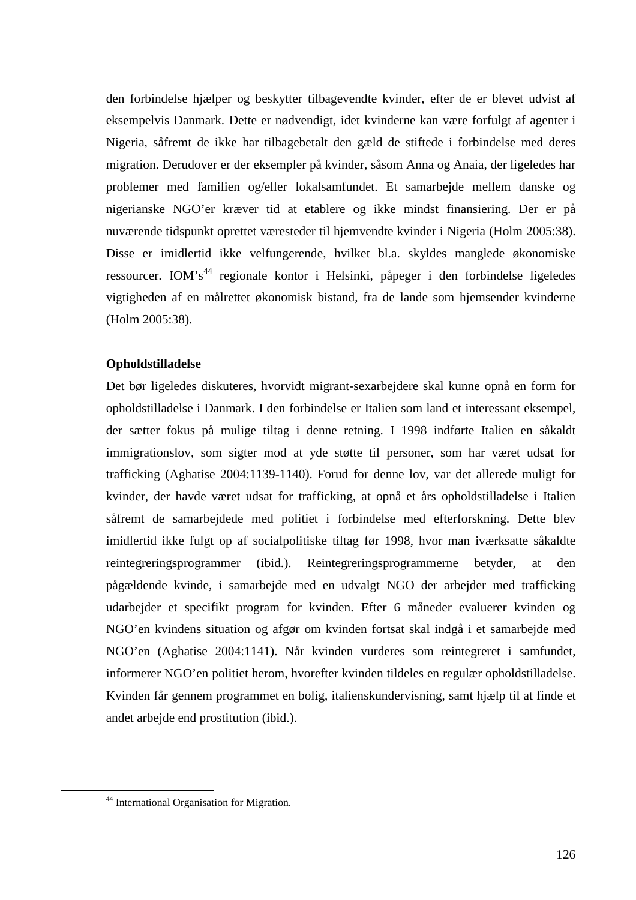den forbindelse hjælper og beskytter tilbagevendte kvinder, efter de er blevet udvist af eksempelvis Danmark. Dette er nødvendigt, idet kvinderne kan være forfulgt af agenter i Nigeria, såfremt de ikke har tilbagebetalt den gæld de stiftede i forbindelse med deres migration. Derudover er der eksempler på kvinder, såsom Anna og Anaia, der ligeledes har problemer med familien og/eller lokalsamfundet. Et samarbejde mellem danske og nigerianske NGO'er kræver tid at etablere og ikke mindst finansiering. Der er på nuværende tidspunkt oprettet væresteder til hjemvendte kvinder i Nigeria (Holm 2005:38). Disse er imidlertid ikke velfungerende, hvilket bl.a. skyldes manglede økonomiske ressourcer. IOM's[44] regionale kontor i Helsinki, påpeger i den forbindelse ligeledes vigtigheden af en målrettet økonomisk bistand, fra de lande som hjemsender kvinderne (Holm 2005:38).

**Opholdstilladelse**

Det bør ligeledes diskuteres, hvorvidt migrant-sexarbejdere skal kunne opnå en form for opholdstilladelse i Danmark. I den forbindelse er Italien som land et interessant eksempel, der sætter fokus på mulige tiltag i denne retning. I 1998 indførte Italien en såkaldt immigrationslov, som sigter mod at yde støtte til personer, som har været udsat for trafficking (Aghatise 2004:1139-1140). Forud for denne lov, var det allerede muligt for kvinder, der havde været udsat for trafficking, at opnå et års opholdstilladelse i Italien såfremt de samarbejdede med politiet i forbindelse med efterforskning. Dette blev imidlertid ikke fulgt op af socialpolitiske tiltag før 1998, hvor man iværksatte såkaldte reintegreringsprogrammer (ibid.). Reintegreringsprogrammerne betyder, at den pågældende kvinde, i samarbejde med en udvalgt NGO der arbejder med trafficking udarbejder et specifikt program for kvinden. Efter 6 måneder evaluerer kvinden og NGO'en kvindens situation og afgør om kvinden fortsat skal indgå i et samarbejde med NGO'en (Aghatise 2004:1141). Når kvinden vurderes som reintegreret i samfundet, informerer NGO'en politiet herom, hvorefter kvinden tildeles en regulær opholdstilladelse. Kvinden får gennem programmet en bolig, italienskundervisning, samt hjælp til at finde et andet arbejde end prostitution (ibid.).

---

[44] International Organisation for Migration.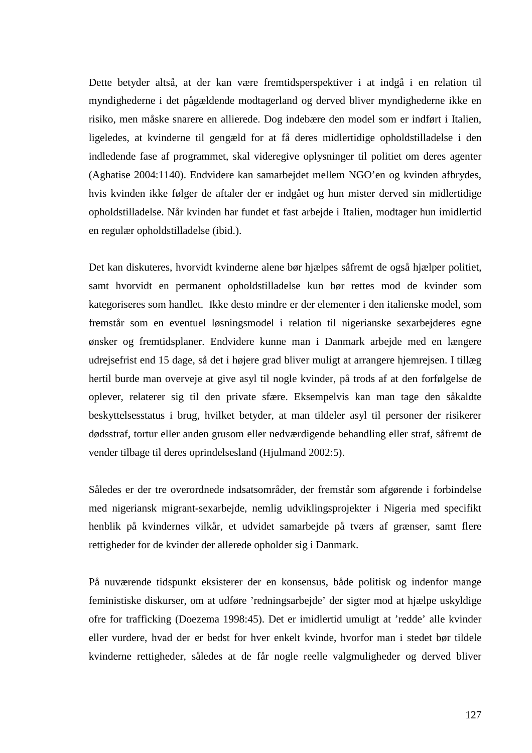Dette betyder altså, at der kan være fremtidsperspektiver i at indgå i en relation til myndighederne i det pågældende modtagerland og derved bliver myndighederne ikke en risiko, men måske snarere en allierede. Dog indebære den model som er indført i Italien, ligeledes, at kvinderne til gengæld for at få deres midlertidige opholdstilladelse i den indledende fase af programmet, skal videregive oplysninger til politiet om deres agenter (Aghatise 2004:1140). Endvidere kan samarbejdet mellem NGO'en og kvinden afbrydes, hvis kvinden ikke følger de aftaler der er indgået og hun mister derved sin midlertidige opholdstilladelse. Når kvinden har fundet et fast arbejde i Italien, modtager hun imidlertid en regulær opholdstilladelse (ibid.).

Det kan diskuteres, hvorvidt kvinderne alene bør hjælpes såfremt de også hjælper politiet, samt hvorvidt en permanent opholdstilladelse kun bør rettes mod de kvinder som kategoriseres som handlet. Ikke desto mindre er der elementer i den italienske model, som fremstår som en eventuel løsningsmodel i relation til nigerianske sexarbejderes egne ønsker og fremtidsplaner. Endvidere kunne man i Danmark arbejde med en længere udrejsefrist end 15 dage, så det i højere grad bliver muligt at arrangere hjemrejsen. I tillæg hertil burde man overveje at give asyl til nogle kvinder, på trods af at den forfølgelse de oplever, relaterer sig til den private sfære. Eksempelvis kan man tage den såkaldte beskyttelsesstatus i brug, hvilket betyder, at man tildeler asyl til personer der risikerer dødsstraf, tortur eller anden grusom eller nedværdigende behandling eller straf, såfremt de vender tilbage til deres oprindelsesland (Hjulmand 2002:5).

Således er der tre overordnede indsatsområder, der fremstår som afgørende i forbindelse med nigeriansk migrant-sexarbejde, nemlig udviklingsprojekter i Nigeria med specifikt henblik på kvindernes vilkår, et udvidet samarbejde på tværs af grænser, samt flere rettigheder for de kvinder der allerede opholder sig i Danmark.

På nuværende tidspunkt eksisterer der en konsensus, både politisk og indenfor mange feministiske diskurser, om at udføre 'redningsarbejde' der sigter mod at hjælpe uskyldige ofre for trafficking (Doezema 1998:45). Det er imidlertid umuligt at 'redde' alle kvinder eller vurdere, hvad der er bedst for hver enkelt kvinde, hvorfor man i stedet bør tildele kvinderne rettigheder, således at de får nogle reelle valgmuligheder og derved bliver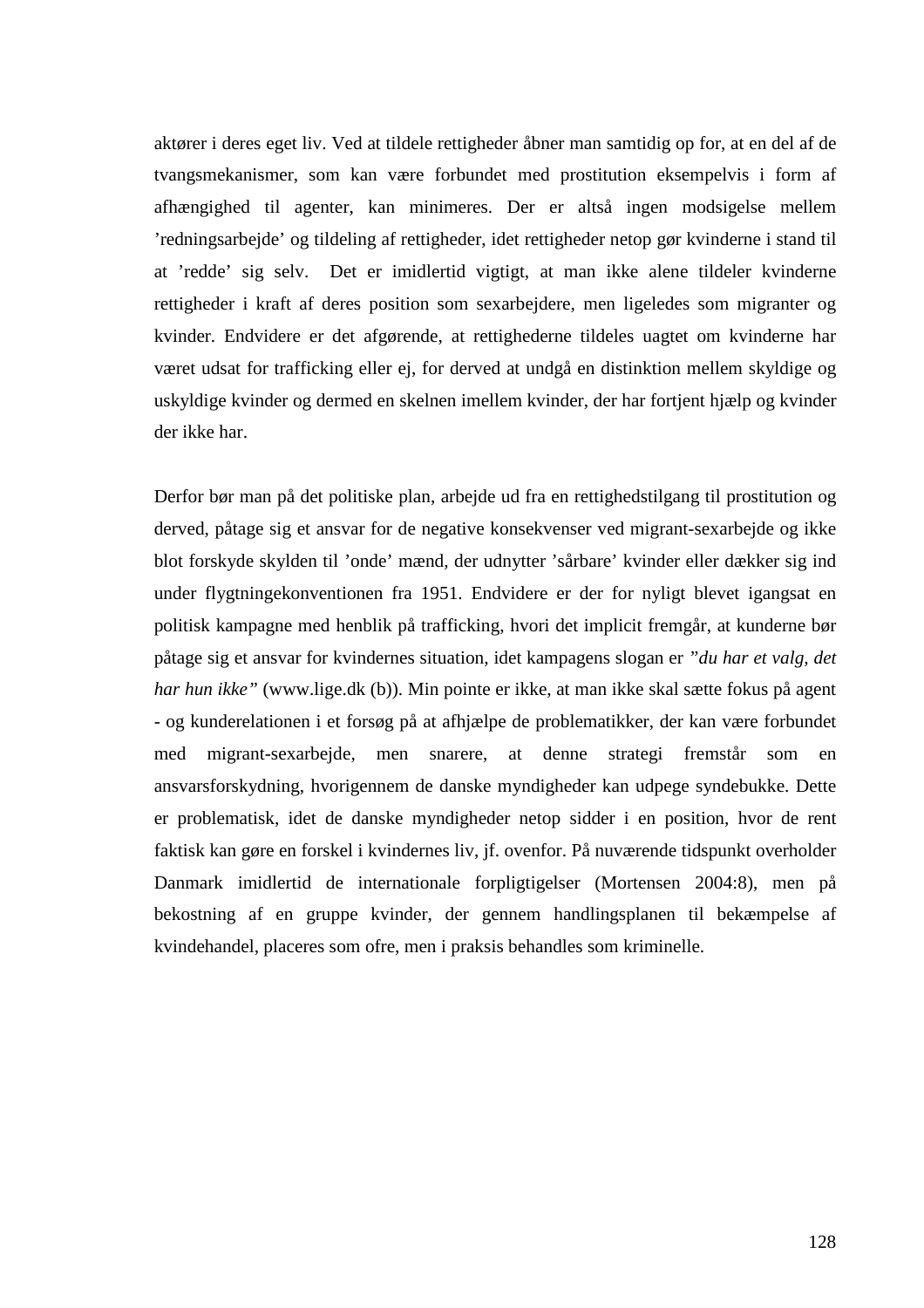aktører i deres eget liv. Ved at tildele rettigheder åbner man samtidig op for, at en del af de tvangsmekanismer, som kan være forbundet med prostitution eksempelvis i form af afhængighed til agenter, kan minimeres. Der er altså ingen modsigelse mellem ’redningsarbejde’ og tildeling af rettigheder, idet rettigheder netop gør kvinderne i stand til at ’redde’ sig selv. Det er imidlertid vigtigt, at man ikke alene tildeler kvinderne rettigheder i kraft af deres position som sexarbejdere, men ligeledes som migranter og kvinder. Endvidere er det afgørende, at rettighederne tildeles uagtet om kvinderne har været udsat for trafficking eller ej, for derved at undgå en distinktion mellem skyldige og uskyldige kvinder og dermed en skelnen imellem kvinder, der har fortjent hjælp og kvinder der ikke har.

Derfor bør man på det politiske plan, arbejde ud fra en rettighedstilgang til prostitution og derved, påtage sig et ansvar for de negative konsekvenser ved migrant-sexarbejde og ikke blot forskyde skylden til ’onde’ mænd, der udnytter ’sårbare’ kvinder eller dækker sig ind under flygtningekonventionen fra 1951. Endvidere er der for nyligt blevet igangsat en politisk kampagne med henblik på trafficking, hvori det implicit fremgår, at kunderne bør påtage sig et ansvar for kvindernes situation, idet kampagens slogan er *”du har et valg, det har hun ikke”* (www.lige.dk (b)). Min pointe er ikke, at man ikke skal sætte fokus på agent - og kunderelationen i et forsøg på at afhjælpe de problematikker, der kan være forbundet med migrant-sexarbejde, men snarere, at denne strategi fremstår som en ansvarsforskydning, hvorigennem de danske myndigheder kan udpege syndebukke. Dette er problematisk, idet de danske myndigheder netop sidder i en position, hvor de rent faktisk kan gøre en forskel i kvindernes liv, jf. ovenfor. På nuværende tidspunkt overholder Danmark imidlertid de internationale forpligtigelser (Mortensen 2004:8), men på bekostning af en gruppe kvinder, der gennem handlingsplanen til bekæmpelse af kvindehandel, placeres som ofre, men i praksis behandles som kriminelle.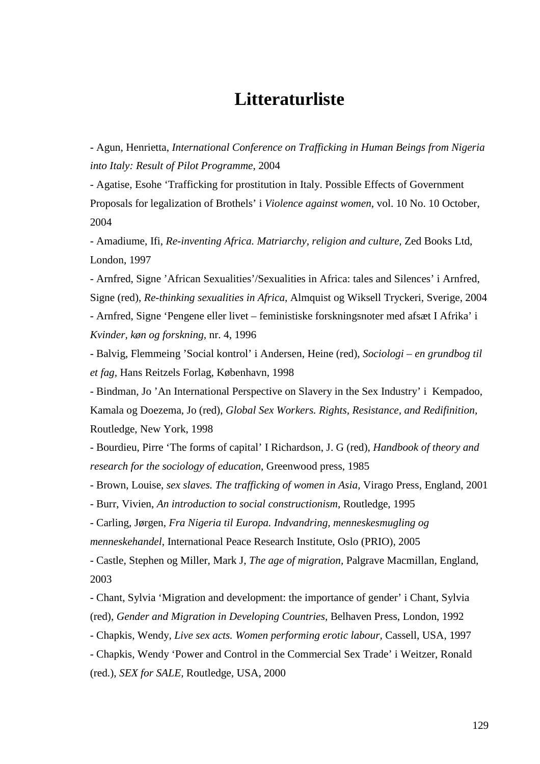# Litteraturliste

- Agun, Henrietta, *International Conference on Trafficking in Human Beings from Nigeria into Italy: Result of Pilot Programme*, 2004
- Agatise, Esohe 'Trafficking for prostitution in Italy. Possible Effects of Government Proposals for legalization of Brothels' i *Violence against women*, vol. 10 No. 10 October, 2004
- Amadiume, Ifi, *Re-inventing Africa. Matriarchy, religion and culture,* Zed Books Ltd, London, 1997
- Arnfred, Signe 'African Sexualities'/Sexualities in Africa: tales and Silences' i Arnfred, Signe (red), *Re-thinking sexualities in Africa,* Almquist og Wiksell Tryckeri, Sverige, 2004
- Arnfred, Signe 'Pengene eller livet – feministiske forskningsnoter med afsæt I Afrika' i *Kvinder, køn og forskning*, nr. 4, 1996
- Balvig, Flemmeing 'Social kontrol' i Andersen, Heine (red), *Sociologi – en grundbog til et fag*, Hans Reitzels Forlag, København, 1998
- Bindman, Jo 'An International Perspective on Slavery in the Sex Industry' i Kempadoo, Kamala og Doezema, Jo (red), *Global Sex Workers. Rights, Resistance, and Redifinition,* Routledge, New York, 1998
- Bourdieu, Pirre 'The forms of capital' I Richardson, J. G (red), *Handbook of theory and research for the sociology of education*, Greenwood press, 1985
- Brown, Louise, *sex slaves. The trafficking of women in Asia,* Virago Press, England, 2001
- Burr, Vivien, *An introduction to social constructionism,* Routledge, 1995
- Carling, Jørgen, *Fra Nigeria til Europa. Indvandring, menneskesmugling og menneskehandel*, International Peace Research Institute, Oslo (PRIO), 2005
- Castle, Stephen og Miller, Mark J, *The age of migration,* Palgrave Macmillan, England, 2003
- Chant, Sylvia 'Migration and development: the importance of gender' i Chant, Sylvia (red), *Gender and Migration in Developing Countries,* Belhaven Press, London, 1992
- Chapkis, Wendy, *Live sex acts. Women performing erotic labour,* Cassell, USA, 1997
- Chapkis, Wendy 'Power and Control in the Commercial Sex Trade' i Weitzer, Ronald (red.), *SEX for SALE*, Routledge, USA, 2000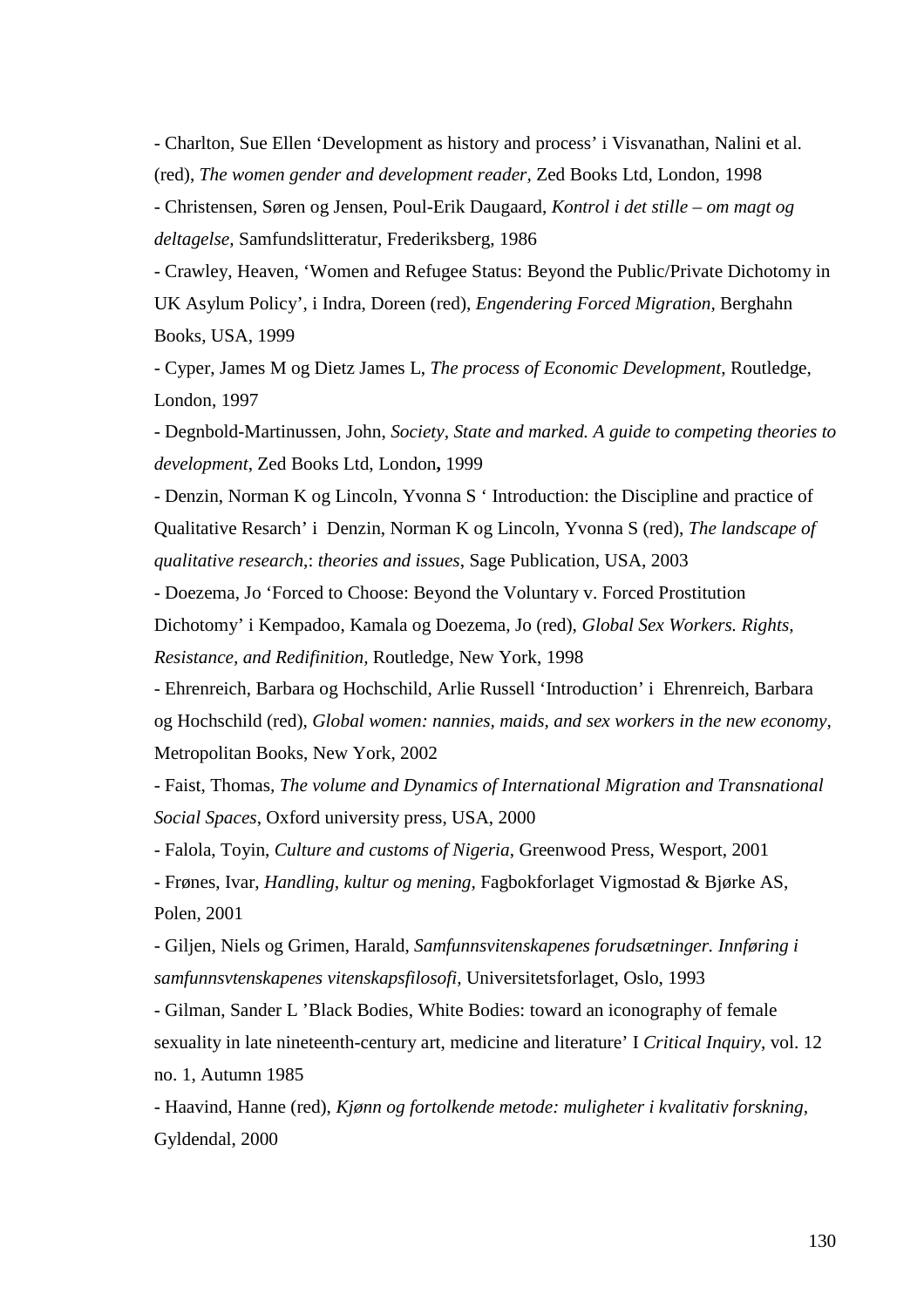- Charlton, Sue Ellen 'Development as history and process' i Visvanathan, Nalini et al. (red), *The women gender and development reader,* Zed Books Ltd, London, 1998

- Christensen, Søren og Jensen, Poul-Erik Daugaard, *Kontrol i det stille – om magt og deltagelse,* Samfundslitteratur, Frederiksberg, 1986

- Crawley, Heaven, 'Women and Refugee Status: Beyond the Public/Private Dichotomy in UK Asylum Policy', i Indra, Doreen (red), *Engendering Forced Migration*, Berghahn Books, USA, 1999

- Cyper, James M og Dietz James L, *The process of Economic Development*, Routledge, London, 1997

- Degnbold-Martinussen, John, *Society, State and marked. A guide to competing theories to development*, Zed Books Ltd, London**,** 1999

- Denzin, Norman K og Lincoln, Yvonna S ' Introduction: the Discipline and practice of Qualitative Resarch' i Denzin, Norman K og Lincoln, Yvonna S (red), *The landscape of qualitative research,: theories and issues*, Sage Publication, USA, 2003

- Doezema, Jo 'Forced to Choose: Beyond the Voluntary v. Forced Prostitution Dichotomy' i Kempadoo, Kamala og Doezema, Jo (red), *Global Sex Workers. Rights, Resistance, and Redifinition,* Routledge, New York, 1998

- Ehrenreich, Barbara og Hochschild, Arlie Russell 'Introduction' i Ehrenreich, Barbara og Hochschild (red), *Global women: nannies, maids, and sex workers in the new economy,* Metropolitan Books, New York, 2002

- Faist, Thomas, *The volume and Dynamics of International Migration and Transnational Social Spaces*, Oxford university press, USA, 2000

- Falola, Toyin, *Culture and customs of Nigeria*, Greenwood Press, Wesport, 2001

- Frønes, Ivar, *Handling, kultur og mening,* Fagbokforlaget Vigmostad & Bjørke AS, Polen, 2001

- Giljen, Niels og Grimen, Harald, *Samfunnsvitenskapenes forudsætninger. Innføring i samfunnsvtenskapenes vitenskapsfilosofi,* Universitetsforlaget, Oslo, 1993

- Gilman, Sander L 'Black Bodies, White Bodies: toward an iconography of female sexuality in late nineteenth-century art, medicine and literature' I *Critical Inquiry*, vol. 12 no. 1, Autumn 1985

- Haavind, Hanne (red), *Kjønn og fortolkende metode: muligheter i kvalitativ forskning,* Gyldendal, 2000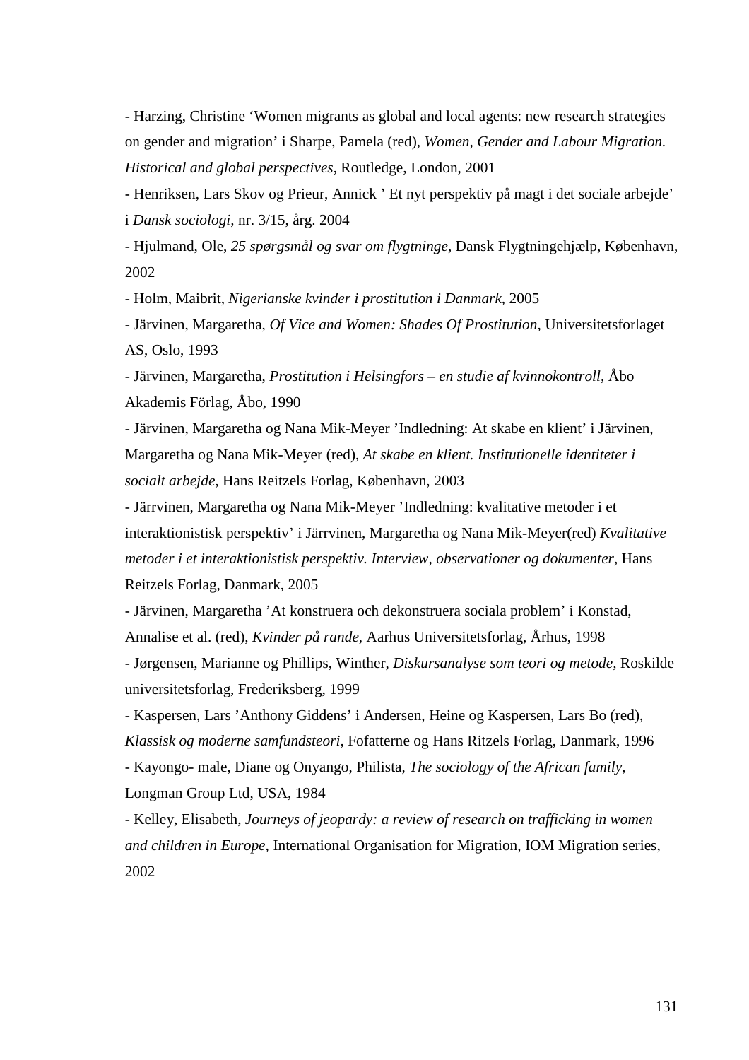- Harzing, Christine 'Women migrants as global and local agents: new research strategies on gender and migration' i Sharpe, Pamela (red), *Women, Gender and Labour Migration. Historical and global perspectives*, Routledge, London, 2001

- Henriksen, Lars Skov og Prieur, Annick ' Et nyt perspektiv på magt i det sociale arbejde' i *Dansk sociologi,* nr. 3/15, årg. 2004

- Hjulmand, Ole, *25 spørgsmål og svar om flygtninge*, Dansk Flygtningehjælp, København, 2002

- Holm, Maibrit, *Nigerianske kvinder i prostitution i Danmark,* 2005

- Järvinen, Margaretha, *Of Vice and Women: Shades Of Prostitution,* Universitetsforlaget AS, Oslo, 1993

- Järvinen, Margaretha, *Prostitution i Helsingfors – en studie af kvinnokontroll,* Åbo Akademis Förlag, Åbo, 1990

- Järvinen, Margaretha og Nana Mik-Meyer 'Indledning: At skabe en klient' i Järvinen, Margaretha og Nana Mik-Meyer (red), *At skabe en klient. Institutionelle identiteter i socialt arbejde,* Hans Reitzels Forlag, København, 2003

- Järrvinen, Margaretha og Nana Mik-Meyer 'Indledning: kvalitative metoder i et interaktionistisk perspektiv' i Järrvinen, Margaretha og Nana Mik-Meyer(red) *Kvalitative metoder i et interaktionistisk perspektiv. Interview, observationer og dokumenter,* Hans Reitzels Forlag, Danmark, 2005

- Järvinen, Margaretha 'At konstruera och dekonstruera sociala problem' i Konstad, Annalise et al. (red), *Kvinder på rande,* Aarhus Universitetsforlag, Århus, 1998

- Jørgensen, Marianne og Phillips, Winther, *Diskursanalyse som teori og metode,* Roskilde universitetsforlag, Frederiksberg, 1999

- Kaspersen, Lars 'Anthony Giddens' i Andersen, Heine og Kaspersen, Lars Bo (red), *Klassisk og moderne samfundsteori,* Fofatterne og Hans Ritzels Forlag, Danmark, 1996

- Kayongo- male, Diane og Onyango, Philista, *The sociology of the African family,* Longman Group Ltd, USA, 1984

- Kelley, Elisabeth, *Journeys of jeopardy: a review of research on trafficking in women and children in Europe,* International Organisation for Migration, IOM Migration series, 2002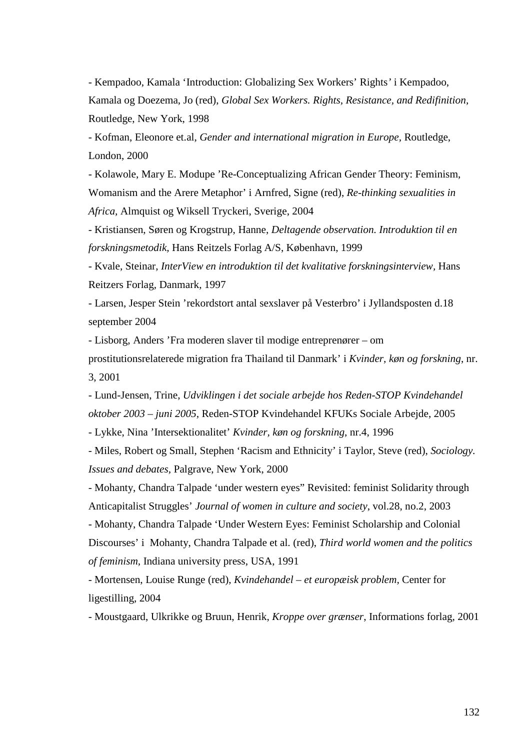- Kempadoo, Kamala ‘Introduction: Globalizing Sex Workers’ Rights’ i Kempadoo, Kamala og Doezema, Jo (red), *Global Sex Workers. Rights, Resistance, and Redifinition,* Routledge, New York, 1998

- Kofman, Eleonore et.al, *Gender and international migration in Europe,* Routledge, London, 2000

- Kolawole, Mary E. Modupe ’Re-Conceptualizing African Gender Theory: Feminism, Womanism and the Arere Metaphor’ i Arnfred, Signe (red), *Re-thinking sexualities in Africa,* Almquist og Wiksell Tryckeri, Sverige, 2004

- Kristiansen, Søren og Krogstrup, Hanne, *Deltagende observation. Introduktion til en forskningsmetodik,* Hans Reitzels Forlag A/S, København, 1999

- Kvale, Steinar, *InterView en introduktion til det kvalitative forskningsinterview,* Hans Reitzers Forlag, Danmark, 1997

- Larsen, Jesper Stein ’rekordstort antal sexslaver på Vesterbro’ i Jyllandsposten d.18 september 2004

- Lisborg, Anders ’Fra moderen slaver til modige entreprenører – om prostitutionsrelaterede migration fra Thailand til Danmark’ i *Kvinder, køn og forskning,* nr. 3, 2001

- Lund-Jensen, Trine, *Udviklingen i det sociale arbejde hos Reden-STOP Kvindehandel oktober 2003 – juni 2005*, Reden-STOP Kvindehandel KFUKs Sociale Arbejde, 2005

- Lykke, Nina ’Intersektionalitet’ *Kvinder, køn og forskning*, nr.4, 1996

- Miles, Robert og Small, Stephen ‘Racism and Ethnicity’ i Taylor, Steve (red), *Sociology. Issues and debates,* Palgrave, New York, 2000

- Mohanty, Chandra Talpade ‘under western eyes” Revisited: feminist Solidarity through Anticapitalist Struggles’ *Journal of women in culture and society*, vol.28, no.2, 2003

- Mohanty, Chandra Talpade ‘Under Western Eyes: Feminist Scholarship and Colonial Discourses’ i Mohanty, Chandra Talpade et al. (red), *Third world women and the politics of feminism*, Indiana university press, USA, 1991

- Mortensen, Louise Runge (red), *Kvindehandel – et europæisk problem,* Center for ligestilling, 2004

- Moustgaard, Ulkrikke og Bruun, Henrik, *Kroppe over grænser*, Informations forlag, 2001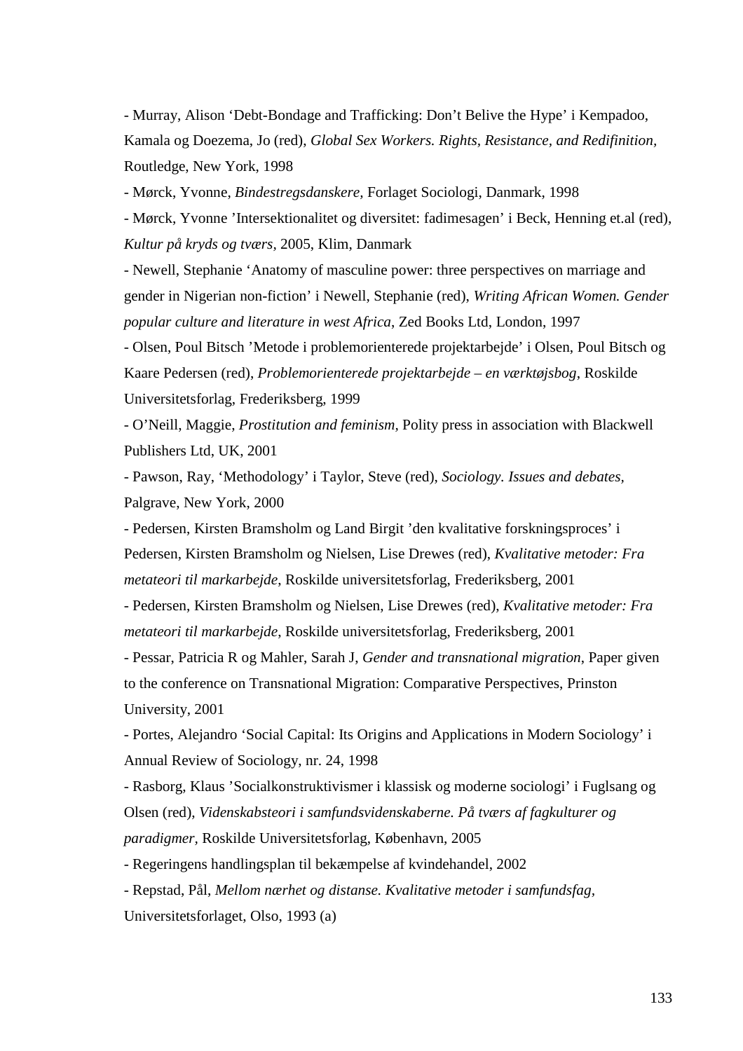- Murray, Alison 'Debt-Bondage and Trafficking: Don't Belive the Hype' i Kempadoo, Kamala og Doezema, Jo (red), *Global Sex Workers. Rights, Resistance, and Redifinition,* Routledge, New York, 1998

- Mørck, Yvonne, *Bindestregsdanskere*, Forlaget Sociologi, Danmark, 1998

- Mørck, Yvonne 'Intersektionalitet og diversitet: fadimesagen' i Beck, Henning et.al (red), *Kultur på kryds og tværs*, 2005, Klim, Danmark

- Newell, Stephanie 'Anatomy of masculine power: three perspectives on marriage and gender in Nigerian non-fiction' i Newell, Stephanie (red), *Writing African Women. Gender popular culture and literature in west Africa*, Zed Books Ltd, London, 1997

- Olsen, Poul Bitsch 'Metode i problemorienterede projektarbejde' i Olsen, Poul Bitsch og Kaare Pedersen (red), *Problemorienterede projektarbejde – en værktøjsbog*, Roskilde Universitetsforlag, Frederiksberg, 1999

- O'Neill, Maggie, *Prostitution and feminism*, Polity press in association with Blackwell Publishers Ltd, UK, 2001

- Pawson, Ray, 'Methodology' i Taylor, Steve (red), *Sociology. Issues and debates*, Palgrave, New York, 2000

- Pedersen, Kirsten Bramsholm og Land Birgit 'den kvalitative forskningsproces' i Pedersen, Kirsten Bramsholm og Nielsen, Lise Drewes (red), *Kvalitative metoder: Fra metateori til markarbejde*, Roskilde universitetsforlag, Frederiksberg, 2001

- Pedersen, Kirsten Bramsholm og Nielsen, Lise Drewes (red), *Kvalitative metoder: Fra metateori til markarbejde*, Roskilde universitetsforlag, Frederiksberg, 2001

- Pessar, Patricia R og Mahler, Sarah J, *Gender and transnational migration*, Paper given to the conference on Transnational Migration: Comparative Perspectives, Prinston University, 2001

- Portes, Alejandro 'Social Capital: Its Origins and Applications in Modern Sociology' i Annual Review of Sociology, nr. 24, 1998

- Rasborg, Klaus 'Socialkonstruktivismer i klassisk og moderne sociologi' i Fuglsang og Olsen (red), *Videnskabsteori i samfundsvidenskaberne. På tværs af fagkulturer og paradigmer*, Roskilde Universitetsforlag, København, 2005

- Regeringens handlingsplan til bekæmpelse af kvindehandel, 2002

- Repstad, Pål, *Mellom nærhet og distanse. Kvalitative metoder i samfundsfag*, Universitetsforlaget, Olso, 1993 (a)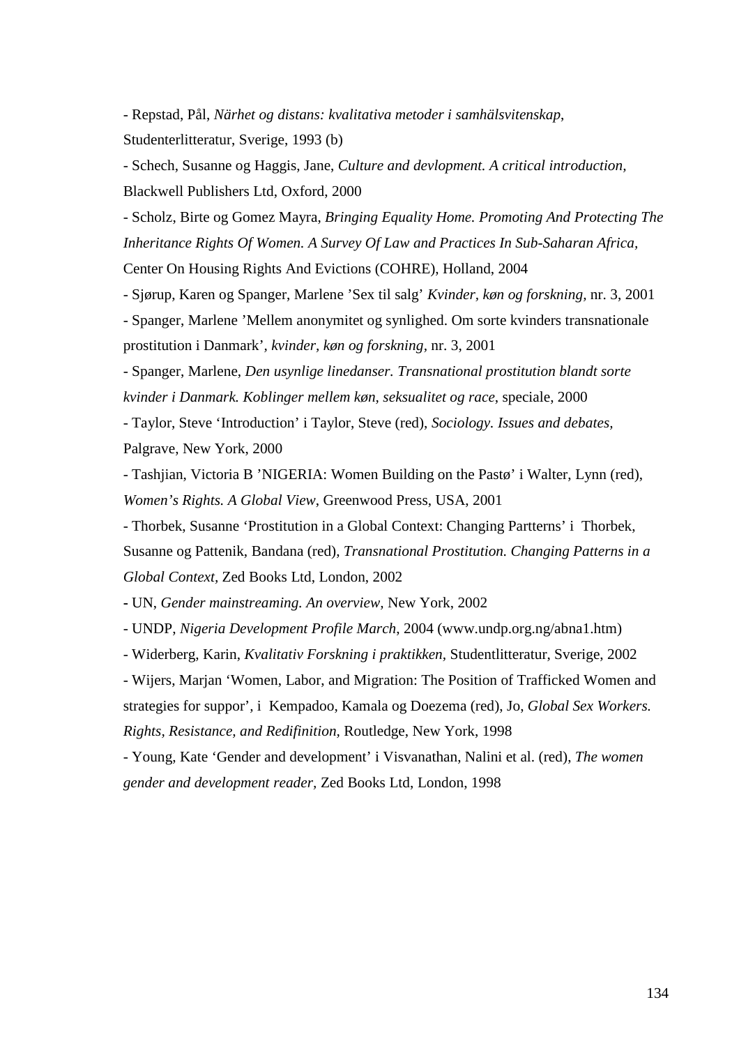- Repstad, Pål, *Närhet og distans: kvalitativa metoder i samhälsvitenskap*, Studenterlitteratur, Sverige, 1993 (b)

- Schech, Susanne og Haggis, Jane, *Culture and devlopment. A critical introduction,* Blackwell Publishers Ltd, Oxford, 2000

- Scholz, Birte og Gomez Mayra, *Bringing Equality Home. Promoting And Protecting The Inheritance Rights Of Women. A Survey Of Law and Practices In Sub-Saharan Africa,* Center On Housing Rights And Evictions (COHRE), Holland, 2004

- Sjørup, Karen og Spanger, Marlene 'Sex til salg' *Kvinder, køn og forskning,* nr. 3, 2001

- Spanger, Marlene 'Mellem anonymitet og synlighed. Om sorte kvinders transnationale prostitution i Danmark', *kvinder, køn og forskning,* nr. 3, 2001

- Spanger, Marlene, *Den usynlige linedanser. Transnational prostitution blandt sorte kvinder i Danmark. Koblinger mellem køn, seksualitet og race*, speciale, 2000

- Taylor, Steve 'Introduction' i Taylor, Steve (red), *Sociology. Issues and debates,* Palgrave, New York, 2000

- Tashjian, Victoria B 'NIGERIA: Women Building on the Pastø' i Walter, Lynn (red), *Women's Rights. A Global View*, Greenwood Press, USA, 2001

- Thorbek, Susanne 'Prostitution in a Global Context: Changing Partterns' i Thorbek, Susanne og Pattenik, Bandana (red), *Transnational Prostitution. Changing Patterns in a Global Context,* Zed Books Ltd, London, 2002

- UN, *Gender mainstreaming. An overview,* New York, 2002

- UNDP, *Nigeria Development Profile March*, 2004 (www.undp.org.ng/abna1.htm)

- Widerberg, Karin, *Kvalitativ Forskning i praktikken,* Studentlitteratur, Sverige, 2002

- Wijers, Marjan 'Women, Labor, and Migration: The Position of Trafficked Women and strategies for suppor', i Kempadoo, Kamala og Doezema (red), Jo, *Global Sex Workers. Rights, Resistance, and Redifinition,* Routledge, New York, 1998

- Young, Kate 'Gender and development' i Visvanathan, Nalini et al. (red), *The women gender and development reader,* Zed Books Ltd, London, 1998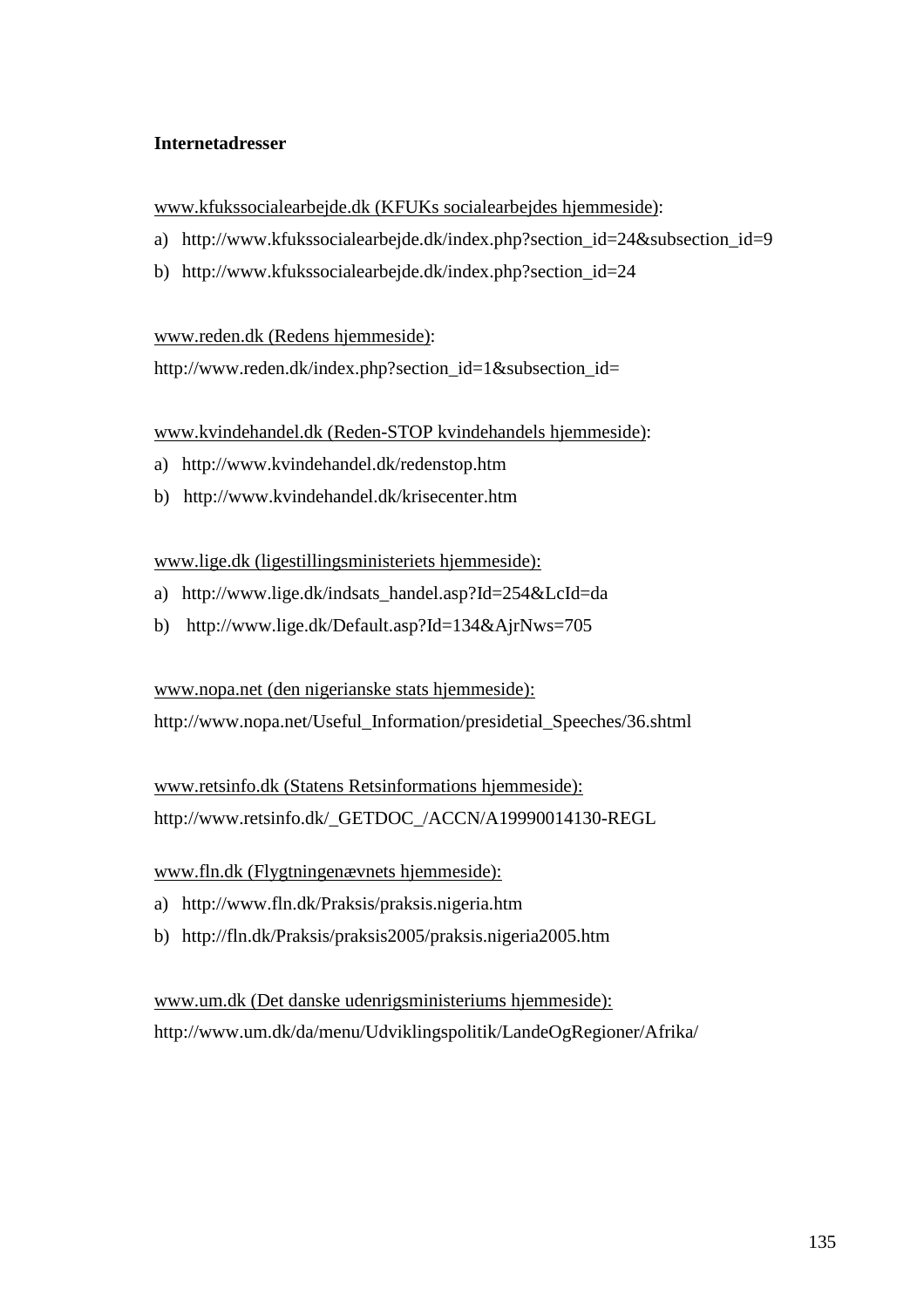**Internetadresser**

<u>www.kfukssocialearbejde.dk (KFUKs socialearbejdes hjemmeside)</u>:

a) http://www.kfukssocialearbejde.dk/index.php?section_id=24&subsection_id=9

b) http://www.kfukssocialearbejde.dk/index.php?section_id=24

<u>www.reden.dk (Redens hjemmeside)</u>:

http://www.reden.dk/index.php?section_id=1&subsection_id=

<u>www.kvindehandel.dk (Reden-STOP kvindehandels hjemmeside)</u>:

a) http://www.kvindehandel.dk/redenstop.htm

b) http://www.kvindehandel.dk/krisecenter.htm

<u>www.lige.dk (ligestillingsministeriets hjemmeside):</u>

a) http://www.lige.dk/indsats_handel.asp?Id=254&LcId=da

b) http://www.lige.dk/Default.asp?Id=134&AjrNws=705

<u>www.nopa.net (den nigerianske stats hjemmeside):</u>

http://www.nopa.net/Useful_Information/presidetial_Speeches/36.shtml

<u>www.retsinfo.dk (Statens Retsinformations hjemmeside):</u>

http://www.retsinfo.dk/_GETDOC_/ACCN/A19990014130-REGL

<u>www.fln.dk (Flygtningenævnets hjemmeside):</u>

a) http://www.fln.dk/Praksis/praksis.nigeria.htm

b) http://fln.dk/Praksis/praksis2005/praksis.nigeria2005.htm

<u>www.um.dk (Det danske udenrigsministeriums hjemmeside):</u>

http://www.um.dk/da/menu/Udviklingspolitik/LandeOgRegioner/Afrika/